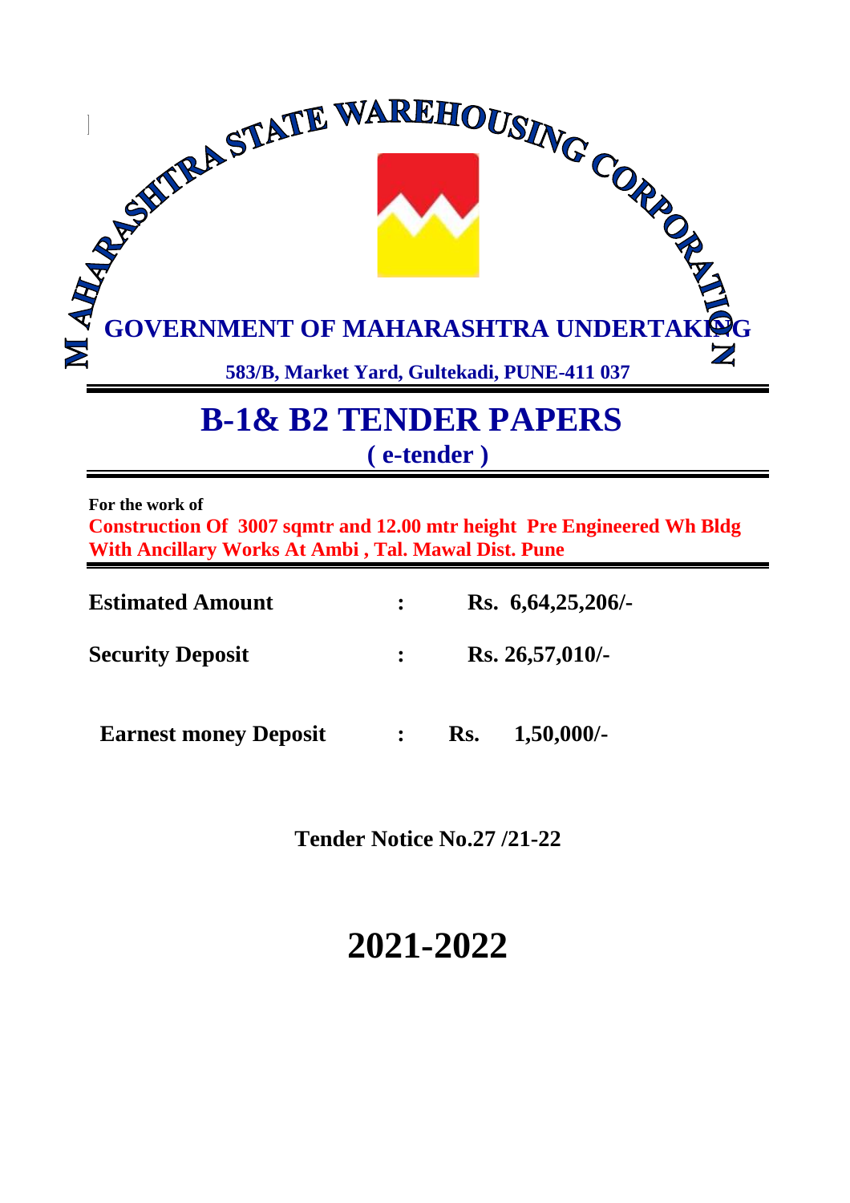# MAHARASHTRA STATE WAREHOUSING CORPORATION

**GOVERNMENT OF MAHARASHTRA UNDERTAKING**

**583/B, Market Yard, Gultekadi, PUNE-411 037**

# B-1& B2 TENDER PAPERS

## ( e-tender )

**For the work of**

**Construction Of 3007 sqmtr and 12.00 mtr height Pre Engineered Wh Bldg With Ancillary Works At Ambi , Tal. Mawal Dist. Pune**

| | | |
|---|---|---|
| **Estimated Amount** | **:** | **Rs. 6,64,25,206/-** |
| **Security Deposit** | **:** | **Rs. 26,57,010/-** |
| **Earnest money Deposit** | **:** | **Rs. 1,50,000/-** |

**Tender Notice No.27 /21-22**

# 2021-2022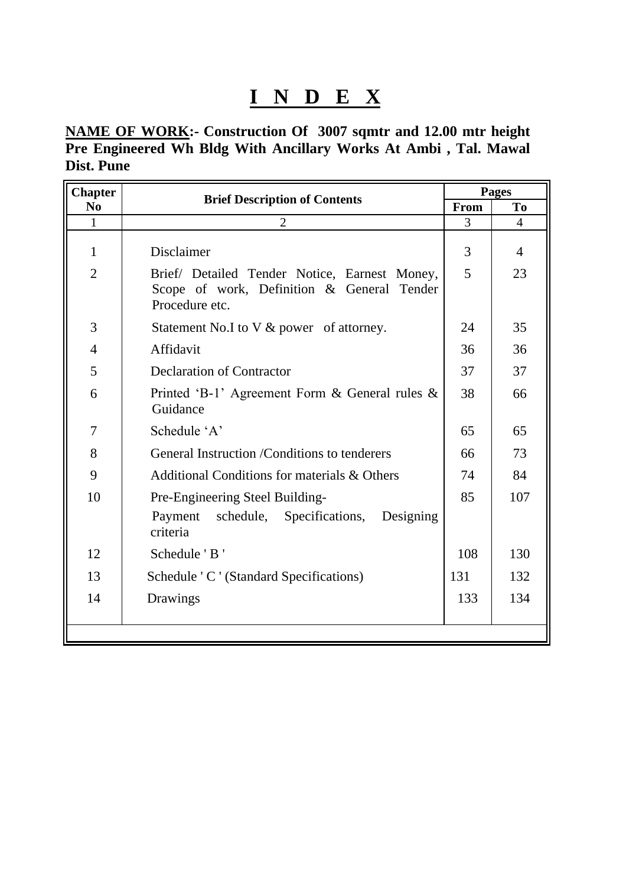# I N D E X

**<u>NAME OF WORK</u>:- Construction Of 3007 sqmtr and 12.00 mtr height Pre Engineered Wh Bldg With Ancillary Works At Ambi , Tal. Mawal Dist. Pune**

| Chapter No | Brief Description of Contents | Pages | |
|---|---|---|---|
| | | From | To |
| 1 | 2 | 3 | 4 |
| 1 | Disclaimer | 3 | 4 |
| 2 | Brief/ Detailed Tender Notice, Earnest Money, Scope of work, Definition & General Tender Procedure etc. | 5 | 23 |
| 3 | Statement No.I to V & power of attorney. | 24 | 35 |
| 4 | Affidavit | 36 | 36 |
| 5 | Declaration of Contractor | 37 | 37 |
| 6 | Printed 'B-1' Agreement Form & General rules & Guidance | 38 | 66 |
| 7 | Schedule 'A' | 65 | 65 |
| 8 | General Instruction /Conditions to tenderers | 66 | 73 |
| 9 | Additional Conditions for materials & Others | 74 | 84 |
| 10 | Pre-Engineering Steel Building- Payment schedule, Specifications, Designing criteria | 85 | 107 |
| 12 | Schedule ' B ' | 108 | 130 |
| 13 | Schedule ' C ' (Standard Specifications) | 131 | 132 |
| 14 | Drawings | 133 | 134 |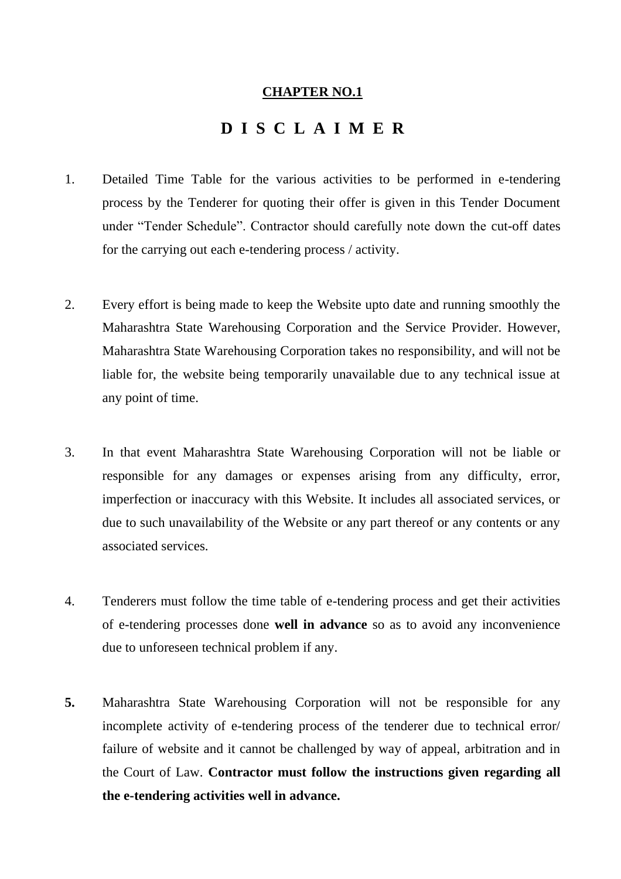**CHAPTER NO.1**

# D I S C L A I M E R

1. Detailed Time Table for the various activities to be performed in e-tendering process by the Tenderer for quoting their offer is given in this Tender Document under “Tender Schedule”. Contractor should carefully note down the cut-off dates for the carrying out each e-tendering process / activity.

2. Every effort is being made to keep the Website upto date and running smoothly the Maharashtra State Warehousing Corporation and the Service Provider. However, Maharashtra State Warehousing Corporation takes no responsibility, and will not be liable for, the website being temporarily unavailable due to any technical issue at any point of time.

3. In that event Maharashtra State Warehousing Corporation will not be liable or responsible for any damages or expenses arising from any difficulty, error, imperfection or inaccuracy with this Website. It includes all associated services, or due to such unavailability of the Website or any part thereof or any contents or any associated services.

4. Tenderers must follow the time table of e-tendering process and get their activities of e-tendering processes done **well in advance** so as to avoid any inconvenience due to unforeseen technical problem if any.

5. Maharashtra State Warehousing Corporation will not be responsible for any incomplete activity of e-tendering process of the tenderer due to technical error/ failure of website and it cannot be challenged by way of appeal, arbitration and in the Court of Law. **Contractor must follow the instructions given regarding all the e-tendering activities well in advance.**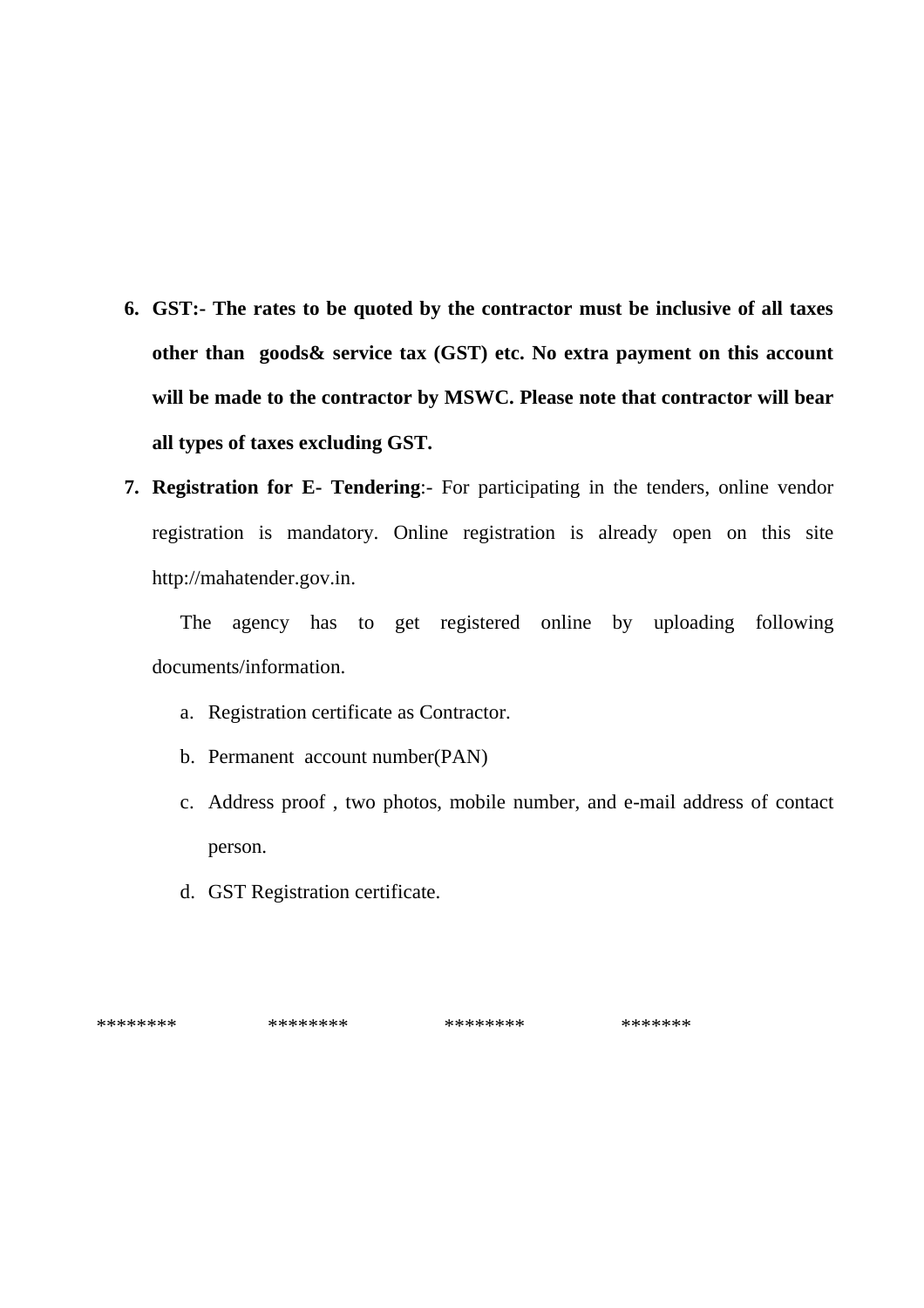6. **GST:- The rates to be quoted by the contractor must be inclusive of all taxes other than goods& service tax (GST) etc. No extra payment on this account will be made to the contractor by MSWC. Please note that contractor will bear all types of taxes excluding GST.**
7. **Registration for E- Tendering**:- For participating in the tenders, online vendor registration is mandatory. Online registration is already open on this site http://mahatender.gov.in.

   The agency has to get registered online by uploading following documents/information.

   a. Registration certificate as Contractor.
   b. Permanent account number(PAN)
   c. Address proof , two photos, mobile number, and e-mail address of contact person.
   d. GST Registration certificate.

******** ******** ******** *******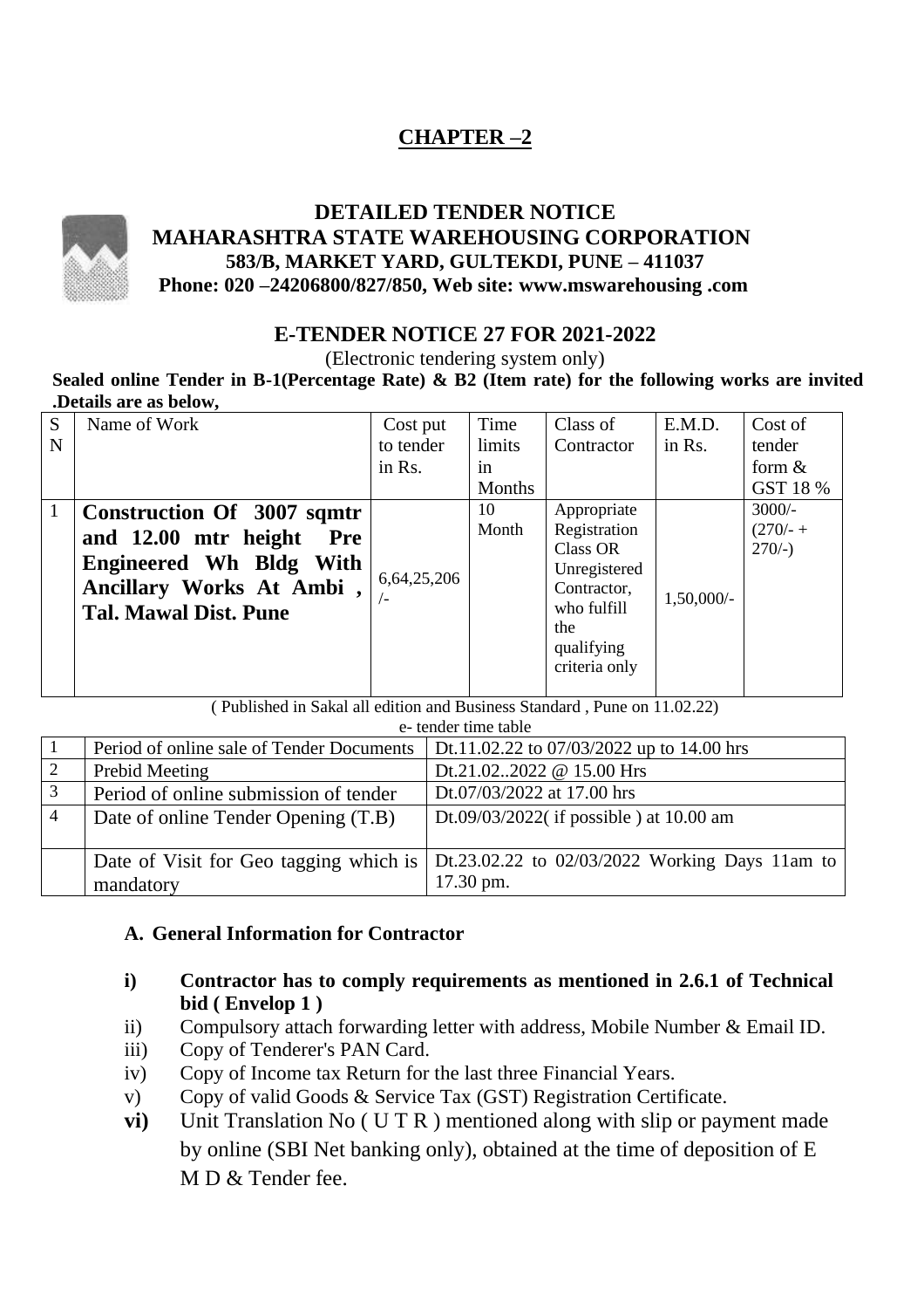# CHAPTER –2

## DETAILED TENDER NOTICE
## MAHARASHTRA STATE WAREHOUSING CORPORATION

**583/B, MARKET YARD, GULTEKDI, PUNE – 411037**

**Phone: 020 –24206800/827/850, Web site: www.mswarehousing .com**

## E-TENDER NOTICE 27 FOR 2021-2022

(Electronic tendering system only)

**Sealed online Tender in B-1(Percentage Rate) & B2 (Item rate) for the following works are invited .Details are as below,**

| S N | Name of Work | Cost put to tender in Rs. | Time limits in Months | Class of Contractor | E.M.D. in Rs. | Cost of tender form & GST 18 % |
|---|---|---|---|---|---|---|
| 1 | **Construction Of 3007 sqmtr and 12.00 mtr height Pre Engineered Wh Bldg With Ancillary Works At Ambi , Tal. Mawal Dist. Pune** | 6,64,25,206 /- | 10 Month | Appropriate Registration Class OR Unregistered Contractor, who fulfill the qualifying criteria only | 1,50,000/- | 3000/- (270/- + 270/-) |

( Published in Sakal all edition and Business Standard , Pune on 11.02.22)

e- tender time table

| | | |
|---|---|---|
| 1 | Period of online sale of Tender Documents | Dt.11.02.22 to 07/03/2022 up to 14.00 hrs |
| 2 | Prebid Meeting | Dt.21.02..2022 @ 15.00 Hrs |
| 3 | Period of online submission of tender | Dt.07/03/2022 at 17.00 hrs |
| 4 | Date of online Tender Opening (T.B) | Dt.09/03/2022( if possible ) at 10.00 am |
| | Date of Visit for Geo tagging which is mandatory | Dt.23.02.22 to 02/03/2022 Working Days 11am to 17.30 pm. |

### A. General Information for Contractor

**i) Contractor has to comply requirements as mentioned in 2.6.1 of Technical bid ( Envelop 1 )**

ii) Compulsory attach forwarding letter with address, Mobile Number & Email ID.

iii) Copy of Tenderer's PAN Card.

iv) Copy of Income tax Return for the last three Financial Years.

v) Copy of valid Goods & Service Tax (GST) Registration Certificate.

**vi)** Unit Translation No ( U T R ) mentioned along with slip or payment made by online (SBI Net banking only), obtained at the time of deposition of E M D & Tender fee.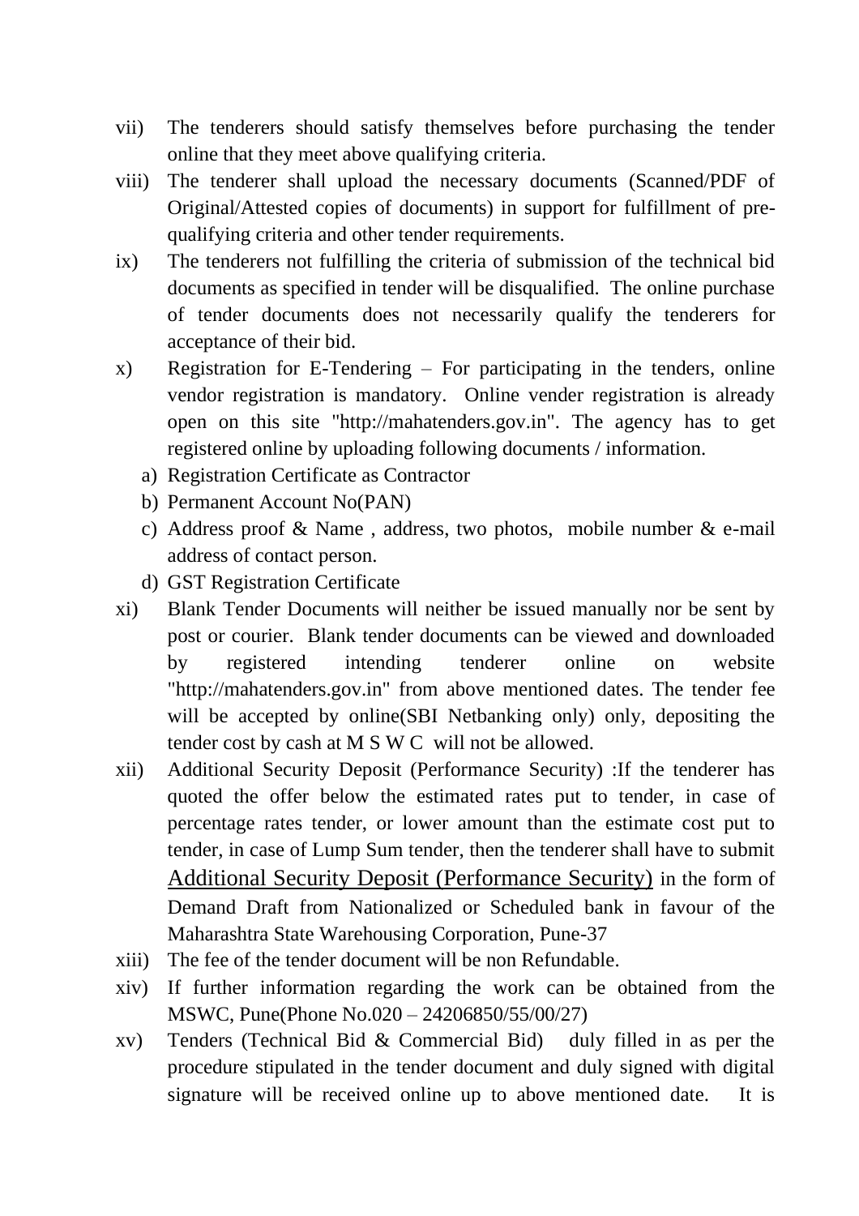vii) The tenderers should satisfy themselves before purchasing the tender online that they meet above qualifying criteria.

viii) The tenderer shall upload the necessary documents (Scanned/PDF of Original/Attested copies of documents) in support for fulfillment of pre-qualifying criteria and other tender requirements.

ix) The tenderers not fulfilling the criteria of submission of the technical bid documents as specified in tender will be disqualified. The online purchase of tender documents does not necessarily qualify the tenderers for acceptance of their bid.

x) Registration for E-Tendering – For participating in the tenders, online vendor registration is mandatory. Online vender registration is already open on this site "http://mahatenders.gov.in". The agency has to get registered online by uploading following documents / information.

   a) Registration Certificate as Contractor
   b) Permanent Account No(PAN)
   c) Address proof & Name , address, two photos, mobile number & e-mail address of contact person.
   d) GST Registration Certificate

xi) Blank Tender Documents will neither be issued manually nor be sent by post or courier. Blank tender documents can be viewed and downloaded by registered intending tenderer online on website "http://mahatenders.gov.in" from above mentioned dates. The tender fee will be accepted by online(SBI Netbanking only) only, depositing the tender cost by cash at M S W C will not be allowed.

xii) Additional Security Deposit (Performance Security) :If the tenderer has quoted the offer below the estimated rates put to tender, in case of percentage rates tender, or lower amount than the estimate cost put to tender, in case of Lump Sum tender, then the tenderer shall have to submit Additional Security Deposit (Performance Security) in the form of Demand Draft from Nationalized or Scheduled bank in favour of the Maharashtra State Warehousing Corporation, Pune-37

xiii) The fee of the tender document will be non Refundable.

xiv) If further information regarding the work can be obtained from the MSWC, Pune(Phone No.020 – 24206850/55/00/27)

xv) Tenders (Technical Bid & Commercial Bid) duly filled in as per the procedure stipulated in the tender document and duly signed with digital signature will be received online up to above mentioned date. It is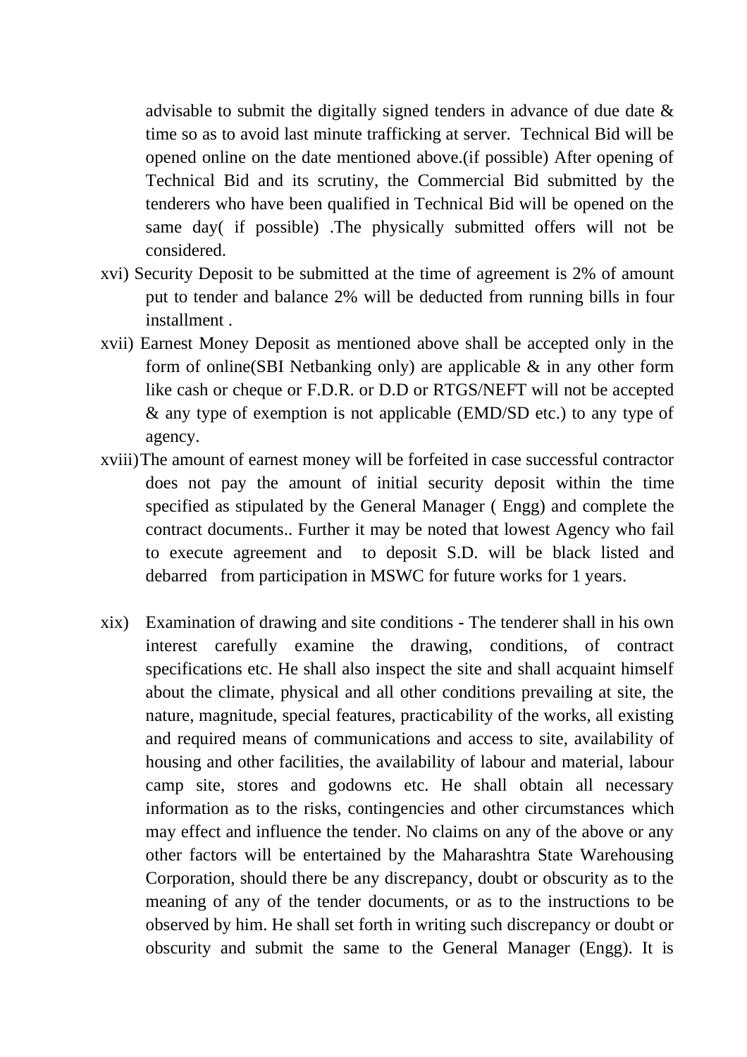advisable to submit the digitally signed tenders in advance of due date & time so as to avoid last minute trafficking at server. Technical Bid will be opened online on the date mentioned above.(if possible) After opening of Technical Bid and its scrutiny, the Commercial Bid submitted by the tenderers who have been qualified in Technical Bid will be opened on the same day( if possible) .The physically submitted offers will not be considered.

xvi) Security Deposit to be submitted at the time of agreement is 2% of amount put to tender and balance 2% will be deducted from running bills in four installment .

xvii) Earnest Money Deposit as mentioned above shall be accepted only in the form of online(SBI Netbanking only) are applicable & in any other form like cash or cheque or F.D.R. or D.D or RTGS/NEFT will not be accepted & any type of exemption is not applicable (EMD/SD etc.) to any type of agency.

xviii) The amount of earnest money will be forfeited in case successful contractor does not pay the amount of initial security deposit within the time specified as stipulated by the General Manager ( Engg) and complete the contract documents.. Further it may be noted that lowest Agency who fail to execute agreement and to deposit S.D. will be black listed and debarred from participation in MSWC for future works for 1 years.

xix) Examination of drawing and site conditions - The tenderer shall in his own interest carefully examine the drawing, conditions, of contract specifications etc. He shall also inspect the site and shall acquaint himself about the climate, physical and all other conditions prevailing at site, the nature, magnitude, special features, practicability of the works, all existing and required means of communications and access to site, availability of housing and other facilities, the availability of labour and material, labour camp site, stores and godowns etc. He shall obtain all necessary information as to the risks, contingencies and other circumstances which may effect and influence the tender. No claims on any of the above or any other factors will be entertained by the Maharashtra State Warehousing Corporation, should there be any discrepancy, doubt or obscurity as to the meaning of any of the tender documents, or as to the instructions to be observed by him. He shall set forth in writing such discrepancy or doubt or obscurity and submit the same to the General Manager (Engg). It is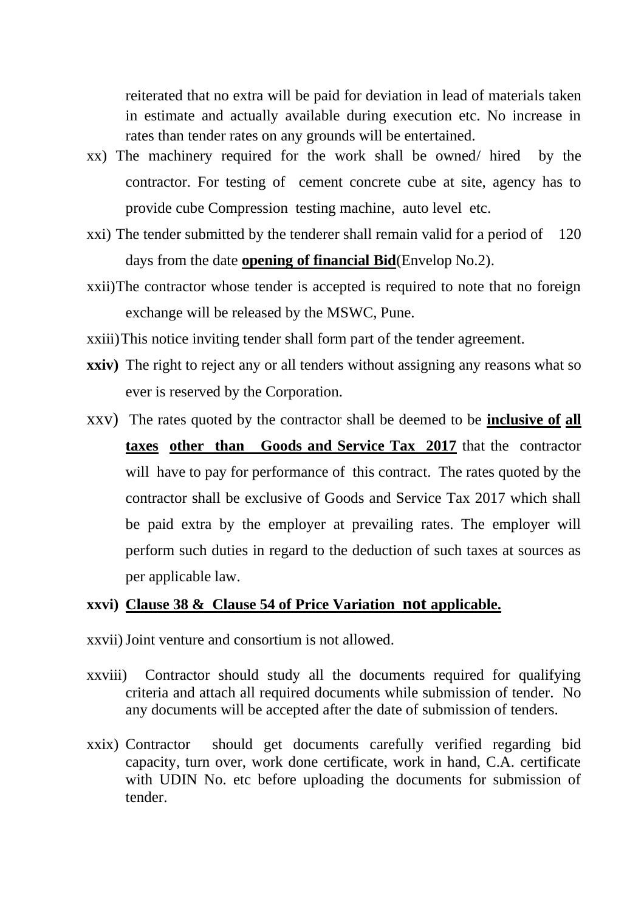reiterated that no extra will be paid for deviation in lead of materials taken in estimate and actually available during execution etc. No increase in rates than tender rates on any grounds will be entertained.

xx) The machinery required for the work shall be owned/ hired by the contractor. For testing of cement concrete cube at site, agency has to provide cube Compression testing machine, auto level etc.

xxi) The tender submitted by the tenderer shall remain valid for a period of 120 days from the date **opening of financial Bid**(Envelop No.2).

xxii)The contractor whose tender is accepted is required to note that no foreign exchange will be released by the MSWC, Pune.

xxiii)This notice inviting tender shall form part of the tender agreement.

**xxiv)** The right to reject any or all tenders without assigning any reasons what so ever is reserved by the Corporation.

xxv) The rates quoted by the contractor shall be deemed to be **inclusive of all taxes other than Goods and Service Tax 2017** that the contractor will have to pay for performance of this contract. The rates quoted by the contractor shall be exclusive of Goods and Service Tax 2017 which shall be paid extra by the employer at prevailing rates. The employer will perform such duties in regard to the deduction of such taxes at sources as per applicable law.

**xxvi) Clause 38 & Clause 54 of Price Variation not applicable.**

xxvii) Joint venture and consortium is not allowed.

xxviii) Contractor should study all the documents required for qualifying criteria and attach all required documents while submission of tender. No any documents will be accepted after the date of submission of tenders.

xxix) Contractor should get documents carefully verified regarding bid capacity, turn over, work done certificate, work in hand, C.A. certificate with UDIN No. etc before uploading the documents for submission of tender.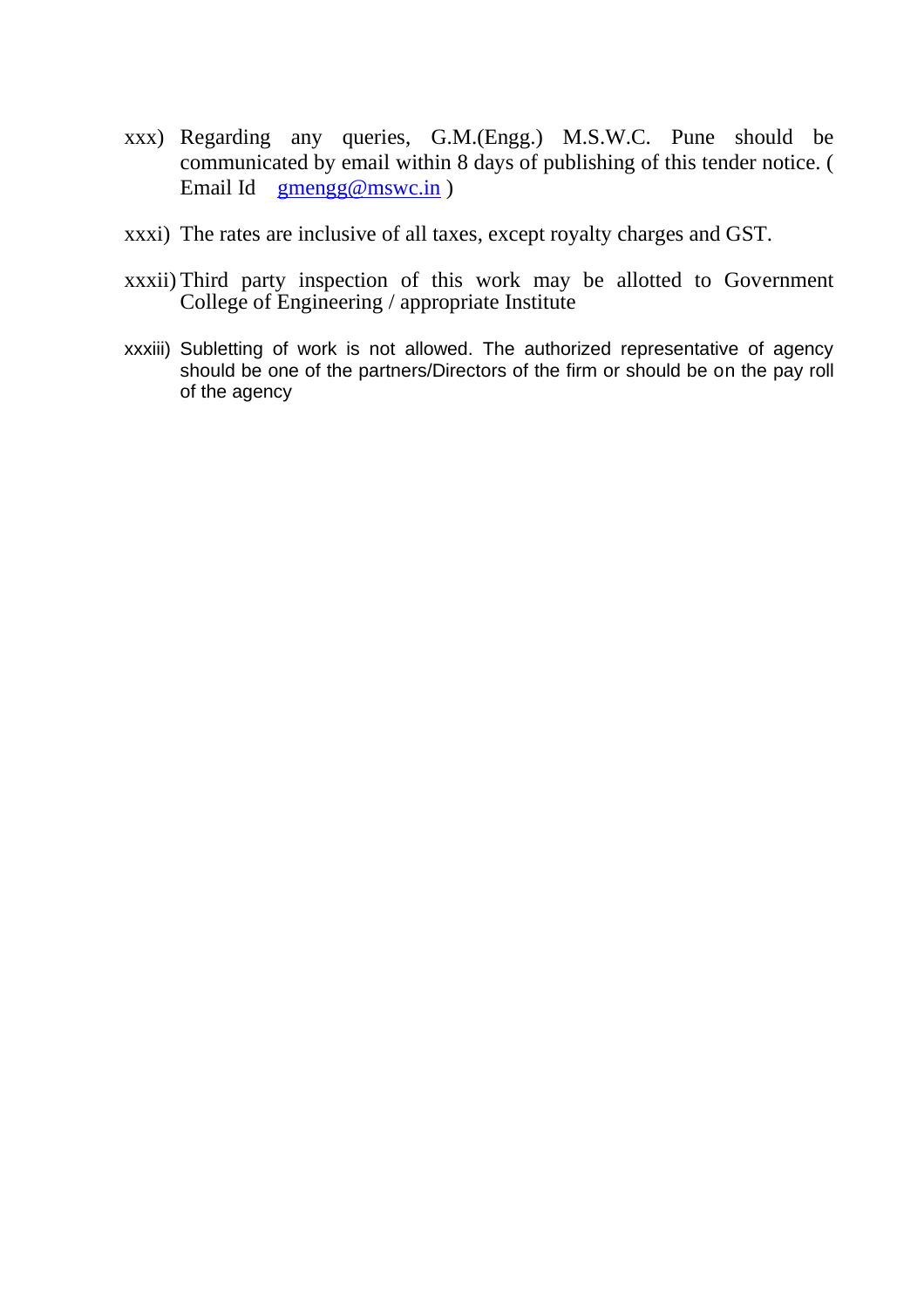xxx) Regarding any queries, G.M.(Engg.) M.S.W.C. Pune should be communicated by email within 8 days of publishing of this tender notice. ( Email Id gmengg@mswc.in )

xxxi) The rates are inclusive of all taxes, except royalty charges and GST.

xxxii) Third party inspection of this work may be allotted to Government College of Engineering / appropriate Institute

xxxiii) Subletting of work is not allowed. The authorized representative of agency should be one of the partners/Directors of the firm or should be on the pay roll of the agency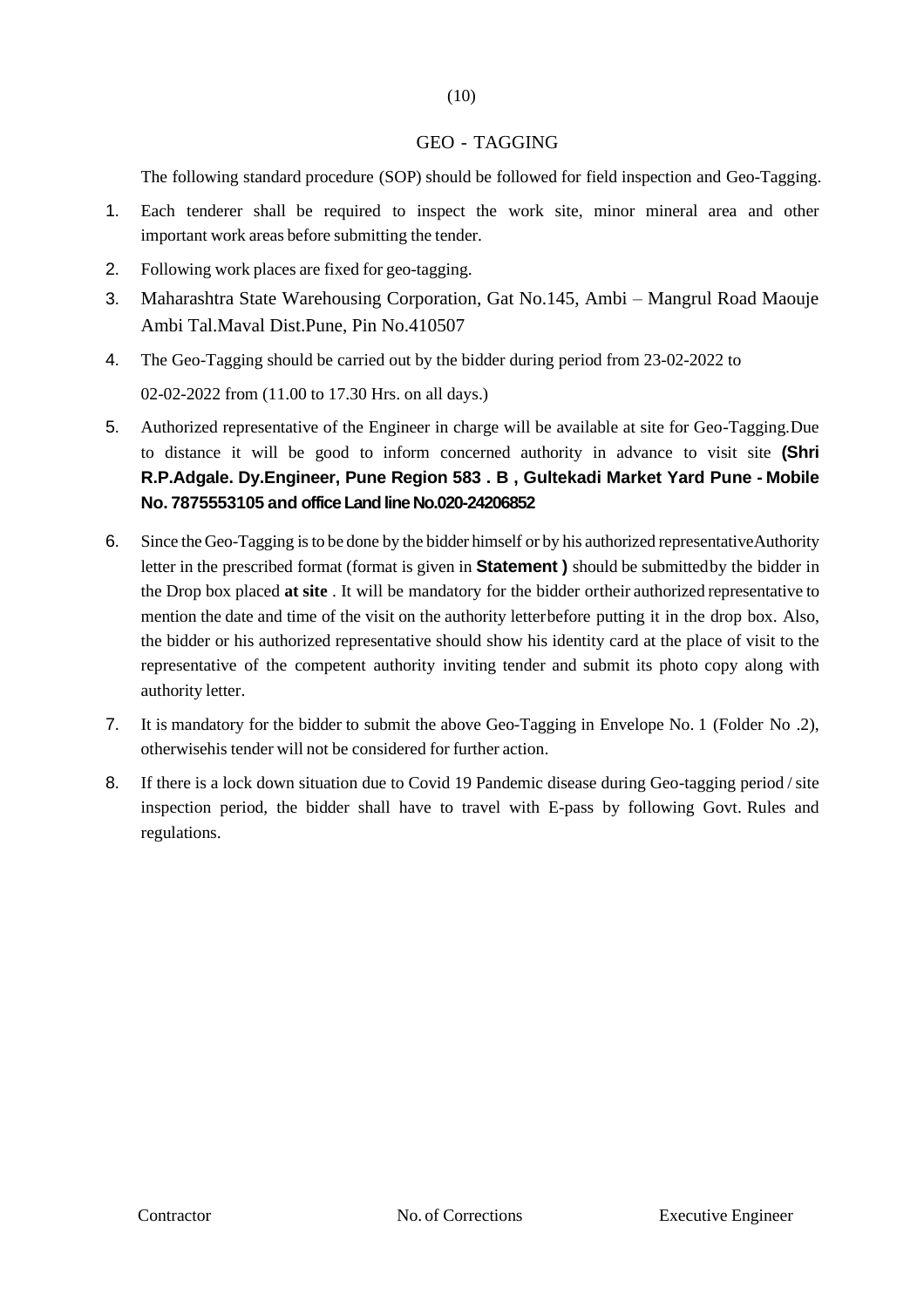## GEO - TAGGING

The following standard procedure (SOP) should be followed for field inspection and Geo-Tagging.

1. Each tenderer shall be required to inspect the work site, minor mineral area and other important work areas before submitting the tender.
2. Following work places are fixed for geo-tagging.
3. Maharashtra State Warehousing Corporation, Gat No.145, Ambi – Mangrul Road Maouje Ambi Tal.Maval Dist.Pune, Pin No.410507
4. The Geo-Tagging should be carried out by the bidder during period from 23-02-2022 to

   02-02-2022 from (11.00 to 17.30 Hrs. on all days.)
5. Authorized representative of the Engineer in charge will be available at site for Geo-Tagging.Due to distance it will be good to inform concerned authority in advance to visit site **(Shri R.P.Adgale. Dy.Engineer, Pune Region 583 . B , Gultekadi Market Yard Pune - Mobile No. 7875553105 and office Land line No.020-24206852**
6. Since the Geo-Tagging is to be done by the bidder himself or by his authorized representativeAuthority letter in the prescribed format (format is given in **Statement )** should be submittedby the bidder in the Drop box placed **at site** . It will be mandatory for the bidder ortheir authorized representative to mention the date and time of the visit on the authority letterbefore putting it in the drop box. Also, the bidder or his authorized representative should show his identity card at the place of visit to the representative of the competent authority inviting tender and submit its photo copy along with authority letter.
7. It is mandatory for the bidder to submit the above Geo-Tagging in Envelope No. 1 (Folder No .2), otherwisehis tender will not be considered for further action.
8. If there is a lock down situation due to Covid 19 Pandemic disease during Geo-tagging period / site inspection period, the bidder shall have to travel with E-pass by following Govt. Rules and regulations.

Contractor | No. of Corrections | Executive Engineer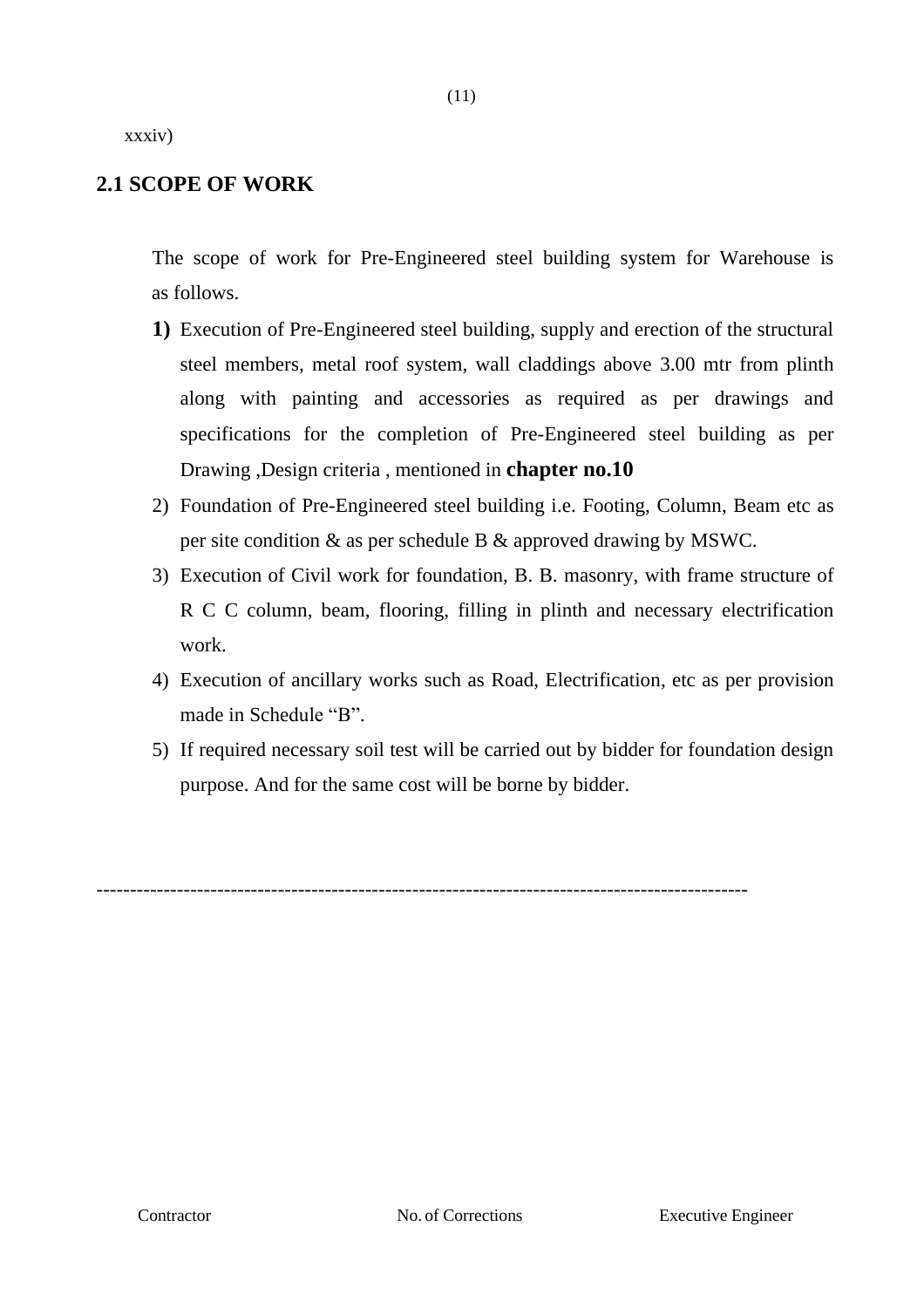xxxiv)

## 2.1 SCOPE OF WORK

The scope of work for Pre-Engineered steel building system for Warehouse is as follows.

1) Execution of Pre-Engineered steel building, supply and erection of the structural steel members, metal roof system, wall claddings above 3.00 mtr from plinth along with painting and accessories as required as per drawings and specifications for the completion of Pre-Engineered steel building as per Drawing ,Design criteria , mentioned in **chapter no.10**
2) Foundation of Pre-Engineered steel building i.e. Footing, Column, Beam etc as per site condition & as per schedule B & approved drawing by MSWC.
3) Execution of Civil work for foundation, B. B. masonry, with frame structure of R C C column, beam, flooring, filling in plinth and necessary electrification work.
4) Execution of ancillary works such as Road, Electrification, etc as per provision made in Schedule "B".
5) If required necessary soil test will be carried out by bidder for foundation design purpose. And for the same cost will be borne by bidder.

---

Contractor                    No. of Corrections                    Executive Engineer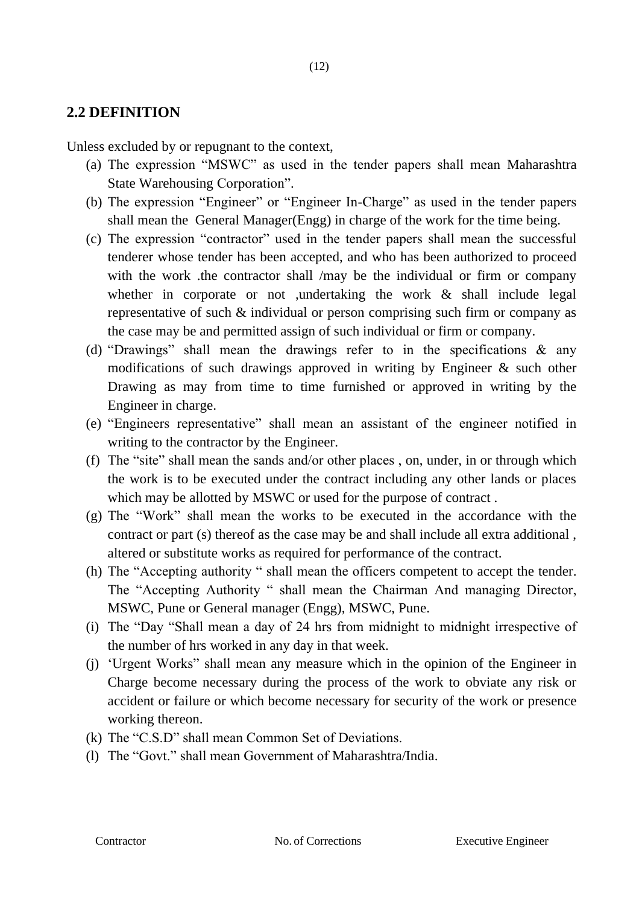## 2.2 DEFINITION

Unless excluded by or repugnant to the context,

(a) The expression "MSWC" as used in the tender papers shall mean Maharashtra State Warehousing Corporation".

(b) The expression "Engineer" or "Engineer In-Charge" as used in the tender papers shall mean the General Manager(Engg) in charge of the work for the time being.

(c) The expression "contractor" used in the tender papers shall mean the successful tenderer whose tender has been accepted, and who has been authorized to proceed with the work .the contractor shall /may be the individual or firm or company whether in corporate or not ,undertaking the work & shall include legal representative of such & individual or person comprising such firm or company as the case may be and permitted assign of such individual or firm or company.

(d) "Drawings" shall mean the drawings refer to in the specifications & any modifications of such drawings approved in writing by Engineer & such other Drawing as may from time to time furnished or approved in writing by the Engineer in charge.

(e) "Engineers representative" shall mean an assistant of the engineer notified in writing to the contractor by the Engineer.

(f) The "site" shall mean the sands and/or other places , on, under, in or through which the work is to be executed under the contract including any other lands or places which may be allotted by MSWC or used for the purpose of contract .

(g) The "Work" shall mean the works to be executed in the accordance with the contract or part (s) thereof as the case may be and shall include all extra additional , altered or substitute works as required for performance of the contract.

(h) The "Accepting authority " shall mean the officers competent to accept the tender. The "Accepting Authority " shall mean the Chairman And managing Director, MSWC, Pune or General manager (Engg), MSWC, Pune.

(i) The "Day "Shall mean a day of 24 hrs from midnight to midnight irrespective of the number of hrs worked in any day in that week.

(j) 'Urgent Works" shall mean any measure which in the opinion of the Engineer in Charge become necessary during the process of the work to obviate any risk or accident or failure or which become necessary for security of the work or presence working thereon.

(k) The "C.S.D" shall mean Common Set of Deviations.

(l) The "Govt." shall mean Government of Maharashtra/India.

Contractor No. of Corrections Executive Engineer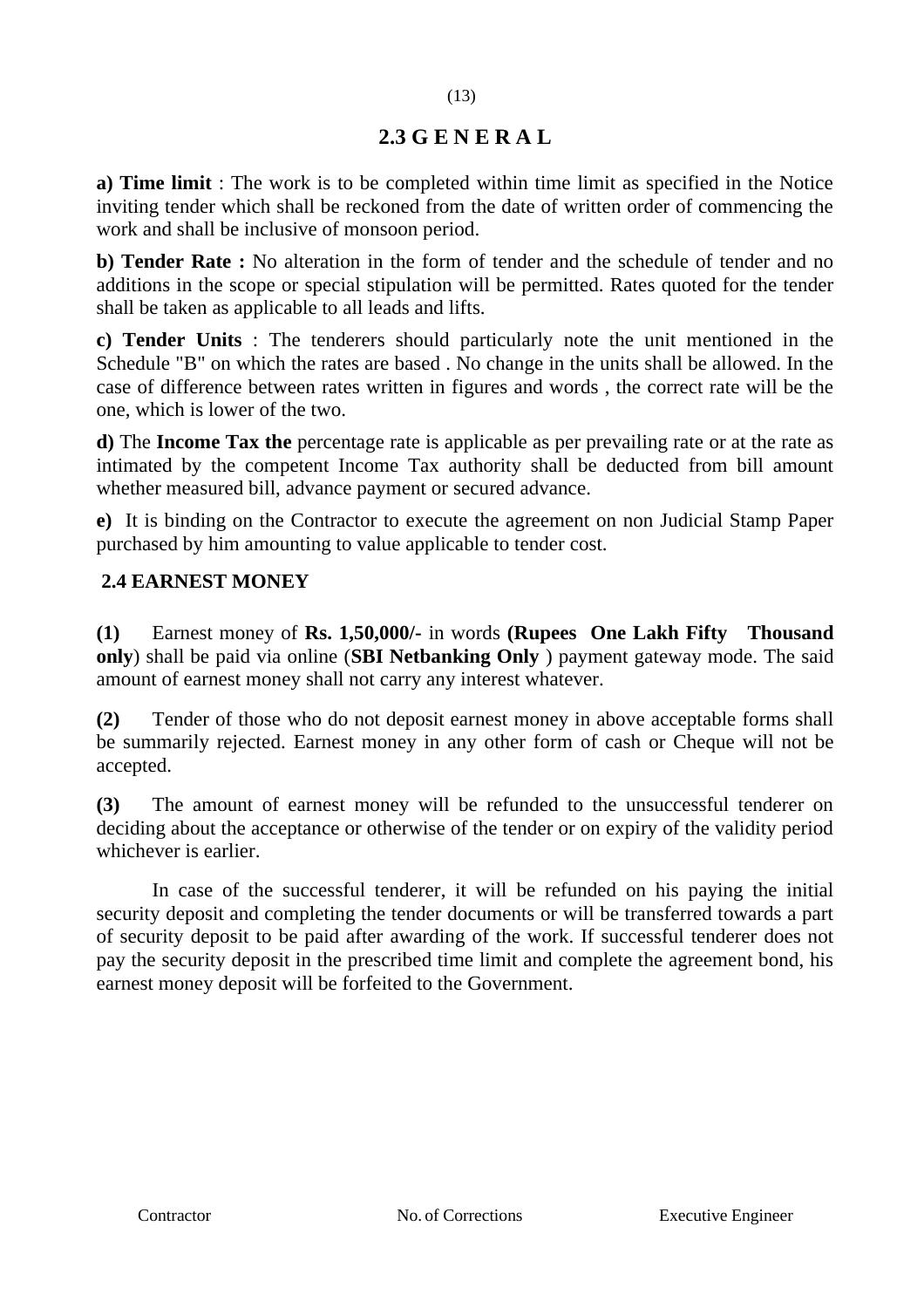## 2.3 G E N E R A L

**a) Time limit** : The work is to be completed within time limit as specified in the Notice inviting tender which shall be reckoned from the date of written order of commencing the work and shall be inclusive of monsoon period.

**b) Tender Rate :** No alteration in the form of tender and the schedule of tender and no additions in the scope or special stipulation will be permitted. Rates quoted for the tender shall be taken as applicable to all leads and lifts.

**c) Tender Units** : The tenderers should particularly note the unit mentioned in the Schedule "B" on which the rates are based . No change in the units shall be allowed. In the case of difference between rates written in figures and words , the correct rate will be the one, which is lower of the two.

**d)** The **Income Tax the** percentage rate is applicable as per prevailing rate or at the rate as intimated by the competent Income Tax authority shall be deducted from bill amount whether measured bill, advance payment or secured advance.

**e)** It is binding on the Contractor to execute the agreement on non Judicial Stamp Paper purchased by him amounting to value applicable to tender cost.

## 2.4 EARNEST MONEY

**(1)** Earnest money of **Rs. 1,50,000/-** in words **(Rupees One Lakh Fifty Thousand only**) shall be paid via online (**SBI Netbanking Only** ) payment gateway mode. The said amount of earnest money shall not carry any interest whatever.

**(2)** Tender of those who do not deposit earnest money in above acceptable forms shall be summarily rejected. Earnest money in any other form of cash or Cheque will not be accepted.

**(3)** The amount of earnest money will be refunded to the unsuccessful tenderer on deciding about the acceptance or otherwise of the tender or on expiry of the validity period whichever is earlier.

In case of the successful tenderer, it will be refunded on his paying the initial security deposit and completing the tender documents or will be transferred towards a part of security deposit to be paid after awarding of the work. If successful tenderer does not pay the security deposit in the prescribed time limit and complete the agreement bond, his earnest money deposit will be forfeited to the Government.

Contractor | No. of Corrections | Executive Engineer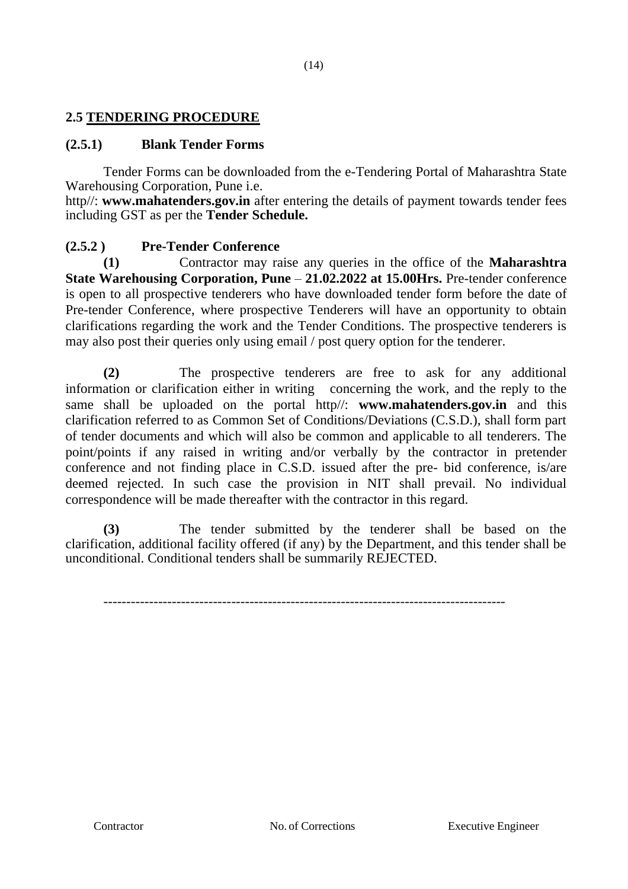## 2.5 TENDERING PROCEDURE

### (2.5.1) Blank Tender Forms

Tender Forms can be downloaded from the e-Tendering Portal of Maharashtra State Warehousing Corporation, Pune i.e. http//: **www.mahatenders.gov.in** after entering the details of payment towards tender fees including GST as per the **Tender Schedule.**

### (2.5.2 ) Pre-Tender Conference

**(1)** Contractor may raise any queries in the office of the **Maharashtra State Warehousing Corporation, Pune** – **21.02.2022 at 15.00Hrs.** Pre-tender conference is open to all prospective tenderers who have downloaded tender form before the date of Pre-tender Conference, where prospective Tenderers will have an opportunity to obtain clarifications regarding the work and the Tender Conditions. The prospective tenderers is may also post their queries only using email / post query option for the tenderer.

**(2)** The prospective tenderers are free to ask for any additional information or clarification either in writing concerning the work, and the reply to the same shall be uploaded on the portal http//: **www.mahatenders.gov.in** and this clarification referred to as Common Set of Conditions/Deviations (C.S.D.), shall form part of tender documents and which will also be common and applicable to all tenderers. The point/points if any raised in writing and/or verbally by the contractor in pretender conference and not finding place in C.S.D. issued after the pre- bid conference, is/are deemed rejected. In such case the provision in NIT shall prevail. No individual correspondence will be made thereafter with the contractor in this regard.

**(3)** The tender submitted by the tenderer shall be based on the clarification, additional facility offered (if any) by the Department, and this tender shall be unconditional. Conditional tenders shall be summarily REJECTED.

---

Contractor No. of Corrections Executive Engineer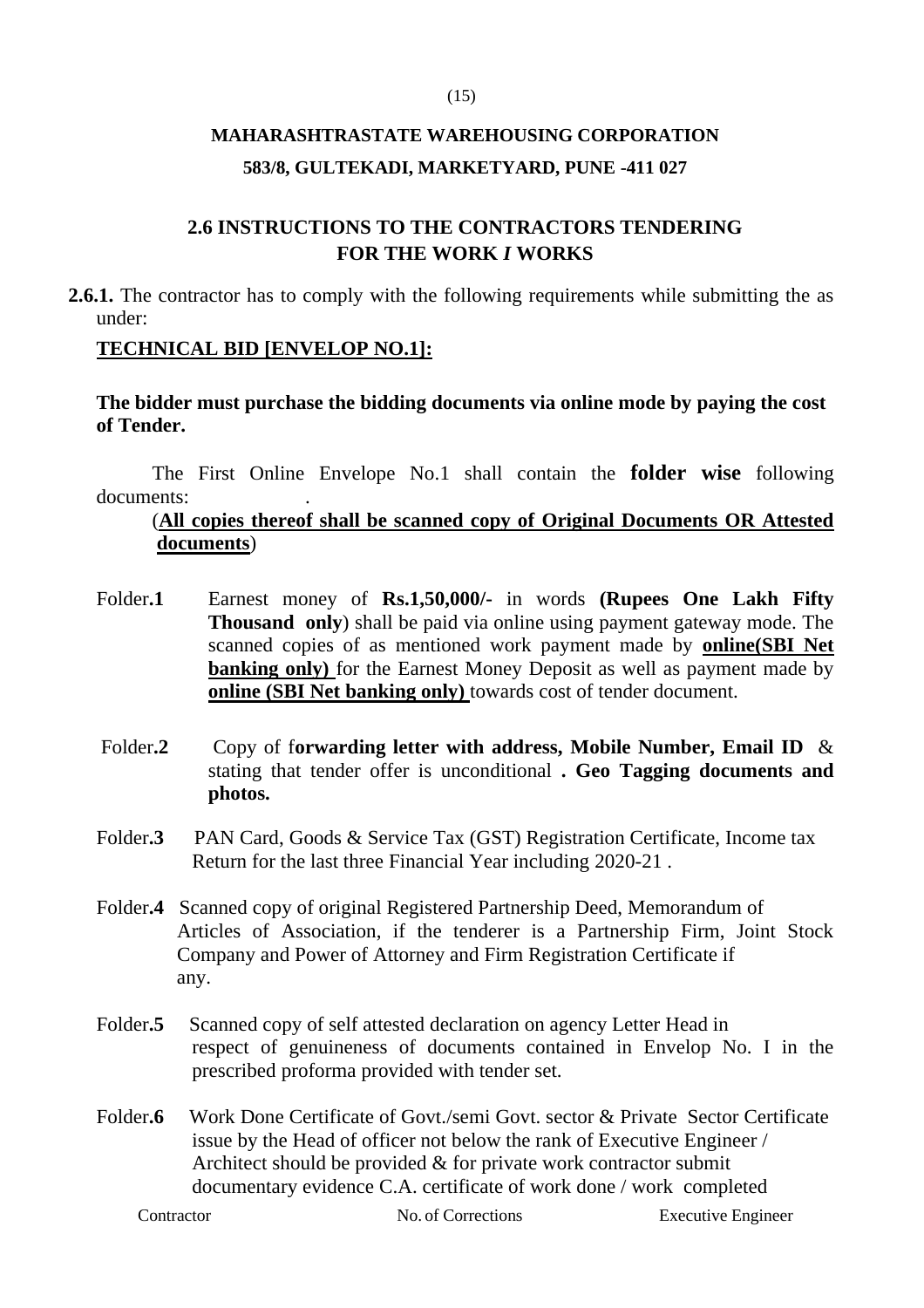**MAHARASHTRASTATE WAREHOUSING CORPORATION**

**583/8, GULTEKADI, MARKETYARD, PUNE -411 027**

## 2.6 INSTRUCTIONS TO THE CONTRACTORS TENDERING FOR THE WORK *I* WORKS

**2.6.1.** The contractor has to comply with the following requirements while submitting the as under:

**TECHNICAL BID [ENVELOP NO.1]:**

**The bidder must purchase the bidding documents via online mode by paying the cost of Tender.**

The First Online Envelope No.1 shall contain the **folder wise** following documents: .

(**All copies thereof shall be scanned copy of Original Documents OR Attested documents**)

Folder**.1** Earnest money of **Rs.1,50,000/-** in words **(Rupees One Lakh Fifty Thousand only**) shall be paid via online using payment gateway mode. The scanned copies of as mentioned work payment made by **online(SBI Net banking only)** for the Earnest Money Deposit as well as payment made by **online (SBI Net banking only)** towards cost of tender document.

Folder**.2** Copy of f**orwarding letter with address, Mobile Number, Email ID** & stating that tender offer is unconditional **. Geo Tagging documents and photos.**

Folder**.3** PAN Card, Goods & Service Tax (GST) Registration Certificate, Income tax Return for the last three Financial Year including 2020-21 .

Folder**.4** Scanned copy of original Registered Partnership Deed, Memorandum of Articles of Association, if the tenderer is a Partnership Firm, Joint Stock Company and Power of Attorney and Firm Registration Certificate if any.

Folder**.5** Scanned copy of self attested declaration on agency Letter Head in respect of genuineness of documents contained in Envelop No. I in the prescribed proforma provided with tender set.

Folder**.6** Work Done Certificate of Govt./semi Govt. sector & Private Sector Certificate issue by the Head of officer not below the rank of Executive Engineer / Architect should be provided & for private work contractor submit documentary evidence C.A. certificate of work done / work completed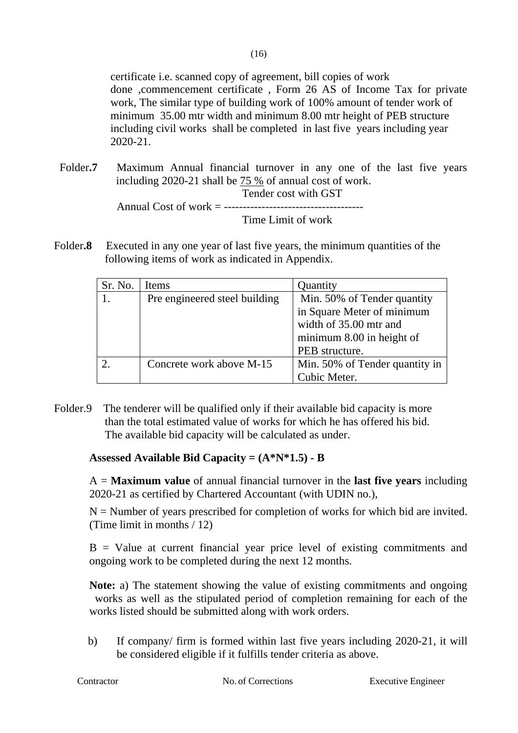certificate i.e. scanned copy of agreement, bill copies of work done ,commencement certificate , Form 26 AS of Income Tax for private work, The similar type of building work of 100% amount of tender work of minimum 35.00 mtr width and minimum 8.00 mtr height of PEB structure including civil works shall be completed in last five years including year 2020-21.

Folder.**7** Maximum Annual financial turnover in any one of the last five years including 2020-21 shall be <u>75 %</u> of annual cost of work.

$$\text{Annual Cost of work} = \frac{\text{Tender cost with GST}}{\text{Time Limit of work}}$$

Folder.**8** Executed in any one year of last five years, the minimum quantities of the following items of work as indicated in Appendix.

| Sr. No. | Items | Quantity |
|---|---|---|
| 1. | Pre engineered steel building | Min. 50% of Tender quantity in Square Meter of minimum width of 35.00 mtr and minimum 8.00 in height of PEB structure. |
| 2. | Concrete work above M-15 | Min. 50% of Tender quantity in Cubic Meter. |

Folder.9 The tenderer will be qualified only if their available bid capacity is more than the total estimated value of works for which he has offered his bid. The available bid capacity will be calculated as under.

**Assessed Available Bid Capacity = (A*N*1.5) - B**

A = **Maximum value** of annual financial turnover in the **last five years** including 2020-21 as certified by Chartered Accountant (with UDIN no.),

N = Number of years prescribed for completion of works for which bid are invited. (Time limit in months / 12)

B = Value at current financial year price level of existing commitments and ongoing work to be completed during the next 12 months.

**Note:** a) The statement showing the value of existing commitments and ongoing works as well as the stipulated period of completion remaining for each of the works listed should be submitted along with work orders.

b) If company/ firm is formed within last five years including 2020-21, it will be considered eligible if it fulfills tender criteria as above.

Contractor No. of Corrections Executive Engineer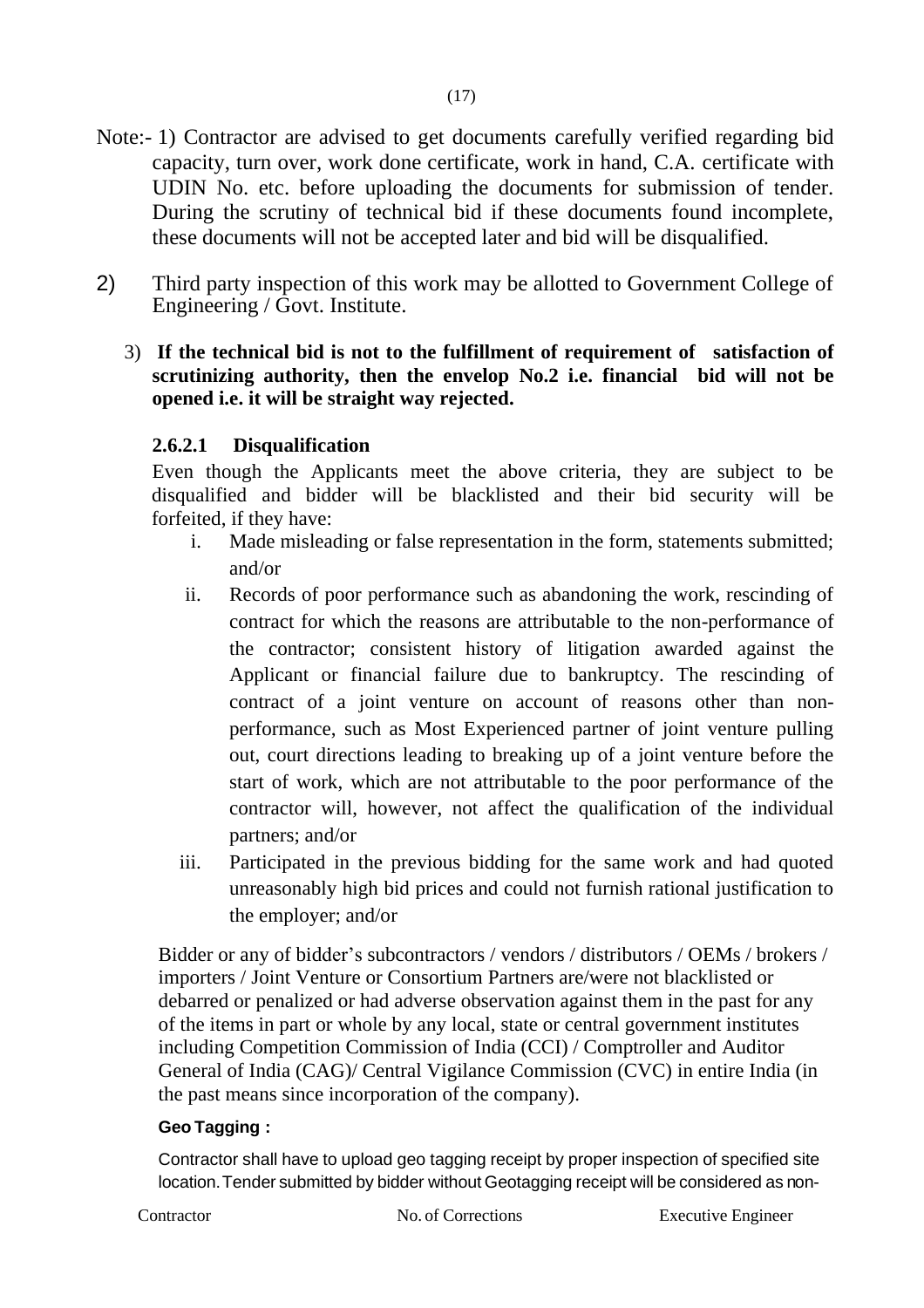Note:- 1) Contractor are advised to get documents carefully verified regarding bid capacity, turn over, work done certificate, work in hand, C.A. certificate with UDIN No. etc. before uploading the documents for submission of tender. During the scrutiny of technical bid if these documents found incomplete, these documents will not be accepted later and bid will be disqualified.

2) Third party inspection of this work may be allotted to Government College of Engineering / Govt. Institute.

3) **If the technical bid is not to the fulfillment of requirement of satisfaction of scrutinizing authority, then the envelop No.2 i.e. financial bid will not be opened i.e. it will be straight way rejected.**

**2.6.2.1 Disqualification**

Even though the Applicants meet the above criteria, they are subject to be disqualified and bidder will be blacklisted and their bid security will be forfeited, if they have:

i. Made misleading or false representation in the form, statements submitted; and/or

ii. Records of poor performance such as abandoning the work, rescinding of contract for which the reasons are attributable to the non-performance of the contractor; consistent history of litigation awarded against the Applicant or financial failure due to bankruptcy. The rescinding of contract of a joint venture on account of reasons other than non-performance, such as Most Experienced partner of joint venture pulling out, court directions leading to breaking up of a joint venture before the start of work, which are not attributable to the poor performance of the contractor will, however, not affect the qualification of the individual partners; and/or

iii. Participated in the previous bidding for the same work and had quoted unreasonably high bid prices and could not furnish rational justification to the employer; and/or

Bidder or any of bidder's subcontractors / vendors / distributors / OEMs / brokers / importers / Joint Venture or Consortium Partners are/were not blacklisted or debarred or penalized or had adverse observation against them in the past for any of the items in part or whole by any local, state or central government institutes including Competition Commission of India (CCI) / Comptroller and Auditor General of India (CAG)/ Central Vigilance Commission (CVC) in entire India (in the past means since incorporation of the company).

**Geo Tagging :**

Contractor shall have to upload geo tagging receipt by proper inspection of specified site location. Tender submitted by bidder without Geotagging receipt will be considered as non-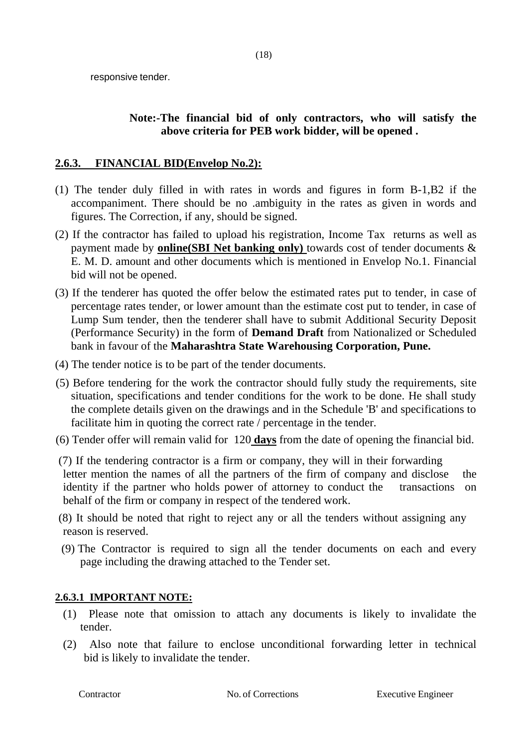responsive tender.

**Note:-The financial bid of only contractors, who will satisfy the above criteria for PEB work bidder, will be opened .**

## **2.6.3. FINANCIAL BID(Envelop No.2):**

(1) The tender duly filled in with rates in words and figures in form B-1,B2 if the accompaniment. There should be no .ambiguity in the rates as given in words and figures. The Correction, if any, should be signed.

(2) If the contractor has failed to upload his registration, Income Tax returns as well as payment made by **online(SBI Net banking only)** towards cost of tender documents & E. M. D. amount and other documents which is mentioned in Envelop No.1. Financial bid will not be opened.

(3) If the tenderer has quoted the offer below the estimated rates put to tender, in case of percentage rates tender, or lower amount than the estimate cost put to tender, in case of Lump Sum tender, then the tenderer shall have to submit Additional Security Deposit (Performance Security) in the form of **Demand Draft** from Nationalized or Scheduled bank in favour of the **Maharashtra State Warehousing Corporation, Pune.**

(4) The tender notice is to be part of the tender documents.

(5) Before tendering for the work the contractor should fully study the requirements, site situation, specifications and tender conditions for the work to be done. He shall study the complete details given on the drawings and in the Schedule 'B' and specifications to facilitate him in quoting the correct rate / percentage in the tender.

(6) Tender offer will remain valid for 120 **days** from the date of opening the financial bid.

(7) If the tendering contractor is a firm or company, they will in their forwarding letter mention the names of all the partners of the firm of company and disclose the identity if the partner who holds power of attorney to conduct the transactions on behalf of the firm or company in respect of the tendered work.

(8) It should be noted that right to reject any or all the tenders without assigning any reason is reserved.

(9) The Contractor is required to sign all the tender documents on each and every page including the drawing attached to the Tender set.

### **2.6.3.1 IMPORTANT NOTE:**

(1) Please note that omission to attach any documents is likely to invalidate the tender.

(2) Also note that failure to enclose unconditional forwarding letter in technical bid is likely to invalidate the tender.

Contractor &nbsp;&nbsp;&nbsp;&nbsp;&nbsp;&nbsp;&nbsp;&nbsp; No. of Corrections &nbsp;&nbsp;&nbsp;&nbsp;&nbsp;&nbsp;&nbsp;&nbsp; Executive Engineer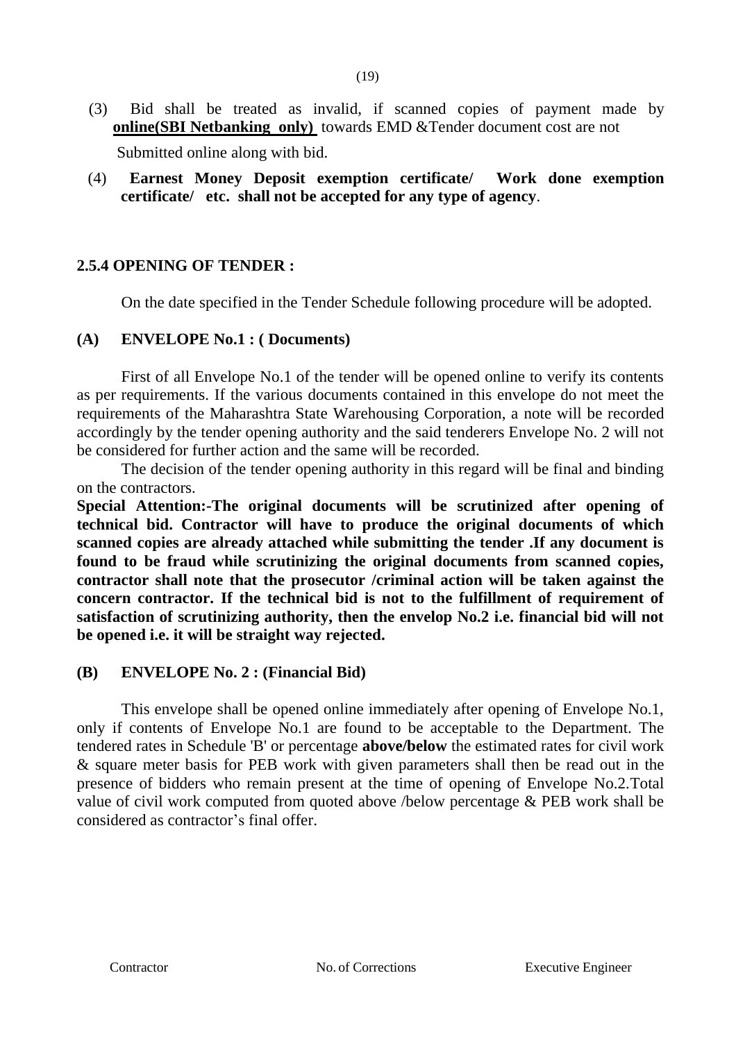(3) Bid shall be treated as invalid, if scanned copies of payment made by **online(SBI Netbanking only)** towards EMD &Tender document cost are not Submitted online along with bid.

(4) **Earnest Money Deposit exemption certificate/ Work done exemption certificate/ etc. shall not be accepted for any type of agency**.

### 2.5.4 OPENING OF TENDER :

On the date specified in the Tender Schedule following procedure will be adopted.

#### (A) ENVELOPE No.1 : ( Documents)

First of all Envelope No.1 of the tender will be opened online to verify its contents as per requirements. If the various documents contained in this envelope do not meet the requirements of the Maharashtra State Warehousing Corporation, a note will be recorded accordingly by the tender opening authority and the said tenderers Envelope No. 2 will not be considered for further action and the same will be recorded.

The decision of the tender opening authority in this regard will be final and binding on the contractors.

**Special Attention:-The original documents will be scrutinized after opening of technical bid. Contractor will have to produce the original documents of which scanned copies are already attached while submitting the tender .If any document is found to be fraud while scrutinizing the original documents from scanned copies, contractor shall note that the prosecutor /criminal action will be taken against the concern contractor. If the technical bid is not to the fulfillment of requirement of satisfaction of scrutinizing authority, then the envelop No.2 i.e. financial bid will not be opened i.e. it will be straight way rejected.**

#### (B) ENVELOPE No. 2 : (Financial Bid)

This envelope shall be opened online immediately after opening of Envelope No.1, only if contents of Envelope No.1 are found to be acceptable to the Department. The tendered rates in Schedule 'B' or percentage **above/below** the estimated rates for civil work & square meter basis for PEB work with given parameters shall then be read out in the presence of bidders who remain present at the time of opening of Envelope No.2.Total value of civil work computed from quoted above /below percentage & PEB work shall be considered as contractor's final offer.

Contractor No. of Corrections Executive Engineer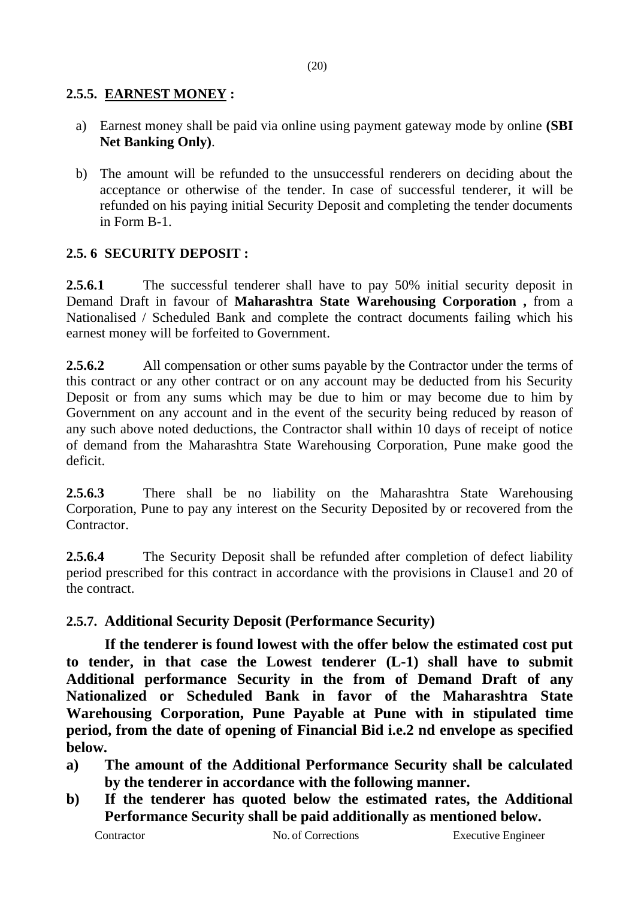### 2.5.5. EARNEST MONEY :

a) Earnest money shall be paid via online using payment gateway mode by online **(SBI Net Banking Only)**.

b) The amount will be refunded to the unsuccessful renderers on deciding about the acceptance or otherwise of the tender. In case of successful tenderer, it will be refunded on his paying initial Security Deposit and completing the tender documents in Form B-1.

### 2.5. 6 SECURITY DEPOSIT :

**2.5.6.1** The successful tenderer shall have to pay 50% initial security deposit in Demand Draft in favour of **Maharashtra State Warehousing Corporation ,** from a Nationalised / Scheduled Bank and complete the contract documents failing which his earnest money will be forfeited to Government.

**2.5.6.2** All compensation or other sums payable by the Contractor under the terms of this contract or any other contract or on any account may be deducted from his Security Deposit or from any sums which may be due to him or may become due to him by Government on any account and in the event of the security being reduced by reason of any such above noted deductions, the Contractor shall within 10 days of receipt of notice of demand from the Maharashtra State Warehousing Corporation, Pune make good the deficit.

**2.5.6.3** There shall be no liability on the Maharashtra State Warehousing Corporation, Pune to pay any interest on the Security Deposited by or recovered from the Contractor.

**2.5.6.4** The Security Deposit shall be refunded after completion of defect liability period prescribed for this contract in accordance with the provisions in Clause1 and 20 of the contract.

### 2.5.7. Additional Security Deposit (Performance Security)

**If the tenderer is found lowest with the offer below the estimated cost put to tender, in that case the Lowest tenderer (L-1) shall have to submit Additional performance Security in the from of Demand Draft of any Nationalized or Scheduled Bank in favor of the Maharashtra State Warehousing Corporation, Pune Payable at Pune with in stipulated time period, from the date of opening of Financial Bid i.e.2 nd envelope as specified below.**

**a) The amount of the Additional Performance Security shall be calculated by the tenderer in accordance with the following manner.**

**b) If the tenderer has quoted below the estimated rates, the Additional Performance Security shall be paid additionally as mentioned below.**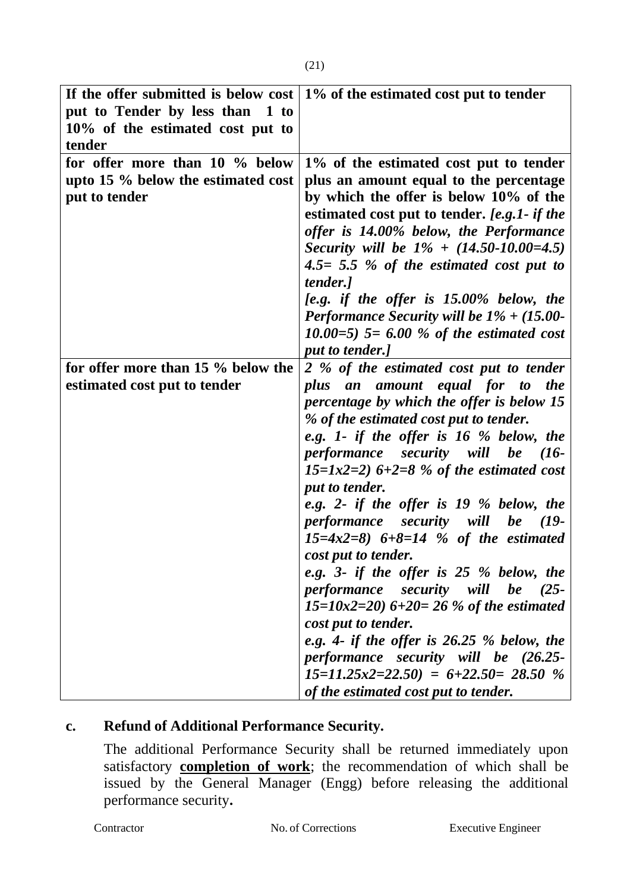| | |
|---|---|
| **If the offer submitted is below cost put to Tender by less than 1 to 10% of the estimated cost put to tender** | **1% of the estimated cost put to tender** |
| **for offer more than 10 % below upto 15 % below the estimated cost put to tender** | **1% of the estimated cost put to tender plus an amount equal to the percentage by which the offer is below 10% of the estimated cost put to tender.** ***[e.g.1- if the offer is 14.00% below, the Performance Security will be 1% + (14.50-10.00=4.5) 4.5= 5.5 % of the estimated cost put to tender.]*** ***[e.g. if the offer is 15.00% below, the Performance Security will be 1% + (15.00-10.00=5) 5= 6.00 % of the estimated cost put to tender.]*** |
| **for offer more than 15 % below the estimated cost put to tender** | ***2 % of the estimated cost put to tender plus an amount equal for to the percentage by which the offer is below 15 % of the estimated cost put to tender.*** ***e.g. 1- if the offer is 16 % below, the performance security will be (16-15=1x2=2) 6+2=8 % of the estimated cost put to tender.*** ***e.g. 2- if the offer is 19 % below, the performance security will be (19-15=4x2=8) 6+8=14 % of the estimated cost put to tender.*** ***e.g. 3- if the offer is 25 % below, the performance security will be (25-15=10x2=20) 6+20= 26 % of the estimated cost put to tender.*** ***e.g. 4- if the offer is 26.25 % below, the performance security will be (26.25-15=11.25x2=22.50) = 6+22.50= 28.50 % of the estimated cost put to tender.*** |

**c. Refund of Additional Performance Security.**

The additional Performance Security shall be returned immediately upon satisfactory **completion of work**; the recommendation of which shall be issued by the General Manager (Engg) before releasing the additional performance security**.**

Contractor No. of Corrections Executive Engineer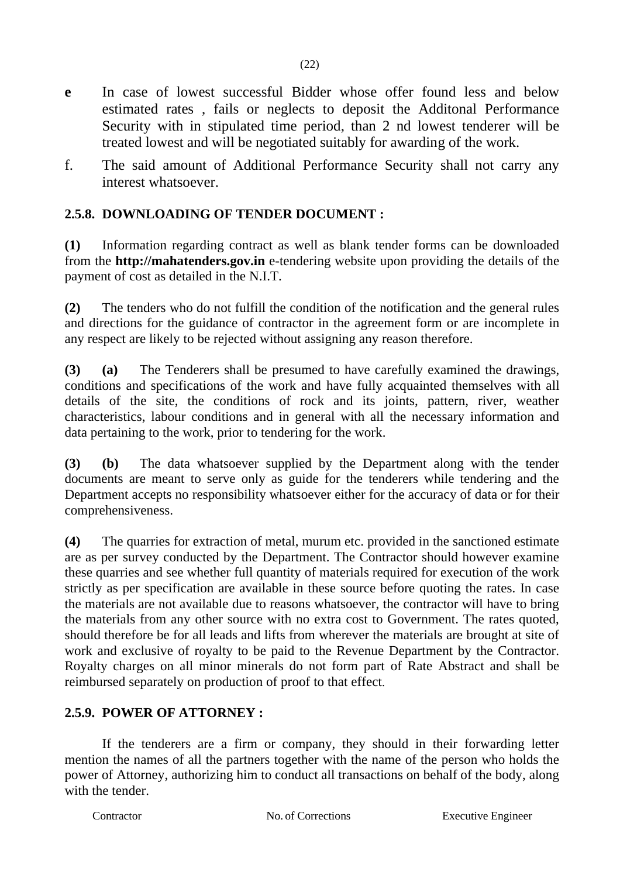**e** In case of lowest successful Bidder whose offer found less and below estimated rates , fails or neglects to deposit the Additonal Performance Security with in stipulated time period, than 2 nd lowest tenderer will be treated lowest and will be negotiated suitably for awarding of the work.

f. The said amount of Additional Performance Security shall not carry any interest whatsoever.

### 2.5.8. DOWNLOADING OF TENDER DOCUMENT :

**(1)** Information regarding contract as well as blank tender forms can be downloaded from the **http://mahatenders.gov.in** e-tendering website upon providing the details of the payment of cost as detailed in the N.I.T.

**(2)** The tenders who do not fulfill the condition of the notification and the general rules and directions for the guidance of contractor in the agreement form or are incomplete in any respect are likely to be rejected without assigning any reason therefore.

**(3) (a)** The Tenderers shall be presumed to have carefully examined the drawings, conditions and specifications of the work and have fully acquainted themselves with all details of the site, the conditions of rock and its joints, pattern, river, weather characteristics, labour conditions and in general with all the necessary information and data pertaining to the work, prior to tendering for the work.

**(3) (b)** The data whatsoever supplied by the Department along with the tender documents are meant to serve only as guide for the tenderers while tendering and the Department accepts no responsibility whatsoever either for the accuracy of data or for their comprehensiveness.

**(4)** The quarries for extraction of metal, murum etc. provided in the sanctioned estimate are as per survey conducted by the Department. The Contractor should however examine these quarries and see whether full quantity of materials required for execution of the work strictly as per specification are available in these source before quoting the rates. In case the materials are not available due to reasons whatsoever, the contractor will have to bring the materials from any other source with no extra cost to Government. The rates quoted, should therefore be for all leads and lifts from wherever the materials are brought at site of work and exclusive of royalty to be paid to the Revenue Department by the Contractor. Royalty charges on all minor minerals do not form part of Rate Abstract and shall be reimbursed separately on production of proof to that effect.

### 2.5.9. POWER OF ATTORNEY :

If the tenderers are a firm or company, they should in their forwarding letter mention the names of all the partners together with the name of the person who holds the power of Attorney, authorizing him to conduct all transactions on behalf of the body, along with the tender.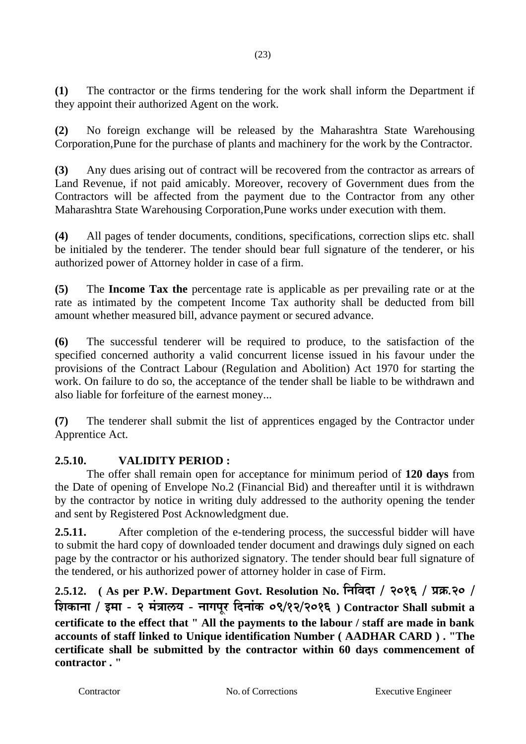**(1)** The contractor or the firms tendering for the work shall inform the Department if they appoint their authorized Agent on the work.

**(2)** No foreign exchange will be released by the Maharashtra State Warehousing Corporation,Pune for the purchase of plants and machinery for the work by the Contractor.

**(3)** Any dues arising out of contract will be recovered from the contractor as arrears of Land Revenue, if not paid amicably. Moreover, recovery of Government dues from the Contractors will be affected from the payment due to the Contractor from any other Maharashtra State Warehousing Corporation,Pune works under execution with them.

**(4)** All pages of tender documents, conditions, specifications, correction slips etc. shall be initialed by the tenderer. The tender should bear full signature of the tenderer, or his authorized power of Attorney holder in case of a firm.

**(5)** The **Income Tax the** percentage rate is applicable as per prevailing rate or at the rate as intimated by the competent Income Tax authority shall be deducted from bill amount whether measured bill, advance payment or secured advance.

**(6)** The successful tenderer will be required to produce, to the satisfaction of the specified concerned authority a valid concurrent license issued in his favour under the provisions of the Contract Labour (Regulation and Abolition) Act 1970 for starting the work. On failure to do so, the acceptance of the tender shall be liable to be withdrawn and also liable for forfeiture of the earnest money...

**(7)** The tenderer shall submit the list of apprentices engaged by the Contractor under Apprentice Act.

**2.5.10. VALIDITY PERIOD :**

The offer shall remain open for acceptance for minimum period of **120 days** from the Date of opening of Envelope No.2 (Financial Bid) and thereafter until it is withdrawn by the contractor by notice in writing duly addressed to the authority opening the tender and sent by Registered Post Acknowledgment due.

**2.5.11.** After completion of the e-tendering process, the successful bidder will have to submit the hard copy of downloaded tender document and drawings duly signed on each page by the contractor or his authorized signatory. The tender should bear full signature of the tendered, or his authorized power of attorney holder in case of Firm.

**2.5.12. ( As per P.W. Department Govt. Resolution No. निविदा / २०१६ / प्रक्र.२० / शिकाना / इमा - २ मंत्रालय - नागपूर दिनांक ०९/१२/२०१६ ) Contractor Shall submit a certificate to the effect that " All the payments to the labour / staff are made in bank accounts of staff linked to Unique identification Number ( AADHAR CARD ) . "The certificate shall be submitted by the contractor within 60 days commencement of contractor . "**

Contractor No. of Corrections Executive Engineer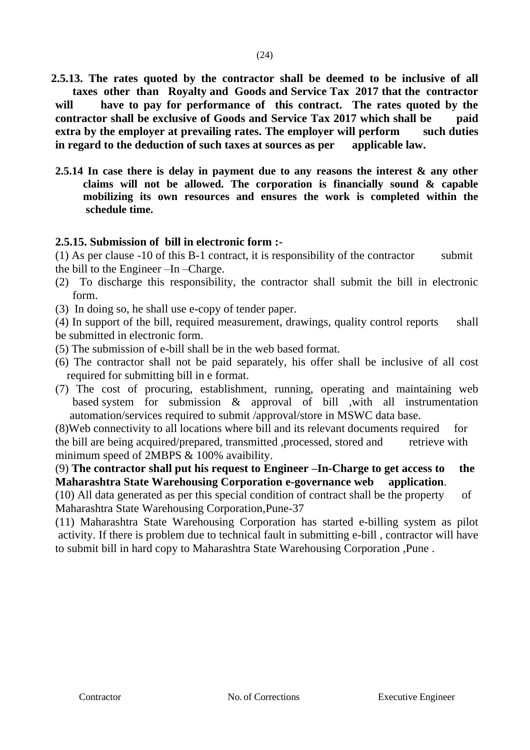**2.5.13. The rates quoted by the contractor shall be deemed to be inclusive of all taxes other than Royalty and Goods and Service Tax 2017 that the contractor will have to pay for performance of this contract. The rates quoted by the contractor shall be exclusive of Goods and Service Tax 2017 which shall be paid extra by the employer at prevailing rates. The employer will perform such duties in regard to the deduction of such taxes at sources as per applicable law.**

**2.5.14 In case there is delay in payment due to any reasons the interest & any other claims will not be allowed. The corporation is financially sound & capable mobilizing its own resources and ensures the work is completed within the schedule time.**

**2.5.15. Submission of bill in electronic form :-**

(1) As per clause -10 of this B-1 contract, it is responsibility of the contractor submit the bill to the Engineer –In –Charge.

(2) To discharge this responsibility, the contractor shall submit the bill in electronic form.

(3) In doing so, he shall use e-copy of tender paper.

(4) In support of the bill, required measurement, drawings, quality control reports shall be submitted in electronic form.

(5) The submission of e-bill shall be in the web based format.

(6) The contractor shall not be paid separately, his offer shall be inclusive of all cost required for submitting bill in e format.

(7) The cost of procuring, establishment, running, operating and maintaining web based system for submission & approval of bill ,with all instrumentation automation/services required to submit /approval/store in MSWC data base.

(8)Web connectivity to all locations where bill and its relevant documents required for the bill are being acquired/prepared, transmitted ,processed, stored and retrieve with minimum speed of 2MBPS & 100% avaibility.

(9) **The contractor shall put his request to Engineer –In-Charge to get access to the Maharashtra State Warehousing Corporation e-governance web application**.

(10) All data generated as per this special condition of contract shall be the property of Maharashtra State Warehousing Corporation,Pune-37

(11) Maharashtra State Warehousing Corporation has started e-billing system as pilot activity. If there is problem due to technical fault in submitting e-bill , contractor will have to submit bill in hard copy to Maharashtra State Warehousing Corporation ,Pune .

Contractor No. of Corrections Executive Engineer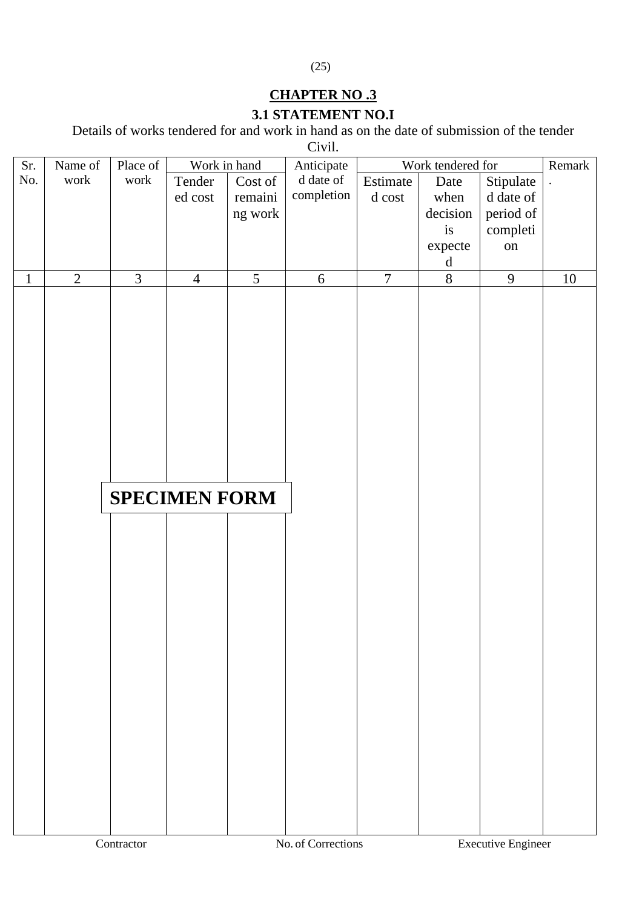# CHAPTER NO .3

## 3.1 STATEMENT NO.I

Details of works tendered for and work in hand as on the date of submission of the tender Civil.

| Sr. No. | Name of work | Place of work | Work in hand | | Anticipated date of completion | Work tendered for | | | Remark. |
|---|---|---|---|---|---|---|---|---|---|
| | | | Tendered cost | Cost of remaining work | | Estimated cost | Date when decision is expected | Stipulated date of period of completion | |
| 1 | 2 | 3 | 4 | 5 | 6 | 7 | 8 | 9 | 10 |
| | | | | | | | | | |

**SPECIMEN FORM**

Contractor &nbsp;&nbsp;&nbsp;&nbsp;&nbsp;&nbsp;&nbsp;&nbsp; No. of Corrections &nbsp;&nbsp;&nbsp;&nbsp;&nbsp;&nbsp;&nbsp;&nbsp; Executive Engineer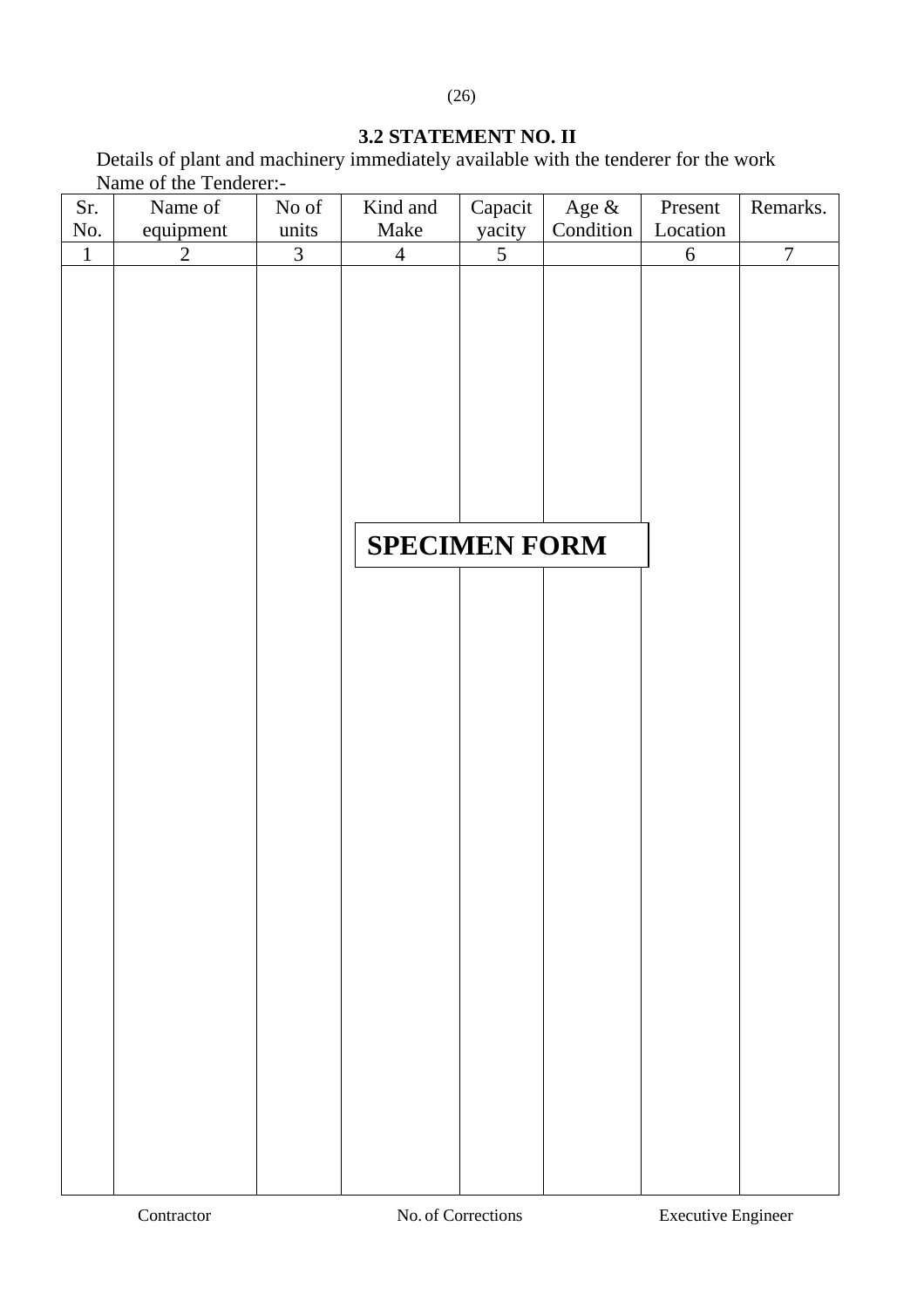### 3.2 STATEMENT NO. II

Details of plant and machinery immediately available with the tenderer for the work

Name of the Tenderer:-

| Sr. No. | Name of equipment | No of units | Kind and Make | Capacityacity | Age & Condition | Present Location | Remarks. |
|---|---|---|---|---|---|---|---|
| 1 | 2 | 3 | 4 | 5 | | 6 | 7 |
| | | | | | | | |

**SPECIMEN FORM**

Contractor                No. of Corrections                Executive Engineer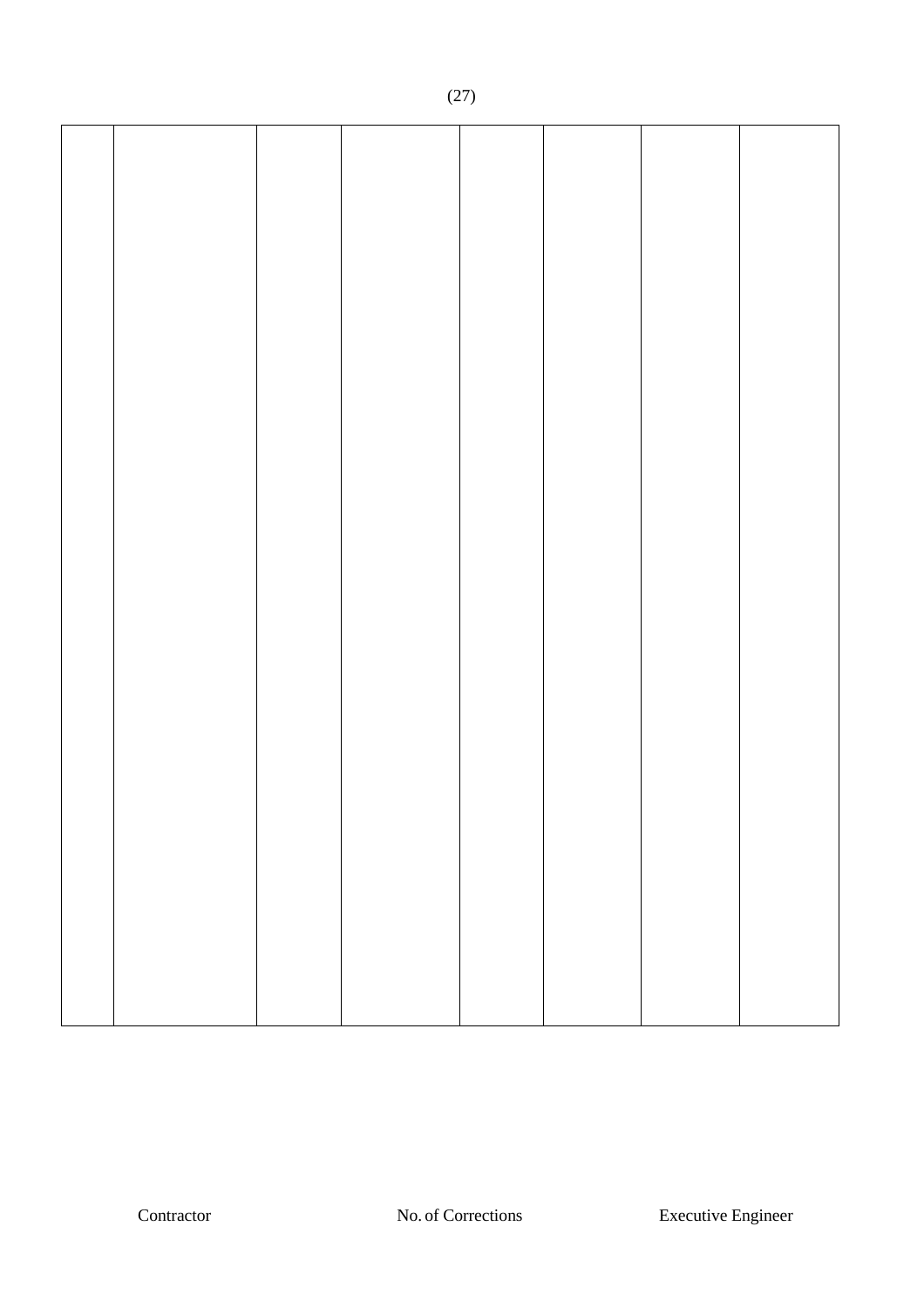| | | | | | | | |
|---|---|---|---|---|---|---|---|
| | | | | | | | |

Contractor No. of Corrections Executive Engineer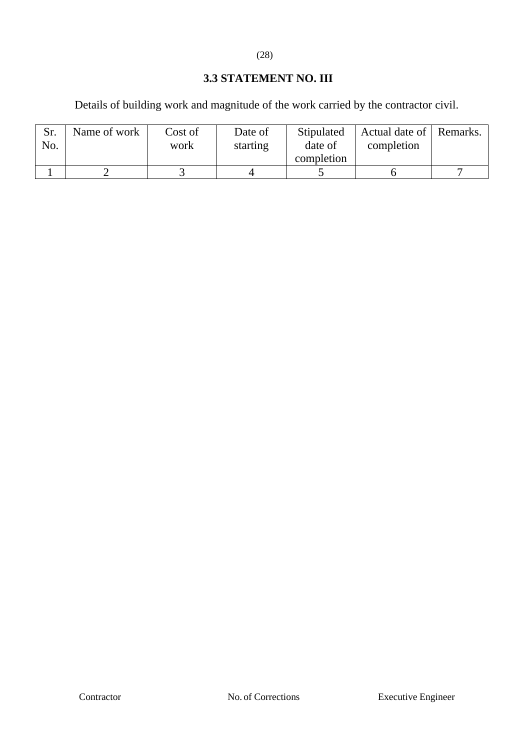## 3.3 STATEMENT NO. III

Details of building work and magnitude of the work carried by the contractor civil.

| Sr. No. | Name of work | Cost of work | Date of starting | Stipulated date of completion | Actual date of completion | Remarks. |
|---|---|---|---|---|---|---|
| 1 | 2 | 3 | 4 | 5 | 6 | 7 |

Contractor　　　　No. of Corrections　　　　Executive Engineer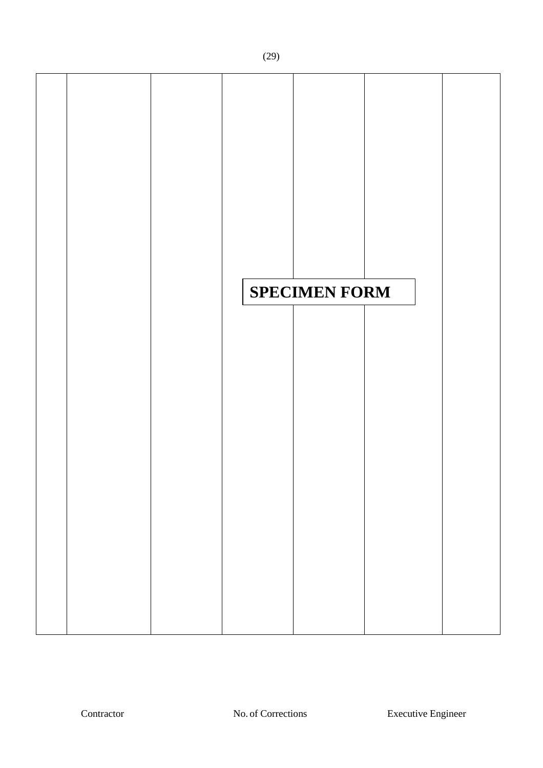| | | | | | | |
|---|---|---|---|---|---|---|
| | | | | | | |

**SPECIMEN FORM**

Contractor    No. of Corrections    Executive Engineer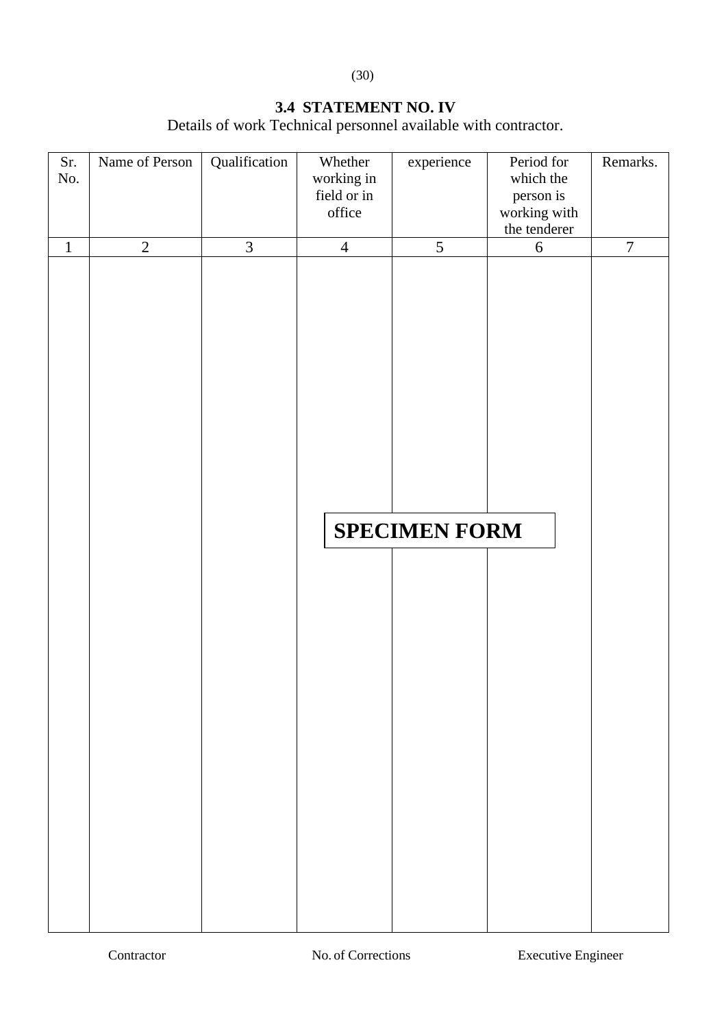## 3.4 STATEMENT NO. IV

Details of work Technical personnel available with contractor.

| Sr. No. | Name of Person | Qualification | Whether working in field or in office | experience | Period for which the person is working with the tenderer | Remarks. |
|---|---|---|---|---|---|---|
| 1 | 2 | 3 | 4 | 5 | 6 | 7 |
| | | | | | | |

**SPECIMEN FORM**

Contractor　　　　No. of Corrections　　　　Executive Engineer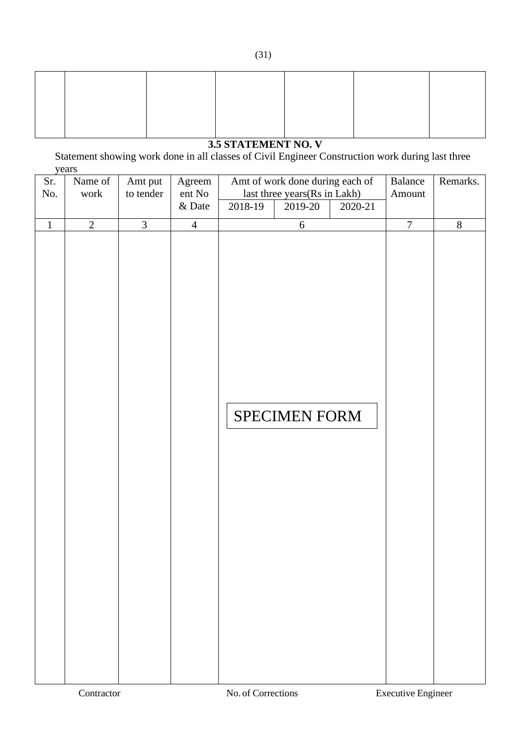| | | | | | | |
|---|---|---|---|---|---|---|
| | | | | | | |

**3.5 STATEMENT NO. V**

Statement showing work done in all classes of Civil Engineer Construction work during last three years

| Sr. No. | Name of work | Amt put to tender | Agreement No & Date | Amt of work done during each of last three years(Rs in Lakh) | | | Balance Amount | Remarks. |
|---|---|---|---|---|---|---|---|---|
| | | | | 2018-19 | 2019-20 | 2020-21 | | |
| 1 | 2 | 3 | 4 | 6 | | | 7 | 8 |
| | | | | | | | | |

SPECIMEN FORM

Contractor | No. of Corrections | Executive Engineer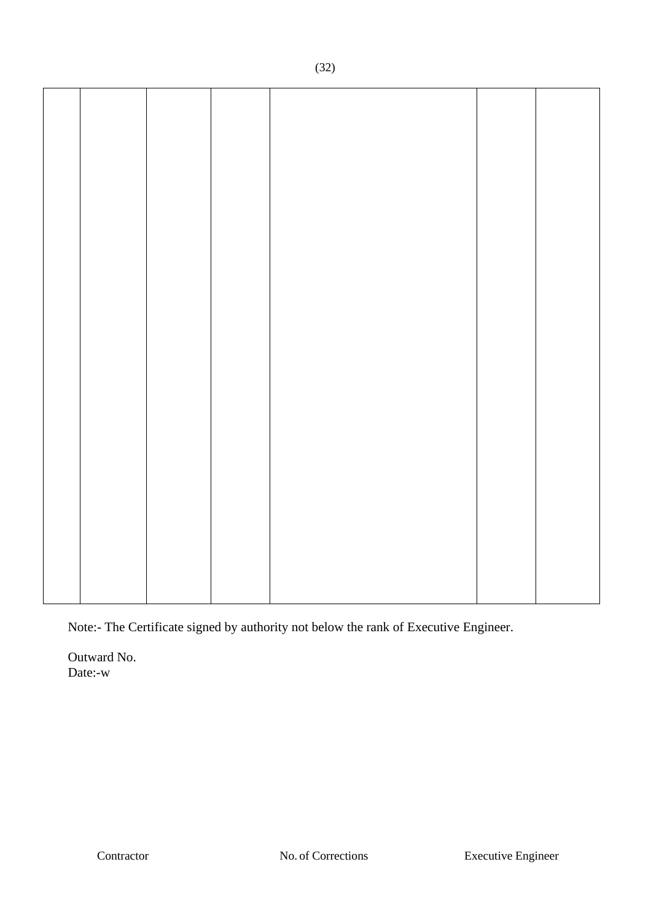|  |  |  |  |  |  |  |
|---|---|---|---|---|---|---|
|  |  |  |  |  |  |  |

Note:- The Certificate signed by authority not below the rank of Executive Engineer.

Outward No.
Date:-w

Contractor No. of Corrections Executive Engineer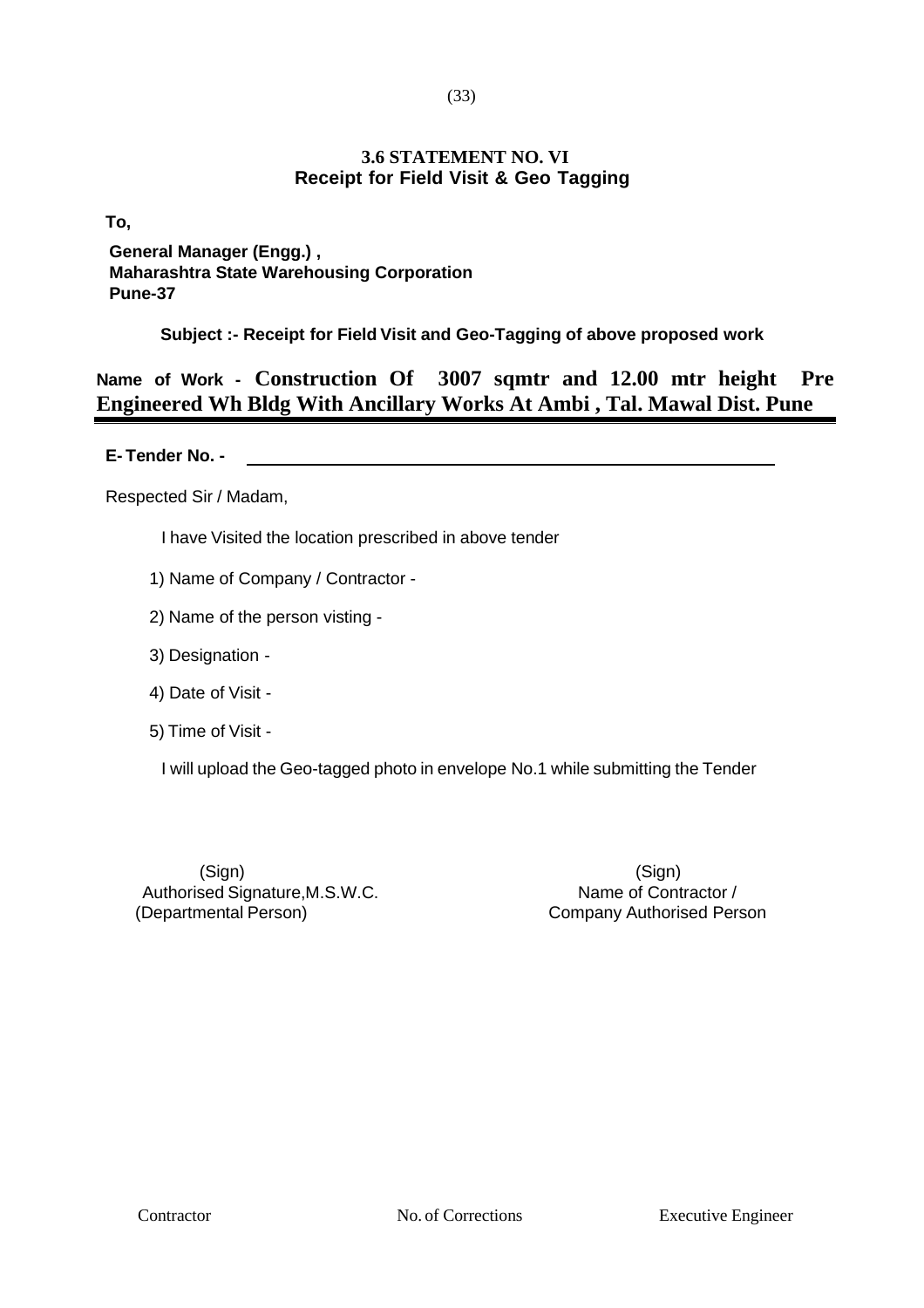## 3.6 STATEMENT NO. VI
## Receipt for Field Visit & Geo Tagging

**To,**

**General Manager (Engg.) ,**
**Maharashtra State Warehousing Corporation**
**Pune-37**

**Subject :- Receipt for Field Visit and Geo-Tagging of above proposed work**

**Name of Work - Construction Of 3007 sqmtr and 12.00 mtr height Pre Engineered Wh Bldg With Ancillary Works At Ambi , Tal. Mawal Dist. Pune**

---

**E- Tender No. -** ______________________________

Respected Sir / Madam,

I have Visited the location prescribed in above tender

1) Name of Company / Contractor -

2) Name of the person visting -

3) Designation -

4) Date of Visit -

5) Time of Visit -

I will upload the Geo-tagged photo in envelope No.1 while submitting the Tender

(Sign)
Authorised Signature,M.S.W.C.
(Departmental Person)

(Sign)
Name of Contractor /
Company Authorised Person

Contractor | No. of Corrections | Executive Engineer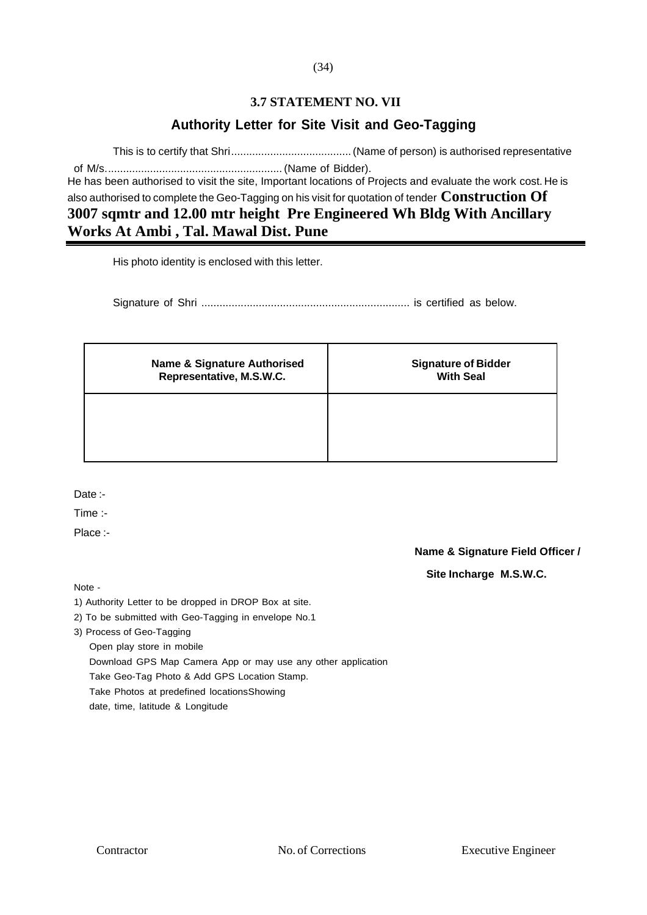## 3.7 STATEMENT NO. VII

### Authority Letter for Site Visit and Geo-Tagging

This is to certify that Shri........................................ (Name of person) is authorised representative of M/s........................................................... (Name of Bidder).
He has been authorised to visit the site, Important locations of Projects and evaluate the work cost. He is also authorised to complete the Geo-Tagging on his visit for quotation of tender **Construction Of 3007 sqmtr and 12.00 mtr height Pre Engineered Wh Bldg With Ancillary Works At Ambi , Tal. Mawal Dist. Pune**

---

His photo identity is enclosed with this letter.

Signature of Shri ..................................................................... is certified as below.

| Name & Signature Authorised Representative, M.S.W.C. | Signature of Bidder With Seal |
|---|---|
| | |

Date :-

Time :-

Place :-

**Name & Signature Field Officer /**

**Site Incharge M.S.W.C.**

Note -

1) Authority Letter to be dropped in DROP Box at site.
2) To be submitted with Geo-Tagging in envelope No.1
3) Process of Geo-Tagging
   Open play store in mobile
   Download GPS Map Camera App or may use any other application
   Take Geo-Tag Photo & Add GPS Location Stamp.
   Take Photos at predefined locationsShowing
   date, time, latitude & Longitude

Contractor No. of Corrections Executive Engineer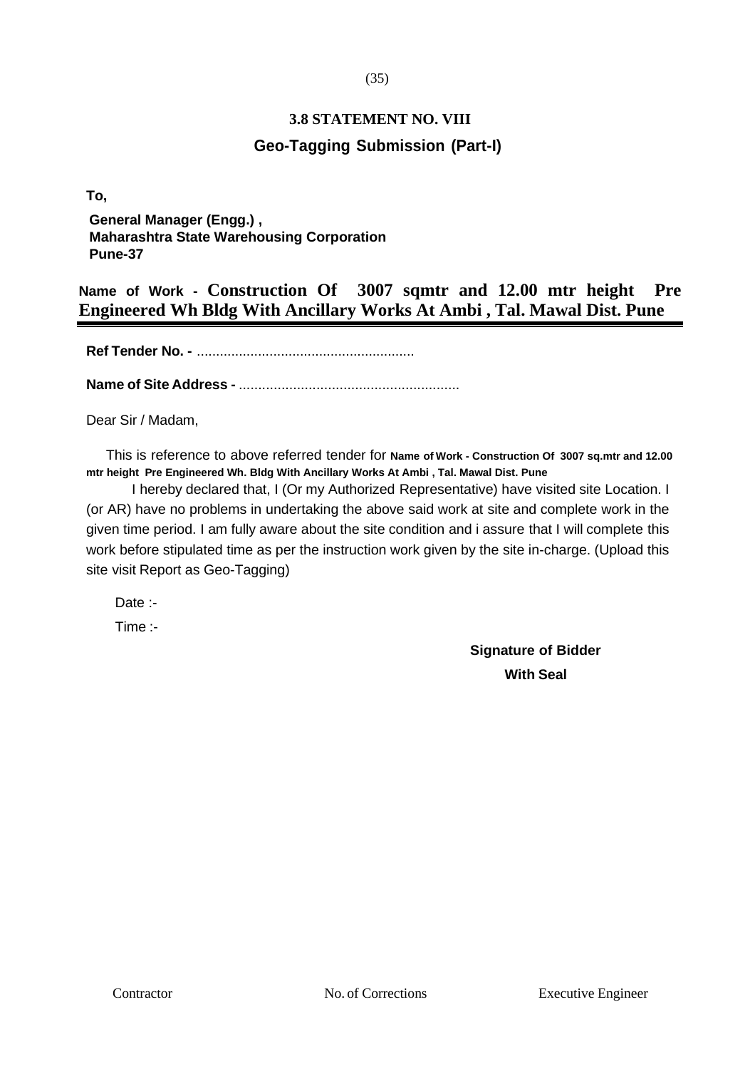### 3.8 STATEMENT NO. VIII

### Geo-Tagging Submission (Part-I)

**To,**

**General Manager (Engg.) ,**
**Maharashtra State Warehousing Corporation**
**Pune-37**

**Name of Work - Construction Of 3007 sqmtr and 12.00 mtr height Pre Engineered Wh Bldg With Ancillary Works At Ambi , Tal. Mawal Dist. Pune**

---

**Ref Tender No. -** .........................................................

**Name of Site Address -** .........................................................

Dear Sir / Madam,

This is reference to above referred tender for **Name of Work - Construction Of 3007 sq.mtr and 12.00 mtr height Pre Engineered Wh. Bldg With Ancillary Works At Ambi , Tal. Mawal Dist. Pune**

I hereby declared that, I (Or my Authorized Representative) have visited site Location. I (or AR) have no problems in undertaking the above said work at site and complete work in the given time period. I am fully aware about the site condition and i assure that I will complete this work before stipulated time as per the instruction work given by the site in-charge. (Upload this site visit Report as Geo-Tagging)

Date :-

Time :-

**Signature of Bidder**
**With Seal**

Contractor　　　　No. of Corrections　　　　Executive Engineer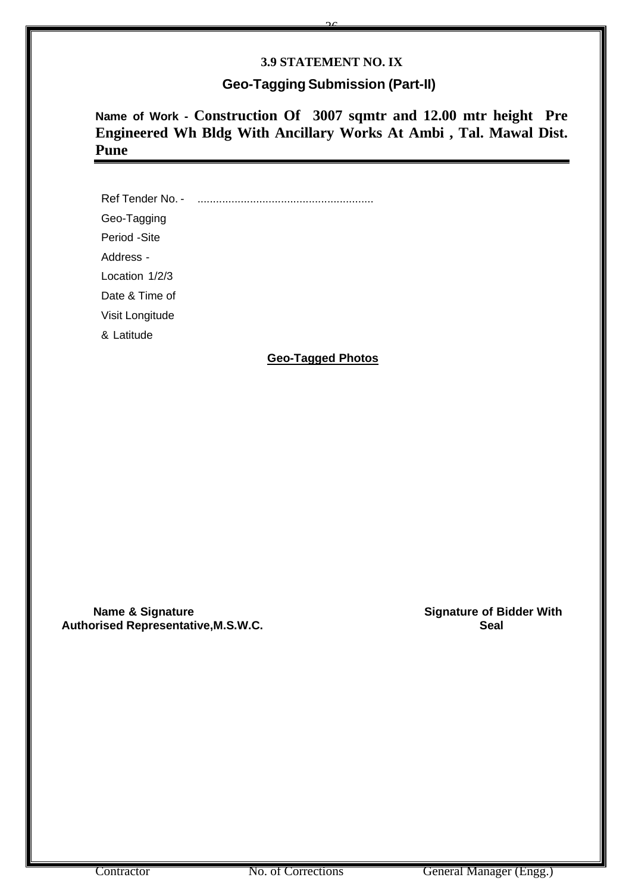### 3.9 STATEMENT NO. IX

### Geo-Tagging Submission (Part-II)

**Name of Work - Construction Of 3007 sqmtr and 12.00 mtr height Pre Engineered Wh Bldg With Ancillary Works At Ambi , Tal. Mawal Dist. Pune**

Ref Tender No. - ........................................................

Geo-Tagging

Period -Site

Address -

Location 1/2/3

Date & Time of

Visit Longitude

& Latitude

**Geo-Tagged Photos**

**Name & Signature**
**Authorised Representative,M.S.W.C.**

**Signature of Bidder With Seal**

Contractor | No. of Corrections | General Manager (Engg.)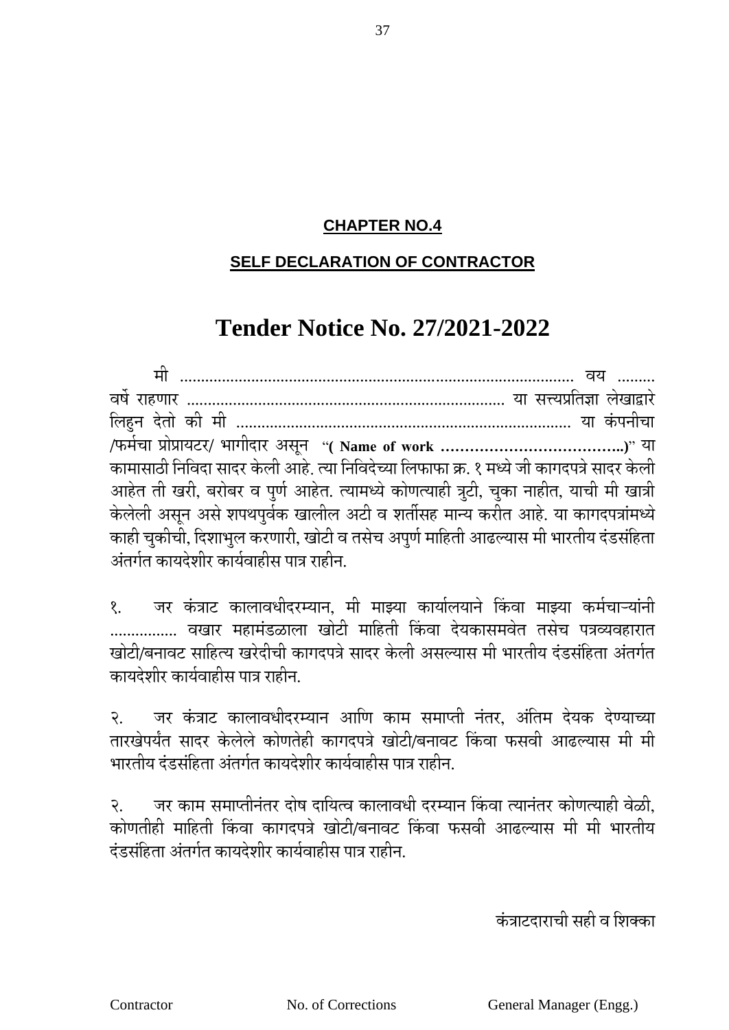## CHAPTER NO.4

## SELF DECLARATION OF CONTRACTOR

# Tender Notice No. 27/2021-2022

मी ............................................................................................. वय ......... वर्षे राहणार ........................................................................... या सत्यप्रतिज्ञा लेखाद्वारे लिहुन देतो की मी ............................................................................... या कंपनीचा /फर्मचा प्रोप्रायटर/ भागीदार असून **"( Name of work ………………………………..)"** या कामासाठी निविदा सादर केली आहे. त्या निविदेच्या लिफाफा क्र. १ मध्ये जी कागदपत्रे सादर केली आहेत ती खरी, बरोबर व पुर्ण आहेत. त्यामध्ये कोणत्याही त्रुटी, चुका नाहीत, याची मी खात्री केलेली असून असे शपथपुर्वक खालील अटी व शर्तीसह मान्य करीत आहे. या कागदपत्रांमध्ये काही चुकीची, दिशाभुल करणारी, खोटी व तसेच अपुर्ण माहिती आढल्यास मी भारतीय दंडसंहिता अंतर्गत कायदेशीर कार्यवाहीस पात्र राहीन.

१. जर कंत्राट कालावधीदरम्यान, मी माझ्या कार्यालयाने किंवा माझ्या कर्मचाऱ्यांनी ................ वखार महामंडळाला खोटी माहिती किंवा देयकासमवेत तसेच पत्रव्यवहारात खोटी/बनावट साहित्य खरेदीची कागदपत्रे सादर केली असल्यास मी भारतीय दंडसंहिता अंतर्गत कायदेशीर कार्यवाहीस पात्र राहीन.

२. जर कंत्राट कालावधीदरम्यान आणि काम समाप्ती नंतर, अंतिम देयक देण्याच्या तारखेपर्यंत सादर केलेले कोणतेही कागदपत्रे खोटी/बनावट किंवा फसवी आढल्यास मी मी भारतीय दंडसंहिता अंतर्गत कायदेशीर कार्यवाहीस पात्र राहीन.

२. जर काम समाप्तीनंतर दोष दायित्व कालावधी दरम्यान किंवा त्यानंतर कोणत्याही वेळी, कोणतीही माहिती किंवा कागदपत्रे खोटी/बनावट किंवा फसवी आढल्यास मी मी भारतीय दंडसंहिता अंतर्गत कायदेशीर कार्यवाहीस पात्र राहीन.

कंत्राटदाराची सही व शिक्का

Contractor | No. of Corrections | General Manager (Engg.)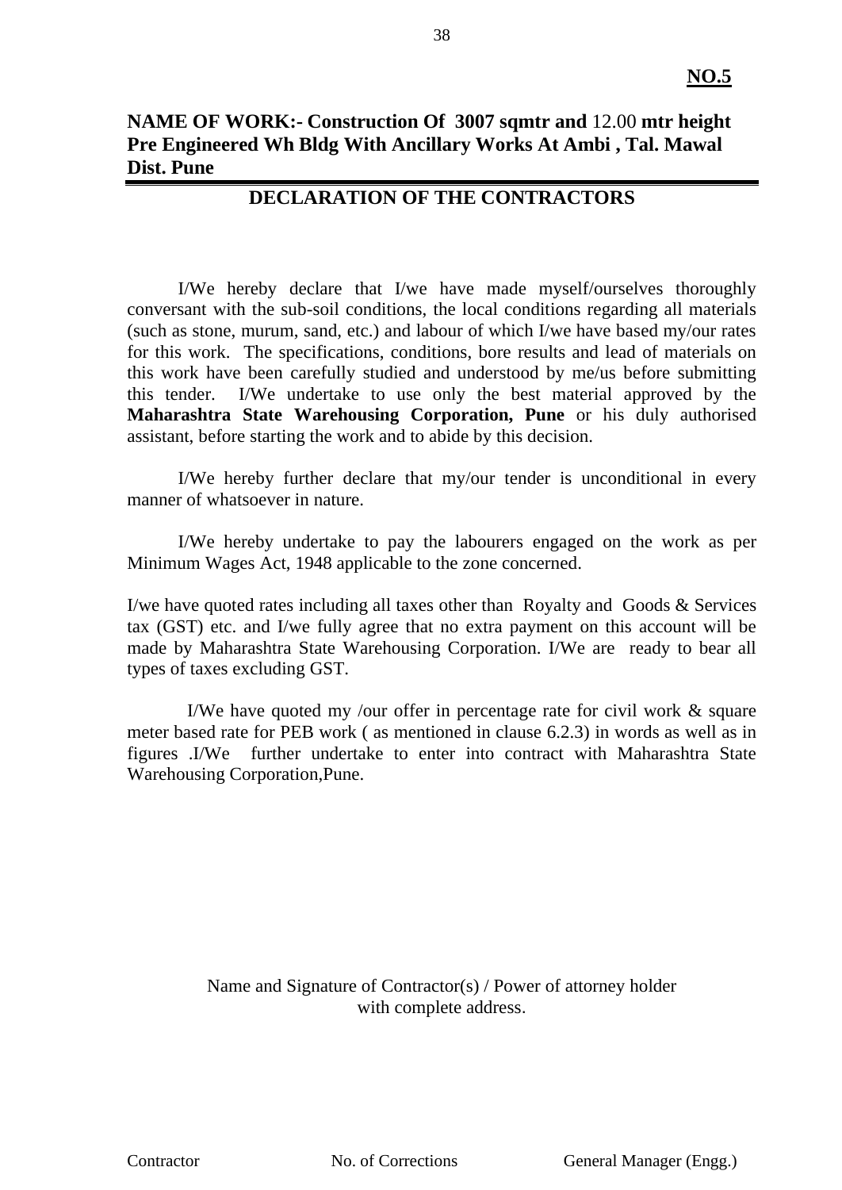**NO.5**

**NAME OF WORK:- Construction Of 3007 sqmtr and 12.00 mtr height Pre Engineered Wh Bldg With Ancillary Works At Ambi , Tal. Mawal Dist. Pune**

## DECLARATION OF THE CONTRACTORS

I/We hereby declare that I/we have made myself/ourselves thoroughly conversant with the sub-soil conditions, the local conditions regarding all materials (such as stone, murum, sand, etc.) and labour of which I/we have based my/our rates for this work. The specifications, conditions, bore results and lead of materials on this work have been carefully studied and understood by me/us before submitting this tender. I/We undertake to use only the best material approved by the **Maharashtra State Warehousing Corporation, Pune** or his duly authorised assistant, before starting the work and to abide by this decision.

I/We hereby further declare that my/our tender is unconditional in every manner of whatsoever in nature.

I/We hereby undertake to pay the labourers engaged on the work as per Minimum Wages Act, 1948 applicable to the zone concerned.

I/we have quoted rates including all taxes other than Royalty and Goods & Services tax (GST) etc. and I/we fully agree that no extra payment on this account will be made by Maharashtra State Warehousing Corporation. I/We are ready to bear all types of taxes excluding GST.

I/We have quoted my /our offer in percentage rate for civil work & square meter based rate for PEB work ( as mentioned in clause 6.2.3) in words as well as in figures .I/We further undertake to enter into contract with Maharashtra State Warehousing Corporation,Pune.

Name and Signature of Contractor(s) / Power of attorney holder
with complete address.

Contractor | No. of Corrections | General Manager (Engg.)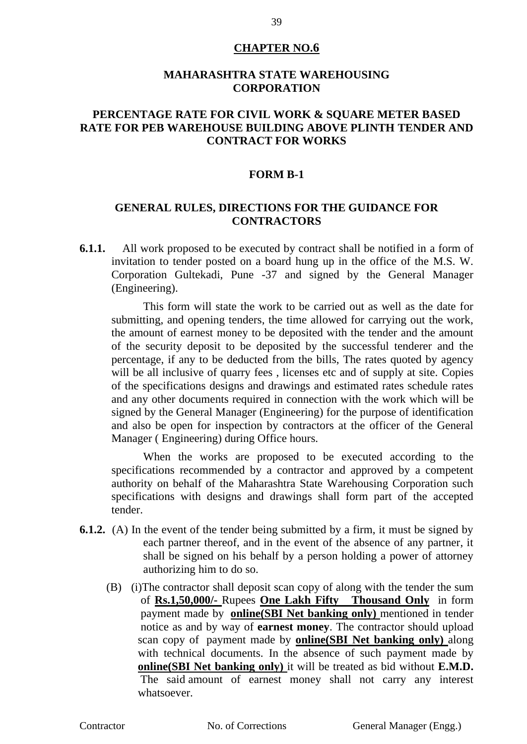# CHAPTER NO.6

## MAHARASHTRA STATE WAREHOUSING CORPORATION

## PERCENTAGE RATE FOR CIVIL WORK & SQUARE METER BASED RATE FOR PEB WAREHOUSE BUILDING ABOVE PLINTH TENDER AND CONTRACT FOR WORKS

### FORM B-1

### GENERAL RULES, DIRECTIONS FOR THE GUIDANCE FOR CONTRACTORS

**6.1.1.** All work proposed to be executed by contract shall be notified in a form of invitation to tender posted on a board hung up in the office of the M.S. W. Corporation Gultekadi, Pune -37 and signed by the General Manager (Engineering).

This form will state the work to be carried out as well as the date for submitting, and opening tenders, the time allowed for carrying out the work, the amount of earnest money to be deposited with the tender and the amount of the security deposit to be deposited by the successful tenderer and the percentage, if any to be deducted from the bills, The rates quoted by agency will be all inclusive of quarry fees , licenses etc and of supply at site. Copies of the specifications designs and drawings and estimated rates schedule rates and any other documents required in connection with the work which will be signed by the General Manager (Engineering) for the purpose of identification and also be open for inspection by contractors at the officer of the General Manager ( Engineering) during Office hours.

When the works are proposed to be executed according to the specifications recommended by a contractor and approved by a competent authority on behalf of the Maharashtra State Warehousing Corporation such specifications with designs and drawings shall form part of the accepted tender.

**6.1.2.** (A) In the event of the tender being submitted by a firm, it must be signed by each partner thereof, and in the event of the absence of any partner, it shall be signed on his behalf by a person holding a power of attorney authorizing him to do so.

(B) (i)The contractor shall deposit scan copy of along with the tender the sum of **Rs.1,50,000/-** Rupees **One Lakh Fifty Thousand Only** in form payment made by **online(SBI Net banking only)** mentioned in tender notice as and by way of **earnest money**. The contractor should upload scan copy of payment made by **online(SBI Net banking only)** along with technical documents. In the absence of such payment made by **online(SBI Net banking only)** it will be treated as bid without **E.M.D.** The said amount of earnest money shall not carry any interest whatsoever.

Contractor    No. of Corrections    General Manager (Engg.)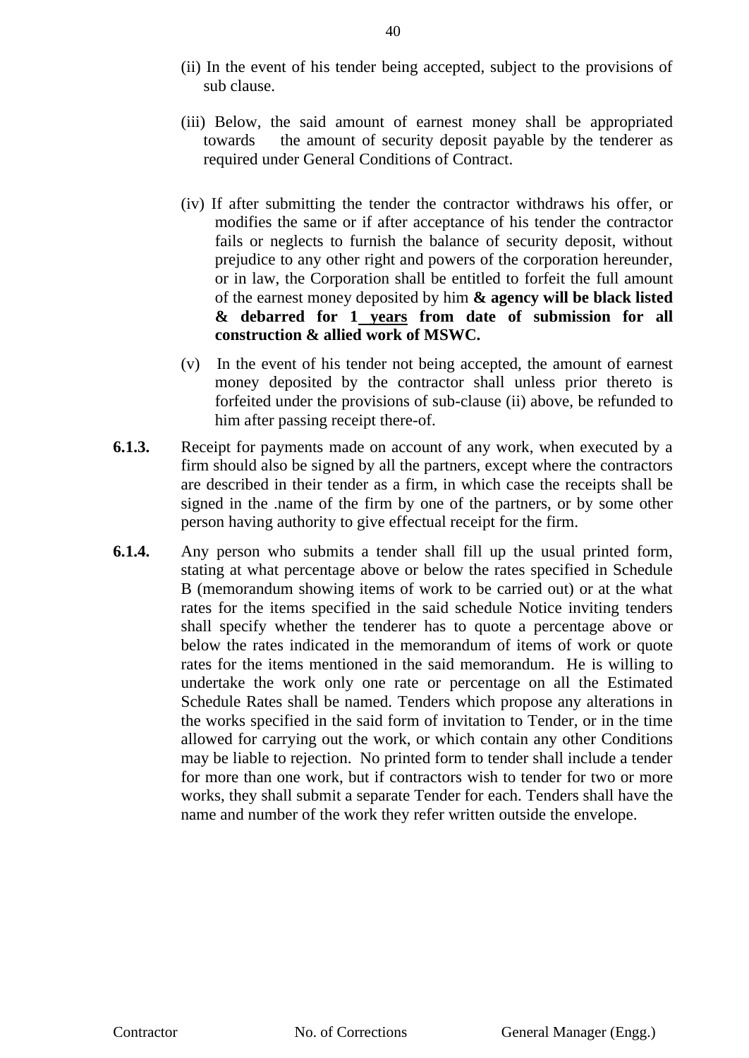(ii) In the event of his tender being accepted, subject to the provisions of sub clause.

(iii) Below, the said amount of earnest money shall be appropriated towards the amount of security deposit payable by the tenderer as required under General Conditions of Contract.

(iv) If after submitting the tender the contractor withdraws his offer, or modifies the same or if after acceptance of his tender the contractor fails or neglects to furnish the balance of security deposit, without prejudice to any other right and powers of the corporation hereunder, or in law, the Corporation shall be entitled to forfeit the full amount of the earnest money deposited by him **& agency will be black listed & debarred for 1 years from date of submission for all construction & allied work of MSWC.**

(v) In the event of his tender not being accepted, the amount of earnest money deposited by the contractor shall unless prior thereto is forfeited under the provisions of sub-clause (ii) above, be refunded to him after passing receipt there-of.

**6.1.3.** Receipt for payments made on account of any work, when executed by a firm should also be signed by all the partners, except where the contractors are described in their tender as a firm, in which case the receipts shall be signed in the .name of the firm by one of the partners, or by some other person having authority to give effectual receipt for the firm.

**6.1.4.** Any person who submits a tender shall fill up the usual printed form, stating at what percentage above or below the rates specified in Schedule B (memorandum showing items of work to be carried out) or at the what rates for the items specified in the said schedule Notice inviting tenders shall specify whether the tenderer has to quote a percentage above or below the rates indicated in the memorandum of items of work or quote rates for the items mentioned in the said memorandum. He is willing to undertake the work only one rate or percentage on all the Estimated Schedule Rates shall be named. Tenders which propose any alterations in the works specified in the said form of invitation to Tender, or in the time allowed for carrying out the work, or which contain any other Conditions may be liable to rejection. No printed form to tender shall include a tender for more than one work, but if contractors wish to tender for two or more works, they shall submit a separate Tender for each. Tenders shall have the name and number of the work they refer written outside the envelope.

Contractor No. of Corrections General Manager (Engg.)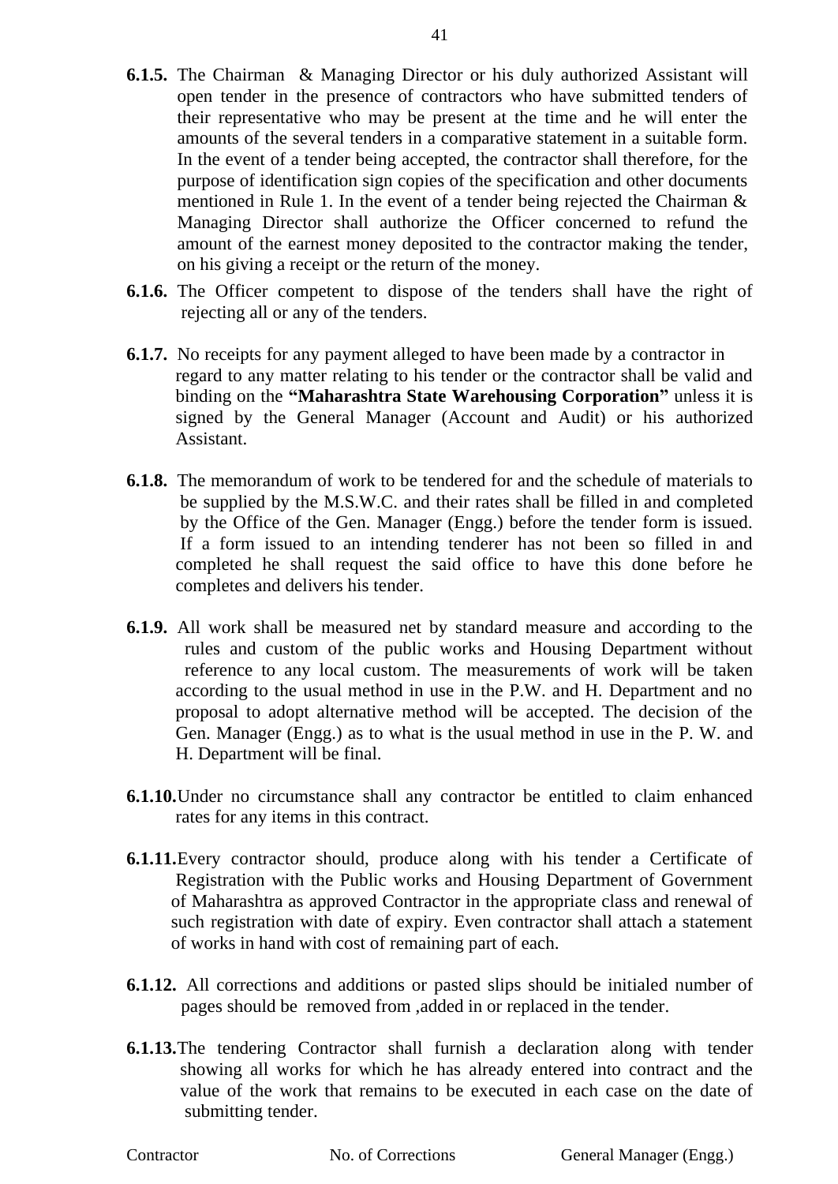**6.1.5.** The Chairman & Managing Director or his duly authorized Assistant will open tender in the presence of contractors who have submitted tenders of their representative who may be present at the time and he will enter the amounts of the several tenders in a comparative statement in a suitable form. In the event of a tender being accepted, the contractor shall therefore, for the purpose of identification sign copies of the specification and other documents mentioned in Rule 1. In the event of a tender being rejected the Chairman & Managing Director shall authorize the Officer concerned to refund the amount of the earnest money deposited to the contractor making the tender, on his giving a receipt or the return of the money.

**6.1.6.** The Officer competent to dispose of the tenders shall have the right of rejecting all or any of the tenders.

**6.1.7.** No receipts for any payment alleged to have been made by a contractor in regard to any matter relating to his tender or the contractor shall be valid and binding on the **"Maharashtra State Warehousing Corporation"** unless it is signed by the General Manager (Account and Audit) or his authorized Assistant.

**6.1.8.** The memorandum of work to be tendered for and the schedule of materials to be supplied by the M.S.W.C. and their rates shall be filled in and completed by the Office of the Gen. Manager (Engg.) before the tender form is issued. If a form issued to an intending tenderer has not been so filled in and completed he shall request the said office to have this done before he completes and delivers his tender.

**6.1.9.** All work shall be measured net by standard measure and according to the rules and custom of the public works and Housing Department without reference to any local custom. The measurements of work will be taken according to the usual method in use in the P.W. and H. Department and no proposal to adopt alternative method will be accepted. The decision of the Gen. Manager (Engg.) as to what is the usual method in use in the P. W. and H. Department will be final.

**6.1.10.** Under no circumstance shall any contractor be entitled to claim enhanced rates for any items in this contract.

**6.1.11.** Every contractor should, produce along with his tender a Certificate of Registration with the Public works and Housing Department of Government of Maharashtra as approved Contractor in the appropriate class and renewal of such registration with date of expiry. Even contractor shall attach a statement of works in hand with cost of remaining part of each.

**6.1.12.** All corrections and additions or pasted slips should be initialed number of pages should be removed from ,added in or replaced in the tender.

**6.1.13.** The tendering Contractor shall furnish a declaration along with tender showing all works for which he has already entered into contract and the value of the work that remains to be executed in each case on the date of submitting tender.

Contractor No. of Corrections General Manager (Engg.)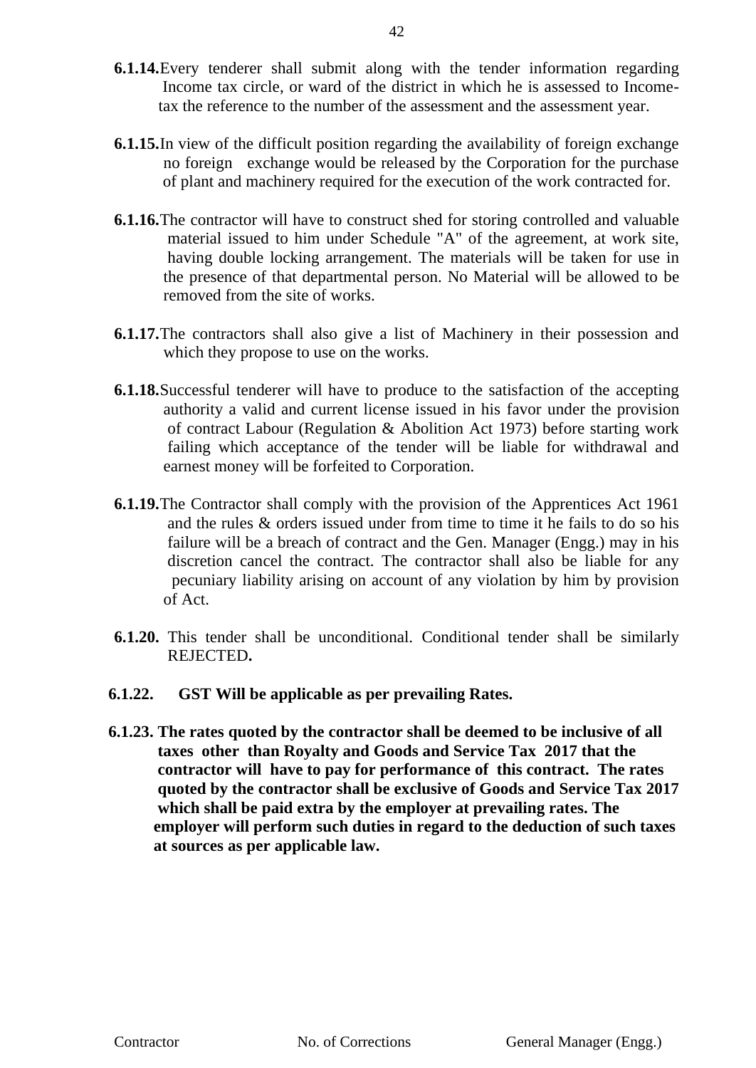**6.1.14.** Every tenderer shall submit along with the tender information regarding Income tax circle, or ward of the district in which he is assessed to Income-tax the reference to the number of the assessment and the assessment year.

**6.1.15.** In view of the difficult position regarding the availability of foreign exchange no foreign exchange would be released by the Corporation for the purchase of plant and machinery required for the execution of the work contracted for.

**6.1.16.** The contractor will have to construct shed for storing controlled and valuable material issued to him under Schedule "A" of the agreement, at work site, having double locking arrangement. The materials will be taken for use in the presence of that departmental person. No Material will be allowed to be removed from the site of works.

**6.1.17.** The contractors shall also give a list of Machinery in their possession and which they propose to use on the works.

**6.1.18.** Successful tenderer will have to produce to the satisfaction of the accepting authority a valid and current license issued in his favor under the provision of contract Labour (Regulation & Abolition Act 1973) before starting work failing which acceptance of the tender will be liable for withdrawal and earnest money will be forfeited to Corporation.

**6.1.19.** The Contractor shall comply with the provision of the Apprentices Act 1961 and the rules & orders issued under from time to time it he fails to do so his failure will be a breach of contract and the Gen. Manager (Engg.) may in his discretion cancel the contract. The contractor shall also be liable for any pecuniary liability arising on account of any violation by him by provision of Act.

**6.1.20.** This tender shall be unconditional. Conditional tender shall be similarly REJECTED**.**

**6.1.22. GST Will be applicable as per prevailing Rates.**

**6.1.23. The rates quoted by the contractor shall be deemed to be inclusive of all taxes other than Royalty and Goods and Service Tax 2017 that the contractor will have to pay for performance of this contract. The rates quoted by the contractor shall be exclusive of Goods and Service Tax 2017 which shall be paid extra by the employer at prevailing rates. The employer will perform such duties in regard to the deduction of such taxes at sources as per applicable law.**

Contractor No. of Corrections General Manager (Engg.)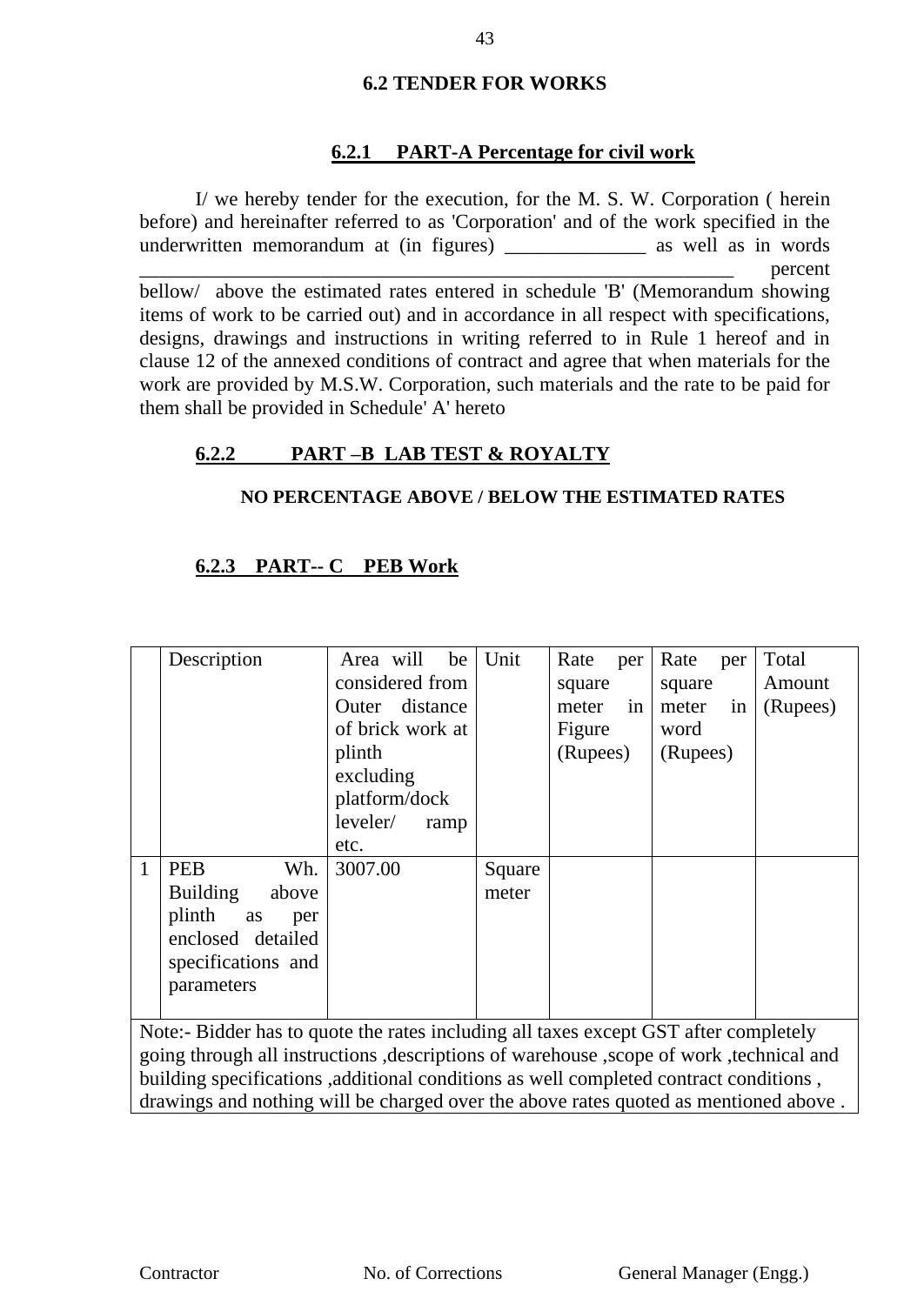## 6.2 TENDER FOR WORKS

### 6.2.1 PART-A Percentage for civil work

I/ we hereby tender for the execution, for the M. S. W. Corporation ( herein before) and hereinafter referred to as 'Corporation' and of the work specified in the underwritten memorandum at (in figures) ______________ as well as in words ____________________________________________________________ percent bellow/ above the estimated rates entered in schedule 'B' (Memorandum showing items of work to be carried out) and in accordance in all respect with specifications, designs, drawings and instructions in writing referred to in Rule 1 hereof and in clause 12 of the annexed conditions of contract and agree that when materials for the work are provided by M.S.W. Corporation, such materials and the rate to be paid for them shall be provided in Schedule' A' hereto

### 6.2.2 PART –B LAB TEST & ROYALTY

**NO PERCENTAGE ABOVE / BELOW THE ESTIMATED RATES**

### 6.2.3 PART-- C PEB Work

| | Description | Area will be considered from Outer distance of brick work at plinth excluding platform/dock leveler/ ramp etc. | Unit | Rate per square meter in Figure (Rupees) | Rate per square meter in word (Rupees) | Total Amount (Rupees) |
|---|---|---|---|---|---|---|
| 1 | PEB Wh. Building above plinth as per enclosed detailed specifications and parameters | 3007.00 | Square meter | | | |
| Note:- Bidder has to quote the rates including all taxes except GST after completely going through all instructions ,descriptions of warehouse ,scope of work ,technical and building specifications ,additional conditions as well completed contract conditions , drawings and nothing will be charged over the above rates quoted as mentioned above . | | | | | | |

Contractor No. of Corrections General Manager (Engg.)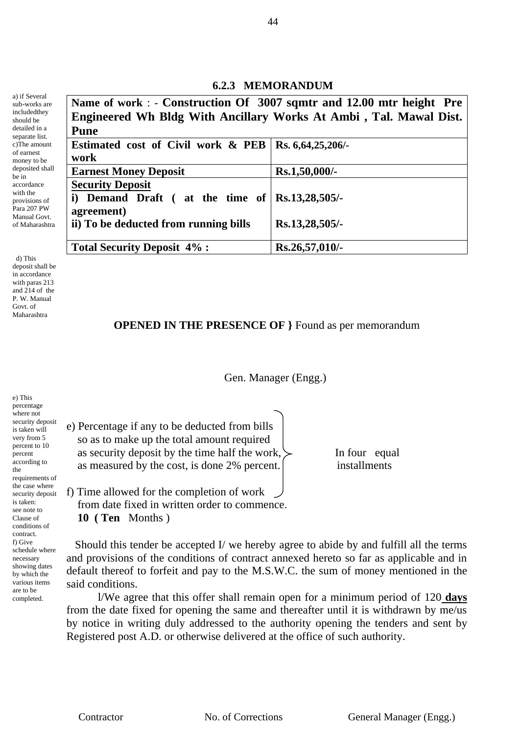### 6.2.3 MEMORANDUM

a) if Several sub-works are includedthey should be detailed in a separate list.
c)The amount of earnest money to be deposited shall be in accordance with the provisions of Para 207 PW Manual Govt. of Maharashtra

| **Name of work** : - **Construction Of 3007 sqmtr and 12.00 mtr height Pre Engineered Wh Bldg With Ancillary Works At Ambi , Tal. Mawal Dist. Pune** | |
|---|---|
| **Estimated cost of Civil work & PEB work** | **Rs. 6,64,25,206/-** |
| **Earnest Money Deposit** | **Rs.1,50,000/-** |
| **Security Deposit**<br>**i) Demand Draft ( at the time of agreement)**<br>**ii) To be deducted from running bills** | <br>**Rs.13,28,505/-**<br>**Rs.13,28,505/-** |
| **Total Security Deposit 4% :** | **Rs.26,57,010/-** |

d) This deposit shall be in accordance with paras 213 and 214 of the P. W. Manual Govt. of Maharashtra

**OPENED IN THE PRESENCE OF }** Found as per memorandum

Gen. Manager (Engg.)

e) This percentage where not security deposit is taken will very from 5 percent to 10 percent according to the requirements of the case where security deposit is taken: see note to Clause of conditions of contract.
f) Give schedule where necessary showing dates by which the various items are to be completed.

e) Percentage if any to be deducted from bills so as to make up the total amount required as security deposit by the time half the work, as measured by the cost, is done 2% percent. } In four equal installments

f) Time allowed for the completion of work from date fixed in written order to commence.
**10 ( Ten** Months )

Should this tender be accepted I/ we hereby agree to abide by and fulfill all the terms and provisions of the conditions of contract annexed hereto so far as applicable and in default thereof to forfeit and pay to the M.S.W.C. the sum of money mentioned in the said conditions.

l/We agree that this offer shall remain open for a minimum period of 120 **days** from the date fixed for opening the same and thereafter until it is withdrawn by me/us by notice in writing duly addressed to the authority opening the tenders and sent by Registered post A.D. or otherwise delivered at the office of such authority.

Contractor No. of Corrections General Manager (Engg.)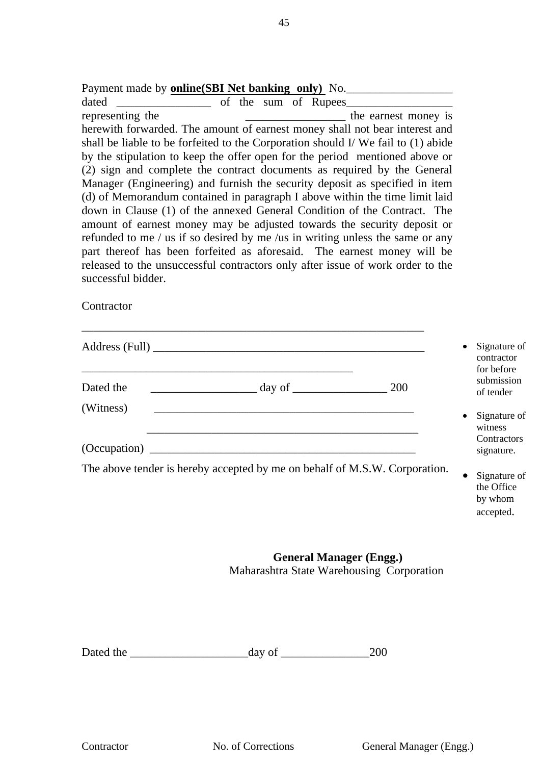Payment made by **online(SBI Net banking only)** No.__________________ dated ________________ of the sum of Rupees__________________ representing the _________________ the earnest money is herewith forwarded. The amount of earnest money shall not bear interest and shall be liable to be forfeited to the Corporation should I/ We fail to (1) abide by the stipulation to keep the offer open for the period mentioned above or (2) sign and complete the contract documents as required by the General Manager (Engineering) and furnish the security deposit as specified in item (d) of Memorandum contained in paragraph I above within the time limit laid down in Clause (1) of the annexed General Condition of the Contract. The amount of earnest money may be adjusted towards the security deposit or refunded to me / us if so desired by me /us in writing unless the same or any part thereof has been forfeited as aforesaid. The earnest money will be released to the unsuccessful contractors only after issue of work order to the successful bidder.

Contractor

____________________________________________________________

Address (Full) ________________________________________________

________________________________________________

Dated the __________________ day of ________________ 200

(Witness) ______________________________________________

______________________________________________

(Occupation) ______________________________________________

The above tender is hereby accepted by me on behalf of M.S.W. Corporation.

- Signature of contractor for before submission of tender
- Signature of witness Contractors signature.
- Signature of the Office by whom accepted.

**General Manager (Engg.)**
Maharashtra State Warehousing Corporation

Dated the ____________________day of _______________200

Contractor No. of Corrections General Manager (Engg.)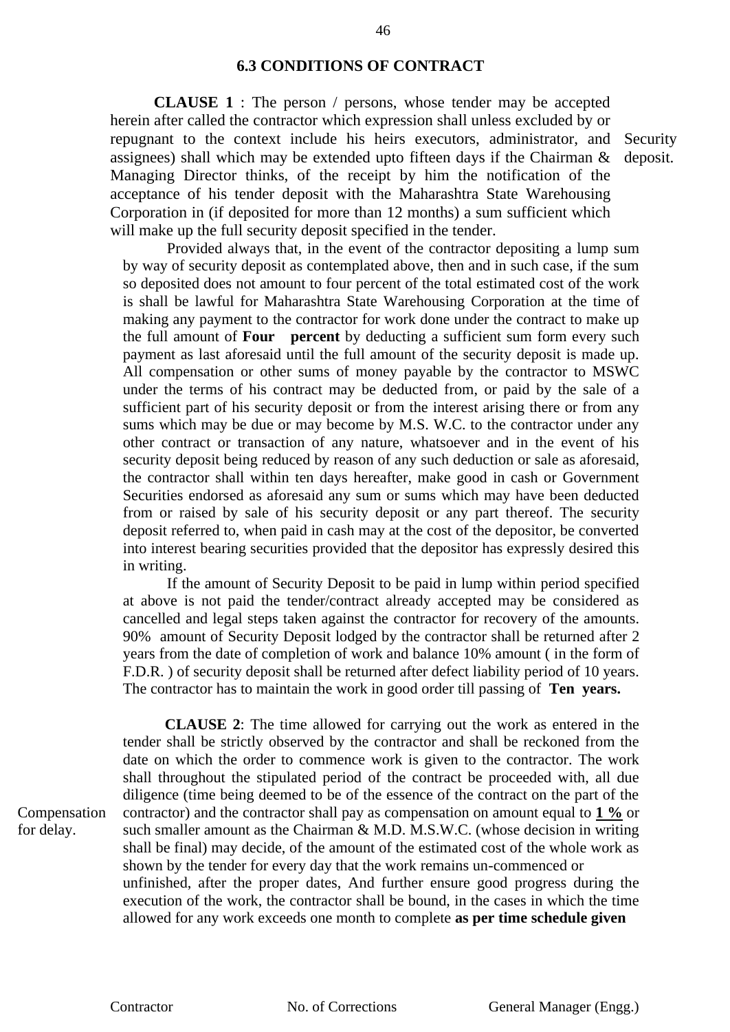## 6.3 CONDITIONS OF CONTRACT

**CLAUSE 1** : The person / persons, whose tender may be accepted herein after called the contractor which expression shall unless excluded by or repugnant to the context include his heirs executors, administrator, and assignees) shall which may be extended upto fifteen days if the Chairman & Managing Director thinks, of the receipt by him the notification of the acceptance of his tender deposit with the Maharashtra State Warehousing Corporation in (if deposited for more than 12 months) a sum sufficient which will make up the full security deposit specified in the tender.

Security deposit.

Provided always that, in the event of the contractor depositing a lump sum by way of security deposit as contemplated above, then and in such case, if the sum so deposited does not amount to four percent of the total estimated cost of the work is shall be lawful for Maharashtra State Warehousing Corporation at the time of making any payment to the contractor for work done under the contract to make up the full amount of **Four percent** by deducting a sufficient sum form every such payment as last aforesaid until the full amount of the security deposit is made up. All compensation or other sums of money payable by the contractor to MSWC under the terms of his contract may be deducted from, or paid by the sale of a sufficient part of his security deposit or from the interest arising there or from any sums which may be due or may become by M.S. W.C. to the contractor under any other contract or transaction of any nature, whatsoever and in the event of his security deposit being reduced by reason of any such deduction or sale as aforesaid, the contractor shall within ten days hereafter, make good in cash or Government Securities endorsed as aforesaid any sum or sums which may have been deducted from or raised by sale of his security deposit or any part thereof. The security deposit referred to, when paid in cash may at the cost of the depositor, be converted into interest bearing securities provided that the depositor has expressly desired this in writing.

If the amount of Security Deposit to be paid in lump within period specified at above is not paid the tender/contract already accepted may be considered as cancelled and legal steps taken against the contractor for recovery of the amounts. 90% amount of Security Deposit lodged by the contractor shall be returned after 2 years from the date of completion of work and balance 10% amount ( in the form of F.D.R. ) of security deposit shall be returned after defect liability period of 10 years. The contractor has to maintain the work in good order till passing of **Ten years.**

Compensation for delay.

**CLAUSE 2**: The time allowed for carrying out the work as entered in the tender shall be strictly observed by the contractor and shall be reckoned from the date on which the order to commence work is given to the contractor. The work shall throughout the stipulated period of the contract be proceeded with, all due diligence (time being deemed to be of the essence of the contract on the part of the contractor) and the contractor shall pay as compensation on amount equal to **1 %** or such smaller amount as the Chairman & M.D. M.S.W.C. (whose decision in writing shall be final) may decide, of the amount of the estimated cost of the whole work as shown by the tender for every day that the work remains un-commenced or unfinished, after the proper dates, And further ensure good progress during the execution of the work, the contractor shall be bound, in the cases in which the time allowed for any work exceeds one month to complete **as per time schedule given**

Contractor | No. of Corrections | General Manager (Engg.)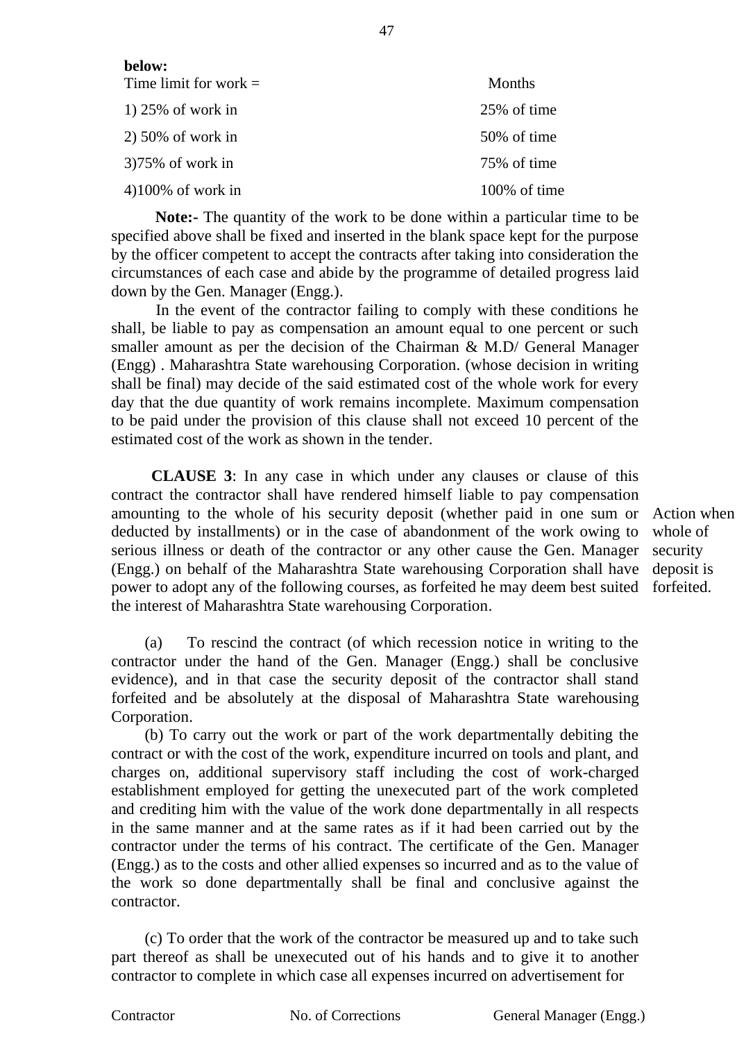**below:**

| Time limit for work = | Months |
|---|---|
| 1) 25% of work in | 25% of time |
| 2) 50% of work in | 50% of time |
| 3)75% of work in | 75% of time |
| 4)100% of work in | 100% of time |

**Note:-** The quantity of the work to be done within a particular time to be specified above shall be fixed and inserted in the blank space kept for the purpose by the officer competent to accept the contracts after taking into consideration the circumstances of each case and abide by the programme of detailed progress laid down by the Gen. Manager (Engg.).

In the event of the contractor failing to comply with these conditions he shall, be liable to pay as compensation an amount equal to one percent or such smaller amount as per the decision of the Chairman & M.D/ General Manager (Engg) . Maharashtra State warehousing Corporation. (whose decision in writing shall be final) may decide of the said estimated cost of the whole work for every day that the due quantity of work remains incomplete. Maximum compensation to be paid under the provision of this clause shall not exceed 10 percent of the estimated cost of the work as shown in the tender.

*Action when whole of security deposit is forfeited.*

**CLAUSE 3**: In any case in which under any clauses or clause of this contract the contractor shall have rendered himself liable to pay compensation amounting to the whole of his security deposit (whether paid in one sum or deducted by installments) or in the case of abandonment of the work owing to serious illness or death of the contractor or any other cause the Gen. Manager (Engg.) on behalf of the Maharashtra State warehousing Corporation shall have power to adopt any of the following courses, as forfeited he may deem best suited the interest of Maharashtra State warehousing Corporation.

(a) To rescind the contract (of which recession notice in writing to the contractor under the hand of the Gen. Manager (Engg.) shall be conclusive evidence), and in that case the security deposit of the contractor shall stand forfeited and be absolutely at the disposal of Maharashtra State warehousing Corporation.

(b) To carry out the work or part of the work departmentally debiting the contract or with the cost of the work, expenditure incurred on tools and plant, and charges on, additional supervisory staff including the cost of work-charged establishment employed for getting the unexecuted part of the work completed and crediting him with the value of the work done departmentally in all respects in the same manner and at the same rates as if it had been carried out by the contractor under the terms of his contract. The certificate of the Gen. Manager (Engg.) as to the costs and other allied expenses so incurred and as to the value of the work so done departmentally shall be final and conclusive against the contractor.

(c) To order that the work of the contractor be measured up and to take such part thereof as shall be unexecuted out of his hands and to give it to another contractor to complete in which case all expenses incurred on advertisement for

Contractor    No. of Corrections    General Manager (Engg.)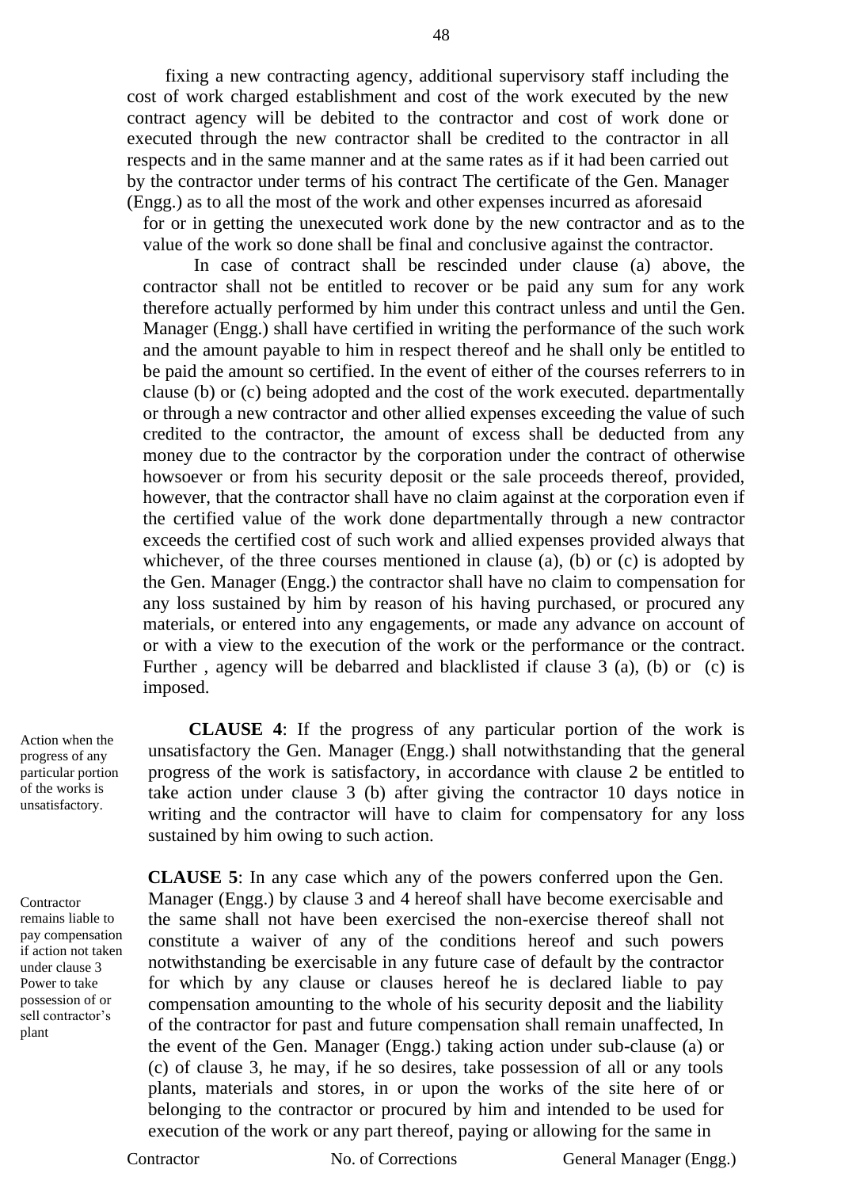fixing a new contracting agency, additional supervisory staff including the cost of work charged establishment and cost of the work executed by the new contract agency will be debited to the contractor and cost of work done or executed through the new contractor shall be credited to the contractor in all respects and in the same manner and at the same rates as if it had been carried out by the contractor under terms of his contract The certificate of the Gen. Manager (Engg.) as to all the most of the work and other expenses incurred as aforesaid for or in getting the unexecuted work done by the new contractor and as to the value of the work so done shall be final and conclusive against the contractor.

In case of contract shall be rescinded under clause (a) above, the contractor shall not be entitled to recover or be paid any sum for any work therefore actually performed by him under this contract unless and until the Gen. Manager (Engg.) shall have certified in writing the performance of the such work and the amount payable to him in respect thereof and he shall only be entitled to be paid the amount so certified. In the event of either of the courses referrers to in clause (b) or (c) being adopted and the cost of the work executed. departmentally or through a new contractor and other allied expenses exceeding the value of such credited to the contractor, the amount of excess shall be deducted from any money due to the contractor by the corporation under the contract of otherwise howsoever or from his security deposit or the sale proceeds thereof, provided, however, that the contractor shall have no claim against at the corporation even if the certified value of the work done departmentally through a new contractor exceeds the certified cost of such work and allied expenses provided always that whichever, of the three courses mentioned in clause (a), (b) or (c) is adopted by the Gen. Manager (Engg.) the contractor shall have no claim to compensation for any loss sustained by him by reason of his having purchased, or procured any materials, or entered into any engagements, or made any advance on account of or with a view to the execution of the work or the performance or the contract. Further , agency will be debarred and blacklisted if clause 3 (a), (b) or (c) is imposed.

*Action when the progress of any particular portion of the works is unsatisfactory.*

**CLAUSE 4**: If the progress of any particular portion of the work is unsatisfactory the Gen. Manager (Engg.) shall notwithstanding that the general progress of the work is satisfactory, in accordance with clause 2 be entitled to take action under clause 3 (b) after giving the contractor 10 days notice in writing and the contractor will have to claim for compensatory for any loss sustained by him owing to such action.

*Contractor remains liable to pay compensation if action not taken under clause 3 Power to take possession of or sell contractor's plant*

**CLAUSE 5**: In any case which any of the powers conferred upon the Gen. Manager (Engg.) by clause 3 and 4 hereof shall have become exercisable and the same shall not have been exercised the non-exercise thereof shall not constitute a waiver of any of the conditions hereof and such powers notwithstanding be exercisable in any future case of default by the contractor for which by any clause or clauses hereof he is declared liable to pay compensation amounting to the whole of his security deposit and the liability of the contractor for past and future compensation shall remain unaffected, In the event of the Gen. Manager (Engg.) taking action under sub-clause (a) or (c) of clause 3, he may, if he so desires, take possession of all or any tools plants, materials and stores, in or upon the works of the site here of or belonging to the contractor or procured by him and intended to be used for execution of the work or any part thereof, paying or allowing for the same in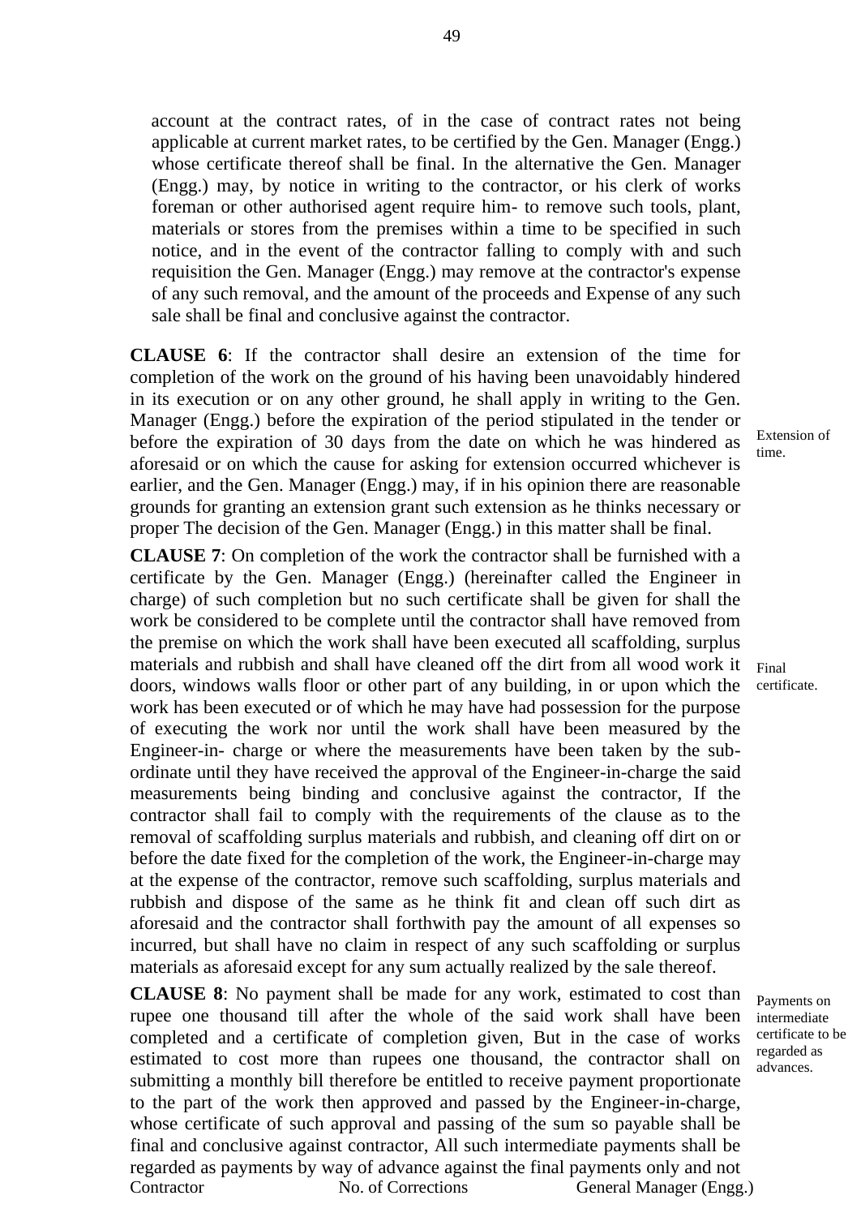account at the contract rates, of in the case of contract rates not being applicable at current market rates, to be certified by the Gen. Manager (Engg.) whose certificate thereof shall be final. In the alternative the Gen. Manager (Engg.) may, by notice in writing to the contractor, or his clerk of works foreman or other authorised agent require him- to remove such tools, plant, materials or stores from the premises within a time to be specified in such notice, and in the event of the contractor falling to comply with and such requisition the Gen. Manager (Engg.) may remove at the contractor's expense of any such removal, and the amount of the proceeds and Expense of any such sale shall be final and conclusive against the contractor.

**CLAUSE 6**: If the contractor shall desire an extension of the time for completion of the work on the ground of his having been unavoidably hindered in its execution or on any other ground, he shall apply in writing to the Gen. Manager (Engg.) before the expiration of the period stipulated in the tender or before the expiration of 30 days from the date on which he was hindered as aforesaid or on which the cause for asking for extension occurred whichever is earlier, and the Gen. Manager (Engg.) may, if in his opinion there are reasonable grounds for granting an extension grant such extension as he thinks necessary or proper The decision of the Gen. Manager (Engg.) in this matter shall be final.

Extension of time.

**CLAUSE 7**: On completion of the work the contractor shall be furnished with a certificate by the Gen. Manager (Engg.) (hereinafter called the Engineer in charge) of such completion but no such certificate shall be given for shall the work be considered to be complete until the contractor shall have removed from the premise on which the work shall have been executed all scaffolding, surplus materials and rubbish and shall have cleaned off the dirt from all wood work it doors, windows walls floor or other part of any building, in or upon which the work has been executed or of which he may have had possession for the purpose of executing the work nor until the work shall have been measured by the Engineer-in- charge or where the measurements have been taken by the sub-ordinate until they have received the approval of the Engineer-in-charge the said measurements being binding and conclusive against the contractor, If the contractor shall fail to comply with the requirements of the clause as to the removal of scaffolding surplus materials and rubbish, and cleaning off dirt on or before the date fixed for the completion of the work, the Engineer-in-charge may at the expense of the contractor, remove such scaffolding, surplus materials and rubbish and dispose of the same as he think fit and clean off such dirt as aforesaid and the contractor shall forthwith pay the amount of all expenses so incurred, but shall have no claim in respect of any such scaffolding or surplus materials as aforesaid except for any sum actually realized by the sale thereof.

Final certificate.

**CLAUSE 8**: No payment shall be made for any work, estimated to cost than rupee one thousand till after the whole of the said work shall have been completed and a certificate of completion given, But in the case of works estimated to cost more than rupees one thousand, the contractor shall on submitting a monthly bill therefore be entitled to receive payment proportionate to the part of the work then approved and passed by the Engineer-in-charge, whose certificate of such approval and passing of the sum so payable shall be final and conclusive against contractor, All such intermediate payments shall be regarded as payments by way of advance against the final payments only and not

Payments on intermediate certificate to be regarded as advances.

Contractor No. of Corrections General Manager (Engg.)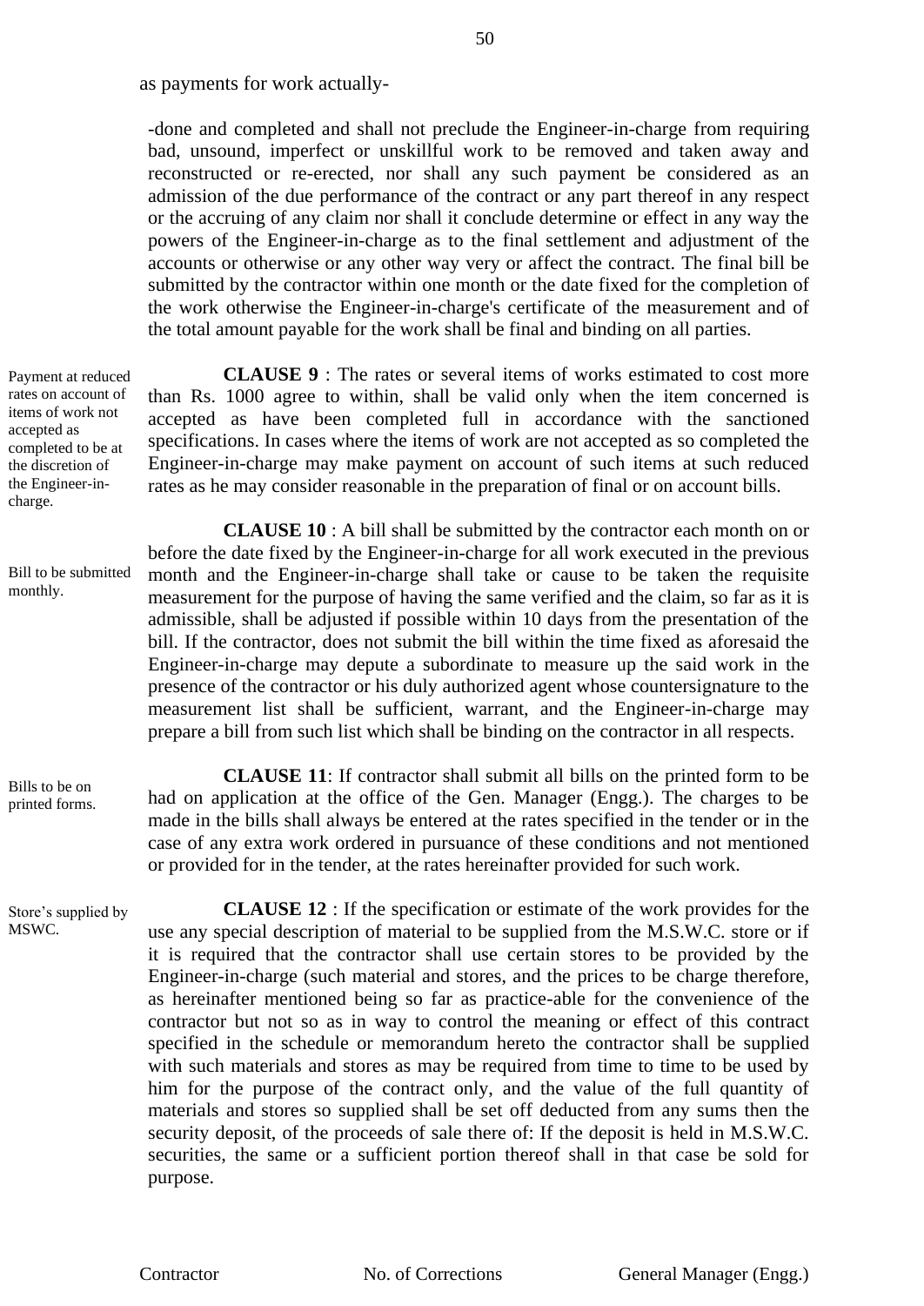as payments for work actually-

-done and completed and shall not preclude the Engineer-in-charge from requiring bad, unsound, imperfect or unskillful work to be removed and taken away and reconstructed or re-erected, nor shall any such payment be considered as an admission of the due performance of the contract or any part thereof in any respect or the accruing of any claim nor shall it conclude determine or effect in any way the powers of the Engineer-in-charge as to the final settlement and adjustment of the accounts or otherwise or any other way very or affect the contract. The final bill be submitted by the contractor within one month or the date fixed for the completion of the work otherwise the Engineer-in-charge's certificate of the measurement and of the total amount payable for the work shall be final and binding on all parties.

*Payment at reduced rates on account of items of work not accepted as completed to be at the discretion of the Engineer-in-charge.*

**CLAUSE 9** : The rates or several items of works estimated to cost more than Rs. 1000 agree to within, shall be valid only when the item concerned is accepted as have been completed full in accordance with the sanctioned specifications. In cases where the items of work are not accepted as so completed the Engineer-in-charge may make payment on account of such items at such reduced rates as he may consider reasonable in the preparation of final or on account bills.

*Bill to be submitted monthly.*

**CLAUSE 10** : A bill shall be submitted by the contractor each month on or before the date fixed by the Engineer-in-charge for all work executed in the previous month and the Engineer-in-charge shall take or cause to be taken the requisite measurement for the purpose of having the same verified and the claim, so far as it is admissible, shall be adjusted if possible within 10 days from the presentation of the bill. If the contractor, does not submit the bill within the time fixed as aforesaid the Engineer-in-charge may depute a subordinate to measure up the said work in the presence of the contractor or his duly authorized agent whose countersignature to the measurement list shall be sufficient, warrant, and the Engineer-in-charge may prepare a bill from such list which shall be binding on the contractor in all respects.

*Bills to be on printed forms.*

**CLAUSE 11**: If contractor shall submit all bills on the printed form to be had on application at the office of the Gen. Manager (Engg.). The charges to be made in the bills shall always be entered at the rates specified in the tender or in the case of any extra work ordered in pursuance of these conditions and not mentioned or provided for in the tender, at the rates hereinafter provided for such work.

*Store's supplied by MSWC.*

**CLAUSE 12** : If the specification or estimate of the work provides for the use any special description of material to be supplied from the M.S.W.C. store or if it is required that the contractor shall use certain stores to be provided by the Engineer-in-charge (such material and stores, and the prices to be charge therefore, as hereinafter mentioned being so far as practice-able for the convenience of the contractor but not so as in way to control the meaning or effect of this contract specified in the schedule or memorandum hereto the contractor shall be supplied with such materials and stores as may be required from time to time to be used by him for the purpose of the contract only, and the value of the full quantity of materials and stores so supplied shall be set off deducted from any sums then the security deposit, of the proceeds of sale there of: If the deposit is held in M.S.W.C. securities, the same or a sufficient portion thereof shall in that case be sold for purpose.

Contractor | No. of Corrections | General Manager (Engg.)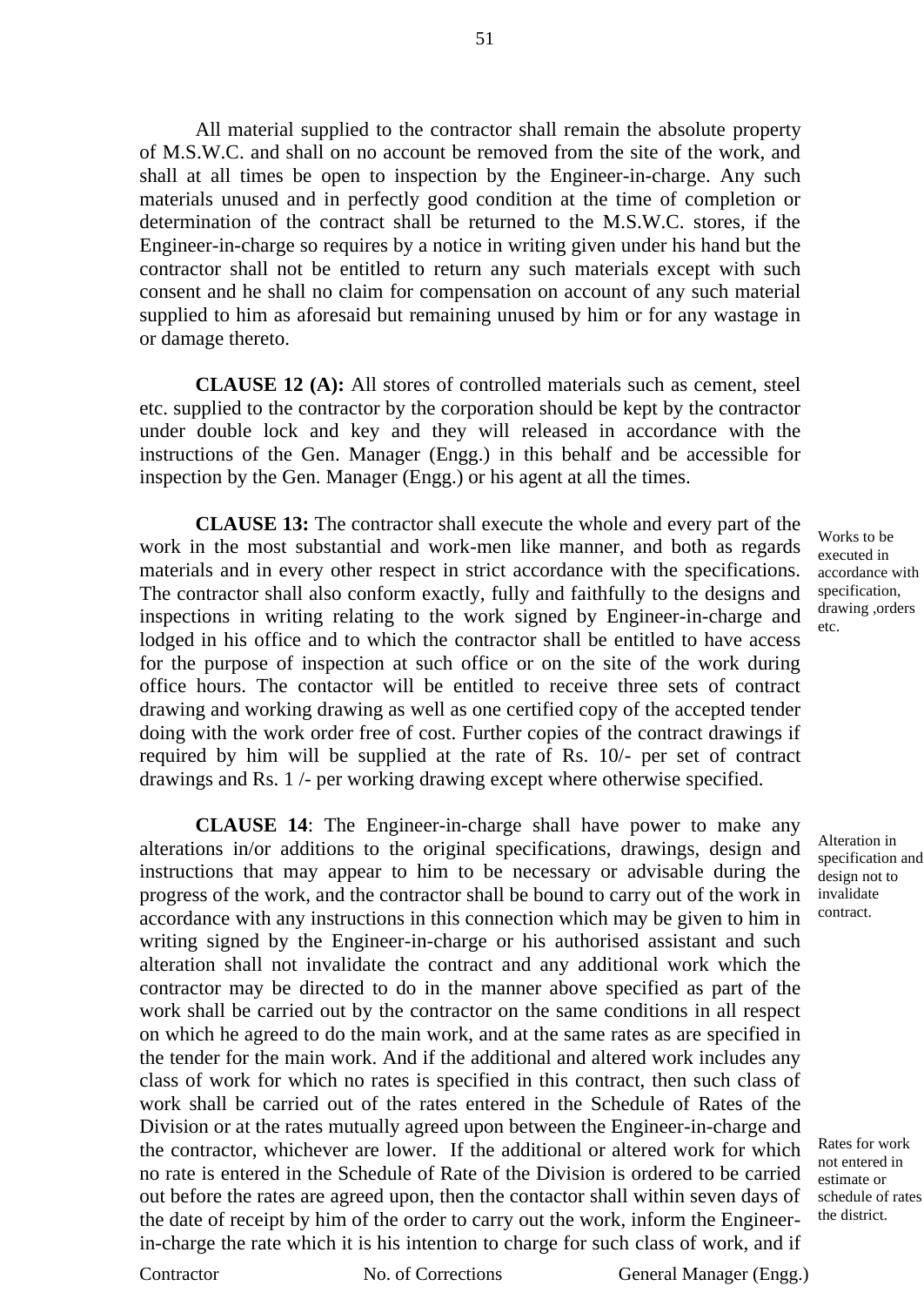All material supplied to the contractor shall remain the absolute property of M.S.W.C. and shall on no account be removed from the site of the work, and shall at all times be open to inspection by the Engineer-in-charge. Any such materials unused and in perfectly good condition at the time of completion or determination of the contract shall be returned to the M.S.W.C. stores, if the Engineer-in-charge so requires by a notice in writing given under his hand but the contractor shall not be entitled to return any such materials except with such consent and he shall no claim for compensation on account of any such material supplied to him as aforesaid but remaining unused by him or for any wastage in or damage thereto.

**CLAUSE 12 (A):** All stores of controlled materials such as cement, steel etc. supplied to the contractor by the corporation should be kept by the contractor under double lock and key and they will released in accordance with the instructions of the Gen. Manager (Engg.) in this behalf and be accessible for inspection by the Gen. Manager (Engg.) or his agent at all the times.

*Works to be executed in accordance with specification, drawing ,orders etc.*

**CLAUSE 13:** The contractor shall execute the whole and every part of the work in the most substantial and work-men like manner, and both as regards materials and in every other respect in strict accordance with the specifications. The contractor shall also conform exactly, fully and faithfully to the designs and inspections in writing relating to the work signed by Engineer-in-charge and lodged in his office and to which the contractor shall be entitled to have access for the purpose of inspection at such office or on the site of the work during office hours. The contactor will be entitled to receive three sets of contract drawing and working drawing as well as one certified copy of the accepted tender doing with the work order free of cost. Further copies of the contract drawings if required by him will be supplied at the rate of Rs. 10/- per set of contract drawings and Rs. 1 /- per working drawing except where otherwise specified.

*Alteration in specification and design not to invalidate contract.*

**CLAUSE 14**: The Engineer-in-charge shall have power to make any alterations in/or additions to the original specifications, drawings, design and instructions that may appear to him to be necessary or advisable during the progress of the work, and the contractor shall be bound to carry out of the work in accordance with any instructions in this connection which may be given to him in writing signed by the Engineer-in-charge or his authorised assistant and such alteration shall not invalidate the contract and any additional work which the contractor may be directed to do in the manner above specified as part of the work shall be carried out by the contractor on the same conditions in all respect on which he agreed to do the main work, and at the same rates as are specified in the tender for the main work. And if the additional and altered work includes any class of work for which no rates is specified in this contract, then such class of work shall be carried out of the rates entered in the Schedule of Rates of the Division or at the rates mutually agreed upon between the Engineer-in-charge and the contractor, whichever are lower. If the additional or altered work for which no rate is entered in the Schedule of Rate of the Division is ordered to be carried out before the rates are agreed upon, then the contactor shall within seven days of the date of receipt by him of the order to carry out the work, inform the Engineer-in-charge the rate which it is his intention to charge for such class of work, and if

*Rates for work not entered in estimate or schedule of rates the district.*

Contractor No. of Corrections General Manager (Engg.)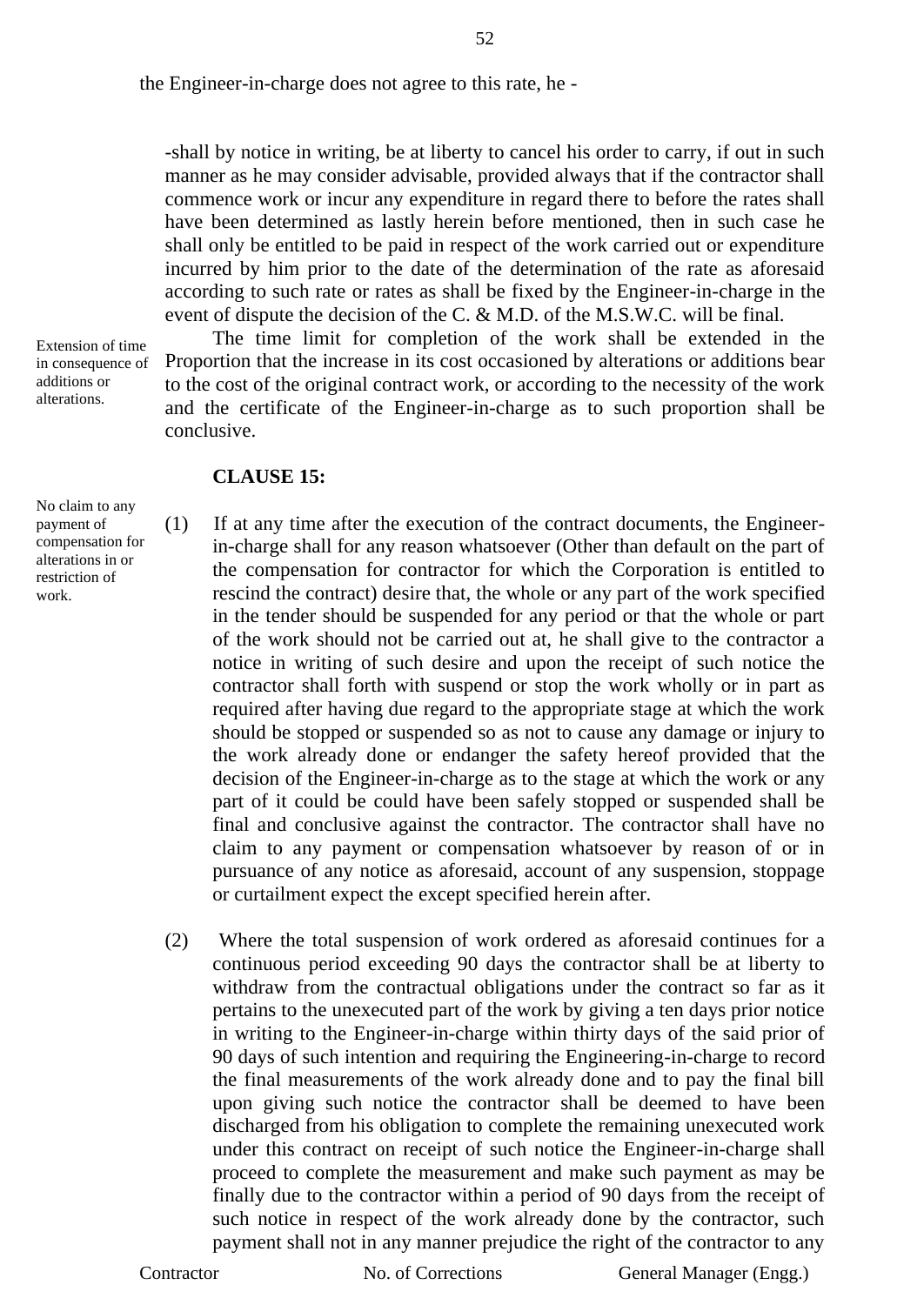the Engineer-in-charge does not agree to this rate, he -

-shall by notice in writing, be at liberty to cancel his order to carry, if out in such manner as he may consider advisable, provided always that if the contractor shall commence work or incur any expenditure in regard there to before the rates shall have been determined as lastly herein before mentioned, then in such case he shall only be entitled to be paid in respect of the work carried out or expenditure incurred by him prior to the date of the determination of the rate as aforesaid according to such rate or rates as shall be fixed by the Engineer-in-charge in the event of dispute the decision of the C. & M.D. of the M.S.W.C. will be final.

Extension of time in consequence of additions or alterations.

The time limit for completion of the work shall be extended in the Proportion that the increase in its cost occasioned by alterations or additions bear to the cost of the original contract work, or according to the necessity of the work and the certificate of the Engineer-in-charge as to such proportion shall be conclusive.

**CLAUSE 15:**

No claim to any payment of compensation for alterations in or restriction of work.

(1) If at any time after the execution of the contract documents, the Engineer-in-charge shall for any reason whatsoever (Other than default on the part of the compensation for contractor for which the Corporation is entitled to rescind the contract) desire that, the whole or any part of the work specified in the tender should be suspended for any period or that the whole or part of the work should not be carried out at, he shall give to the contractor a notice in writing of such desire and upon the receipt of such notice the contractor shall forth with suspend or stop the work wholly or in part as required after having due regard to the appropriate stage at which the work should be stopped or suspended so as not to cause any damage or injury to the work already done or endanger the safety hereof provided that the decision of the Engineer-in-charge as to the stage at which the work or any part of it could be could have been safely stopped or suspended shall be final and conclusive against the contractor. The contractor shall have no claim to any payment or compensation whatsoever by reason of or in pursuance of any notice as aforesaid, account of any suspension, stoppage or curtailment expect the except specified herein after.

(2) Where the total suspension of work ordered as aforesaid continues for a continuous period exceeding 90 days the contractor shall be at liberty to withdraw from the contractual obligations under the contract so far as it pertains to the unexecuted part of the work by giving a ten days prior notice in writing to the Engineer-in-charge within thirty days of the said prior of 90 days of such intention and requiring the Engineering-in-charge to record the final measurements of the work already done and to pay the final bill upon giving such notice the contractor shall be deemed to have been discharged from his obligation to complete the remaining unexecuted work under this contract on receipt of such notice the Engineer-in-charge shall proceed to complete the measurement and make such payment as may be finally due to the contractor within a period of 90 days from the receipt of such notice in respect of the work already done by the contractor, such payment shall not in any manner prejudice the right of the contractor to any

Contractor No. of Corrections General Manager (Engg.)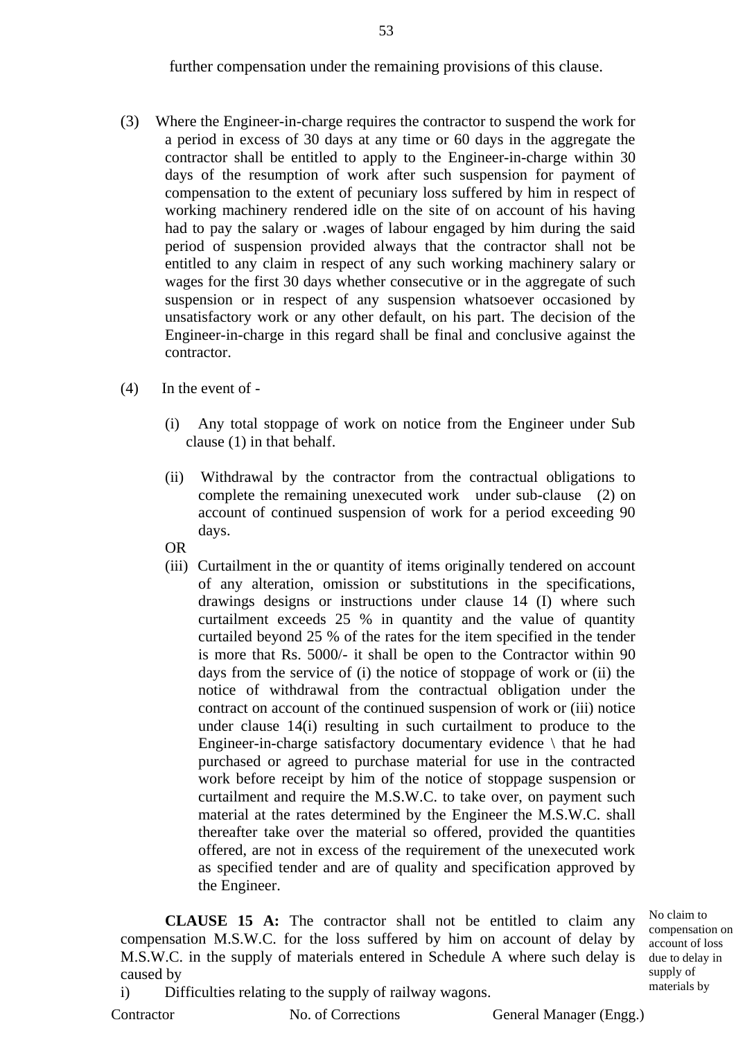further compensation under the remaining provisions of this clause.

(3) Where the Engineer-in-charge requires the contractor to suspend the work for a period in excess of 30 days at any time or 60 days in the aggregate the contractor shall be entitled to apply to the Engineer-in-charge within 30 days of the resumption of work after such suspension for payment of compensation to the extent of pecuniary loss suffered by him in respect of working machinery rendered idle on the site of on account of his having had to pay the salary or .wages of labour engaged by him during the said period of suspension provided always that the contractor shall not be entitled to any claim in respect of any such working machinery salary or wages for the first 30 days whether consecutive or in the aggregate of such suspension or in respect of any suspension whatsoever occasioned by unsatisfactory work or any other default, on his part. The decision of the Engineer-in-charge in this regard shall be final and conclusive against the contractor.

(4) In the event of -

(i) Any total stoppage of work on notice from the Engineer under Sub clause (1) in that behalf.

(ii) Withdrawal by the contractor from the contractual obligations to complete the remaining unexecuted work under sub-clause (2) on account of continued suspension of work for a period exceeding 90 days.

OR

(iii) Curtailment in the or quantity of items originally tendered on account of any alteration, omission or substitutions in the specifications, drawings designs or instructions under clause 14 (I) where such curtailment exceeds 25 % in quantity and the value of quantity curtailed beyond 25 % of the rates for the item specified in the tender is more that Rs. 5000/- it shall be open to the Contractor within 90 days from the service of (i) the notice of stoppage of work or (ii) the notice of withdrawal from the contractual obligation under the contract on account of the continued suspension of work or (iii) notice under clause 14(i) resulting in such curtailment to produce to the Engineer-in-charge satisfactory documentary evidence \ that he had purchased or agreed to purchase material for use in the contracted work before receipt by him of the notice of stoppage suspension or curtailment and require the M.S.W.C. to take over, on payment such material at the rates determined by the Engineer the M.S.W.C. shall thereafter take over the material so offered, provided the quantities offered, are not in excess of the requirement of the unexecuted work as specified tender and are of quality and specification approved by the Engineer.

*No claim to compensation on account of loss due to delay in supply of materials by*

**CLAUSE 15 A:** The contractor shall not be entitled to claim any compensation M.S.W.C. for the loss suffered by him on account of delay by M.S.W.C. in the supply of materials entered in Schedule A where such delay is caused by

i) Difficulties relating to the supply of railway wagons.

Contractor No. of Corrections General Manager (Engg.)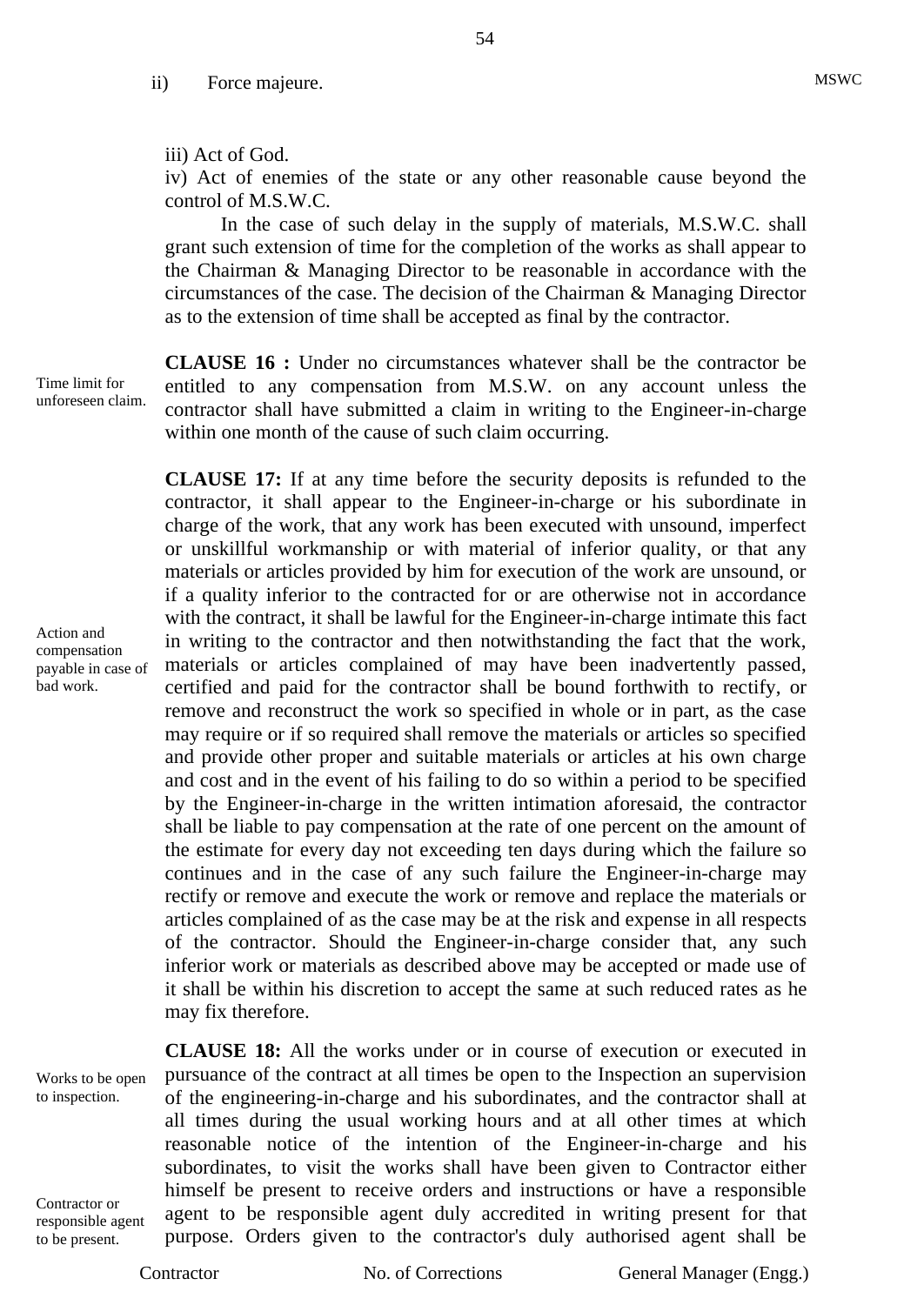ii) Force majeure.

iii) Act of God.

iv) Act of enemies of the state or any other reasonable cause beyond the control of M.S.W.C.

In the case of such delay in the supply of materials, M.S.W.C. shall grant such extension of time for the completion of the works as shall appear to the Chairman & Managing Director to be reasonable in accordance with the circumstances of the case. The decision of the Chairman & Managing Director as to the extension of time shall be accepted as final by the contractor.

*Time limit for unforeseen claim.*

**CLAUSE 16 :** Under no circumstances whatever shall be the contractor be entitled to any compensation from M.S.W. on any account unless the contractor shall have submitted a claim in writing to the Engineer-in-charge within one month of the cause of such claim occurring.

*Action and compensation payable in case of bad work.*

**CLAUSE 17:** If at any time before the security deposits is refunded to the contractor, it shall appear to the Engineer-in-charge or his subordinate in charge of the work, that any work has been executed with unsound, imperfect or unskillful workmanship or with material of inferior quality, or that any materials or articles provided by him for execution of the work are unsound, or if a quality inferior to the contracted for or are otherwise not in accordance with the contract, it shall be lawful for the Engineer-in-charge intimate this fact in writing to the contractor and then notwithstanding the fact that the work, materials or articles complained of may have been inadvertently passed, certified and paid for the contractor shall be bound forthwith to rectify, or remove and reconstruct the work so specified in whole or in part, as the case may require or if so required shall remove the materials or articles so specified and provide other proper and suitable materials or articles at his own charge and cost and in the event of his failing to do so within a period to be specified by the Engineer-in-charge in the written intimation aforesaid, the contractor shall be liable to pay compensation at the rate of one percent on the amount of the estimate for every day not exceeding ten days during which the failure so continues and in the case of any such failure the Engineer-in-charge may rectify or remove and execute the work or remove and replace the materials or articles complained of as the case may be at the risk and expense in all respects of the contractor. Should the Engineer-in-charge consider that, any such inferior work or materials as described above may be accepted or made use of it shall be within his discretion to accept the same at such reduced rates as he may fix therefore.

*Works to be open to inspection.*

*Contractor or responsible agent to be present.*

**CLAUSE 18:** All the works under or in course of execution or executed in pursuance of the contract at all times be open to the Inspection an supervision of the engineering-in-charge and his subordinates, and the contractor shall at all times during the usual working hours and at all other times at which reasonable notice of the intention of the Engineer-in-charge and his subordinates, to visit the works shall have been given to Contractor either himself be present to receive orders and instructions or have a responsible agent to be responsible agent duly accredited in writing present for that purpose. Orders given to the contractor's duly authorised agent shall be

Contractor | No. of Corrections | General Manager (Engg.)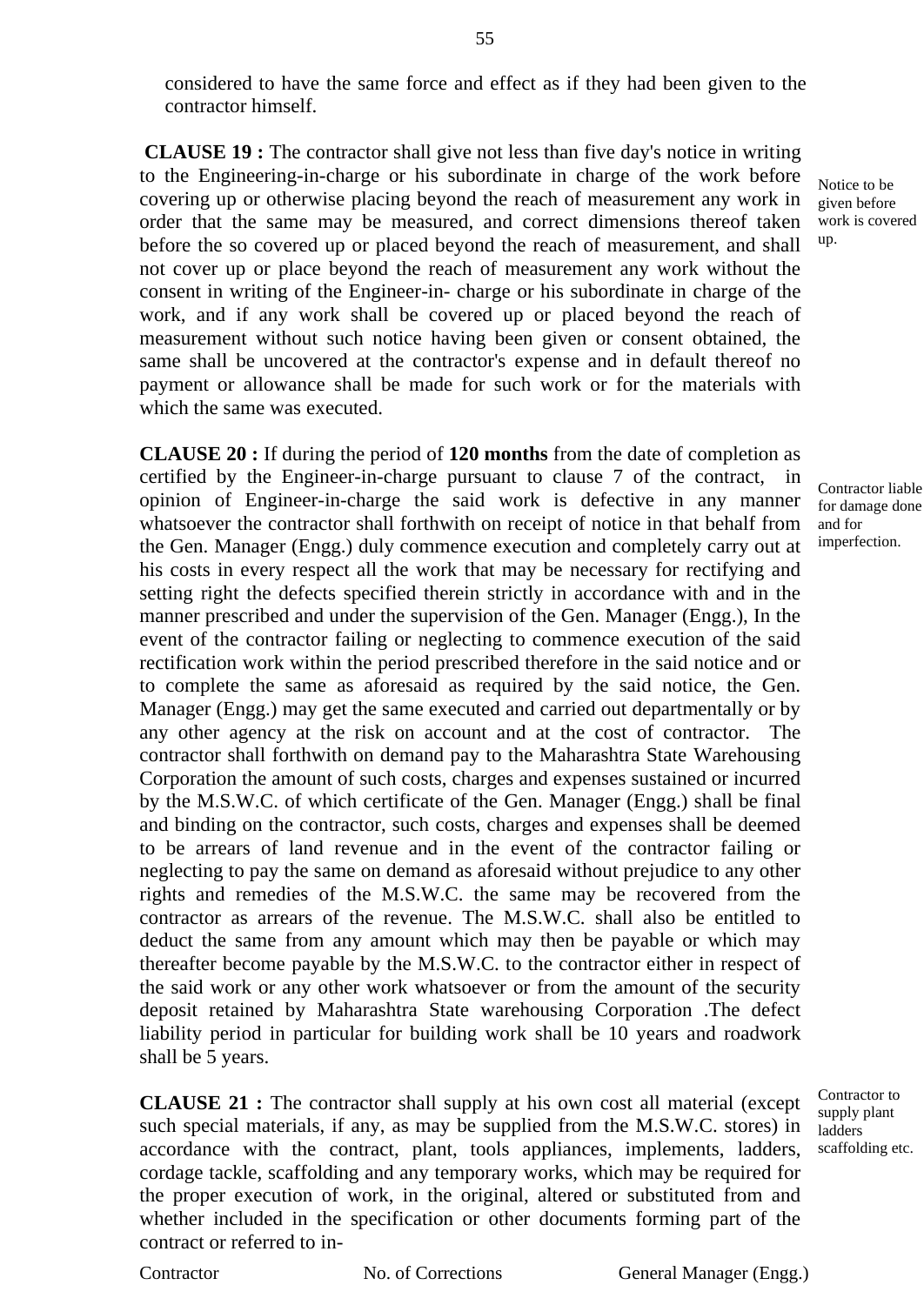considered to have the same force and effect as if they had been given to the contractor himself.

**CLAUSE 19 :** The contractor shall give not less than five day's notice in writing to the Engineering-in-charge or his subordinate in charge of the work before covering up or otherwise placing beyond the reach of measurement any work in order that the same may be measured, and correct dimensions thereof taken before the so covered up or placed beyond the reach of measurement, and shall not cover up or place beyond the reach of measurement any work without the consent in writing of the Engineer-in- charge or his subordinate in charge of the work, and if any work shall be covered up or placed beyond the reach of measurement without such notice having been given or consent obtained, the same shall be uncovered at the contractor's expense and in default thereof no payment or allowance shall be made for such work or for the materials with which the same was executed.

*Notice to be given before work is covered up.*

**CLAUSE 20 :** If during the period of **120 months** from the date of completion as certified by the Engineer-in-charge pursuant to clause 7 of the contract, in opinion of Engineer-in-charge the said work is defective in any manner whatsoever the contractor shall forthwith on receipt of notice in that behalf from the Gen. Manager (Engg.) duly commence execution and completely carry out at his costs in every respect all the work that may be necessary for rectifying and setting right the defects specified therein strictly in accordance with and in the manner prescribed and under the supervision of the Gen. Manager (Engg.), In the event of the contractor failing or neglecting to commence execution of the said rectification work within the period prescribed therefore in the said notice and or to complete the same as aforesaid as required by the said notice, the Gen. Manager (Engg.) may get the same executed and carried out departmentally or by any other agency at the risk on account and at the cost of contractor. The contractor shall forthwith on demand pay to the Maharashtra State Warehousing Corporation the amount of such costs, charges and expenses sustained or incurred by the M.S.W.C. of which certificate of the Gen. Manager (Engg.) shall be final and binding on the contractor, such costs, charges and expenses shall be deemed to be arrears of land revenue and in the event of the contractor failing or neglecting to pay the same on demand as aforesaid without prejudice to any other rights and remedies of the M.S.W.C. the same may be recovered from the contractor as arrears of the revenue. The M.S.W.C. shall also be entitled to deduct the same from any amount which may then be payable or which may thereafter become payable by the M.S.W.C. to the contractor either in respect of the said work or any other work whatsoever or from the amount of the security deposit retained by Maharashtra State warehousing Corporation .The defect liability period in particular for building work shall be 10 years and roadwork shall be 5 years.

*Contractor liable for damage done and for imperfection.*

**CLAUSE 21 :** The contractor shall supply at his own cost all material (except such special materials, if any, as may be supplied from the M.S.W.C. stores) in accordance with the contract, plant, tools appliances, implements, ladders, cordage tackle, scaffolding and any temporary works, which may be required for the proper execution of work, in the original, altered or substituted from and whether included in the specification or other documents forming part of the contract or referred to in-

*Contractor to supply plant ladders scaffolding etc.*

Contractor No. of Corrections General Manager (Engg.)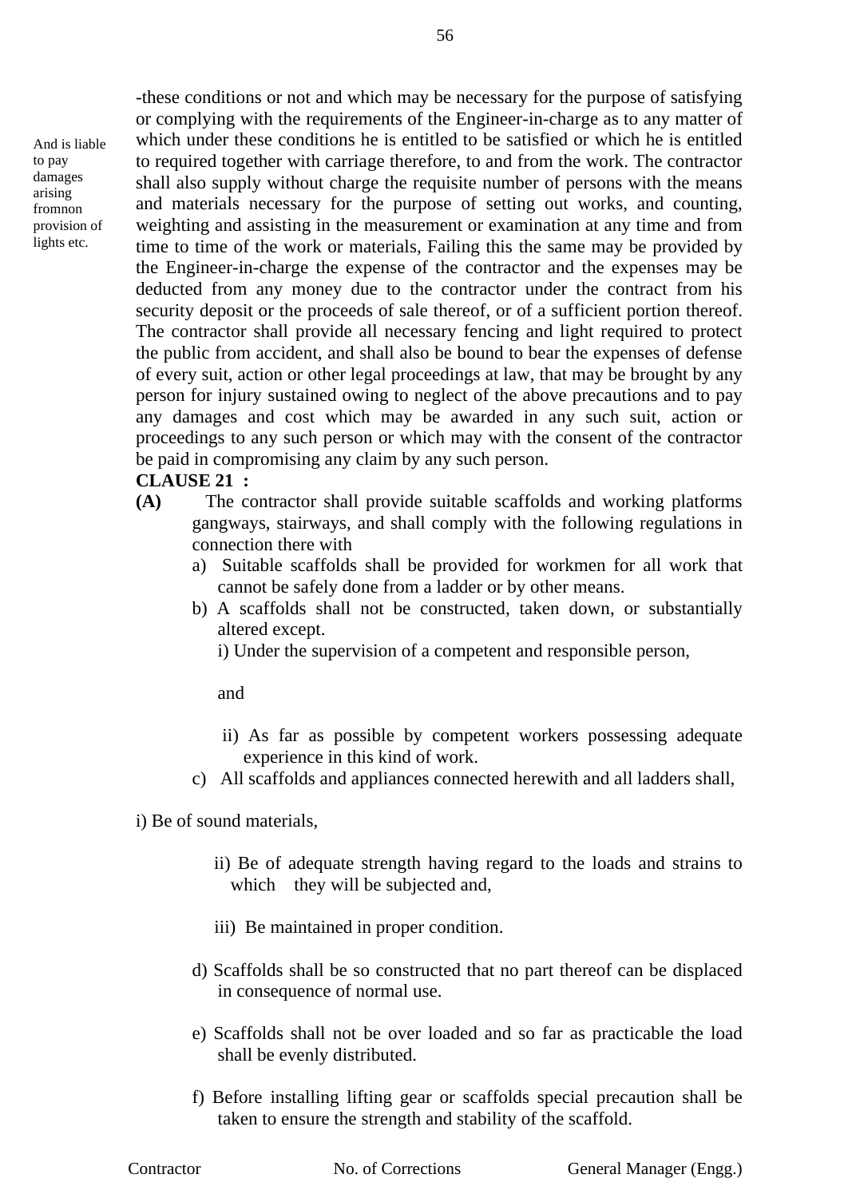-these conditions or not and which may be necessary for the purpose of satisfying or complying with the requirements of the Engineer-in-charge as to any matter of which under these conditions he is entitled to be satisfied or which he is entitled to required together with carriage therefore, to and from the work. The contractor shall also supply without charge the requisite number of persons with the means and materials necessary for the purpose of setting out works, and counting, weighting and assisting in the measurement or examination at any time and from time to time of the work or materials, Failing this the same may be provided by the Engineer-in-charge the expense of the contractor and the expenses may be deducted from any money due to the contractor under the contract from his security deposit or the proceeds of sale thereof, or of a sufficient portion thereof. The contractor shall provide all necessary fencing and light required to protect the public from accident, and shall also be bound to bear the expenses of defense of every suit, action or other legal proceedings at law, that may be brought by any person for injury sustained owing to neglect of the above precautions and to pay any damages and cost which may be awarded in any such suit, action or proceedings to any such person or which may with the consent of the contractor be paid in compromising any claim by any such person.

*And is liable to pay damages arising fromnon provision of lights etc.*

**CLAUSE 21 :**

**(A)** The contractor shall provide suitable scaffolds and working platforms gangways, stairways, and shall comply with the following regulations in connection there with

a) Suitable scaffolds shall be provided for workmen for all work that cannot be safely done from a ladder or by other means.

b) A scaffolds shall not be constructed, taken down, or substantially altered except.

   i) Under the supervision of a competent and responsible person,

   and

   ii) As far as possible by competent workers possessing adequate experience in this kind of work.

c) All scaffolds and appliances connected herewith and all ladders shall,

   i) Be of sound materials,

   ii) Be of adequate strength having regard to the loads and strains to which they will be subjected and,

   iii) Be maintained in proper condition.

d) Scaffolds shall be so constructed that no part thereof can be displaced in consequence of normal use.

e) Scaffolds shall not be over loaded and so far as practicable the load shall be evenly distributed.

f) Before installing lifting gear or scaffolds special precaution shall be taken to ensure the strength and stability of the scaffold.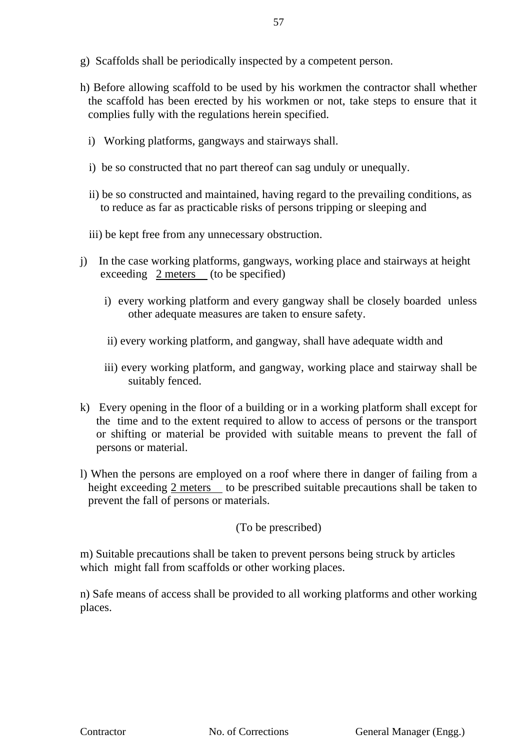g) Scaffolds shall be periodically inspected by a competent person.

h) Before allowing scaffold to be used by his workmen the contractor shall whether the scaffold has been erected by his workmen or not, take steps to ensure that it complies fully with the regulations herein specified.

i) Working platforms, gangways and stairways shall.

   i) be so constructed that no part thereof can sag unduly or unequally.

   ii) be so constructed and maintained, having regard to the prevailing conditions, as to reduce as far as practicable risks of persons tripping or sleeping and

   iii) be kept free from any unnecessary obstruction.

j) In the case working platforms, gangways, working place and stairways at height exceeding 2 meters (to be specified)

   i) every working platform and every gangway shall be closely boarded unless other adequate measures are taken to ensure safety.

   ii) every working platform, and gangway, shall have adequate width and

   iii) every working platform, and gangway, working place and stairway shall be suitably fenced.

k) Every opening in the floor of a building or in a working platform shall except for the time and to the extent required to allow to access of persons or the transport or shifting or material be provided with suitable means to prevent the fall of persons or material.

l) When the persons are employed on a roof where there in danger of failing from a height exceeding 2 meters to be prescribed suitable precautions shall be taken to prevent the fall of persons or materials.

(To be prescribed)

m) Suitable precautions shall be taken to prevent persons being struck by articles which might fall from scaffolds or other working places.

n) Safe means of access shall be provided to all working platforms and other working places.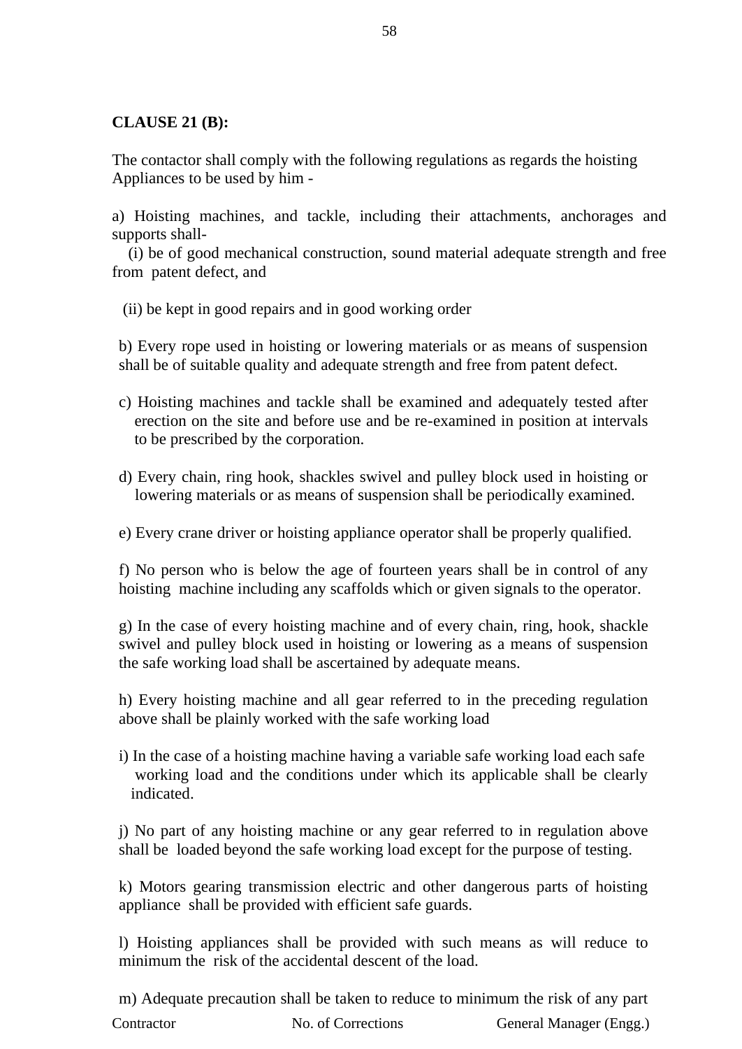**CLAUSE 21 (B):**

The contactor shall comply with the following regulations as regards the hoisting Appliances to be used by him -

a) Hoisting machines, and tackle, including their attachments, anchorages and supports shall-

(i) be of good mechanical construction, sound material adequate strength and free from patent defect, and

(ii) be kept in good repairs and in good working order

b) Every rope used in hoisting or lowering materials or as means of suspension shall be of suitable quality and adequate strength and free from patent defect.

c) Hoisting machines and tackle shall be examined and adequately tested after erection on the site and before use and be re-examined in position at intervals to be prescribed by the corporation.

d) Every chain, ring hook, shackles swivel and pulley block used in hoisting or lowering materials or as means of suspension shall be periodically examined.

e) Every crane driver or hoisting appliance operator shall be properly qualified.

f) No person who is below the age of fourteen years shall be in control of any hoisting machine including any scaffolds which or given signals to the operator.

g) In the case of every hoisting machine and of every chain, ring, hook, shackle swivel and pulley block used in hoisting or lowering as a means of suspension the safe working load shall be ascertained by adequate means.

h) Every hoisting machine and all gear referred to in the preceding regulation above shall be plainly worked with the safe working load

i) In the case of a hoisting machine having a variable safe working load each safe working load and the conditions under which its applicable shall be clearly indicated.

j) No part of any hoisting machine or any gear referred to in regulation above shall be loaded beyond the safe working load except for the purpose of testing.

k) Motors gearing transmission electric and other dangerous parts of hoisting appliance shall be provided with efficient safe guards.

l) Hoisting appliances shall be provided with such means as will reduce to minimum the risk of the accidental descent of the load.

m) Adequate precaution shall be taken to reduce to minimum the risk of any part

Contractor No. of Corrections General Manager (Engg.)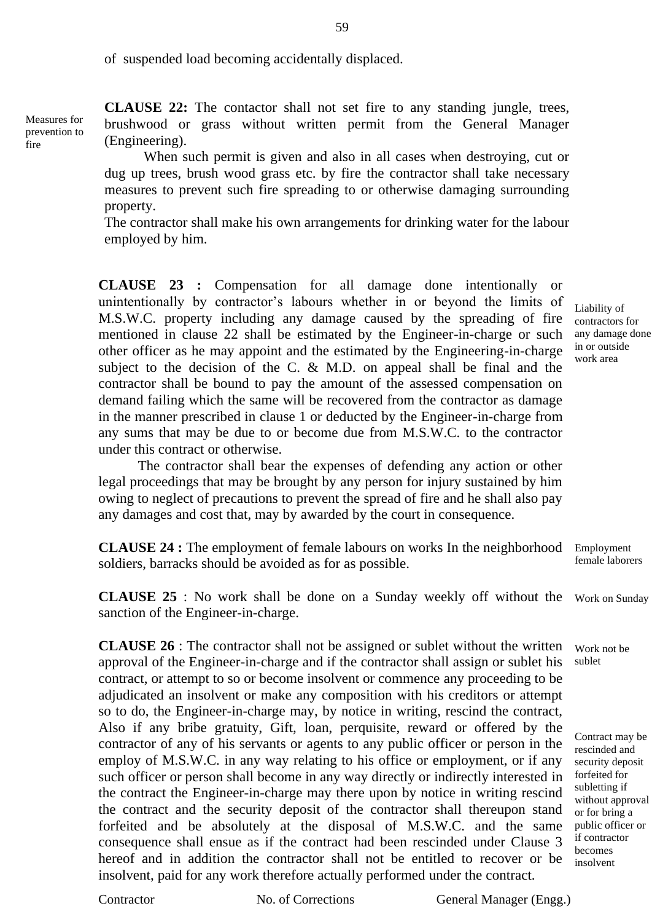of suspended load becoming accidentally displaced.

Measures for prevention to fire

**CLAUSE 22:** The contactor shall not set fire to any standing jungle, trees, brushwood or grass without written permit from the General Manager (Engineering).

When such permit is given and also in all cases when destroying, cut or dug up trees, brush wood grass etc. by fire the contractor shall take necessary measures to prevent such fire spreading to or otherwise damaging surrounding property.

The contractor shall make his own arrangements for drinking water for the labour employed by him.

Liability of contractors for any damage done in or outside work area

**CLAUSE 23 :** Compensation for all damage done intentionally or unintentionally by contractor's labours whether in or beyond the limits of M.S.W.C. property including any damage caused by the spreading of fire mentioned in clause 22 shall be estimated by the Engineer-in-charge or such other officer as he may appoint and the estimated by the Engineering-in-charge subject to the decision of the C. & M.D. on appeal shall be final and the contractor shall be bound to pay the amount of the assessed compensation on demand failing which the same will be recovered from the contractor as damage in the manner prescribed in clause 1 or deducted by the Engineer-in-charge from any sums that may be due to or become due from M.S.W.C. to the contractor under this contract or otherwise.

The contractor shall bear the expenses of defending any action or other legal proceedings that may be brought by any person for injury sustained by him owing to neglect of precautions to prevent the spread of fire and he shall also pay any damages and cost that, may by awarded by the court in consequence.

Employment female laborers

**CLAUSE 24 :** The employment of female labours on works In the neighborhood soldiers, barracks should be avoided as for as possible.

Work on Sunday

**CLAUSE 25** : No work shall be done on a Sunday weekly off without the sanction of the Engineer-in-charge.

Work not be sublet

Contract may be rescinded and security deposit forfeited for subletting if without approval or for bring a public officer or if contractor becomes insolvent

**CLAUSE 26** : The contractor shall not be assigned or sublet without the written approval of the Engineer-in-charge and if the contractor shall assign or sublet his contract, or attempt to so or become insolvent or commence any proceeding to be adjudicated an insolvent or make any composition with his creditors or attempt so to do, the Engineer-in-charge may, by notice in writing, rescind the contract, Also if any bribe gratuity, Gift, loan, perquisite, reward or offered by the contractor of any of his servants or agents to any public officer or person in the employ of M.S.W.C. in any way relating to his office or employment, or if any such officer or person shall become in any way directly or indirectly interested in the contract the Engineer-in-charge may there upon by notice in writing rescind the contract and the security deposit of the contractor shall thereupon stand forfeited and be absolutely at the disposal of M.S.W.C. and the same consequence shall ensue as if the contract had been rescinded under Clause 3 hereof and in addition the contractor shall not be entitled to recover or be insolvent, paid for any work therefore actually performed under the contract.

Contractor No. of Corrections General Manager (Engg.)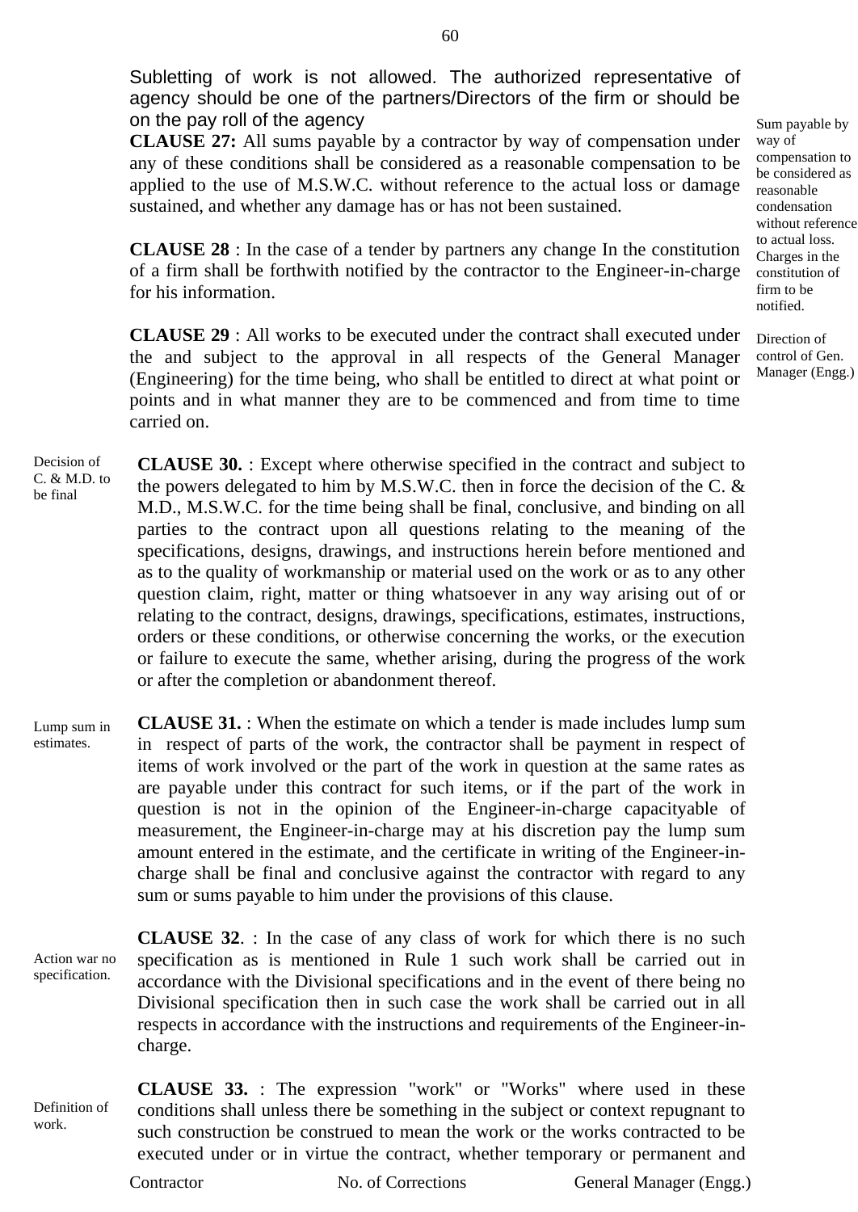Subletting of work is not allowed. The authorized representative of agency should be one of the partners/Directors of the firm or should be on the pay roll of the agency

*Sum payable by way of compensation to be considered as reasonable condensation without reference to actual loss.*

**CLAUSE 27:** All sums payable by a contractor by way of compensation under any of these conditions shall be considered as a reasonable compensation to be applied to the use of M.S.W.C. without reference to the actual loss or damage sustained, and whether any damage has or has not been sustained.

*Charges in the constitution of firm to be notified.*

**CLAUSE 28** : In the case of a tender by partners any change In the constitution of a firm shall be forthwith notified by the contractor to the Engineer-in-charge for his information.

*Direction of control of Gen. Manager (Engg.)*

**CLAUSE 29** : All works to be executed under the contract shall executed under the and subject to the approval in all respects of the General Manager (Engineering) for the time being, who shall be entitled to direct at what point or points and in what manner they are to be commenced and from time to time carried on.

*Decision of C. & M.D. to be final*

**CLAUSE 30.** : Except where otherwise specified in the contract and subject to the powers delegated to him by M.S.W.C. then in force the decision of the C. & M.D., M.S.W.C. for the time being shall be final, conclusive, and binding on all parties to the contract upon all questions relating to the meaning of the specifications, designs, drawings, and instructions herein before mentioned and as to the quality of workmanship or material used on the work or as to any other question claim, right, matter or thing whatsoever in any way arising out of or relating to the contract, designs, drawings, specifications, estimates, instructions, orders or these conditions, or otherwise concerning the works, or the execution or failure to execute the same, whether arising, during the progress of the work or after the completion or abandonment thereof.

*Lump sum in estimates.*

**CLAUSE 31.** : When the estimate on which a tender is made includes lump sum in respect of parts of the work, the contractor shall be payment in respect of items of work involved or the part of the work in question at the same rates as are payable under this contract for such items, or if the part of the work in question is not in the opinion of the Engineer-in-charge capacityable of measurement, the Engineer-in-charge may at his discretion pay the lump sum amount entered in the estimate, and the certificate in writing of the Engineer-in-charge shall be final and conclusive against the contractor with regard to any sum or sums payable to him under the provisions of this clause.

*Action war no specification.*

**CLAUSE 32**. : In the case of any class of work for which there is no such specification as is mentioned in Rule 1 such work shall be carried out in accordance with the Divisional specifications and in the event of there being no Divisional specification then in such case the work shall be carried out in all respects in accordance with the instructions and requirements of the Engineer-in-charge.

*Definition of work.*

**CLAUSE 33.** : The expression "work" or "Works" where used in these conditions shall unless there be something in the subject or context repugnant to such construction be construed to mean the work or the works contracted to be executed under or in virtue the contract, whether temporary or permanent and

Contractor No. of Corrections General Manager (Engg.)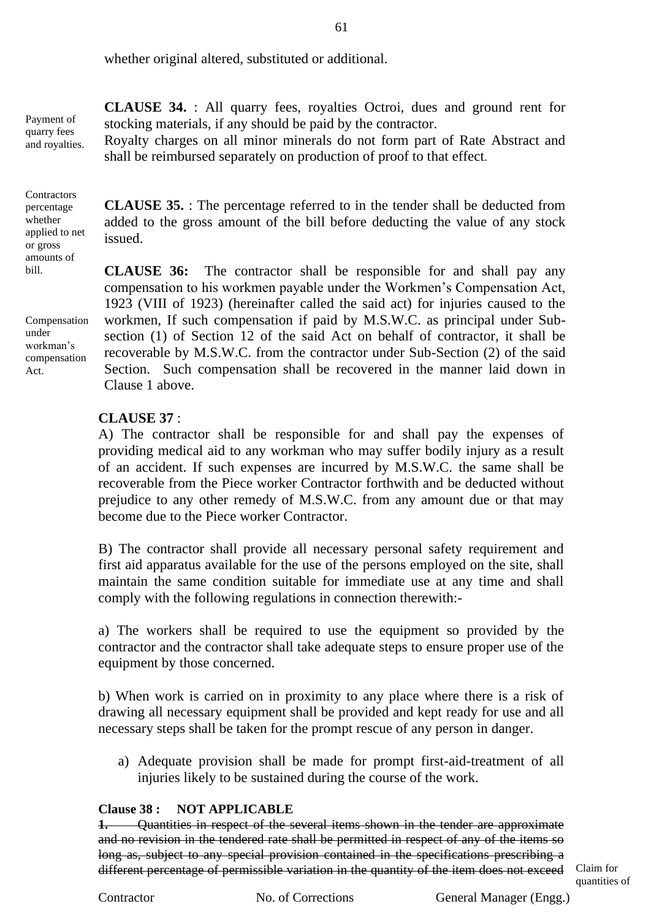whether original altered, substituted or additional.

Payment of quarry fees and royalties.

**CLAUSE 34.** : All quarry fees, royalties Octroi, dues and ground rent for stocking materials, if any should be paid by the contractor.
Royalty charges on all minor minerals do not form part of Rate Abstract and shall be reimbursed separately on production of proof to that effect.

Contractors percentage whether applied to net or gross amounts of bill.

**CLAUSE 35.** : The percentage referred to in the tender shall be deducted from added to the gross amount of the bill before deducting the value of any stock issued.

Compensation under workman's compensation Act.

**CLAUSE 36:** The contractor shall be responsible for and shall pay any compensation to his workmen payable under the Workmen's Compensation Act, 1923 (VIII of 1923) (hereinafter called the said act) for injuries caused to the workmen, If such compensation if paid by M.S.W.C. as principal under Sub-section (1) of Section 12 of the said Act on behalf of contractor, it shall be recoverable by M.S.W.C. from the contractor under Sub-Section (2) of the said Section. Such compensation shall be recovered in the manner laid down in Clause 1 above.

**CLAUSE 37** :

A) The contractor shall be responsible for and shall pay the expenses of providing medical aid to any workman who may suffer bodily injury as a result of an accident. If such expenses are incurred by M.S.W.C. the same shall be recoverable from the Piece worker Contractor forthwith and be deducted without prejudice to any other remedy of M.S.W.C. from any amount due or that may become due to the Piece worker Contractor.

B) The contractor shall provide all necessary personal safety requirement and first aid apparatus available for the use of the persons employed on the site, shall maintain the same condition suitable for immediate use at any time and shall comply with the following regulations in connection therewith:-

a) The workers shall be required to use the equipment so provided by the contractor and the contractor shall take adequate steps to ensure proper use of the equipment by those concerned.

b) When work is carried on in proximity to any place where there is a risk of drawing all necessary equipment shall be provided and kept ready for use and all necessary steps shall be taken for the prompt rescue of any person in danger.

a) Adequate provision shall be made for prompt first-aid-treatment of all injuries likely to be sustained during the course of the work.

**Clause 38 : NOT APPLICABLE**

~~**1.** Quantities in respect of the several items shown in the tender are approximate and no revision in the tendered rate shall be permitted in respect of any of the items so long as, subject to any special provision contained in the specifications prescribing a different percentage of permissible variation in the quantity of the item does not exceed~~

Claim for quantities of

Contractor No. of Corrections General Manager (Engg.)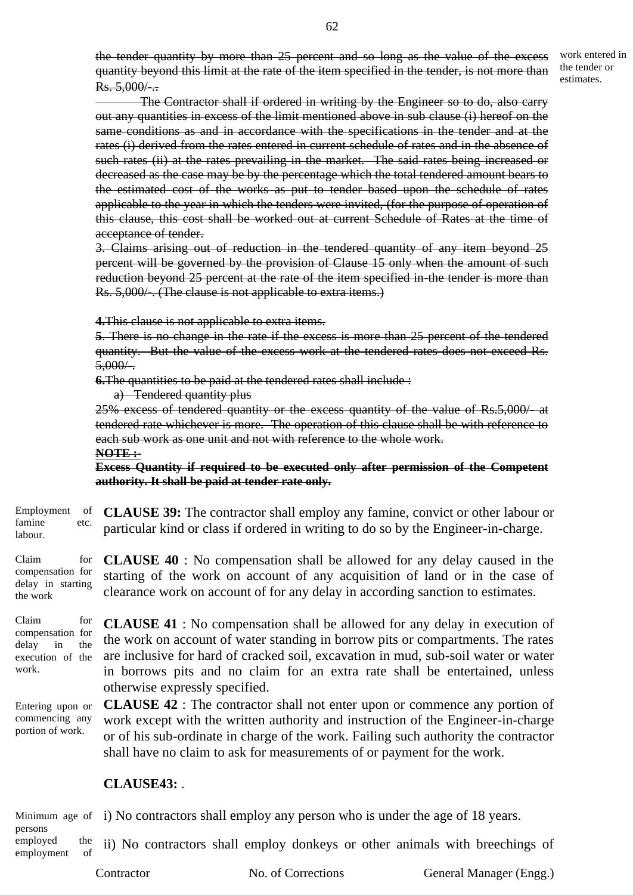~~the tender quantity by more than 25 percent and so long as the value of the excess quantity beyond this limit at the rate of the item specified in the tender, is not more than Rs. 5,000/-.~~

work entered in the tender or estimates.

~~The Contractor shall if ordered in writing by the Engineer so to do, also carry out any quantities in excess of the limit mentioned above in sub clause (i) hereof on the same conditions as and in accordance with the specifications in the tender and at the rates (i) derived from the rates entered in current schedule of rates and in the absence of such rates (ii) at the rates prevailing in the market. The said rates being increased or decreased as the case may be by the percentage which the total tendered amount bears to the estimated cost of the works as put to tender based upon the schedule of rates applicable to the year in which the tenders were invited, (for the purpose of operation of this clause, this cost shall be worked out at current Schedule of Rates at the time of acceptance of tender.~~

~~3. Claims arising out of reduction in the tendered quantity of any item beyond 25 percent will be governed by the provision of Clause 15 only when the amount of such reduction beyond 25 percent at the rate of the item specified in the tender is more than Rs. 5,000/-. (The clause is not applicable to extra items.)~~

~~**4.** This clause is not applicable to extra items.~~

~~**5**. There is no change in the rate if the excess is more than 25 percent of the tendered quantity. But the value of the excess work at the tendered rates does not exceed Rs. 5,000/-.~~

~~**6.** The quantities to be paid at the tendered rates shall include :~~

~~a) Tendered quantity plus~~

~~25% excess of tendered quantity or the excess quantity of the value of Rs.5,000/- at tendered rate whichever is more. The operation of this clause shall be with reference to each sub work as one unit and not with reference to the whole work.~~

~~**NOTE :-**~~

~~**Excess Quantity if required to be executed only after permission of the Competent authority. It shall be paid at tender rate only.**~~

Employment of famine etc. labour.

**CLAUSE 39:** The contractor shall employ any famine, convict or other labour or particular kind or class if ordered in writing to do so by the Engineer-in-charge.

Claim for compensation for delay in starting the work

**CLAUSE 40** : No compensation shall be allowed for any delay caused in the starting of the work on account of any acquisition of land or in the case of clearance work on account of for any delay in according sanction to estimates.

Claim for compensation for delay in the execution of the work.

**CLAUSE 41** : No compensation shall be allowed for any delay in execution of the work on account of water standing in borrow pits or compartments. The rates are inclusive for hard of cracked soil, excavation in mud, sub-soil water or water in borrows pits and no claim for an extra rate shall be entertained, unless otherwise expressly specified.

Entering upon or commencing any portion of work.

**CLAUSE 42** : The contractor shall not enter upon or commence any portion of work except with the written authority and instruction of the Engineer-in-charge or of his sub-ordinate in charge of the work. Failing such authority the contractor shall have no claim to ask for measurements of or payment for the work.

**CLAUSE43:** .

Minimum age of persons employed the employment of

i) No contractors shall employ any person who is under the age of 18 years.

ii) No contractors shall employ donkeys or other animals with breechings of

Contractor No. of Corrections General Manager (Engg.)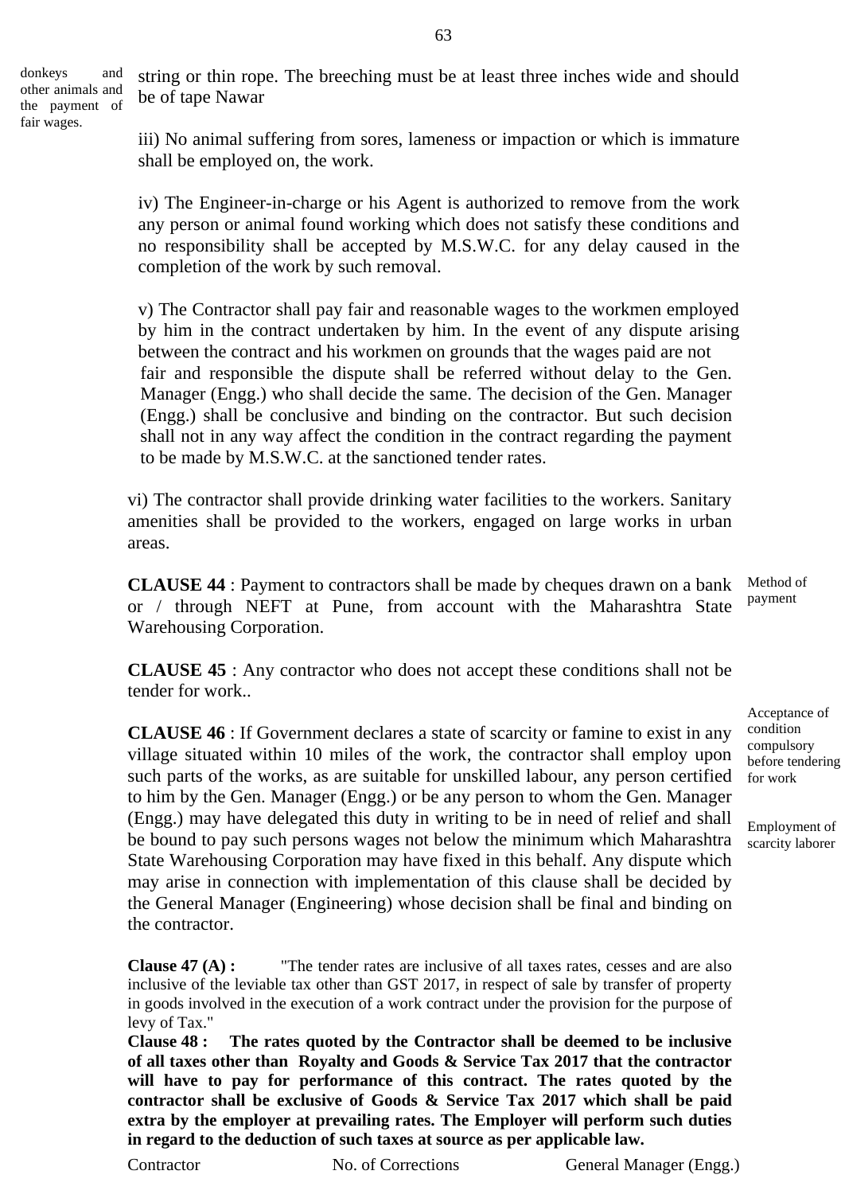donkeys and other animals and the payment of fair wages.

string or thin rope. The breeching must be at least three inches wide and should be of tape Nawar

iii) No animal suffering from sores, lameness or impaction or which is immature shall be employed on, the work.

iv) The Engineer-in-charge or his Agent is authorized to remove from the work any person or animal found working which does not satisfy these conditions and no responsibility shall be accepted by M.S.W.C. for any delay caused in the completion of the work by such removal.

v) The Contractor shall pay fair and reasonable wages to the workmen employed by him in the contract undertaken by him. In the event of any dispute arising between the contract and his workmen on grounds that the wages paid are not fair and responsible the dispute shall be referred without delay to the Gen. Manager (Engg.) who shall decide the same. The decision of the Gen. Manager (Engg.) shall be conclusive and binding on the contractor. But such decision shall not in any way affect the condition in the contract regarding the payment to be made by M.S.W.C. at the sanctioned tender rates.

vi) The contractor shall provide drinking water facilities to the workers. Sanitary amenities shall be provided to the workers, engaged on large works in urban areas.

*Method of payment*

**CLAUSE 44** : Payment to contractors shall be made by cheques drawn on a bank or / through NEFT at Pune, from account with the Maharashtra State Warehousing Corporation.

*Acceptance of condition compulsory before tendering for work*

**CLAUSE 45** : Any contractor who does not accept these conditions shall not be tender for work..

*Employment of scarcity laborer*

**CLAUSE 46** : If Government declares a state of scarcity or famine to exist in any village situated within 10 miles of the work, the contractor shall employ upon such parts of the works, as are suitable for unskilled labour, any person certified to him by the Gen. Manager (Engg.) or be any person to whom the Gen. Manager (Engg.) may have delegated this duty in writing to be in need of relief and shall be bound to pay such persons wages not below the minimum which Maharashtra State Warehousing Corporation may have fixed in this behalf. Any dispute which may arise in connection with implementation of this clause shall be decided by the General Manager (Engineering) whose decision shall be final and binding on the contractor.

**Clause 47 (A) :** "The tender rates are inclusive of all taxes rates, cesses and are also inclusive of the leviable tax other than GST 2017, in respect of sale by transfer of property in goods involved in the execution of a work contract under the provision for the purpose of levy of Tax."

**Clause 48 : The rates quoted by the Contractor shall be deemed to be inclusive of all taxes other than Royalty and Goods & Service Tax 2017 that the contractor will have to pay for performance of this contract. The rates quoted by the contractor shall be exclusive of Goods & Service Tax 2017 which shall be paid extra by the employer at prevailing rates. The Employer will perform such duties in regard to the deduction of such taxes at source as per applicable law.**

Contractor | No. of Corrections | General Manager (Engg.)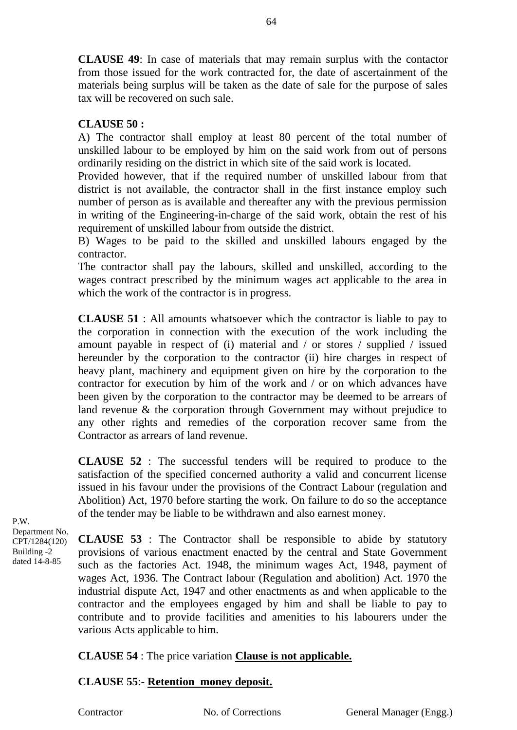**CLAUSE 49**: In case of materials that may remain surplus with the contactor from those issued for the work contracted for, the date of ascertainment of the materials being surplus will be taken as the date of sale for the purpose of sales tax will be recovered on such sale.

**CLAUSE 50 :**

A) The contractor shall employ at least 80 percent of the total number of unskilled labour to be employed by him on the said work from out of persons ordinarily residing on the district in which site of the said work is located.

Provided however, that if the required number of unskilled labour from that district is not available, the contractor shall in the first instance employ such number of person as is available and thereafter any with the previous permission in writing of the Engineering-in-charge of the said work, obtain the rest of his requirement of unskilled labour from outside the district.

B) Wages to be paid to the skilled and unskilled labours engaged by the contractor.

The contractor shall pay the labours, skilled and unskilled, according to the wages contract prescribed by the minimum wages act applicable to the area in which the work of the contractor is in progress.

**CLAUSE 51** : All amounts whatsoever which the contractor is liable to pay to the corporation in connection with the execution of the work including the amount payable in respect of (i) material and / or stores / supplied / issued hereunder by the corporation to the contractor (ii) hire charges in respect of heavy plant, machinery and equipment given on hire by the corporation to the contractor for execution by him of the work and / or on which advances have been given by the corporation to the contractor may be deemed to be arrears of land revenue & the corporation through Government may without prejudice to any other rights and remedies of the corporation recover same from the Contractor as arrears of land revenue.

**CLAUSE 52** : The successful tenders will be required to produce to the satisfaction of the specified concerned authority a valid and concurrent license issued in his favour under the provisions of the Contract Labour (regulation and Abolition) Act, 1970 before starting the work. On failure to do so the acceptance of the tender may be liable to be withdrawn and also earnest money.

P.W. Department No. CPT/1284(120) Building -2 dated 14-8-85

**CLAUSE 53** : The Contractor shall be responsible to abide by statutory provisions of various enactment enacted by the central and State Government such as the factories Act. 1948, the minimum wages Act, 1948, payment of wages Act, 1936. The Contract labour (Regulation and abolition) Act. 1970 the industrial dispute Act, 1947 and other enactments as and when applicable to the contractor and the employees engaged by him and shall be liable to pay to contribute and to provide facilities and amenities to his labourers under the various Acts applicable to him.

**CLAUSE 54** : The price variation **<u>Clause is not applicable.</u>**

**CLAUSE 55**:- **<u>Retention money deposit.</u>**

Contractor No. of Corrections General Manager (Engg.)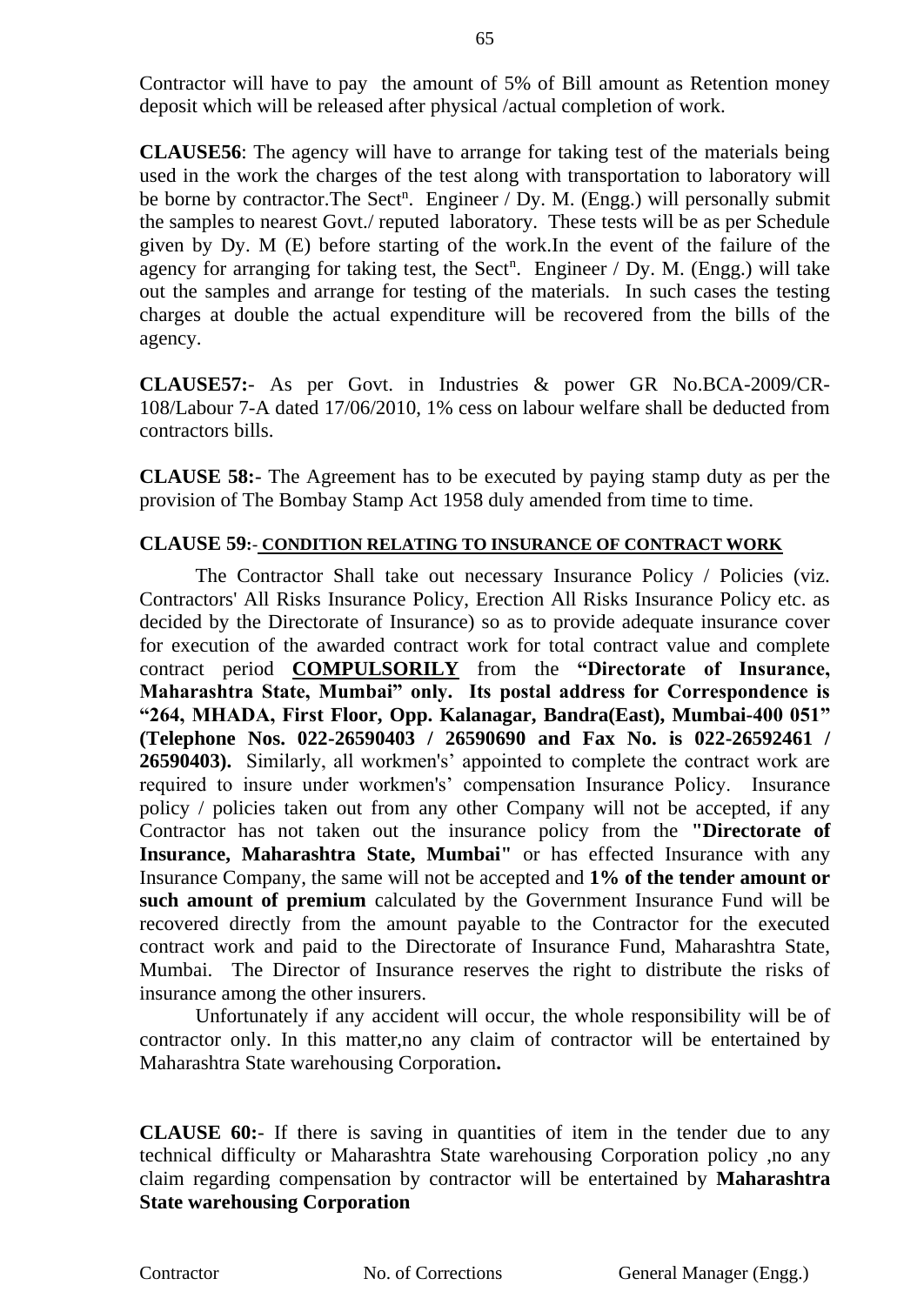Contractor will have to pay the amount of 5% of Bill amount as Retention money deposit which will be released after physical /actual completion of work.

**CLAUSE56**: The agency will have to arrange for taking test of the materials being used in the work the charges of the test along with transportation to laboratory will be borne by contractor.The Sect$^{n}$. Engineer / Dy. M. (Engg.) will personally submit the samples to nearest Govt./ reputed laboratory. These tests will be as per Schedule given by Dy. M (E) before starting of the work.In the event of the failure of the agency for arranging for taking test, the Sect$^{n}$. Engineer / Dy. M. (Engg.) will take out the samples and arrange for testing of the materials. In such cases the testing charges at double the actual expenditure will be recovered from the bills of the agency.

**CLAUSE57:-** As per Govt. in Industries & power GR No.BCA-2009/CR-108/Labour 7-A dated 17/06/2010, 1% cess on labour welfare shall be deducted from contractors bills.

**CLAUSE 58:-** The Agreement has to be executed by paying stamp duty as per the provision of The Bombay Stamp Act 1958 duly amended from time to time.

**CLAUSE 59:- CONDITION RELATING TO INSURANCE OF CONTRACT WORK**

The Contractor Shall take out necessary Insurance Policy / Policies (viz. Contractors' All Risks Insurance Policy, Erection All Risks Insurance Policy etc. as decided by the Directorate of Insurance) so as to provide adequate insurance cover for execution of the awarded contract work for total contract value and complete contract period **COMPULSORILY** from the **"Directorate of Insurance, Maharashtra State, Mumbai" only. Its postal address for Correspondence is "264, MHADA, First Floor, Opp. Kalanagar, Bandra(East), Mumbai-400 051" (Telephone Nos. 022-26590403 / 26590690 and Fax No. is 022-26592461 / 26590403).** Similarly, all workmen's' appointed to complete the contract work are required to insure under workmen's' compensation Insurance Policy. Insurance policy / policies taken out from any other Company will not be accepted, if any Contractor has not taken out the insurance policy from the **"Directorate of Insurance, Maharashtra State, Mumbai"** or has effected Insurance with any Insurance Company, the same will not be accepted and **1% of the tender amount or such amount of premium** calculated by the Government Insurance Fund will be recovered directly from the amount payable to the Contractor for the executed contract work and paid to the Directorate of Insurance Fund, Maharashtra State, Mumbai. The Director of Insurance reserves the right to distribute the risks of insurance among the other insurers.

Unfortunately if any accident will occur, the whole responsibility will be of contractor only. In this matter,no any claim of contractor will be entertained by Maharashtra State warehousing Corporation**.**

**CLAUSE 60:-** If there is saving in quantities of item in the tender due to any technical difficulty or Maharashtra State warehousing Corporation policy ,no any claim regarding compensation by contractor will be entertained by **Maharashtra State warehousing Corporation**

Contractor No. of Corrections General Manager (Engg.)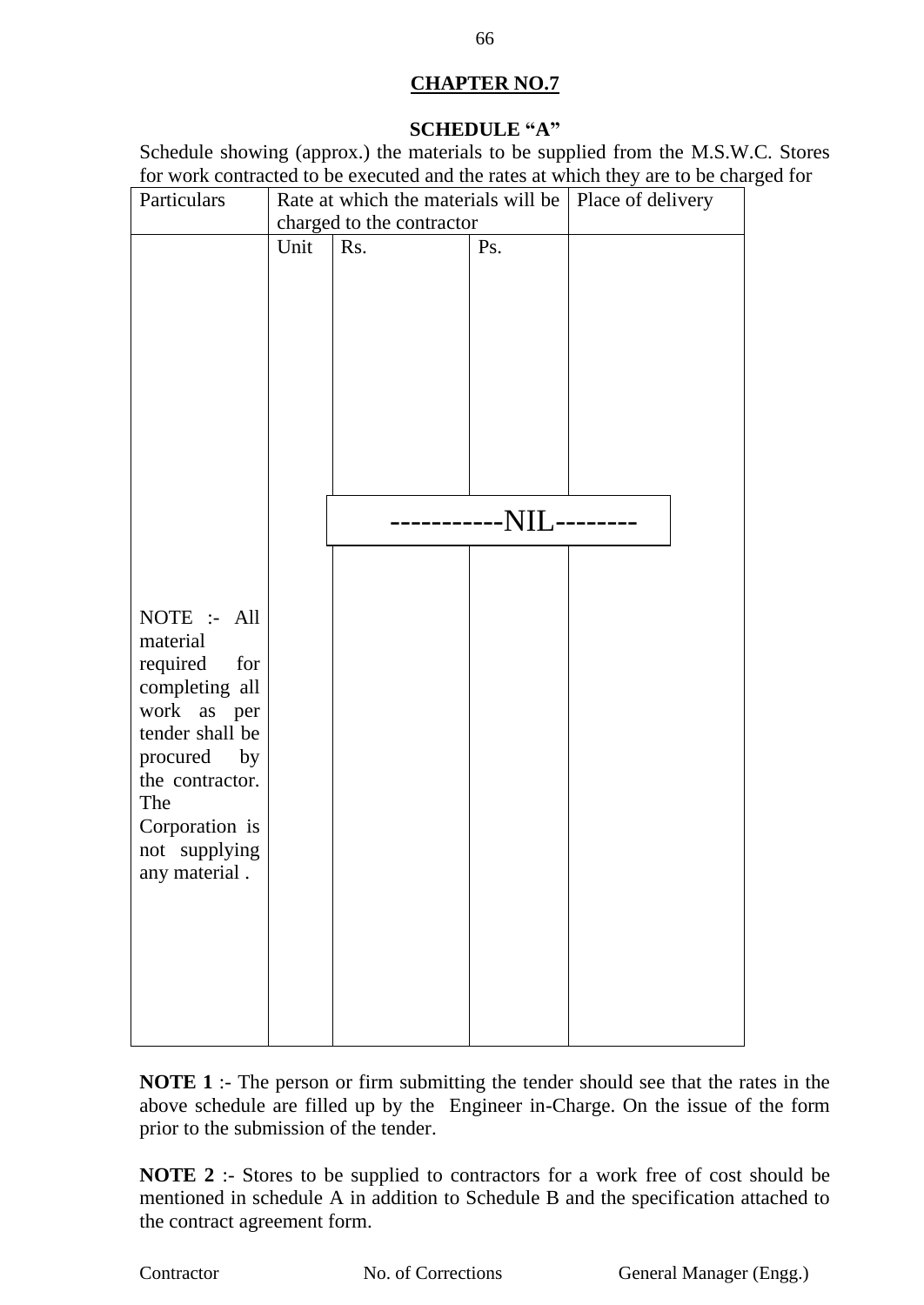## CHAPTER NO.7

### SCHEDULE "A"

Schedule showing (approx.) the materials to be supplied from the M.S.W.C. Stores for work contracted to be executed and the rates at which they are to be charged for

| Particulars | Rate at which the materials will be charged to the contractor | | | Place of delivery |
|---|---|---|---|---|
| | Unit | Rs. | Ps. | |
| | | -----------NIL-------- | | |
| NOTE :- All material required for completing all work as per tender shall be procured by the contractor. The Corporation is not supplying any material . | | | | |

**NOTE 1** :- The person or firm submitting the tender should see that the rates in the above schedule are filled up by the Engineer in-Charge. On the issue of the form prior to the submission of the tender.

**NOTE 2** :- Stores to be supplied to contractors for a work free of cost should be mentioned in schedule A in addition to Schedule B and the specification attached to the contract agreement form.

Contractor &nbsp;&nbsp;&nbsp;&nbsp;&nbsp;&nbsp;&nbsp;&nbsp; No. of Corrections &nbsp;&nbsp;&nbsp;&nbsp;&nbsp;&nbsp;&nbsp;&nbsp; General Manager (Engg.)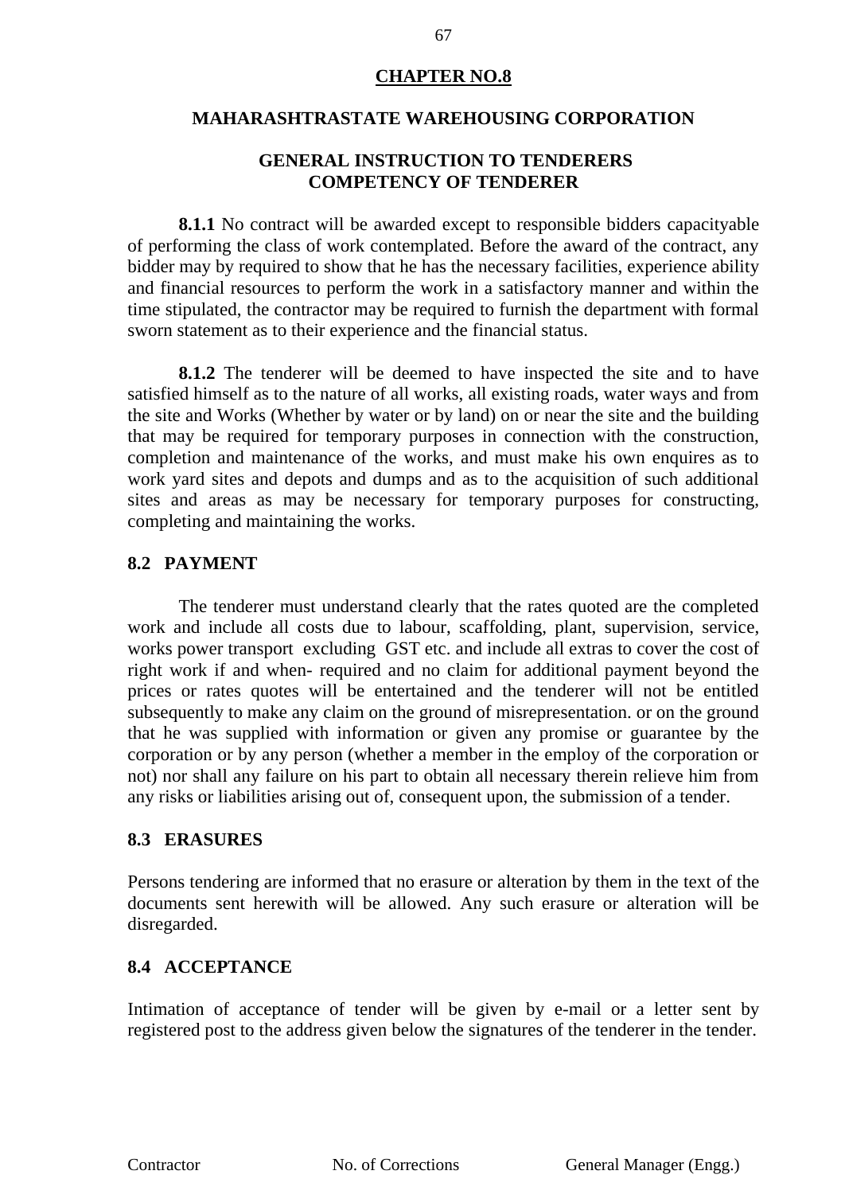# CHAPTER NO.8

## MAHARASHTRASTATE WAREHOUSING CORPORATION

### GENERAL INSTRUCTION TO TENDERERS COMPETENCY OF TENDERER

**8.1.1** No contract will be awarded except to responsible bidders capacityable of performing the class of work contemplated. Before the award of the contract, any bidder may by required to show that he has the necessary facilities, experience ability and financial resources to perform the work in a satisfactory manner and within the time stipulated, the contractor may be required to furnish the department with formal sworn statement as to their experience and the financial status.

**8.1.2** The tenderer will be deemed to have inspected the site and to have satisfied himself as to the nature of all works, all existing roads, water ways and from the site and Works (Whether by water or by land) on or near the site and the building that may be required for temporary purposes in connection with the construction, completion and maintenance of the works, and must make his own enquires as to work yard sites and depots and dumps and as to the acquisition of such additional sites and areas as may be necessary for temporary purposes for constructing, completing and maintaining the works.

### 8.2 PAYMENT

The tenderer must understand clearly that the rates quoted are the completed work and include all costs due to labour, scaffolding, plant, supervision, service, works power transport excluding GST etc. and include all extras to cover the cost of right work if and when- required and no claim for additional payment beyond the prices or rates quotes will be entertained and the tenderer will not be entitled subsequently to make any claim on the ground of misrepresentation. or on the ground that he was supplied with information or given any promise or guarantee by the corporation or by any person (whether a member in the employ of the corporation or not) nor shall any failure on his part to obtain all necessary therein relieve him from any risks or liabilities arising out of, consequent upon, the submission of a tender.

### 8.3 ERASURES

Persons tendering are informed that no erasure or alteration by them in the text of the documents sent herewith will be allowed. Any such erasure or alteration will be disregarded.

### 8.4 ACCEPTANCE

Intimation of acceptance of tender will be given by e-mail or a letter sent by registered post to the address given below the signatures of the tenderer in the tender.

Contractor No. of Corrections General Manager (Engg.)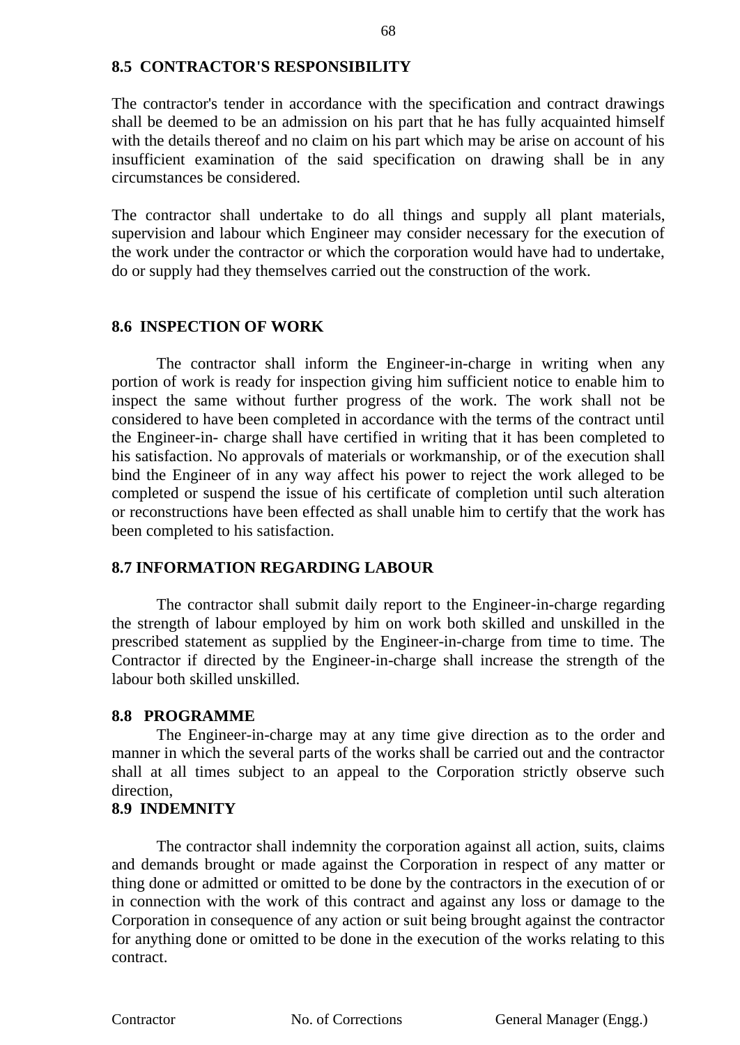**8.5 CONTRACTOR'S RESPONSIBILITY**

The contractor's tender in accordance with the specification and contract drawings shall be deemed to be an admission on his part that he has fully acquainted himself with the details thereof and no claim on his part which may be arise on account of his insufficient examination of the said specification on drawing shall be in any circumstances be considered.

The contractor shall undertake to do all things and supply all plant materials, supervision and labour which Engineer may consider necessary for the execution of the work under the contractor or which the corporation would have had to undertake, do or supply had they themselves carried out the construction of the work.

**8.6 INSPECTION OF WORK**

The contractor shall inform the Engineer-in-charge in writing when any portion of work is ready for inspection giving him sufficient notice to enable him to inspect the same without further progress of the work. The work shall not be considered to have been completed in accordance with the terms of the contract until the Engineer-in- charge shall have certified in writing that it has been completed to his satisfaction. No approvals of materials or workmanship, or of the execution shall bind the Engineer of in any way affect his power to reject the work alleged to be completed or suspend the issue of his certificate of completion until such alteration or reconstructions have been effected as shall unable him to certify that the work has been completed to his satisfaction.

**8.7 INFORMATION REGARDING LABOUR**

The contractor shall submit daily report to the Engineer-in-charge regarding the strength of labour employed by him on work both skilled and unskilled in the prescribed statement as supplied by the Engineer-in-charge from time to time. The Contractor if directed by the Engineer-in-charge shall increase the strength of the labour both skilled unskilled.

**8.8 PROGRAMME**

The Engineer-in-charge may at any time give direction as to the order and manner in which the several parts of the works shall be carried out and the contractor shall at all times subject to an appeal to the Corporation strictly observe such direction,

**8.9 INDEMNITY**

The contractor shall indemnity the corporation against all action, suits, claims and demands brought or made against the Corporation in respect of any matter or thing done or admitted or omitted to be done by the contractors in the execution of or in connection with the work of this contract and against any loss or damage to the Corporation in consequence of any action or suit being brought against the contractor for anything done or omitted to be done in the execution of the works relating to this contract.

Contractor | No. of Corrections | General Manager (Engg.)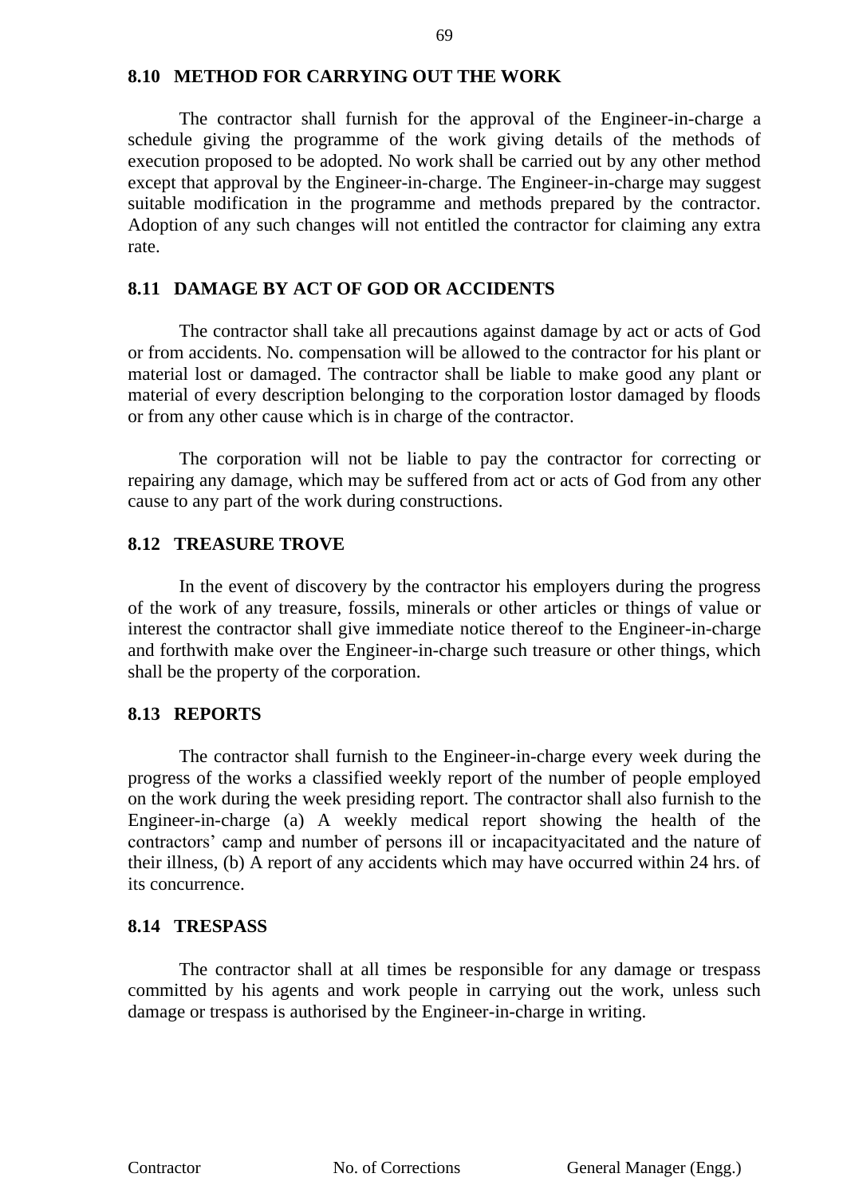## 8.10 METHOD FOR CARRYING OUT THE WORK

The contractor shall furnish for the approval of the Engineer-in-charge a schedule giving the programme of the work giving details of the methods of execution proposed to be adopted. No work shall be carried out by any other method except that approval by the Engineer-in-charge. The Engineer-in-charge may suggest suitable modification in the programme and methods prepared by the contractor. Adoption of any such changes will not entitled the contractor for claiming any extra rate.

## 8.11 DAMAGE BY ACT OF GOD OR ACCIDENTS

The contractor shall take all precautions against damage by act or acts of God or from accidents. No. compensation will be allowed to the contractor for his plant or material lost or damaged. The contractor shall be liable to make good any plant or material of every description belonging to the corporation lostor damaged by floods or from any other cause which is in charge of the contractor.

The corporation will not be liable to pay the contractor for correcting or repairing any damage, which may be suffered from act or acts of God from any other cause to any part of the work during constructions.

## 8.12 TREASURE TROVE

In the event of discovery by the contractor his employers during the progress of the work of any treasure, fossils, minerals or other articles or things of value or interest the contractor shall give immediate notice thereof to the Engineer-in-charge and forthwith make over the Engineer-in-charge such treasure or other things, which shall be the property of the corporation.

## 8.13 REPORTS

The contractor shall furnish to the Engineer-in-charge every week during the progress of the works a classified weekly report of the number of people employed on the work during the week presiding report. The contractor shall also furnish to the Engineer-in-charge (a) A weekly medical report showing the health of the contractors' camp and number of persons ill or incapacityacitated and the nature of their illness, (b) A report of any accidents which may have occurred within 24 hrs. of its concurrence.

## 8.14 TRESPASS

The contractor shall at all times be responsible for any damage or trespass committed by his agents and work people in carrying out the work, unless such damage or trespass is authorised by the Engineer-in-charge in writing.

Contractor No. of Corrections General Manager (Engg.)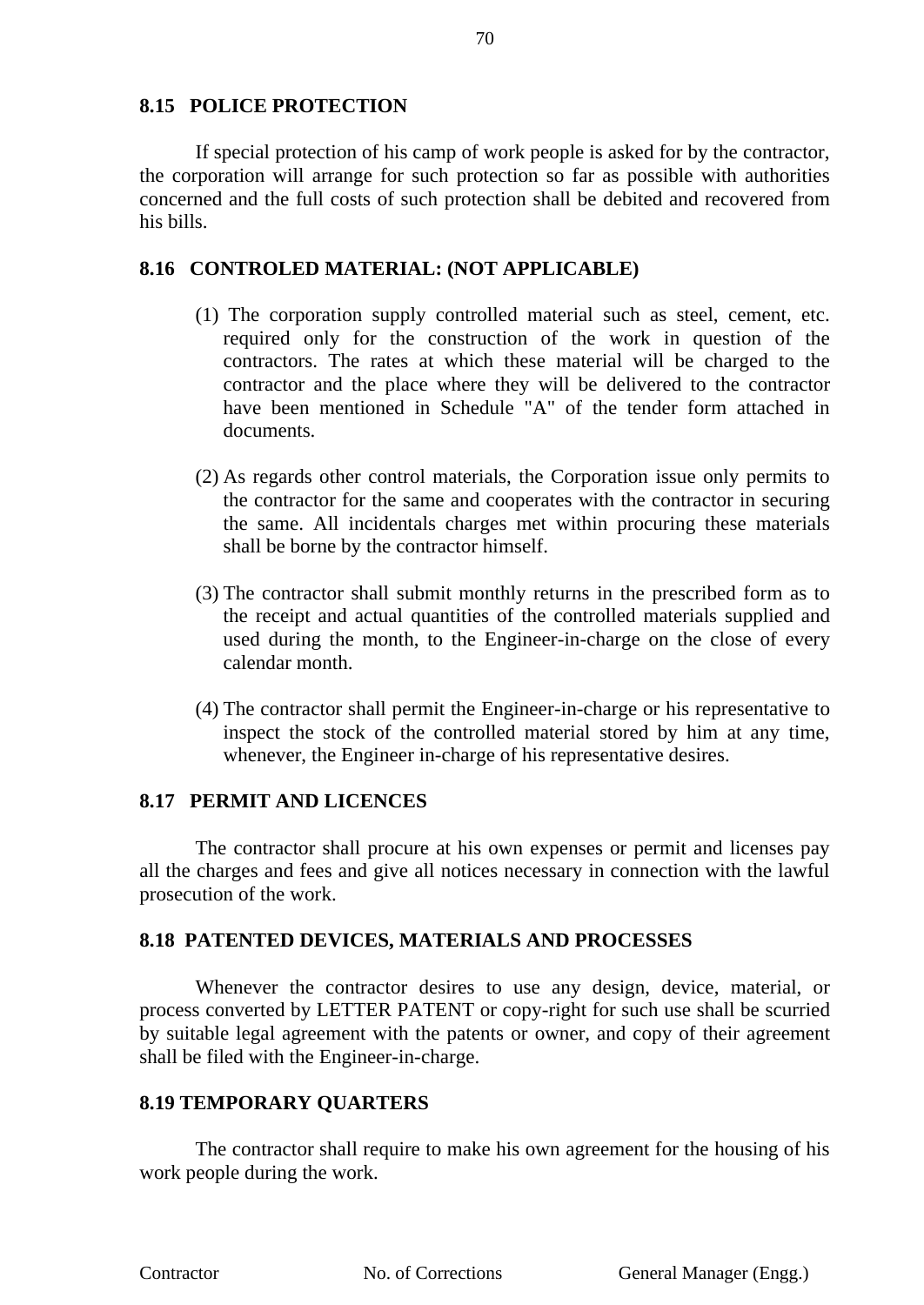### 8.15 POLICE PROTECTION

If special protection of his camp of work people is asked for by the contractor, the corporation will arrange for such protection so far as possible with authorities concerned and the full costs of such protection shall be debited and recovered from his bills.

### 8.16 CONTROLED MATERIAL: (NOT APPLICABLE)

(1) The corporation supply controlled material such as steel, cement, etc. required only for the construction of the work in question of the contractors. The rates at which these material will be charged to the contractor and the place where they will be delivered to the contractor have been mentioned in Schedule "A" of the tender form attached in documents.

(2) As regards other control materials, the Corporation issue only permits to the contractor for the same and cooperates with the contractor in securing the same. All incidentals charges met within procuring these materials shall be borne by the contractor himself.

(3) The contractor shall submit monthly returns in the prescribed form as to the receipt and actual quantities of the controlled materials supplied and used during the month, to the Engineer-in-charge on the close of every calendar month.

(4) The contractor shall permit the Engineer-in-charge or his representative to inspect the stock of the controlled material stored by him at any time, whenever, the Engineer in-charge of his representative desires.

### 8.17 PERMIT AND LICENCES

The contractor shall procure at his own expenses or permit and licenses pay all the charges and fees and give all notices necessary in connection with the lawful prosecution of the work.

### 8.18 PATENTED DEVICES, MATERIALS AND PROCESSES

Whenever the contractor desires to use any design, device, material, or process converted by LETTER PATENT or copy-right for such use shall be scurried by suitable legal agreement with the patents or owner, and copy of their agreement shall be filed with the Engineer-in-charge.

### 8.19 TEMPORARY QUARTERS

The contractor shall require to make his own agreement for the housing of his work people during the work.

Contractor    No. of Corrections    General Manager (Engg.)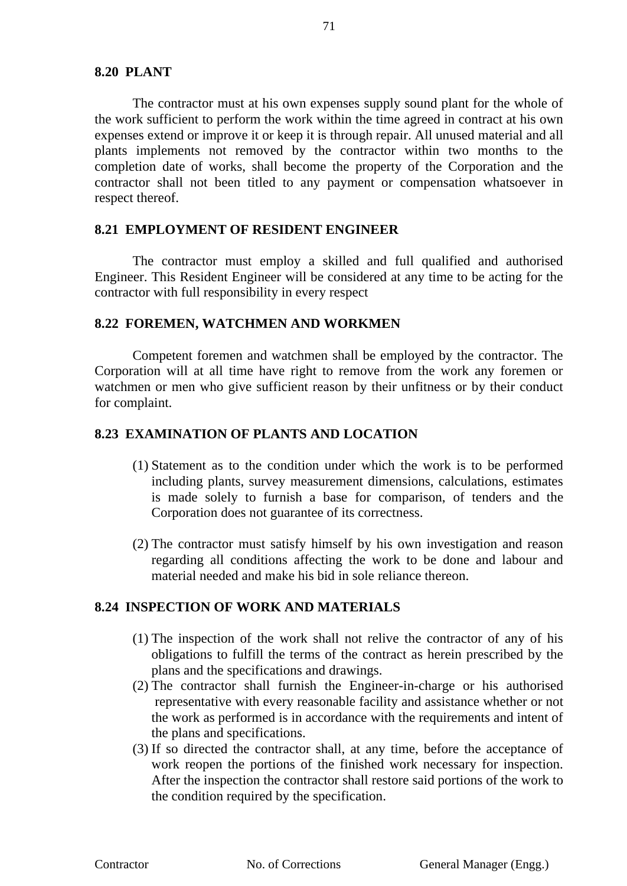## 8.20 PLANT

The contractor must at his own expenses supply sound plant for the whole of the work sufficient to perform the work within the time agreed in contract at his own expenses extend or improve it or keep it is through repair. All unused material and all plants implements not removed by the contractor within two months to the completion date of works, shall become the property of the Corporation and the contractor shall not been titled to any payment or compensation whatsoever in respect thereof.

## 8.21 EMPLOYMENT OF RESIDENT ENGINEER

The contractor must employ a skilled and full qualified and authorised Engineer. This Resident Engineer will be considered at any time to be acting for the contractor with full responsibility in every respect

## 8.22 FOREMEN, WATCHMEN AND WORKMEN

Competent foremen and watchmen shall be employed by the contractor. The Corporation will at all time have right to remove from the work any foremen or watchmen or men who give sufficient reason by their unfitness or by their conduct for complaint.

## 8.23 EXAMINATION OF PLANTS AND LOCATION

(1) Statement as to the condition under which the work is to be performed including plants, survey measurement dimensions, calculations, estimates is made solely to furnish a base for comparison, of tenders and the Corporation does not guarantee of its correctness.

(2) The contractor must satisfy himself by his own investigation and reason regarding all conditions affecting the work to be done and labour and material needed and make his bid in sole reliance thereon.

## 8.24 INSPECTION OF WORK AND MATERIALS

(1) The inspection of the work shall not relive the contractor of any of his obligations to fulfill the terms of the contract as herein prescribed by the plans and the specifications and drawings.
(2) The contractor shall furnish the Engineer-in-charge or his authorised representative with every reasonable facility and assistance whether or not the work as performed is in accordance with the requirements and intent of the plans and specifications.
(3) If so directed the contractor shall, at any time, before the acceptance of work reopen the portions of the finished work necessary for inspection. After the inspection the contractor shall restore said portions of the work to the condition required by the specification.

Contractor No. of Corrections General Manager (Engg.)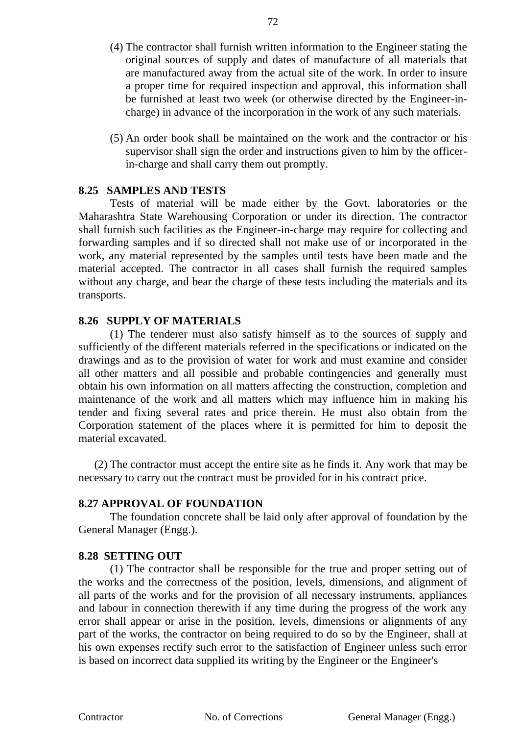(4) The contractor shall furnish written information to the Engineer stating the original sources of supply and dates of manufacture of all materials that are manufactured away from the actual site of the work. In order to insure a proper time for required inspection and approval, this information shall be furnished at least two week (or otherwise directed by the Engineer-in-charge) in advance of the incorporation in the work of any such materials.

(5) An order book shall be maintained on the work and the contractor or his supervisor shall sign the order and instructions given to him by the officer-in-charge and shall carry them out promptly.

**8.25 SAMPLES AND TESTS**

Tests of material will be made either by the Govt. laboratories or the Maharashtra State Warehousing Corporation or under its direction. The contractor shall furnish such facilities as the Engineer-in-charge may require for collecting and forwarding samples and if so directed shall not make use of or incorporated in the work, any material represented by the samples until tests have been made and the material accepted. The contractor in all cases shall furnish the required samples without any charge, and bear the charge of these tests including the materials and its transports.

**8.26 SUPPLY OF MATERIALS**

(1) The tenderer must also satisfy himself as to the sources of supply and sufficiently of the different materials referred in the specifications or indicated on the drawings and as to the provision of water for work and must examine and consider all other matters and all possible and probable contingencies and generally must obtain his own information on all matters affecting the construction, completion and maintenance of the work and all matters which may influence him in making his tender and fixing several rates and price therein. He must also obtain from the Corporation statement of the places where it is permitted for him to deposit the material excavated.

(2) The contractor must accept the entire site as he finds it. Any work that may be necessary to carry out the contract must be provided for in his contract price.

**8.27 APPROVAL OF FOUNDATION**

The foundation concrete shall be laid only after approval of foundation by the General Manager (Engg.).

**8.28 SETTING OUT**

(1) The contractor shall be responsible for the true and proper setting out of the works and the correctness of the position, levels, dimensions, and alignment of all parts of the works and for the provision of all necessary instruments, appliances and labour in connection therewith if any time during the progress of the work any error shall appear or arise in the position, levels, dimensions or alignments of any part of the works, the contractor on being required to do so by the Engineer, shall at his own expenses rectify such error to the satisfaction of Engineer unless such error is based on incorrect data supplied its writing by the Engineer or the Engineer's

Contractor No. of Corrections General Manager (Engg.)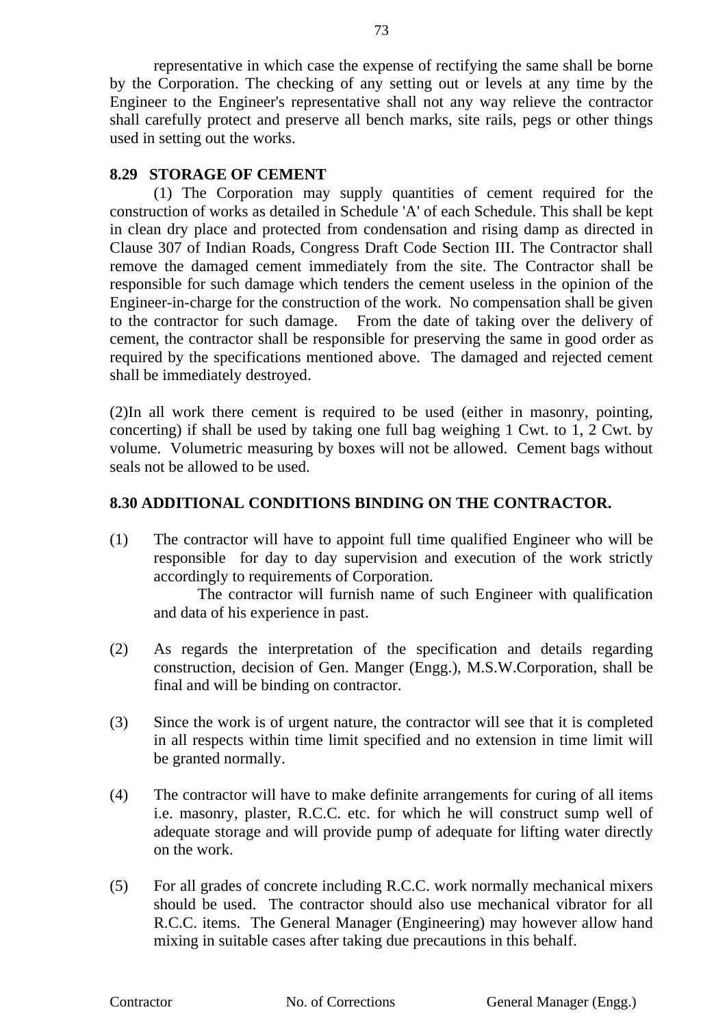representative in which case the expense of rectifying the same shall be borne by the Corporation. The checking of any setting out or levels at any time by the Engineer to the Engineer's representative shall not any way relieve the contractor shall carefully protect and preserve all bench marks, site rails, pegs or other things used in setting out the works.

**8.29 STORAGE OF CEMENT**

(1) The Corporation may supply quantities of cement required for the construction of works as detailed in Schedule 'A' of each Schedule. This shall be kept in clean dry place and protected from condensation and rising damp as directed in Clause 307 of Indian Roads, Congress Draft Code Section III. The Contractor shall remove the damaged cement immediately from the site. The Contractor shall be responsible for such damage which tenders the cement useless in the opinion of the Engineer-in-charge for the construction of the work. No compensation shall be given to the contractor for such damage. From the date of taking over the delivery of cement, the contractor shall be responsible for preserving the same in good order as required by the specifications mentioned above. The damaged and rejected cement shall be immediately destroyed.

(2)In all work there cement is required to be used (either in masonry, pointing, concerting) if shall be used by taking one full bag weighing 1 Cwt. to 1, 2 Cwt. by volume. Volumetric measuring by boxes will not be allowed. Cement bags without seals not be allowed to be used.

**8.30 ADDITIONAL CONDITIONS BINDING ON THE CONTRACTOR.**

(1) The contractor will have to appoint full time qualified Engineer who will be responsible for day to day supervision and execution of the work strictly accordingly to requirements of Corporation.

The contractor will furnish name of such Engineer with qualification and data of his experience in past.

(2) As regards the interpretation of the specification and details regarding construction, decision of Gen. Manger (Engg.), M.S.W.Corporation, shall be final and will be binding on contractor.

(3) Since the work is of urgent nature, the contractor will see that it is completed in all respects within time limit specified and no extension in time limit will be granted normally.

(4) The contractor will have to make definite arrangements for curing of all items i.e. masonry, plaster, R.C.C. etc. for which he will construct sump well of adequate storage and will provide pump of adequate for lifting water directly on the work.

(5) For all grades of concrete including R.C.C. work normally mechanical mixers should be used. The contractor should also use mechanical vibrator for all R.C.C. items. The General Manager (Engineering) may however allow hand mixing in suitable cases after taking due precautions in this behalf.

Contractor No. of Corrections General Manager (Engg.)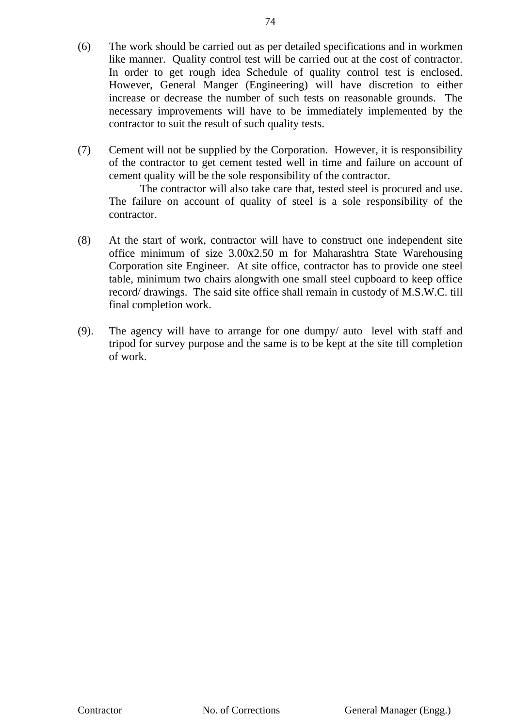(6) The work should be carried out as per detailed specifications and in workmen like manner. Quality control test will be carried out at the cost of contractor. In order to get rough idea Schedule of quality control test is enclosed. However, General Manger (Engineering) will have discretion to either increase or decrease the number of such tests on reasonable grounds. The necessary improvements will have to be immediately implemented by the contractor to suit the result of such quality tests.

(7) Cement will not be supplied by the Corporation. However, it is responsibility of the contractor to get cement tested well in time and failure on account of cement quality will be the sole responsibility of the contractor.

The contractor will also take care that, tested steel is procured and use. The failure on account of quality of steel is a sole responsibility of the contractor.

(8) At the start of work, contractor will have to construct one independent site office minimum of size 3.00x2.50 m for Maharashtra State Warehousing Corporation site Engineer. At site office, contractor has to provide one steel table, minimum two chairs alongwith one small steel cupboard to keep office record/ drawings. The said site office shall remain in custody of M.S.W.C. till final completion work.

(9). The agency will have to arrange for one dumpy/ auto level with staff and tripod for survey purpose and the same is to be kept at the site till completion of work.

Contractor No. of Corrections General Manager (Engg.)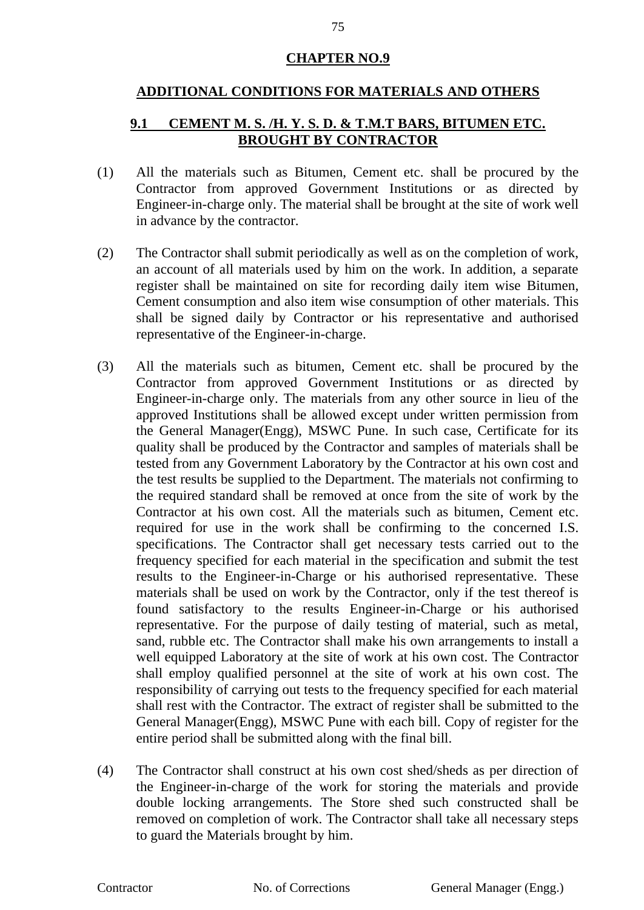# CHAPTER NO.9

## ADDITIONAL CONDITIONS FOR MATERIALS AND OTHERS

### 9.1 CEMENT M. S. /H. Y. S. D. & T.M.T BARS, BITUMEN ETC. BROUGHT BY CONTRACTOR

(1) All the materials such as Bitumen, Cement etc. shall be procured by the Contractor from approved Government Institutions or as directed by Engineer-in-charge only. The material shall be brought at the site of work well in advance by the contractor.

(2) The Contractor shall submit periodically as well as on the completion of work, an account of all materials used by him on the work. In addition, a separate register shall be maintained on site for recording daily item wise Bitumen, Cement consumption and also item wise consumption of other materials. This shall be signed daily by Contractor or his representative and authorised representative of the Engineer-in-charge.

(3) All the materials such as bitumen, Cement etc. shall be procured by the Contractor from approved Government Institutions or as directed by Engineer-in-charge only. The materials from any other source in lieu of the approved Institutions shall be allowed except under written permission from the General Manager(Engg), MSWC Pune. In such case, Certificate for its quality shall be produced by the Contractor and samples of materials shall be tested from any Government Laboratory by the Contractor at his own cost and the test results be supplied to the Department. The materials not confirming to the required standard shall be removed at once from the site of work by the Contractor at his own cost. All the materials such as bitumen, Cement etc. required for use in the work shall be confirming to the concerned I.S. specifications. The Contractor shall get necessary tests carried out to the frequency specified for each material in the specification and submit the test results to the Engineer-in-Charge or his authorised representative. These materials shall be used on work by the Contractor, only if the test thereof is found satisfactory to the results Engineer-in-Charge or his authorised representative. For the purpose of daily testing of material, such as metal, sand, rubble etc. The Contractor shall make his own arrangements to install a well equipped Laboratory at the site of work at his own cost. The Contractor shall employ qualified personnel at the site of work at his own cost. The responsibility of carrying out tests to the frequency specified for each material shall rest with the Contractor. The extract of register shall be submitted to the General Manager(Engg), MSWC Pune with each bill. Copy of register for the entire period shall be submitted along with the final bill.

(4) The Contractor shall construct at his own cost shed/sheds as per direction of the Engineer-in-charge of the work for storing the materials and provide double locking arrangements. The Store shed such constructed shall be removed on completion of work. The Contractor shall take all necessary steps to guard the Materials brought by him.

Contractor No. of Corrections General Manager (Engg.)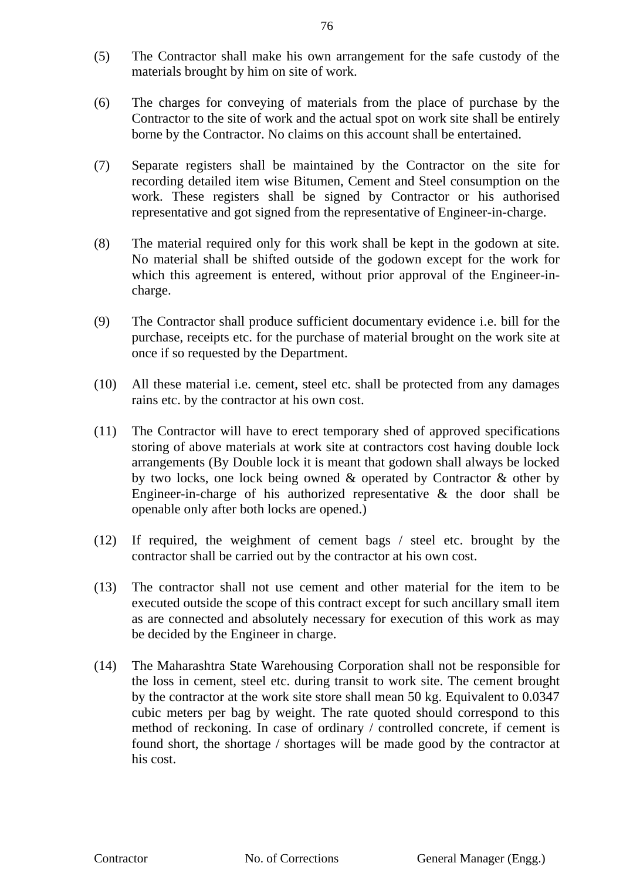(5) The Contractor shall make his own arrangement for the safe custody of the materials brought by him on site of work.

(6) The charges for conveying of materials from the place of purchase by the Contractor to the site of work and the actual spot on work site shall be entirely borne by the Contractor. No claims on this account shall be entertained.

(7) Separate registers shall be maintained by the Contractor on the site for recording detailed item wise Bitumen, Cement and Steel consumption on the work. These registers shall be signed by Contractor or his authorised representative and got signed from the representative of Engineer-in-charge.

(8) The material required only for this work shall be kept in the godown at site. No material shall be shifted outside of the godown except for the work for which this agreement is entered, without prior approval of the Engineer-in-charge.

(9) The Contractor shall produce sufficient documentary evidence i.e. bill for the purchase, receipts etc. for the purchase of material brought on the work site at once if so requested by the Department.

(10) All these material i.e. cement, steel etc. shall be protected from any damages rains etc. by the contractor at his own cost.

(11) The Contractor will have to erect temporary shed of approved specifications storing of above materials at work site at contractors cost having double lock arrangements (By Double lock it is meant that godown shall always be locked by two locks, one lock being owned & operated by Contractor & other by Engineer-in-charge of his authorized representative & the door shall be openable only after both locks are opened.)

(12) If required, the weighment of cement bags / steel etc. brought by the contractor shall be carried out by the contractor at his own cost.

(13) The contractor shall not use cement and other material for the item to be executed outside the scope of this contract except for such ancillary small item as are connected and absolutely necessary for execution of this work as may be decided by the Engineer in charge.

(14) The Maharashtra State Warehousing Corporation shall not be responsible for the loss in cement, steel etc. during transit to work site. The cement brought by the contractor at the work site store shall mean 50 kg. Equivalent to 0.0347 cubic meters per bag by weight. The rate quoted should correspond to this method of reckoning. In case of ordinary / controlled concrete, if cement is found short, the shortage / shortages will be made good by the contractor at his cost.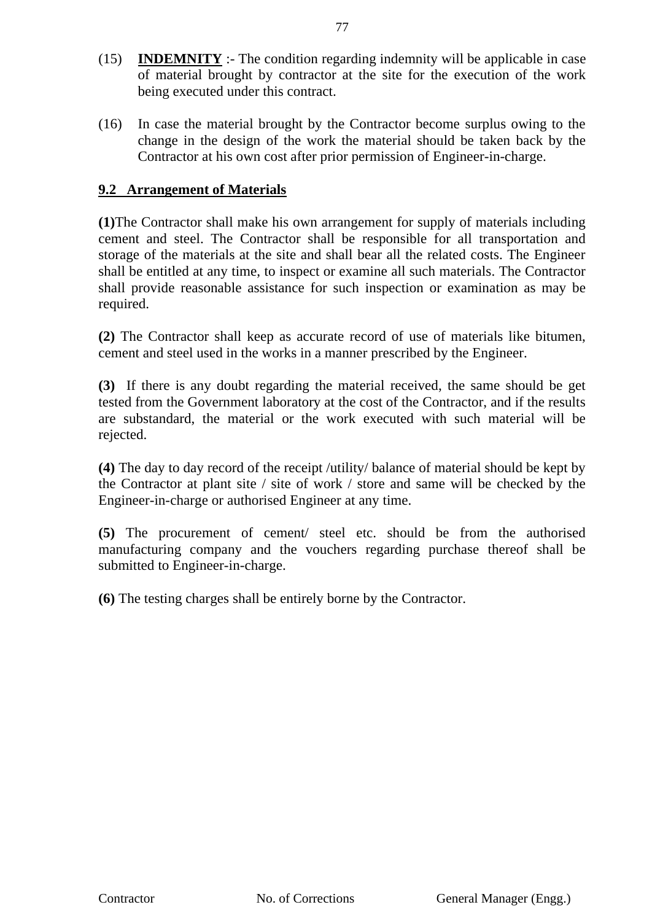(15) **INDEMNITY** :- The condition regarding indemnity will be applicable in case of material brought by contractor at the site for the execution of the work being executed under this contract.

(16) In case the material brought by the Contractor become surplus owing to the change in the design of the work the material should be taken back by the Contractor at his own cost after prior permission of Engineer-in-charge.

## 9.2 Arrangement of Materials

**(1)**The Contractor shall make his own arrangement for supply of materials including cement and steel. The Contractor shall be responsible for all transportation and storage of the materials at the site and shall bear all the related costs. The Engineer shall be entitled at any time, to inspect or examine all such materials. The Contractor shall provide reasonable assistance for such inspection or examination as may be required.

**(2)** The Contractor shall keep as accurate record of use of materials like bitumen, cement and steel used in the works in a manner prescribed by the Engineer.

**(3)** If there is any doubt regarding the material received, the same should be get tested from the Government laboratory at the cost of the Contractor, and if the results are substandard, the material or the work executed with such material will be rejected.

**(4)** The day to day record of the receipt /utility/ balance of material should be kept by the Contractor at plant site / site of work / store and same will be checked by the Engineer-in-charge or authorised Engineer at any time.

**(5)** The procurement of cement/ steel etc. should be from the authorised manufacturing company and the vouchers regarding purchase thereof shall be submitted to Engineer-in-charge.

**(6)** The testing charges shall be entirely borne by the Contractor.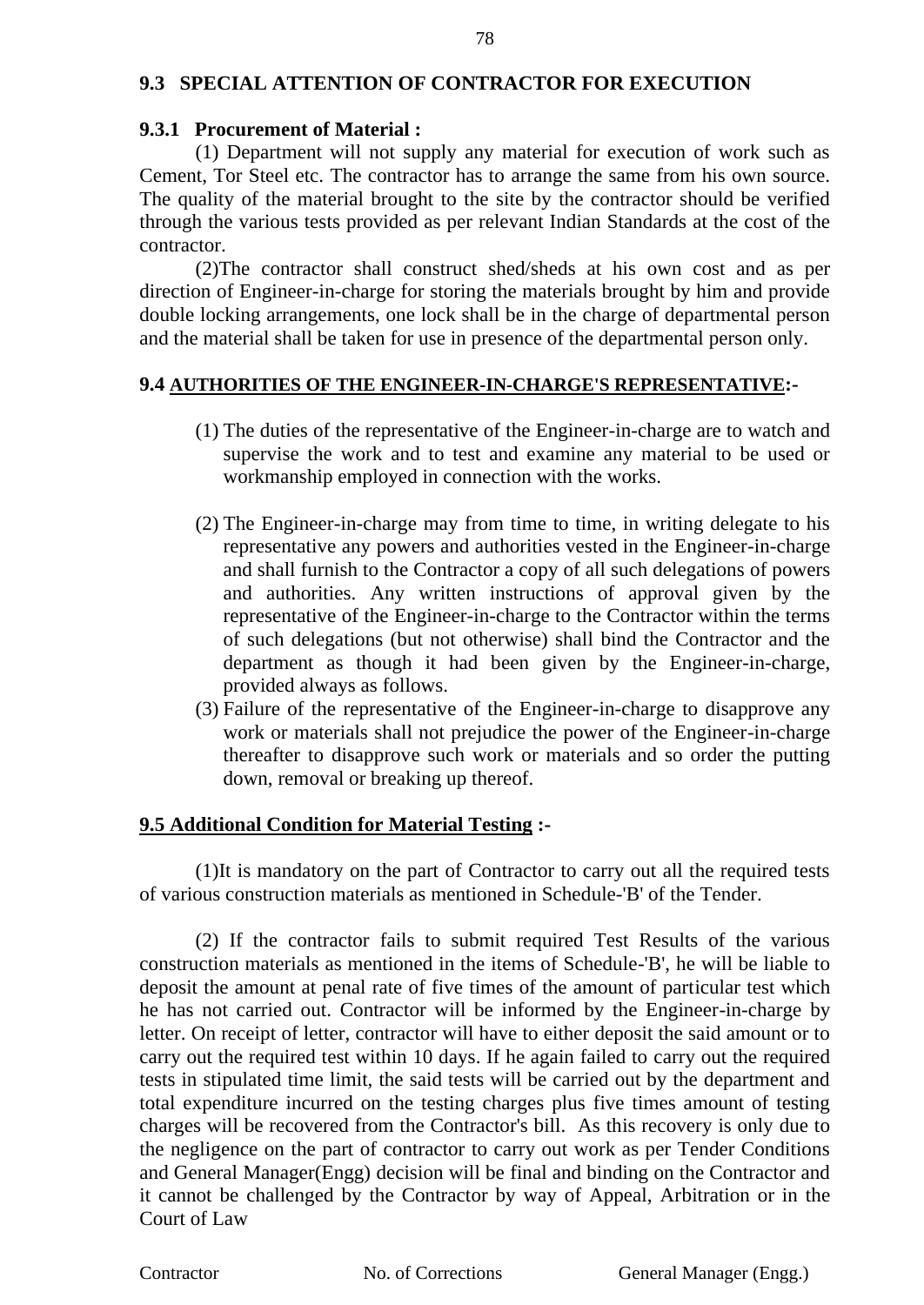## 9.3 SPECIAL ATTENTION OF CONTRACTOR FOR EXECUTION

### 9.3.1 Procurement of Material :

(1) Department will not supply any material for execution of work such as Cement, Tor Steel etc. The contractor has to arrange the same from his own source. The quality of the material brought to the site by the contractor should be verified through the various tests provided as per relevant Indian Standards at the cost of the contractor.

(2)The contractor shall construct shed/sheds at his own cost and as per direction of Engineer-in-charge for storing the materials brought by him and provide double locking arrangements, one lock shall be in the charge of departmental person and the material shall be taken for use in presence of the departmental person only.

## 9.4 AUTHORITIES OF THE ENGINEER-IN-CHARGE'S REPRESENTATIVE:-

(1) The duties of the representative of the Engineer-in-charge are to watch and supervise the work and to test and examine any material to be used or workmanship employed in connection with the works.

(2) The Engineer-in-charge may from time to time, in writing delegate to his representative any powers and authorities vested in the Engineer-in-charge and shall furnish to the Contractor a copy of all such delegations of powers and authorities. Any written instructions of approval given by the representative of the Engineer-in-charge to the Contractor within the terms of such delegations (but not otherwise) shall bind the Contractor and the department as though it had been given by the Engineer-in-charge, provided always as follows.

(3) Failure of the representative of the Engineer-in-charge to disapprove any work or materials shall not prejudice the power of the Engineer-in-charge thereafter to disapprove such work or materials and so order the putting down, removal or breaking up thereof.

## 9.5 Additional Condition for Material Testing :-

(1)It is mandatory on the part of Contractor to carry out all the required tests of various construction materials as mentioned in Schedule-'B' of the Tender.

(2) If the contractor fails to submit required Test Results of the various construction materials as mentioned in the items of Schedule-'B', he will be liable to deposit the amount at penal rate of five times of the amount of particular test which he has not carried out. Contractor will be informed by the Engineer-in-charge by letter. On receipt of letter, contractor will have to either deposit the said amount or to carry out the required test within 10 days. If he again failed to carry out the required tests in stipulated time limit, the said tests will be carried out by the department and total expenditure incurred on the testing charges plus five times amount of testing charges will be recovered from the Contractor's bill. As this recovery is only due to the negligence on the part of contractor to carry out work as per Tender Conditions and General Manager(Engg) decision will be final and binding on the Contractor and it cannot be challenged by the Contractor by way of Appeal, Arbitration or in the Court of Law

Contractor　　　　No. of Corrections　　　　General Manager (Engg.)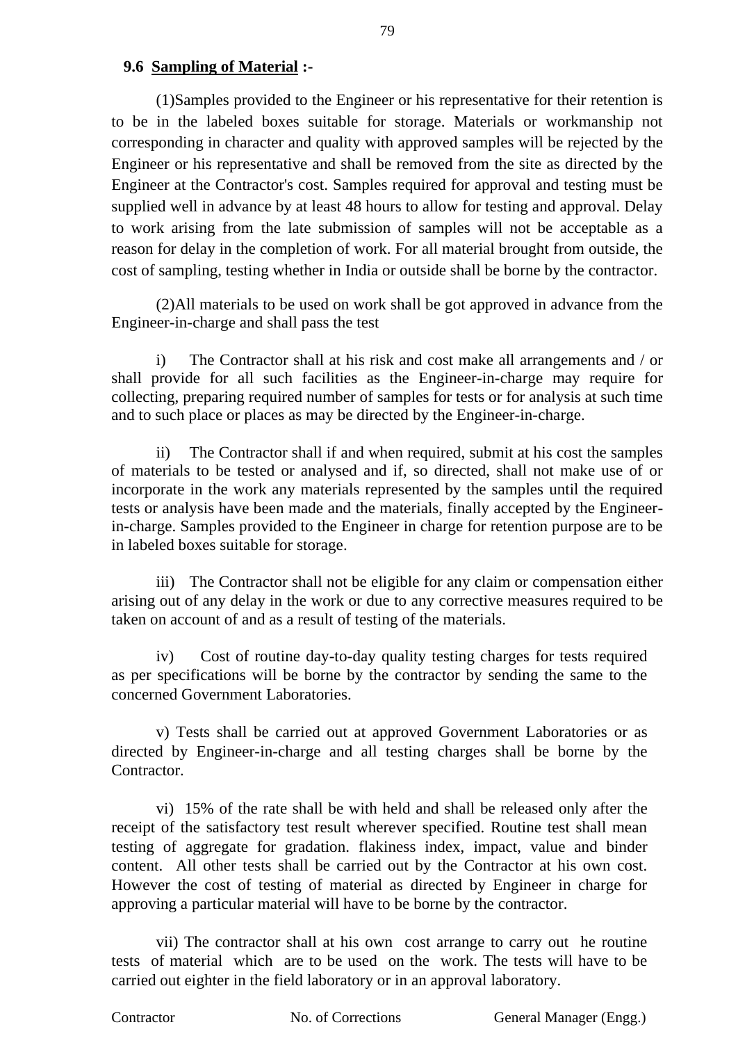**9.6 Sampling of Material :-**

(1)Samples provided to the Engineer or his representative for their retention is to be in the labeled boxes suitable for storage. Materials or workmanship not corresponding in character and quality with approved samples will be rejected by the Engineer or his representative and shall be removed from the site as directed by the Engineer at the Contractor's cost. Samples required for approval and testing must be supplied well in advance by at least 48 hours to allow for testing and approval. Delay to work arising from the late submission of samples will not be acceptable as a reason for delay in the completion of work. For all material brought from outside, the cost of sampling, testing whether in India or outside shall be borne by the contractor.

(2)All materials to be used on work shall be got approved in advance from the Engineer-in-charge and shall pass the test

i) The Contractor shall at his risk and cost make all arrangements and / or shall provide for all such facilities as the Engineer-in-charge may require for collecting, preparing required number of samples for tests or for analysis at such time and to such place or places as may be directed by the Engineer-in-charge.

ii) The Contractor shall if and when required, submit at his cost the samples of materials to be tested or analysed and if, so directed, shall not make use of or incorporate in the work any materials represented by the samples until the required tests or analysis have been made and the materials, finally accepted by the Engineer-in-charge. Samples provided to the Engineer in charge for retention purpose are to be in labeled boxes suitable for storage.

iii) The Contractor shall not be eligible for any claim or compensation either arising out of any delay in the work or due to any corrective measures required to be taken on account of and as a result of testing of the materials.

iv) Cost of routine day-to-day quality testing charges for tests required as per specifications will be borne by the contractor by sending the same to the concerned Government Laboratories.

v) Tests shall be carried out at approved Government Laboratories or as directed by Engineer-in-charge and all testing charges shall be borne by the Contractor.

vi) 15% of the rate shall be with held and shall be released only after the receipt of the satisfactory test result wherever specified. Routine test shall mean testing of aggregate for gradation. flakiness index, impact, value and binder content. All other tests shall be carried out by the Contractor at his own cost. However the cost of testing of material as directed by Engineer in charge for approving a particular material will have to be borne by the contractor.

vii) The contractor shall at his own cost arrange to carry out he routine tests of material which are to be used on the work. The tests will have to be carried out eighter in the field laboratory or in an approval laboratory.

Contractor No. of Corrections General Manager (Engg.)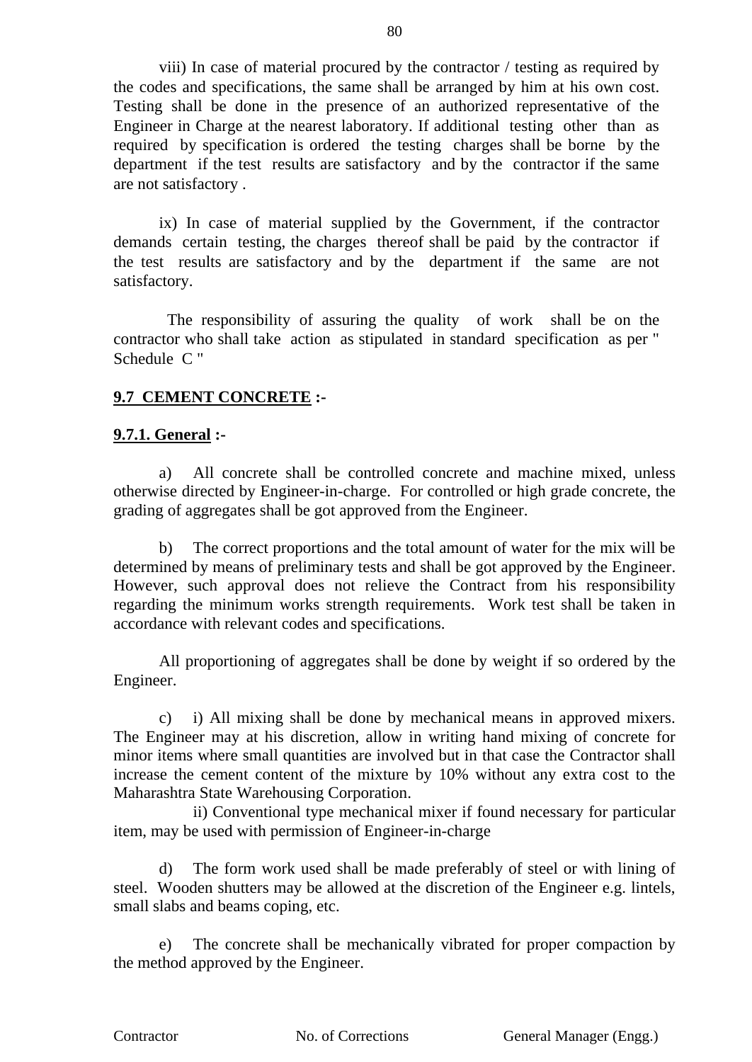viii) In case of material procured by the contractor / testing as required by the codes and specifications, the same shall be arranged by him at his own cost. Testing shall be done in the presence of an authorized representative of the Engineer in Charge at the nearest laboratory. If additional testing other than as required by specification is ordered the testing charges shall be borne by the department if the test results are satisfactory and by the contractor if the same are not satisfactory .

ix) In case of material supplied by the Government, if the contractor demands certain testing, the charges thereof shall be paid by the contractor if the test results are satisfactory and by the department if the same are not satisfactory.

The responsibility of assuring the quality of work shall be on the contractor who shall take action as stipulated in standard specification as per " Schedule C "

## 9.7 CEMENT CONCRETE :-

### 9.7.1. General :-

a) All concrete shall be controlled concrete and machine mixed, unless otherwise directed by Engineer-in-charge. For controlled or high grade concrete, the grading of aggregates shall be got approved from the Engineer.

b) The correct proportions and the total amount of water for the mix will be determined by means of preliminary tests and shall be got approved by the Engineer. However, such approval does not relieve the Contract from his responsibility regarding the minimum works strength requirements. Work test shall be taken in accordance with relevant codes and specifications.

All proportioning of aggregates shall be done by weight if so ordered by the Engineer.

c) i) All mixing shall be done by mechanical means in approved mixers. The Engineer may at his discretion, allow in writing hand mixing of concrete for minor items where small quantities are involved but in that case the Contractor shall increase the cement content of the mixture by 10% without any extra cost to the Maharashtra State Warehousing Corporation.

ii) Conventional type mechanical mixer if found necessary for particular item, may be used with permission of Engineer-in-charge

d) The form work used shall be made preferably of steel or with lining of steel. Wooden shutters may be allowed at the discretion of the Engineer e.g. lintels, small slabs and beams coping, etc.

e) The concrete shall be mechanically vibrated for proper compaction by the method approved by the Engineer.

Contractor No. of Corrections General Manager (Engg.)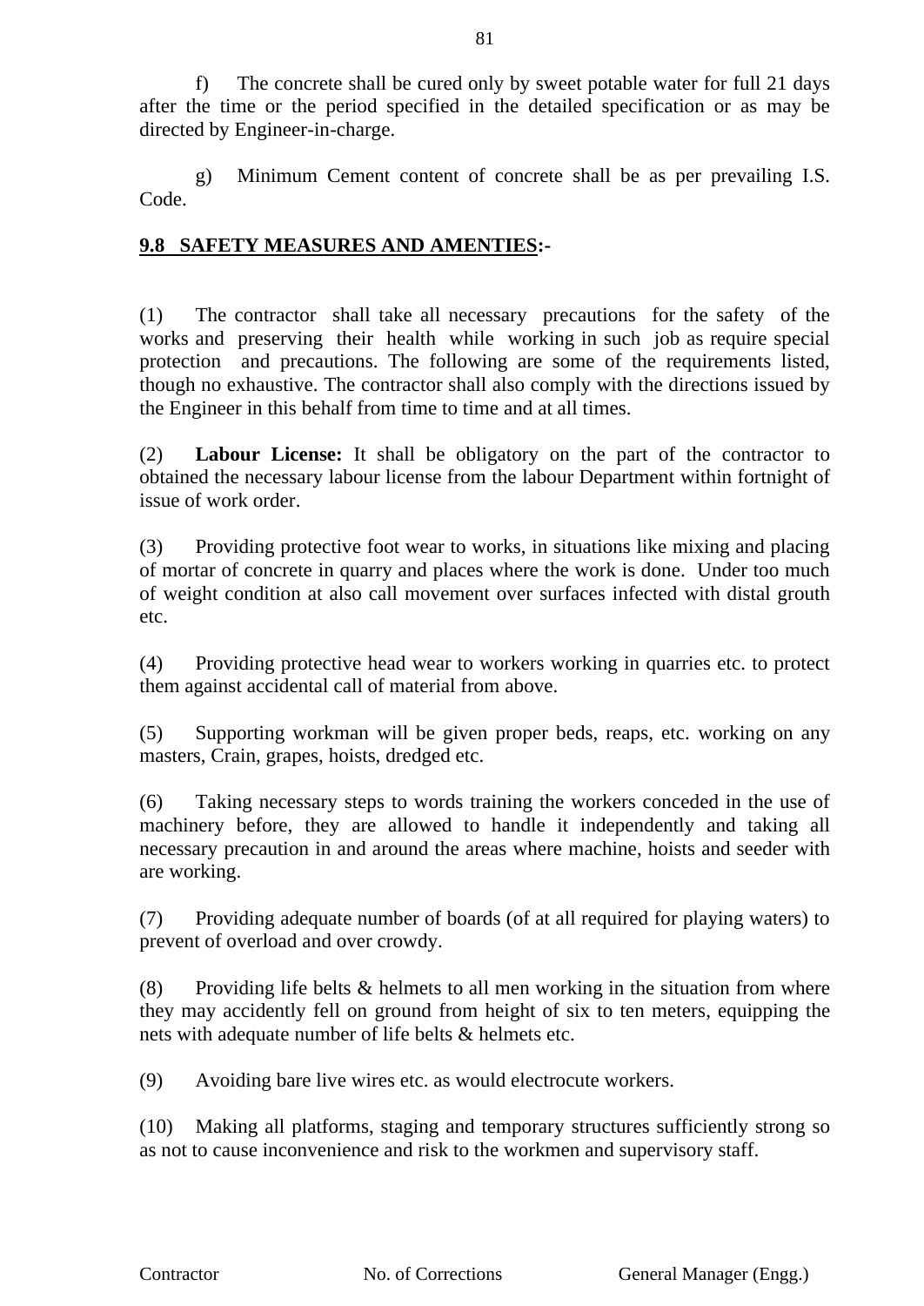f) The concrete shall be cured only by sweet potable water for full 21 days after the time or the period specified in the detailed specification or as may be directed by Engineer-in-charge.

g) Minimum Cement content of concrete shall be as per prevailing I.S. Code.

## 9.8 SAFETY MEASURES AND AMENTIES:-

(1) The contractor shall take all necessary precautions for the safety of the works and preserving their health while working in such job as require special protection and precautions. The following are some of the requirements listed, though no exhaustive. The contractor shall also comply with the directions issued by the Engineer in this behalf from time to time and at all times.

(2) **Labour License:** It shall be obligatory on the part of the contractor to obtained the necessary labour license from the labour Department within fortnight of issue of work order.

(3) Providing protective foot wear to works, in situations like mixing and placing of mortar of concrete in quarry and places where the work is done. Under too much of weight condition at also call movement over surfaces infected with distal grouth etc.

(4) Providing protective head wear to workers working in quarries etc. to protect them against accidental call of material from above.

(5) Supporting workman will be given proper beds, reaps, etc. working on any masters, Crain, grapes, hoists, dredged etc.

(6) Taking necessary steps to words training the workers conceded in the use of machinery before, they are allowed to handle it independently and taking all necessary precaution in and around the areas where machine, hoists and seeder with are working.

(7) Providing adequate number of boards (of at all required for playing waters) to prevent of overload and over crowdy.

(8) Providing life belts & helmets to all men working in the situation from where they may accidently fell on ground from height of six to ten meters, equipping the nets with adequate number of life belts & helmets etc.

(9) Avoiding bare live wires etc. as would electrocute workers.

(10) Making all platforms, staging and temporary structures sufficiently strong so as not to cause inconvenience and risk to the workmen and supervisory staff.

Contractor No. of Corrections General Manager (Engg.)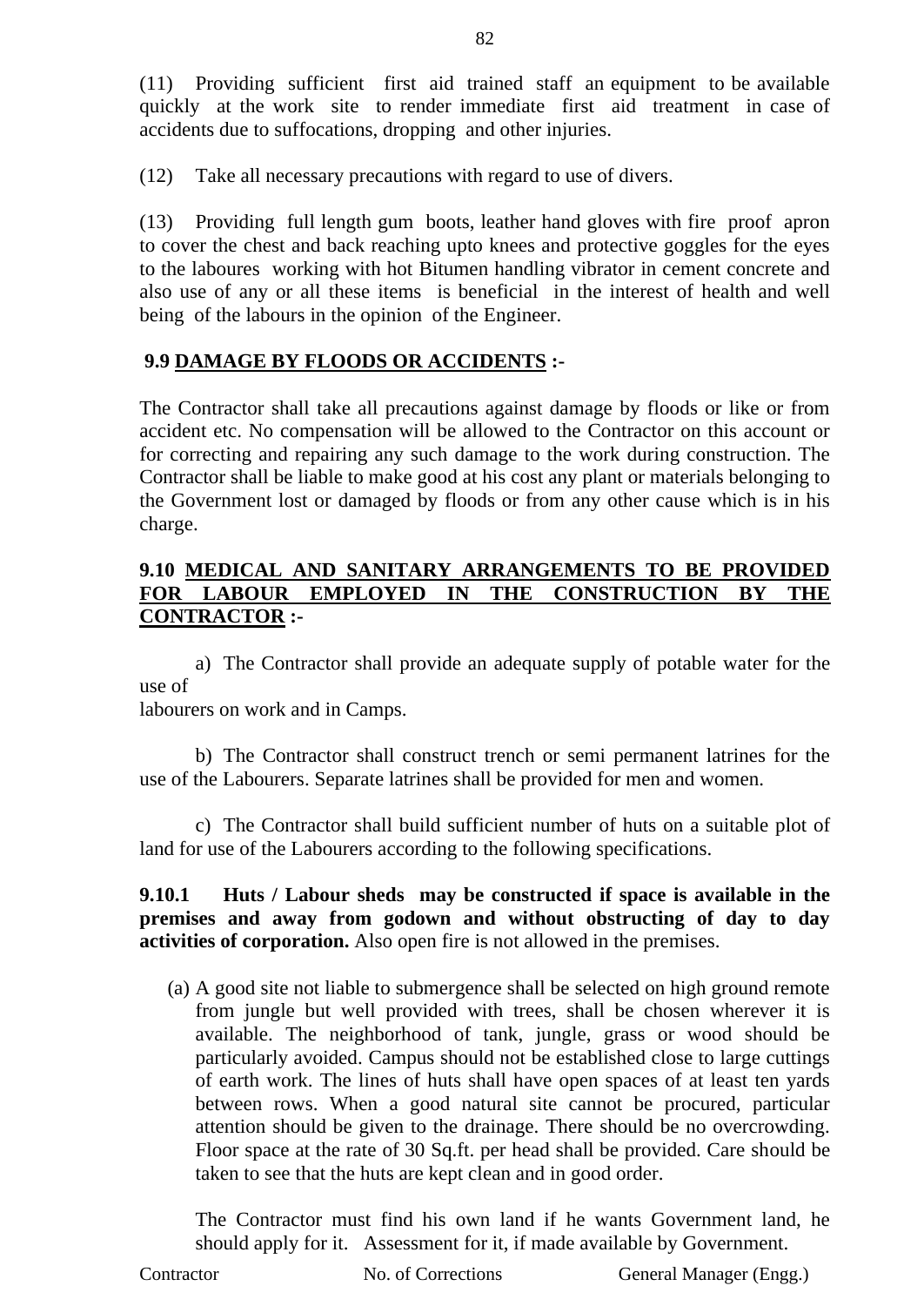(11) Providing sufficient first aid trained staff an equipment to be available quickly at the work site to render immediate first aid treatment in case of accidents due to suffocations, dropping and other injuries.

(12) Take all necessary precautions with regard to use of divers.

(13) Providing full length gum boots, leather hand gloves with fire proof apron to cover the chest and back reaching upto knees and protective goggles for the eyes to the laboures working with hot Bitumen handling vibrator in cement concrete and also use of any or all these items is beneficial in the interest of health and well being of the labours in the opinion of the Engineer.

**9.9 DAMAGE BY FLOODS OR ACCIDENTS :-**

The Contractor shall take all precautions against damage by floods or like or from accident etc. No compensation will be allowed to the Contractor on this account or for correcting and repairing any such damage to the work during construction. The Contractor shall be liable to make good at his cost any plant or materials belonging to the Government lost or damaged by floods or from any other cause which is in his charge.

**9.10 MEDICAL AND SANITARY ARRANGEMENTS TO BE PROVIDED FOR LABOUR EMPLOYED IN THE CONSTRUCTION BY THE CONTRACTOR :-**

a) The Contractor shall provide an adequate supply of potable water for the use of labourers on work and in Camps.

b) The Contractor shall construct trench or semi permanent latrines for the use of the Labourers. Separate latrines shall be provided for men and women.

c) The Contractor shall build sufficient number of huts on a suitable plot of land for use of the Labourers according to the following specifications.

**9.10.1 Huts / Labour sheds may be constructed if space is available in the premises and away from godown and without obstructing of day to day activities of corporation.** Also open fire is not allowed in the premises.

(a) A good site not liable to submergence shall be selected on high ground remote from jungle but well provided with trees, shall be chosen wherever it is available. The neighborhood of tank, jungle, grass or wood should be particularly avoided. Campus should not be established close to large cuttings of earth work. The lines of huts shall have open spaces of at least ten yards between rows. When a good natural site cannot be procured, particular attention should be given to the drainage. There should be no overcrowding. Floor space at the rate of 30 Sq.ft. per head shall be provided. Care should be taken to see that the huts are kept clean and in good order.

The Contractor must find his own land if he wants Government land, he should apply for it. Assessment for it, if made available by Government.

Contractor | No. of Corrections | General Manager (Engg.)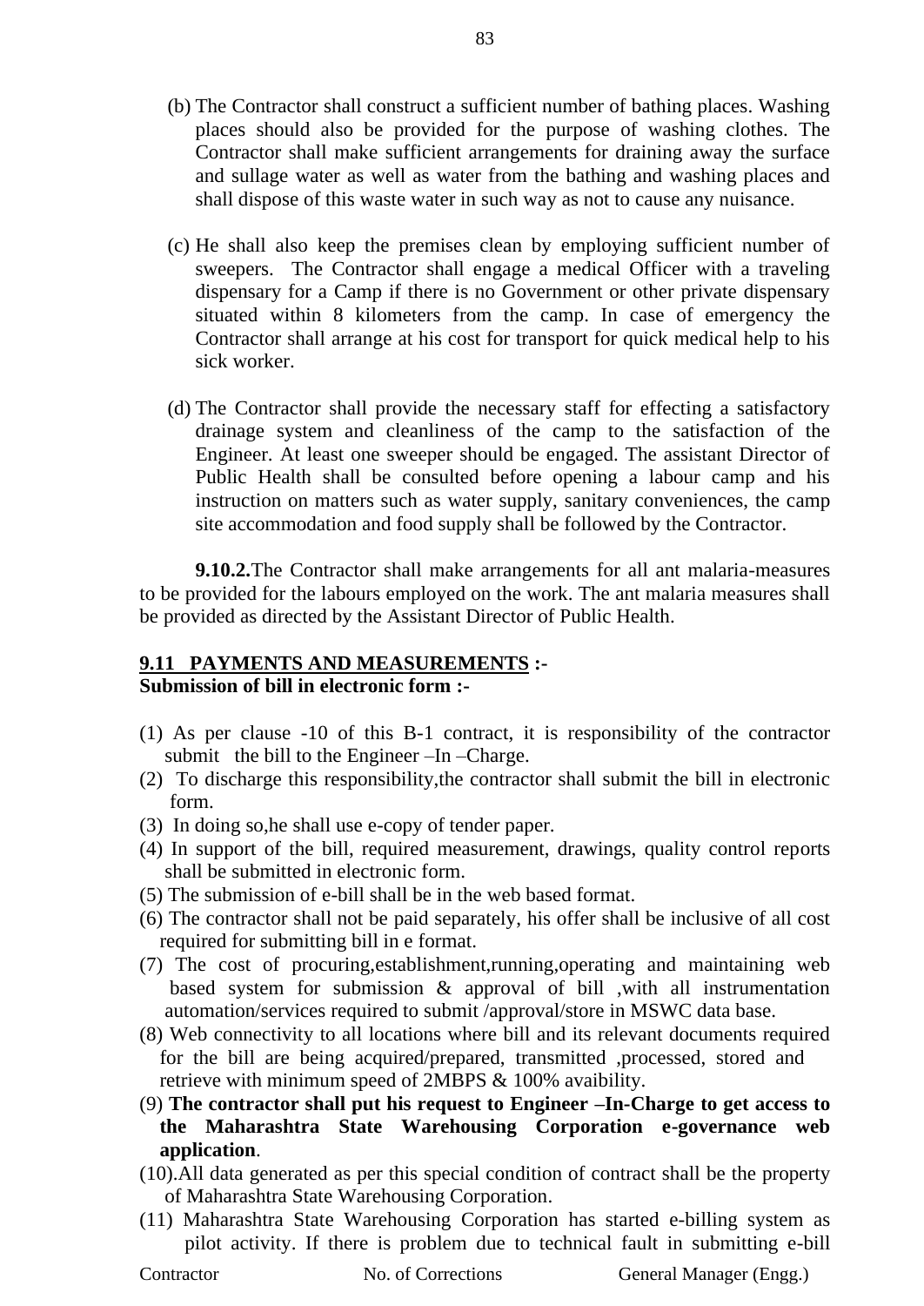(b) The Contractor shall construct a sufficient number of bathing places. Washing places should also be provided for the purpose of washing clothes. The Contractor shall make sufficient arrangements for draining away the surface and sullage water as well as water from the bathing and washing places and shall dispose of this waste water in such way as not to cause any nuisance.

(c) He shall also keep the premises clean by employing sufficient number of sweepers. The Contractor shall engage a medical Officer with a traveling dispensary for a Camp if there is no Government or other private dispensary situated within 8 kilometers from the camp. In case of emergency the Contractor shall arrange at his cost for transport for quick medical help to his sick worker.

(d) The Contractor shall provide the necessary staff for effecting a satisfactory drainage system and cleanliness of the camp to the satisfaction of the Engineer. At least one sweeper should be engaged. The assistant Director of Public Health shall be consulted before opening a labour camp and his instruction on matters such as water supply, sanitary conveniences, the camp site accommodation and food supply shall be followed by the Contractor.

**9.10.2.**The Contractor shall make arrangements for all ant malaria-measures to be provided for the labours employed on the work. The ant malaria measures shall be provided as directed by the Assistant Director of Public Health.

**9.11 PAYMENTS AND MEASUREMENTS :-**

**Submission of bill in electronic form :-**

(1) As per clause -10 of this B-1 contract, it is responsibility of the contractor submit the bill to the Engineer –In –Charge.

(2) To discharge this responsibility,the contractor shall submit the bill in electronic form.

(3) In doing so,he shall use e-copy of tender paper.

(4) In support of the bill, required measurement, drawings, quality control reports shall be submitted in electronic form.

(5) The submission of e-bill shall be in the web based format.

(6) The contractor shall not be paid separately, his offer shall be inclusive of all cost required for submitting bill in e format.

(7) The cost of procuring,establishment,running,operating and maintaining web based system for submission & approval of bill ,with all instrumentation automation/services required to submit /approval/store in MSWC data base.

(8) Web connectivity to all locations where bill and its relevant documents required for the bill are being acquired/prepared, transmitted ,processed, stored and retrieve with minimum speed of 2MBPS & 100% avaibility.

(9) **The contractor shall put his request to Engineer –In-Charge to get access to the Maharashtra State Warehousing Corporation e-governance web application**.

(10).All data generated as per this special condition of contract shall be the property of Maharashtra State Warehousing Corporation.

(11) Maharashtra State Warehousing Corporation has started e-billing system as pilot activity. If there is problem due to technical fault in submitting e-bill

Contractor No. of Corrections General Manager (Engg.)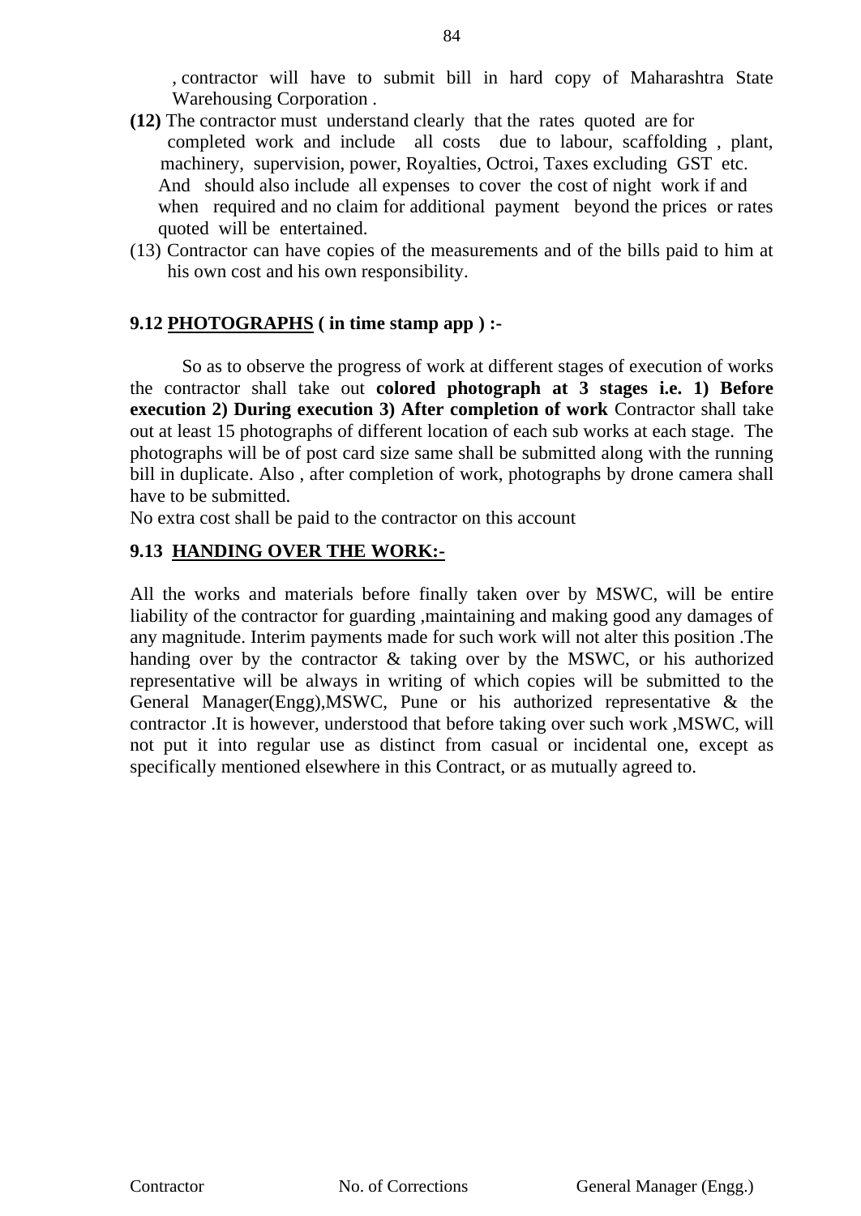, contractor will have to submit bill in hard copy of Maharashtra State Warehousing Corporation .

**(12)** The contractor must understand clearly that the rates quoted are for completed work and include all costs due to labour, scaffolding , plant, machinery, supervision, power, Royalties, Octroi, Taxes excluding GST etc. And should also include all expenses to cover the cost of night work if and when required and no claim for additional payment beyond the prices or rates quoted will be entertained.

(13) Contractor can have copies of the measurements and of the bills paid to him at his own cost and his own responsibility.

### 9.12 PHOTOGRAPHS ( in time stamp app ) :-

So as to observe the progress of work at different stages of execution of works the contractor shall take out **colored photograph at 3 stages i.e. 1) Before execution 2) During execution 3) After completion of work** Contractor shall take out at least 15 photographs of different location of each sub works at each stage. The photographs will be of post card size same shall be submitted along with the running bill in duplicate. Also , after completion of work, photographs by drone camera shall have to be submitted.

No extra cost shall be paid to the contractor on this account

### 9.13 HANDING OVER THE WORK:-

All the works and materials before finally taken over by MSWC, will be entire liability of the contractor for guarding ,maintaining and making good any damages of any magnitude. Interim payments made for such work will not alter this position .The handing over by the contractor & taking over by the MSWC, or his authorized representative will be always in writing of which copies will be submitted to the General Manager(Engg),MSWC, Pune or his authorized representative & the contractor .It is however, understood that before taking over such work ,MSWC, will not put it into regular use as distinct from casual or incidental one, except as specifically mentioned elsewhere in this Contract, or as mutually agreed to.

Contractor No. of Corrections General Manager (Engg.)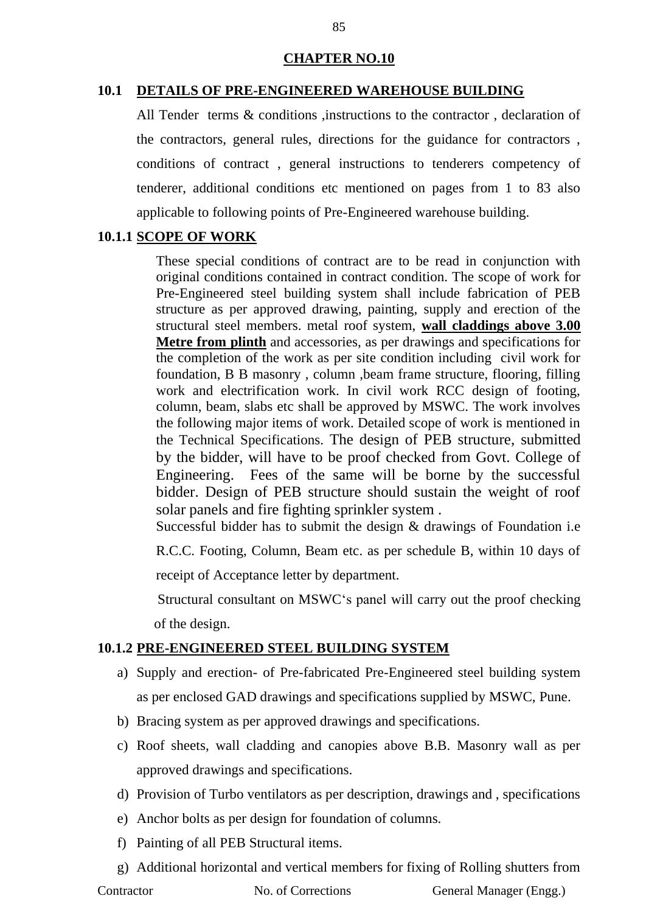## CHAPTER NO.10

### 10.1 DETAILS OF PRE-ENGINEERED WAREHOUSE BUILDING

All Tender terms & conditions ,instructions to the contractor , declaration of the contractors, general rules, directions for the guidance for contractors , conditions of contract , general instructions to tenderers competency of tenderer, additional conditions etc mentioned on pages from 1 to 83 also applicable to following points of Pre-Engineered warehouse building.

### 10.1.1 SCOPE OF WORK

These special conditions of contract are to be read in conjunction with original conditions contained in contract condition. The scope of work for Pre-Engineered steel building system shall include fabrication of PEB structure as per approved drawing, painting, supply and erection of the structural steel members. metal roof system, **wall claddings above 3.00 Metre from plinth** and accessories, as per drawings and specifications for the completion of the work as per site condition including civil work for foundation, B B masonry , column ,beam frame structure, flooring, filling work and electrification work. In civil work RCC design of footing, column, beam, slabs etc shall be approved by MSWC. The work involves the following major items of work. Detailed scope of work is mentioned in the Technical Specifications. The design of PEB structure, submitted by the bidder, will have to be proof checked from Govt. College of Engineering. Fees of the same will be borne by the successful bidder. Design of PEB structure should sustain the weight of roof solar panels and fire fighting sprinkler system .

Successful bidder has to submit the design & drawings of Foundation i.e R.C.C. Footing, Column, Beam etc. as per schedule B, within 10 days of receipt of Acceptance letter by department.

Structural consultant on MSWC‘s panel will carry out the proof checking of the design.

### 10.1.2 PRE-ENGINEERED STEEL BUILDING SYSTEM

a) Supply and erection- of Pre-fabricated Pre-Engineered steel building system as per enclosed GAD drawings and specifications supplied by MSWC, Pune.

b) Bracing system as per approved drawings and specifications.

c) Roof sheets, wall cladding and canopies above B.B. Masonry wall as per approved drawings and specifications.

d) Provision of Turbo ventilators as per description, drawings and , specifications

e) Anchor bolts as per design for foundation of columns.

f) Painting of all PEB Structural items.

g) Additional horizontal and vertical members for fixing of Rolling shutters from

Contractor No. of Corrections General Manager (Engg.)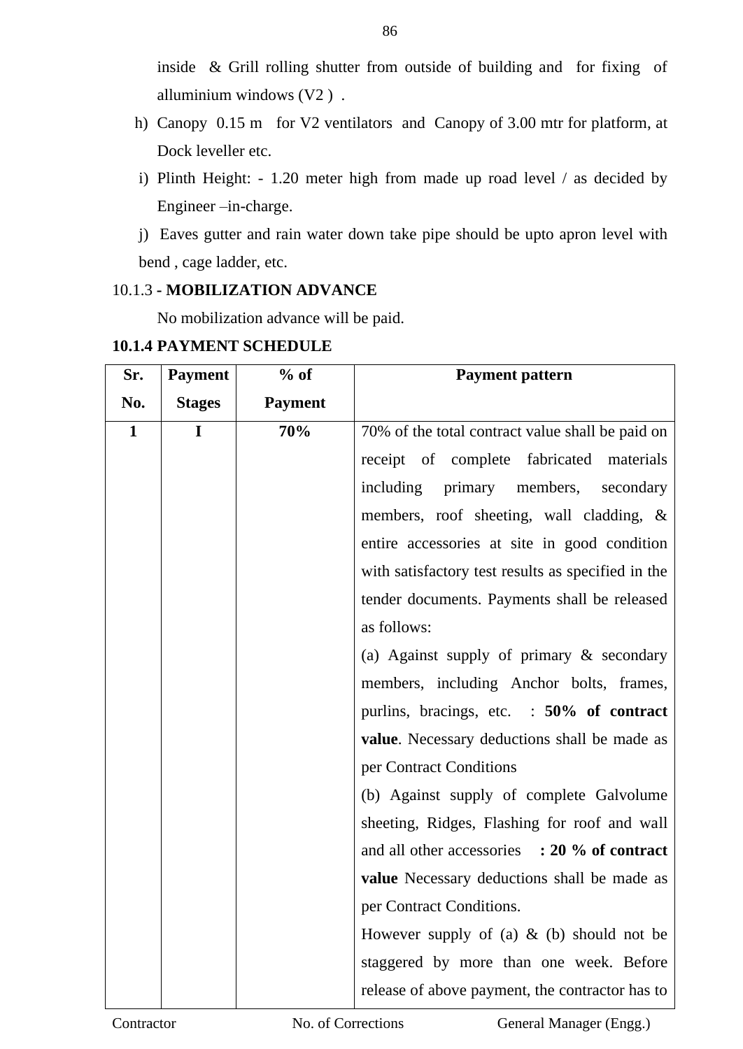inside & Grill rolling shutter from outside of building and for fixing of alluminium windows (V2 ) .

h) Canopy 0.15 m for V2 ventilators and Canopy of 3.00 mtr for platform, at Dock leveller etc.

i) Plinth Height: - 1.20 meter high from made up road level / as decided by Engineer –in-charge.

j) Eaves gutter and rain water down take pipe should be upto apron level with bend , cage ladder, etc.

10.1.3 - **MOBILIZATION ADVANCE**

No mobilization advance will be paid.

**10.1.4 PAYMENT SCHEDULE**

| Sr. No. | Payment Stages | % of Payment | Payment pattern |
|---|---|---|---|
| **1** | **I** | **70%** | 70% of the total contract value shall be paid on receipt of complete fabricated materials including primary members, secondary members, roof sheeting, wall cladding, & entire accessories at site in good condition with satisfactory test results as specified in the tender documents. Payments shall be released as follows:<br>(a) Against supply of primary & secondary members, including Anchor bolts, frames, purlins, bracings, etc. : **50% of contract value**. Necessary deductions shall be made as per Contract Conditions<br>(b) Against supply of complete Galvolume sheeting, Ridges, Flashing for roof and wall and all other accessories **: 20 % of contract value** Necessary deductions shall be made as per Contract Conditions.<br>However supply of (a) & (b) should not be staggered by more than one week. Before release of above payment, the contractor has to |

Contractor No. of Corrections General Manager (Engg.)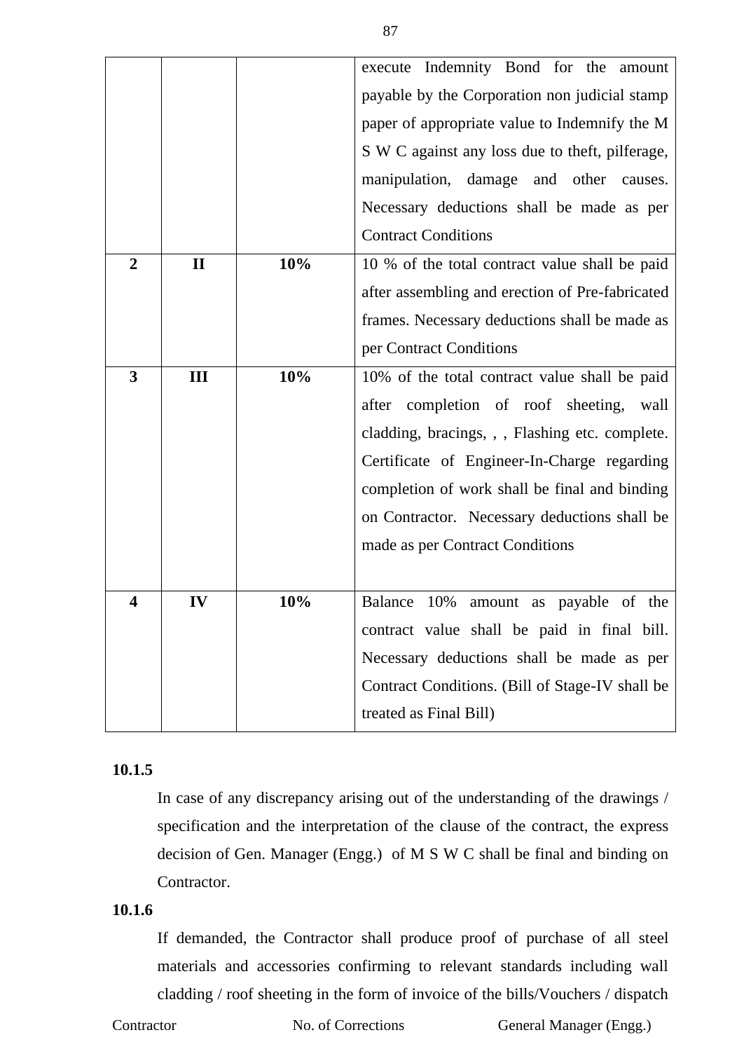| | | | |
|---|---|---|---|
| | | | execute Indemnity Bond for the amount payable by the Corporation non judicial stamp paper of appropriate value to Indemnify the M S W C against any loss due to theft, pilferage, manipulation, damage and other causes. Necessary deductions shall be made as per Contract Conditions |
| **2** | **II** | **10%** | 10 % of the total contract value shall be paid after assembling and erection of Pre-fabricated frames. Necessary deductions shall be made as per Contract Conditions |
| **3** | **III** | **10%** | 10% of the total contract value shall be paid after completion of roof sheeting, wall cladding, bracings, , , Flashing etc. complete. Certificate of Engineer-In-Charge regarding completion of work shall be final and binding on Contractor. Necessary deductions shall be made as per Contract Conditions |
| **4** | **IV** | **10%** | Balance 10% amount as payable of the contract value shall be paid in final bill. Necessary deductions shall be made as per Contract Conditions. (Bill of Stage-IV shall be treated as Final Bill) |

**10.1.5**

In case of any discrepancy arising out of the understanding of the drawings / specification and the interpretation of the clause of the contract, the express decision of Gen. Manager (Engg.) of M S W C shall be final and binding on Contractor.

**10.1.6**

If demanded, the Contractor shall produce proof of purchase of all steel materials and accessories confirming to relevant standards including wall cladding / roof sheeting in the form of invoice of the bills/Vouchers / dispatch

Contractor No. of Corrections General Manager (Engg.)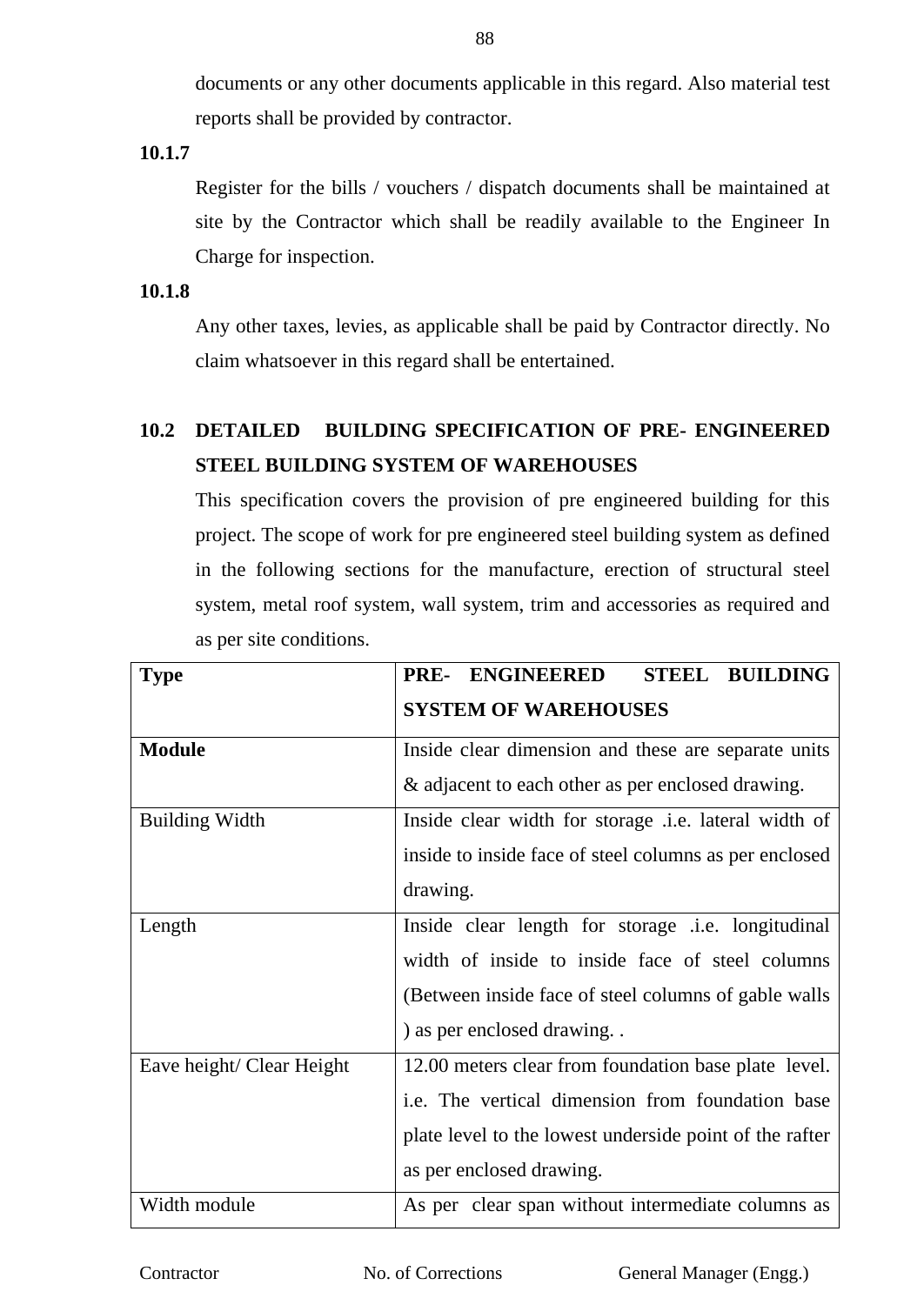documents or any other documents applicable in this regard. Also material test reports shall be provided by contractor.

**10.1.7**

Register for the bills / vouchers / dispatch documents shall be maintained at site by the Contractor which shall be readily available to the Engineer In Charge for inspection.

**10.1.8**

Any other taxes, levies, as applicable shall be paid by Contractor directly. No claim whatsoever in this regard shall be entertained.

## 10.2 DETAILED BUILDING SPECIFICATION OF PRE- ENGINEERED STEEL BUILDING SYSTEM OF WAREHOUSES

This specification covers the provision of pre engineered building for this project. The scope of work for pre engineered steel building system as defined in the following sections for the manufacture, erection of structural steel system, metal roof system, wall system, trim and accessories as required and as per site conditions.

| **Type** | **PRE- ENGINEERED STEEL BUILDING SYSTEM OF WAREHOUSES** |
|---|---|
| **Module** | Inside clear dimension and these are separate units & adjacent to each other as per enclosed drawing. |
| Building Width | Inside clear width for storage .i.e. lateral width of inside to inside face of steel columns as per enclosed drawing. |
| Length | Inside clear length for storage .i.e. longitudinal width of inside to inside face of steel columns (Between inside face of steel columns of gable walls ) as per enclosed drawing. . |
| Eave height/ Clear Height | 12.00 meters clear from foundation base plate level. i.e. The vertical dimension from foundation base plate level to the lowest underside point of the rafter as per enclosed drawing. |
| Width module | As per clear span without intermediate columns as |

Contractor No. of Corrections General Manager (Engg.)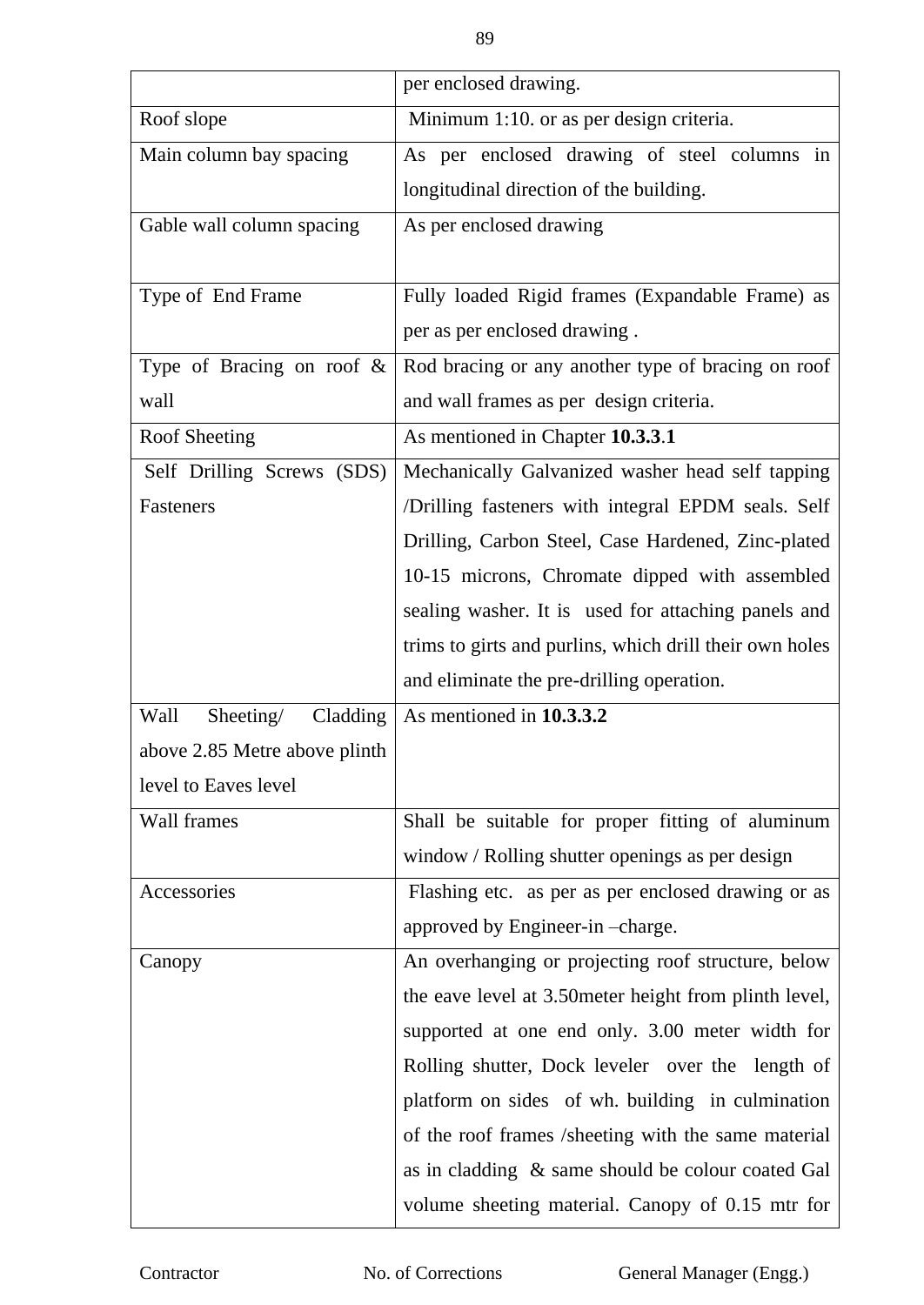| | |
|---|---|
| | per enclosed drawing. |
| Roof slope | Minimum 1:10. or as per design criteria. |
| Main column bay spacing | As per enclosed drawing of steel columns in longitudinal direction of the building. |
| Gable wall column spacing | As per enclosed drawing |
| Type of End Frame | Fully loaded Rigid frames (Expandable Frame) as per as per enclosed drawing . |
| Type of Bracing on roof & wall | Rod bracing or any another type of bracing on roof and wall frames as per design criteria. |
| Roof Sheeting | As mentioned in Chapter **10.3.3**.**1** |
| Self Drilling Screws (SDS) Fasteners | Mechanically Galvanized washer head self tapping /Drilling fasteners with integral EPDM seals. Self Drilling, Carbon Steel, Case Hardened, Zinc-plated 10-15 microns, Chromate dipped with assembled sealing washer. It is used for attaching panels and trims to girts and purlins, which drill their own holes and eliminate the pre-drilling operation. |
| Wall Sheeting/ Cladding above 2.85 Metre above plinth level to Eaves level | As mentioned in **10.3.3.2** |
| Wall frames | Shall be suitable for proper fitting of aluminum window / Rolling shutter openings as per design |
| Accessories | Flashing etc. as per as per enclosed drawing or as approved by Engineer-in –charge. |
| Canopy | An overhanging or projecting roof structure, below the eave level at 3.50meter height from plinth level, supported at one end only. 3.00 meter width for Rolling shutter, Dock leveler over the length of platform on sides of wh. building in culmination of the roof frames /sheeting with the same material as in cladding & same should be colour coated Gal volume sheeting material. Canopy of 0.15 mtr for |

Contractor No. of Corrections General Manager (Engg.)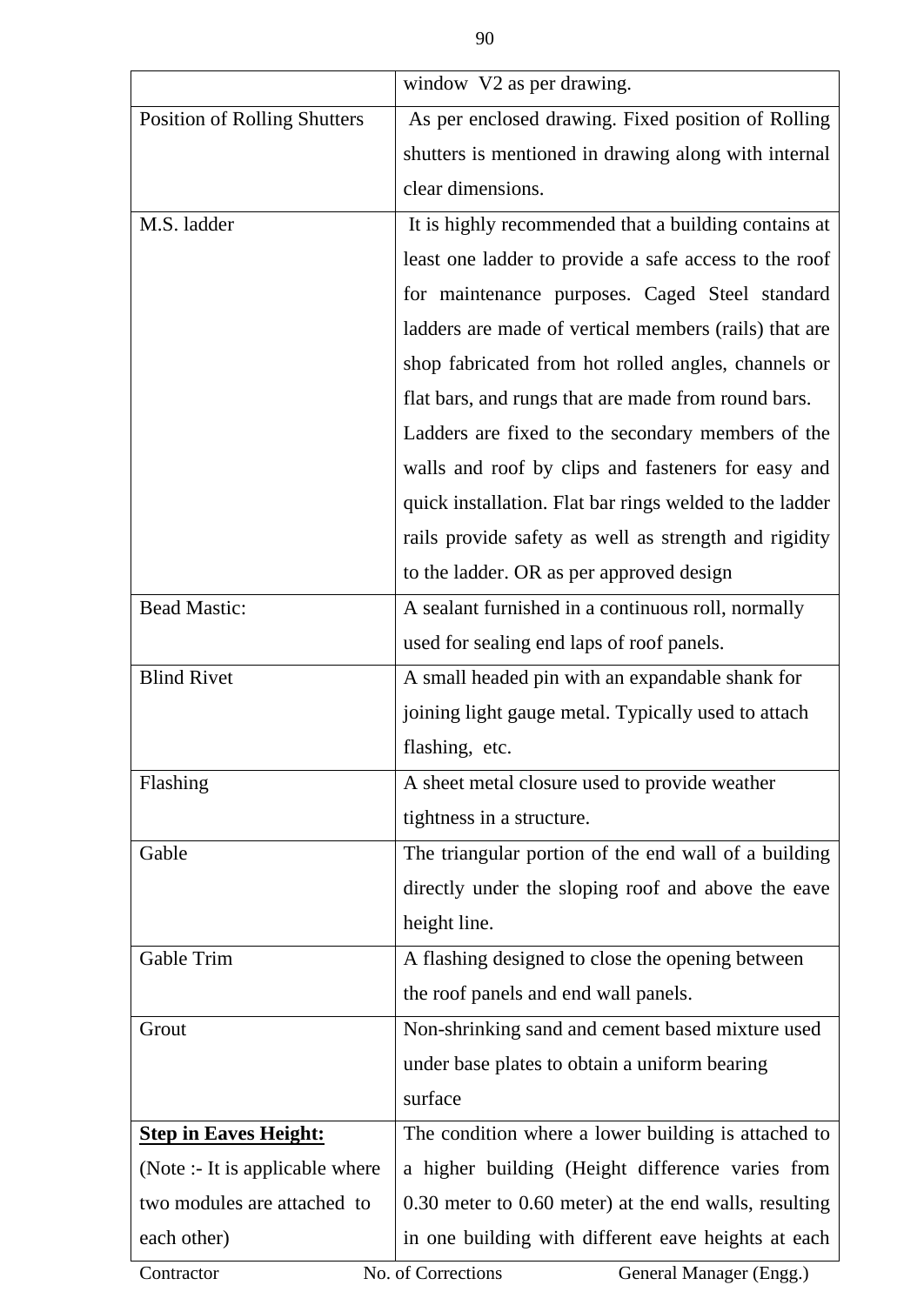| | |
|---|---|
| | window V2 as per drawing. |
| Position of Rolling Shutters | As per enclosed drawing. Fixed position of Rolling shutters is mentioned in drawing along with internal clear dimensions. |
| M.S. ladder | It is highly recommended that a building contains at least one ladder to provide a safe access to the roof for maintenance purposes. Caged Steel standard ladders are made of vertical members (rails) that are shop fabricated from hot rolled angles, channels or flat bars, and rungs that are made from round bars. Ladders are fixed to the secondary members of the walls and roof by clips and fasteners for easy and quick installation. Flat bar rings welded to the ladder rails provide safety as well as strength and rigidity to the ladder. OR as per approved design |
| Bead Mastic: | A sealant furnished in a continuous roll, normally used for sealing end laps of roof panels. |
| Blind Rivet | A small headed pin with an expandable shank for joining light gauge metal. Typically used to attach flashing, etc. |
| Flashing | A sheet metal closure used to provide weather tightness in a structure. |
| Gable | The triangular portion of the end wall of a building directly under the sloping roof and above the eave height line. |
| Gable Trim | A flashing designed to close the opening between the roof panels and end wall panels. |
| Grout | Non-shrinking sand and cement based mixture used under base plates to obtain a uniform bearing surface |
| **<u>Step in Eaves Height:</u>** (Note :- It is applicable where two modules are attached to each other) | The condition where a lower building is attached to a higher building (Height difference varies from 0.30 meter to 0.60 meter) at the end walls, resulting in one building with different eave heights at each |

Contractor No. of Corrections General Manager (Engg.)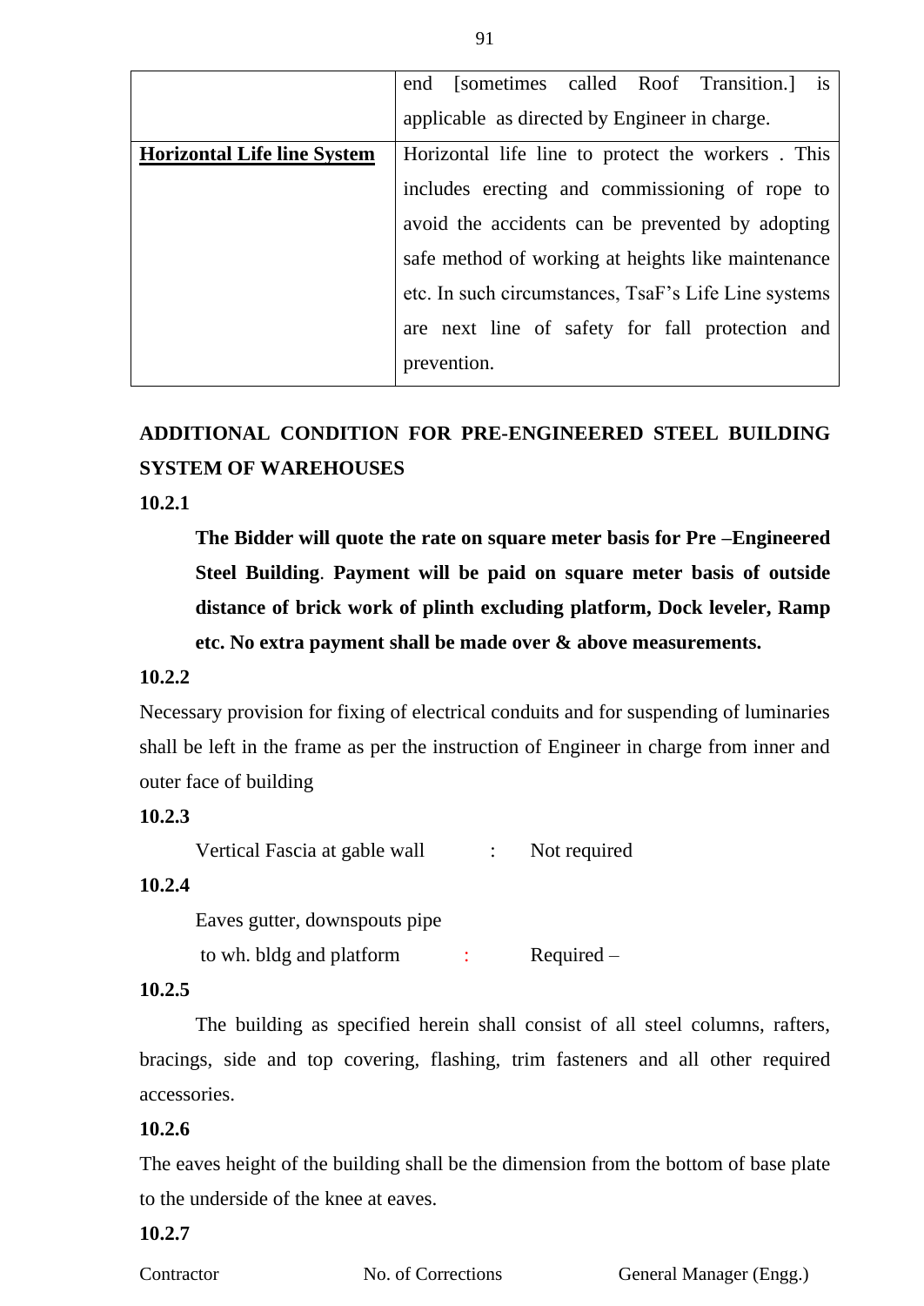| | |
|---|---|
| | end [sometimes called Roof Transition.] is applicable as directed by Engineer in charge. |
| **Horizontal Life line System** | Horizontal life line to protect the workers . This includes erecting and commissioning of rope to avoid the accidents can be prevented by adopting safe method of working at heights like maintenance etc. In such circumstances, TsaF's Life Line systems are next line of safety for fall protection and prevention. |

**ADDITIONAL CONDITION FOR PRE-ENGINEERED STEEL BUILDING SYSTEM OF WAREHOUSES**

**10.2.1**

**The Bidder will quote the rate on square meter basis for Pre –Engineered Steel Building**. **Payment will be paid on square meter basis of outside distance of brick work of plinth excluding platform, Dock leveler, Ramp etc. No extra payment shall be made over & above measurements.**

**10.2.2**

Necessary provision for fixing of electrical conduits and for suspending of luminaries shall be left in the frame as per the instruction of Engineer in charge from inner and outer face of building

**10.2.3**

Vertical Fascia at gable wall : Not required

**10.2.4**

Eaves gutter, downspouts pipe
to wh. bldg and platform : Required –

**10.2.5**

The building as specified herein shall consist of all steel columns, rafters, bracings, side and top covering, flashing, trim fasteners and all other required accessories.

**10.2.6**

The eaves height of the building shall be the dimension from the bottom of base plate to the underside of the knee at eaves.

**10.2.7**

Contractor No. of Corrections General Manager (Engg.)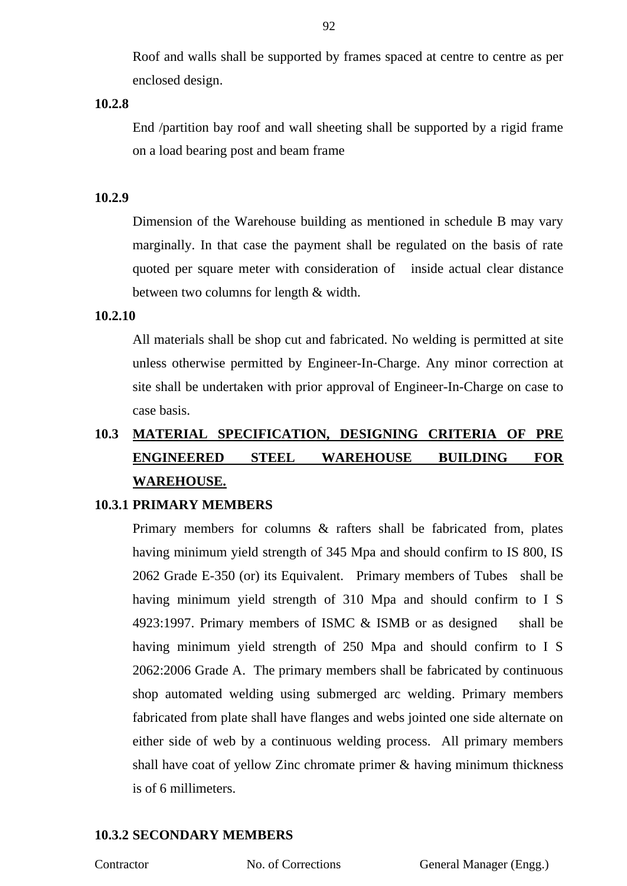Roof and walls shall be supported by frames spaced at centre to centre as per enclosed design.

**10.2.8**

End /partition bay roof and wall sheeting shall be supported by a rigid frame on a load bearing post and beam frame

**10.2.9**

Dimension of the Warehouse building as mentioned in schedule B may vary marginally. In that case the payment shall be regulated on the basis of rate quoted per square meter with consideration of inside actual clear distance between two columns for length & width.

**10.2.10**

All materials shall be shop cut and fabricated. No welding is permitted at site unless otherwise permitted by Engineer-In-Charge. Any minor correction at site shall be undertaken with prior approval of Engineer-In-Charge on case to case basis.

## 10.3 MATERIAL SPECIFICATION, DESIGNING CRITERIA OF PRE ENGINEERED STEEL WAREHOUSE BUILDING FOR WAREHOUSE.

### 10.3.1 PRIMARY MEMBERS

Primary members for columns & rafters shall be fabricated from, plates having minimum yield strength of 345 Mpa and should confirm to IS 800, IS 2062 Grade E-350 (or) its Equivalent. Primary members of Tubes shall be having minimum yield strength of 310 Mpa and should confirm to I S 4923:1997. Primary members of ISMC & ISMB or as designed shall be having minimum yield strength of 250 Mpa and should confirm to I S 2062:2006 Grade A. The primary members shall be fabricated by continuous shop automated welding using submerged arc welding. Primary members fabricated from plate shall have flanges and webs jointed one side alternate on either side of web by a continuous welding process. All primary members shall have coat of yellow Zinc chromate primer & having minimum thickness is of 6 millimeters.

### 10.3.2 SECONDARY MEMBERS

Contractor No. of Corrections General Manager (Engg.)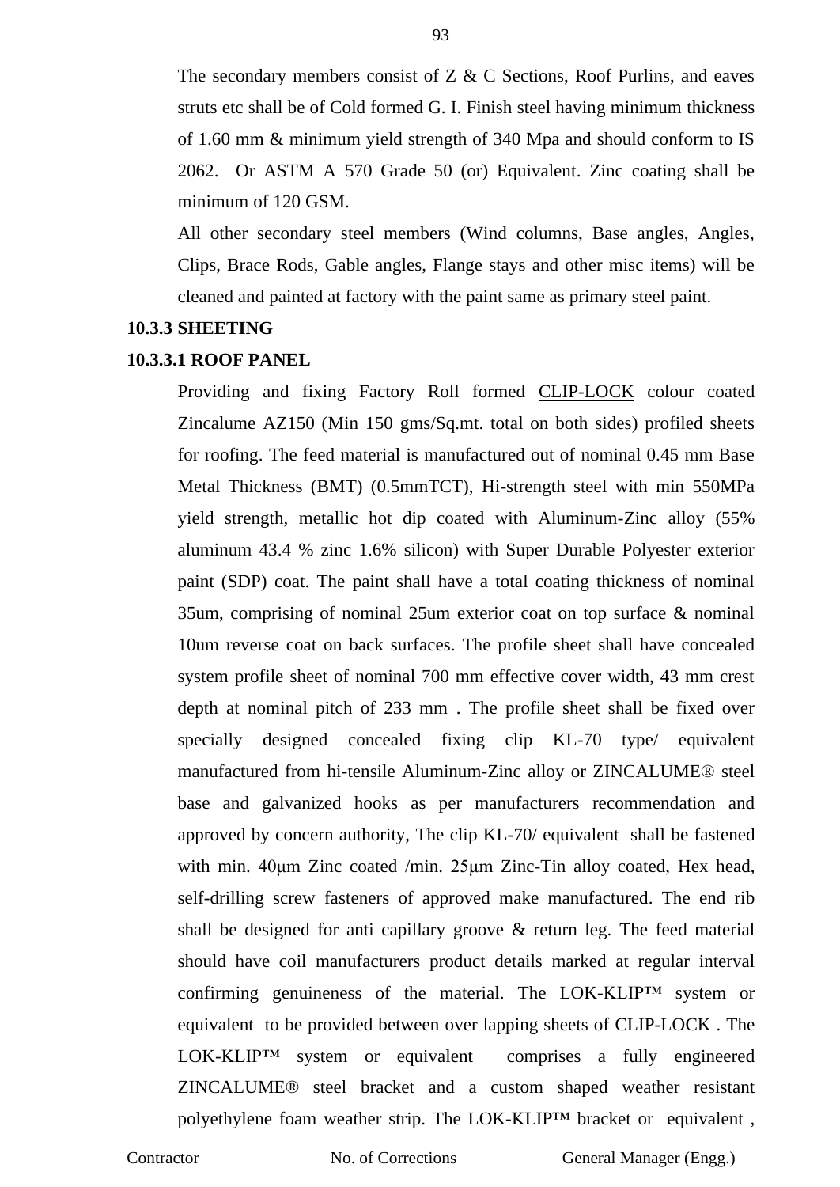The secondary members consist of Z & C Sections, Roof Purlins, and eaves struts etc shall be of Cold formed G. I. Finish steel having minimum thickness of 1.60 mm & minimum yield strength of 340 Mpa and should conform to IS 2062. Or ASTM A 570 Grade 50 (or) Equivalent. Zinc coating shall be minimum of 120 GSM.

All other secondary steel members (Wind columns, Base angles, Angles, Clips, Brace Rods, Gable angles, Flange stays and other misc items) will be cleaned and painted at factory with the paint same as primary steel paint.

**10.3.3 SHEETING**

**10.3.3.1 ROOF PANEL**

Providing and fixing Factory Roll formed CLIP-LOCK colour coated Zincalume AZ150 (Min 150 gms/Sq.mt. total on both sides) profiled sheets for roofing. The feed material is manufactured out of nominal 0.45 mm Base Metal Thickness (BMT) (0.5mmTCT), Hi-strength steel with min 550MPa yield strength, metallic hot dip coated with Aluminum-Zinc alloy (55% aluminum 43.4 % zinc 1.6% silicon) with Super Durable Polyester exterior paint (SDP) coat. The paint shall have a total coating thickness of nominal 35um, comprising of nominal 25um exterior coat on top surface & nominal 10um reverse coat on back surfaces. The profile sheet shall have concealed system profile sheet of nominal 700 mm effective cover width, 43 mm crest depth at nominal pitch of 233 mm . The profile sheet shall be fixed over specially designed concealed fixing clip KL-70 type/ equivalent manufactured from hi-tensile Aluminum-Zinc alloy or ZINCALUME® steel base and galvanized hooks as per manufacturers recommendation and approved by concern authority, The clip KL-70/ equivalent shall be fastened with min. 40μm Zinc coated /min. 25μm Zinc-Tin alloy coated, Hex head, self-drilling screw fasteners of approved make manufactured. The end rib shall be designed for anti capillary groove & return leg. The feed material should have coil manufacturers product details marked at regular interval confirming genuineness of the material. The LOK-KLIP™ system or equivalent to be provided between over lapping sheets of CLIP-LOCK . The LOK-KLIP™ system or equivalent comprises a fully engineered ZINCALUME® steel bracket and a custom shaped weather resistant polyethylene foam weather strip. The LOK-KLIP™ bracket or equivalent ,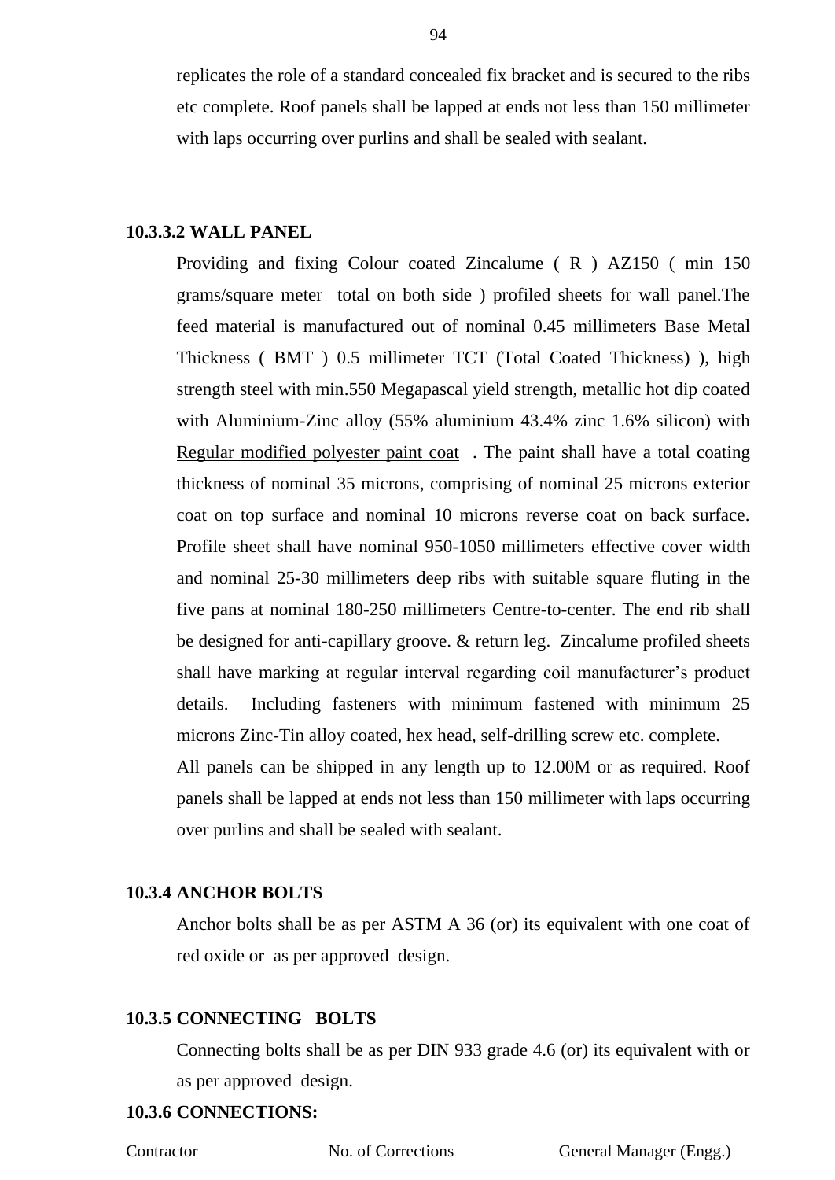replicates the role of a standard concealed fix bracket and is secured to the ribs etc complete. Roof panels shall be lapped at ends not less than 150 millimeter with laps occurring over purlins and shall be sealed with sealant.

**10.3.3.2 WALL PANEL**

Providing and fixing Colour coated Zincalume ( R ) AZ150 ( min 150 grams/square meter total on both side ) profiled sheets for wall panel.The feed material is manufactured out of nominal 0.45 millimeters Base Metal Thickness ( BMT ) 0.5 millimeter TCT (Total Coated Thickness) ), high strength steel with min.550 Megapascal yield strength, metallic hot dip coated with Aluminium-Zinc alloy (55% aluminium 43.4% zinc 1.6% silicon) with <u>Regular modified polyester paint coat</u> . The paint shall have a total coating thickness of nominal 35 microns, comprising of nominal 25 microns exterior coat on top surface and nominal 10 microns reverse coat on back surface. Profile sheet shall have nominal 950-1050 millimeters effective cover width and nominal 25-30 millimeters deep ribs with suitable square fluting in the five pans at nominal 180-250 millimeters Centre-to-center. The end rib shall be designed for anti-capillary groove. & return leg. Zincalume profiled sheets shall have marking at regular interval regarding coil manufacturer's product details. Including fasteners with minimum fastened with minimum 25 microns Zinc-Tin alloy coated, hex head, self-drilling screw etc. complete.

All panels can be shipped in any length up to 12.00M or as required. Roof panels shall be lapped at ends not less than 150 millimeter with laps occurring over purlins and shall be sealed with sealant.

**10.3.4 ANCHOR BOLTS**

Anchor bolts shall be as per ASTM A 36 (or) its equivalent with one coat of red oxide or as per approved design.

**10.3.5 CONNECTING BOLTS**

Connecting bolts shall be as per DIN 933 grade 4.6 (or) its equivalent with or as per approved design.

**10.3.6 CONNECTIONS:**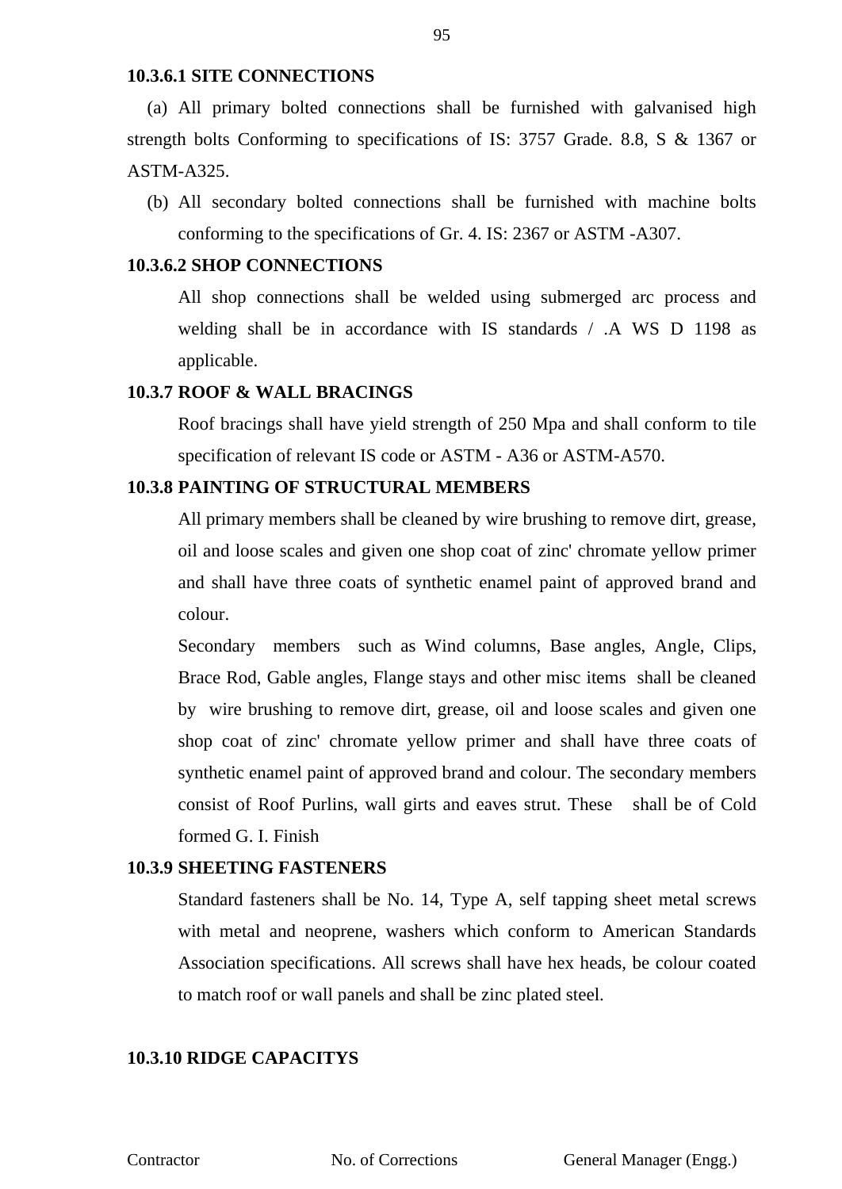#### 10.3.6.1 SITE CONNECTIONS

(a) All primary bolted connections shall be furnished with galvanised high strength bolts Conforming to specifications of IS: 3757 Grade. 8.8, S & 1367 or ASTM-A325.

(b) All secondary bolted connections shall be furnished with machine bolts conforming to the specifications of Gr. 4. IS: 2367 or ASTM -A307.

#### 10.3.6.2 SHOP CONNECTIONS

All shop connections shall be welded using submerged arc process and welding shall be in accordance with IS standards / .A WS D 1198 as applicable.

### 10.3.7 ROOF & WALL BRACINGS

Roof bracings shall have yield strength of 250 Mpa and shall conform to tile specification of relevant IS code or ASTM - A36 or ASTM-A570.

### 10.3.8 PAINTING OF STRUCTURAL MEMBERS

All primary members shall be cleaned by wire brushing to remove dirt, grease, oil and loose scales and given one shop coat of zinc' chromate yellow primer and shall have three coats of synthetic enamel paint of approved brand and colour.

Secondary members such as Wind columns, Base angles, Angle, Clips, Brace Rod, Gable angles, Flange stays and other misc items shall be cleaned by wire brushing to remove dirt, grease, oil and loose scales and given one shop coat of zinc' chromate yellow primer and shall have three coats of synthetic enamel paint of approved brand and colour. The secondary members consist of Roof Purlins, wall girts and eaves strut. These shall be of Cold formed G. I. Finish

### 10.3.9 SHEETING FASTENERS

Standard fasteners shall be No. 14, Type A, self tapping sheet metal screws with metal and neoprene, washers which conform to American Standards Association specifications. All screws shall have hex heads, be colour coated to match roof or wall panels and shall be zinc plated steel.

### 10.3.10 RIDGE CAPACITYS

Contractor No. of Corrections General Manager (Engg.)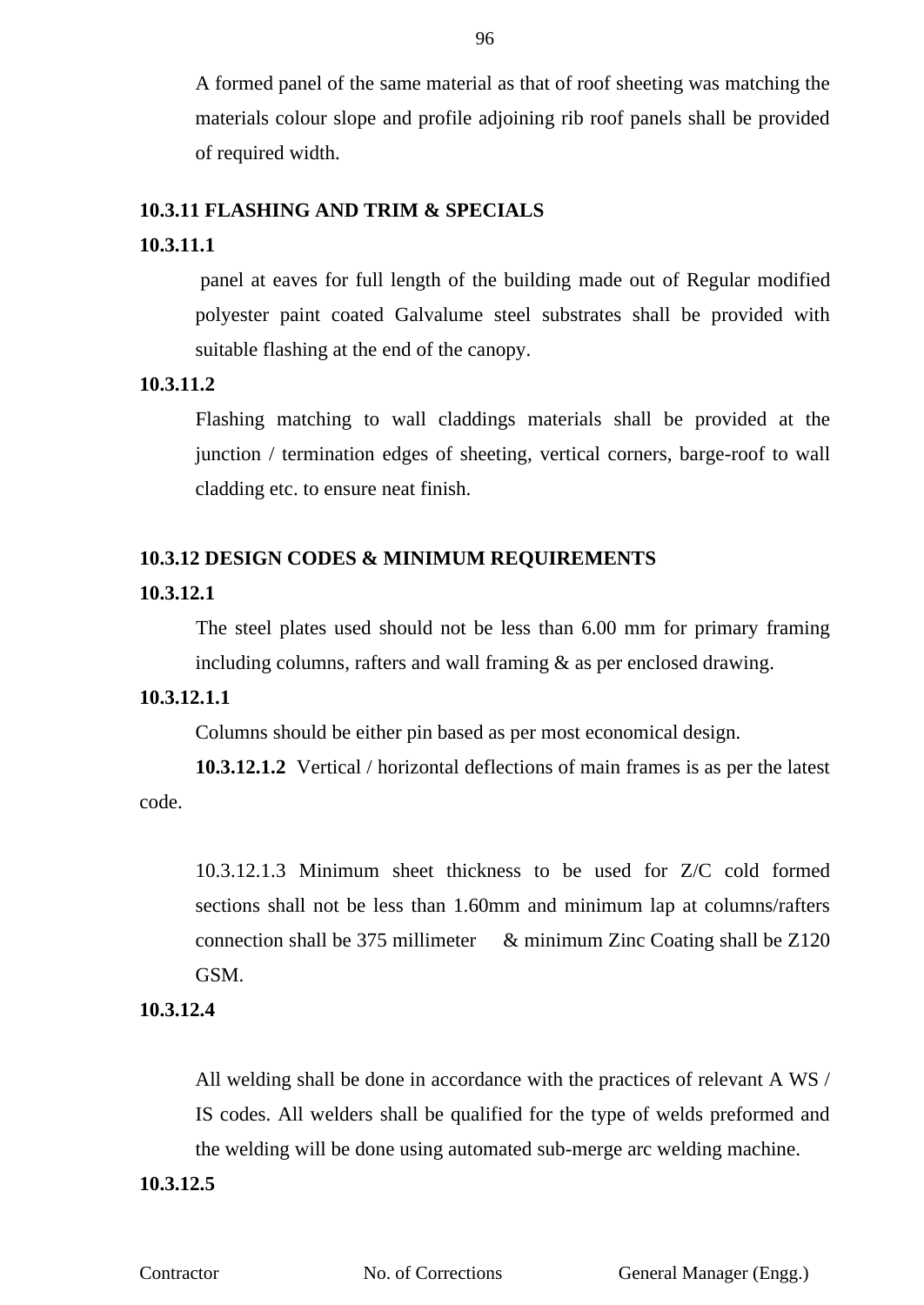A formed panel of the same material as that of roof sheeting was matching the materials colour slope and profile adjoining rib roof panels shall be provided of required width.

**10.3.11 FLASHING AND TRIM & SPECIALS**

**10.3.11.1**

panel at eaves for full length of the building made out of Regular modified polyester paint coated Galvalume steel substrates shall be provided with suitable flashing at the end of the canopy.

**10.3.11.2**

Flashing matching to wall claddings materials shall be provided at the junction / termination edges of sheeting, vertical corners, barge-roof to wall cladding etc. to ensure neat finish.

**10.3.12 DESIGN CODES & MINIMUM REQUIREMENTS**

**10.3.12.1**

The steel plates used should not be less than 6.00 mm for primary framing including columns, rafters and wall framing & as per enclosed drawing.

**10.3.12.1.1**

Columns should be either pin based as per most economical design.

**10.3.12.1.2** Vertical / horizontal deflections of main frames is as per the latest code.

10.3.12.1.3 Minimum sheet thickness to be used for Z/C cold formed sections shall not be less than 1.60mm and minimum lap at columns/rafters connection shall be 375 millimeter & minimum Zinc Coating shall be Z120 GSM.

**10.3.12.4**

All welding shall be done in accordance with the practices of relevant A WS / IS codes. All welders shall be qualified for the type of welds preformed and the welding will be done using automated sub-merge arc welding machine.

**10.3.12.5**

Contractor No. of Corrections General Manager (Engg.)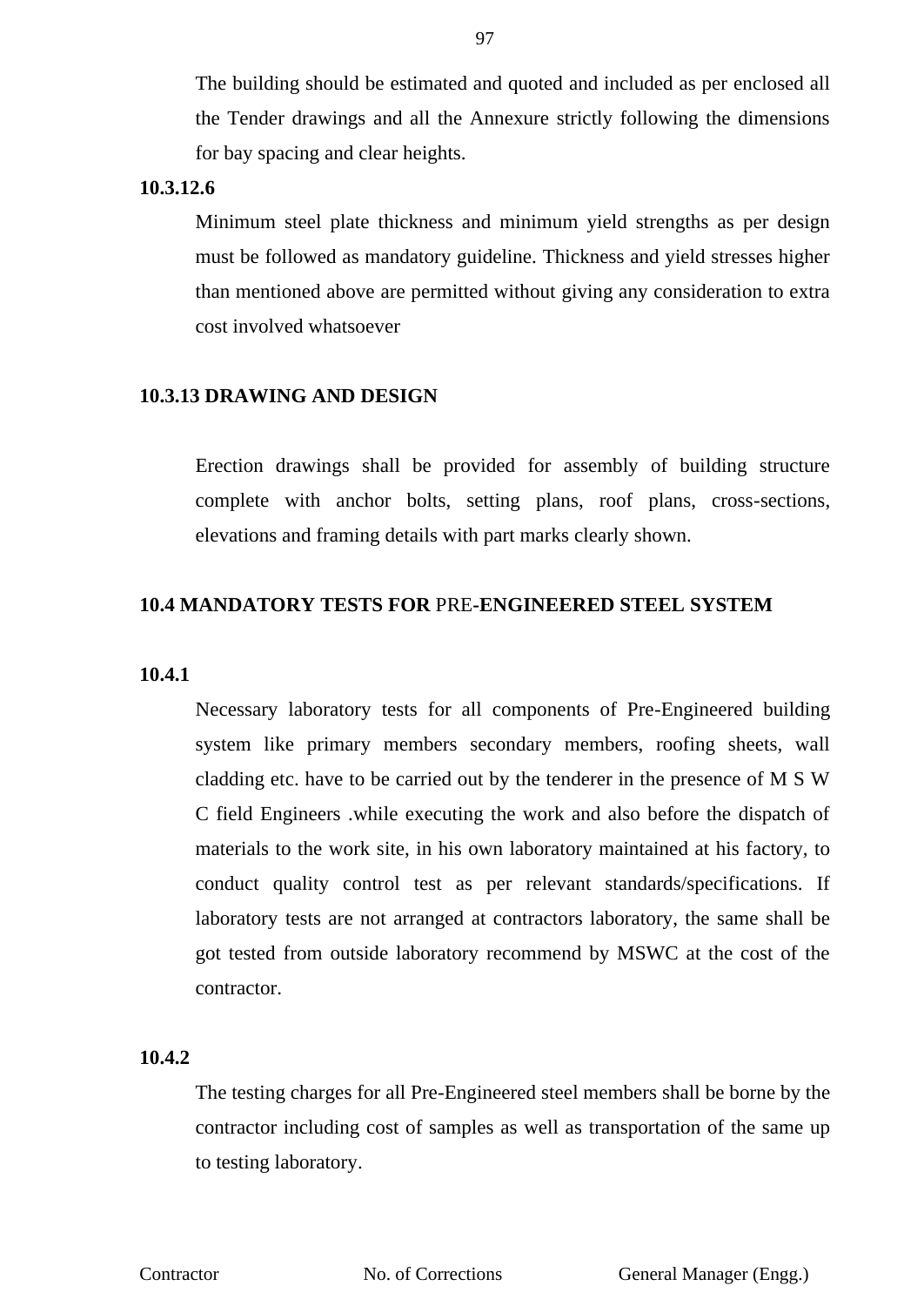The building should be estimated and quoted and included as per enclosed all the Tender drawings and all the Annexure strictly following the dimensions for bay spacing and clear heights.

**10.3.12.6**

Minimum steel plate thickness and minimum yield strengths as per design must be followed as mandatory guideline. Thickness and yield stresses higher than mentioned above are permitted without giving any consideration to extra cost involved whatsoever

**10.3.13 DRAWING AND DESIGN**

Erection drawings shall be provided for assembly of building structure complete with anchor bolts, setting plans, roof plans, cross-sections, elevations and framing details with part marks clearly shown.

**10.4 MANDATORY TESTS FOR** PRE**-ENGINEERED STEEL SYSTEM**

**10.4.1**

Necessary laboratory tests for all components of Pre-Engineered building system like primary members secondary members, roofing sheets, wall cladding etc. have to be carried out by the tenderer in the presence of M S W C field Engineers .while executing the work and also before the dispatch of materials to the work site, in his own laboratory maintained at his factory, to conduct quality control test as per relevant standards/specifications. If laboratory tests are not arranged at contractors laboratory, the same shall be got tested from outside laboratory recommend by MSWC at the cost of the contractor.

**10.4.2**

The testing charges for all Pre-Engineered steel members shall be borne by the contractor including cost of samples as well as transportation of the same up to testing laboratory.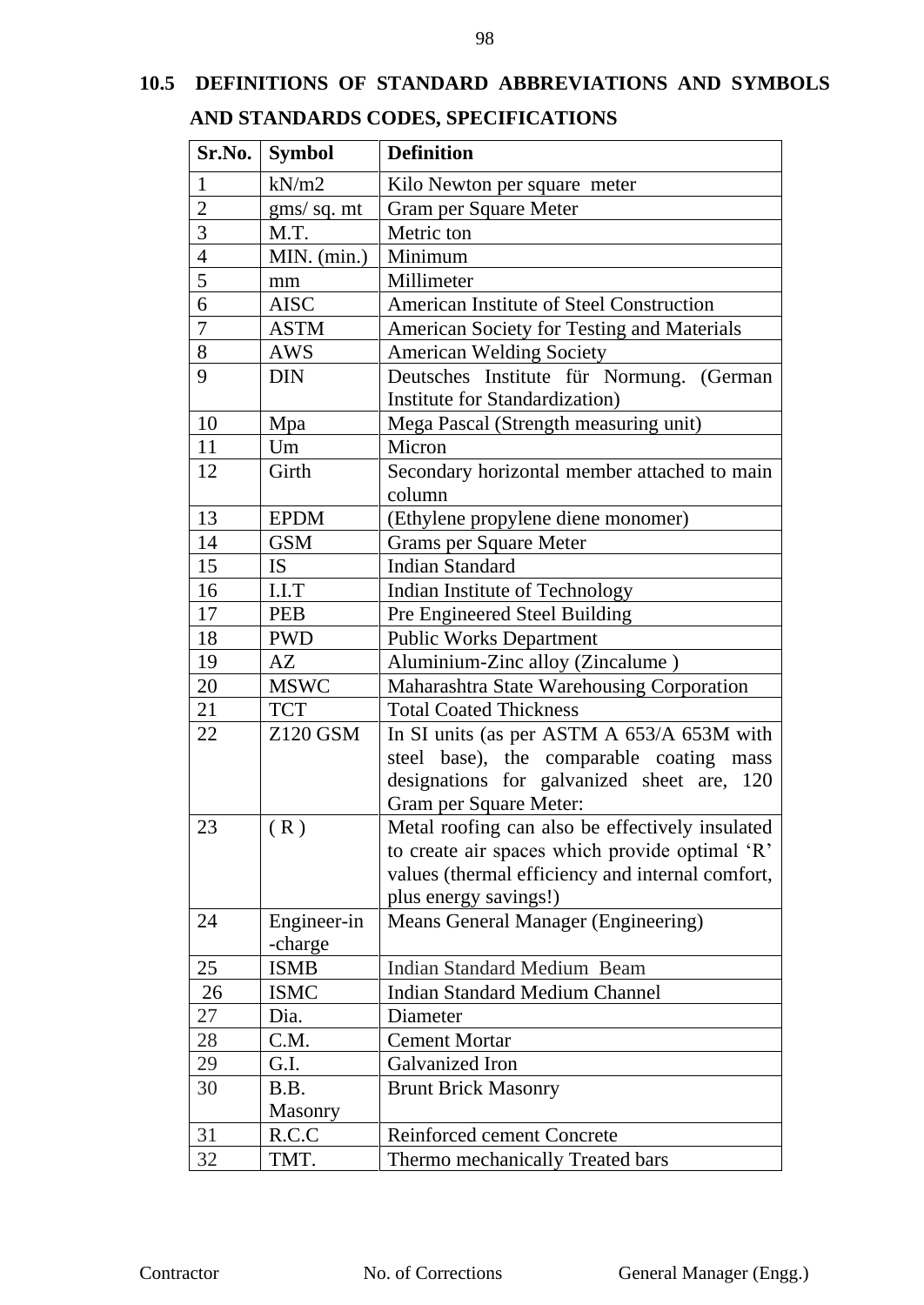## 10.5 DEFINITIONS OF STANDARD ABBREVIATIONS AND SYMBOLS AND STANDARDS CODES, SPECIFICATIONS

| Sr.No. | Symbol | Definition |
|---|---|---|
| 1 | kN/m2 | Kilo Newton per square meter |
| 2 | gms/ sq. mt | Gram per Square Meter |
| 3 | M.T. | Metric ton |
| 4 | MIN. (min.) | Minimum |
| 5 | mm | Millimeter |
| 6 | AISC | American Institute of Steel Construction |
| 7 | ASTM | American Society for Testing and Materials |
| 8 | AWS | American Welding Society |
| 9 | DIN | Deutsches Institute für Normung. (German Institute for Standardization) |
| 10 | Mpa | Mega Pascal (Strength measuring unit) |
| 11 | Um | Micron |
| 12 | Girth | Secondary horizontal member attached to main column |
| 13 | EPDM | (Ethylene propylene diene monomer) |
| 14 | GSM | Grams per Square Meter |
| 15 | IS | Indian Standard |
| 16 | I.I.T | Indian Institute of Technology |
| 17 | PEB | Pre Engineered Steel Building |
| 18 | PWD | Public Works Department |
| 19 | AZ | Aluminium-Zinc alloy (Zincalume ) |
| 20 | MSWC | Maharashtra State Warehousing Corporation |
| 21 | TCT | Total Coated Thickness |
| 22 | Z120 GSM | In SI units (as per ASTM A 653/A 653M with steel base), the comparable coating mass designations for galvanized sheet are, 120 Gram per Square Meter: |
| 23 | ( R ) | Metal roofing can also be effectively insulated to create air spaces which provide optimal 'R' values (thermal efficiency and internal comfort, plus energy savings!) |
| 24 | Engineer-in -charge | Means General Manager (Engineering) |
| 25 | ISMB | Indian Standard Medium Beam |
| 26 | ISMC | Indian Standard Medium Channel |
| 27 | Dia. | Diameter |
| 28 | C.M. | Cement Mortar |
| 29 | G.I. | Galvanized Iron |
| 30 | B.B. Masonry | Brunt Brick Masonry |
| 31 | R.C.C | Reinforced cement Concrete |
| 32 | TMT. | Thermo mechanically Treated bars |

Contractor No. of Corrections General Manager (Engg.)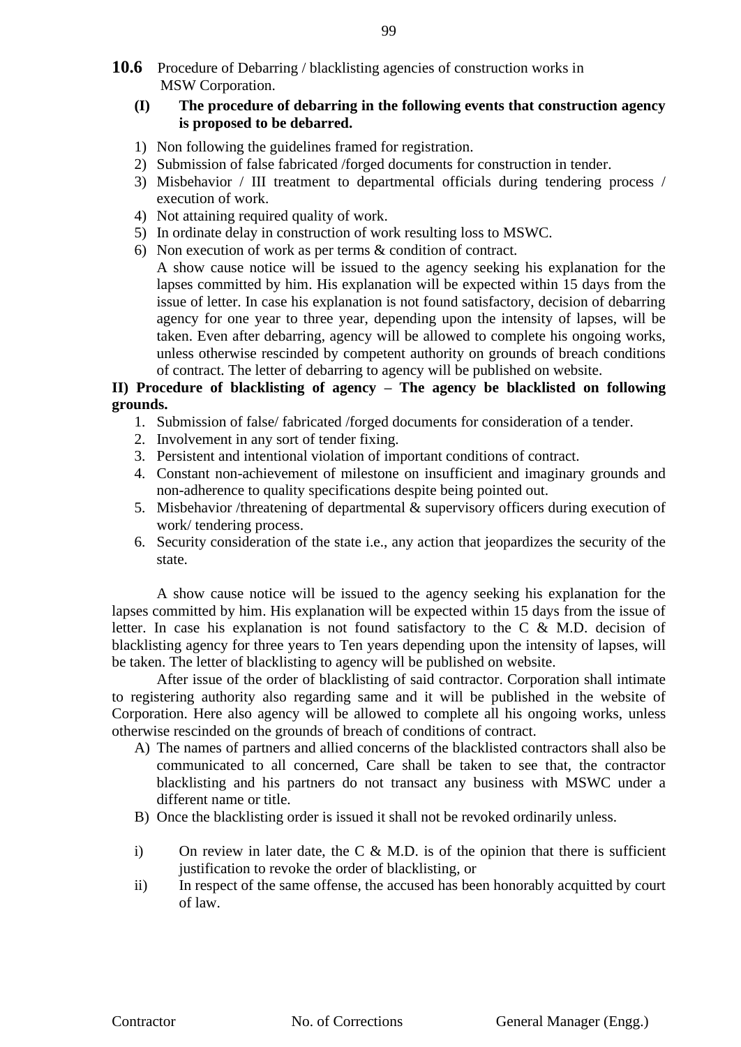**10.6** Procedure of Debarring / blacklisting agencies of construction works in MSW Corporation.

**(I) The procedure of debarring in the following events that construction agency is proposed to be debarred.**

1) Non following the guidelines framed for registration.
2) Submission of false fabricated /forged documents for construction in tender.
3) Misbehavior / III treatment to departmental officials during tendering process / execution of work.
4) Not attaining required quality of work.
5) In ordinate delay in construction of work resulting loss to MSWC.
6) Non execution of work as per terms & condition of contract.

   A show cause notice will be issued to the agency seeking his explanation for the lapses committed by him. His explanation will be expected within 15 days from the issue of letter. In case his explanation is not found satisfactory, decision of debarring agency for one year to three year, depending upon the intensity of lapses, will be taken. Even after debarring, agency will be allowed to complete his ongoing works, unless otherwise rescinded by competent authority on grounds of breach conditions of contract. The letter of debarring to agency will be published on website.

**II) Procedure of blacklisting of agency – The agency be blacklisted on following grounds.**

1. Submission of false/ fabricated /forged documents for consideration of a tender.
2. Involvement in any sort of tender fixing.
3. Persistent and intentional violation of important conditions of contract.
4. Constant non-achievement of milestone on insufficient and imaginary grounds and non-adherence to quality specifications despite being pointed out.
5. Misbehavior /threatening of departmental & supervisory officers during execution of work/ tendering process.
6. Security consideration of the state i.e., any action that jeopardizes the security of the state.

A show cause notice will be issued to the agency seeking his explanation for the lapses committed by him. His explanation will be expected within 15 days from the issue of letter. In case his explanation is not found satisfactory to the C & M.D. decision of blacklisting agency for three years to Ten years depending upon the intensity of lapses, will be taken. The letter of blacklisting to agency will be published on website.

After issue of the order of blacklisting of said contractor. Corporation shall intimate to registering authority also regarding same and it will be published in the website of Corporation. Here also agency will be allowed to complete all his ongoing works, unless otherwise rescinded on the grounds of breach of conditions of contract.

A) The names of partners and allied concerns of the blacklisted contractors shall also be communicated to all concerned, Care shall be taken to see that, the contractor blacklisting and his partners do not transact any business with MSWC under a different name or title.
B) Once the blacklisting order is issued it shall not be revoked ordinarily unless.

i) On review in later date, the C & M.D. is of the opinion that there is sufficient justification to revoke the order of blacklisting, or
ii) In respect of the same offense, the accused has been honorably acquitted by court of law.

Contractor | No. of Corrections | General Manager (Engg.)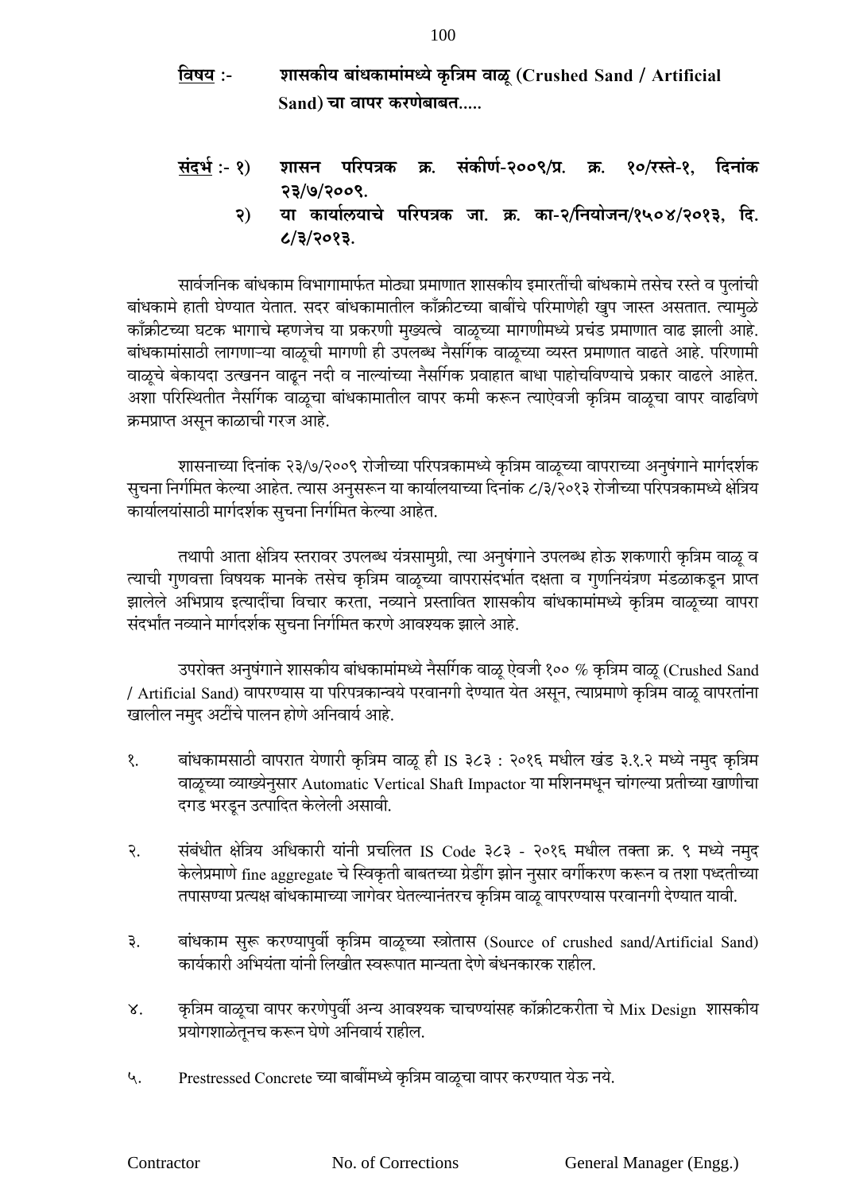**विषय :-** **शासकीय बांधकामांमध्ये कृत्रिम वाळू (Crushed Sand / Artificial Sand) चा वापर करणेबाबत.....**

**संदर्भ :-** १) **शासन परिपत्रक क्र. संकीर्ण-२००९/प्र. क्र. १०/रस्ते-१, दिनांक २३/७/२००९.**

२) **या कार्यालयाचे परिपत्रक जा. क्र. का-२/नियोजन/१५०४/२०१३, दि. ८/३/२०१३.**

सार्वजनिक बांधकाम विभागामार्फत मोठ्या प्रमाणात शासकीय इमारतींची बांधकामे तसेच रस्ते व पुलांची बांधकामे हाती घेण्यात येतात. सदर बांधकामातील कॉंक्रीटच्या बाबींचे परिमाणेही खुप जास्त असतात. त्यामुळे कॉंक्रीटच्या घटक भागाचे म्हणजेच या प्रकरणी मुख्यत्वे वाळूच्या मागणीमध्ये प्रचंड प्रमाणात वाढ झाली आहे. बांधकामांसाठी लागणाऱ्या वाळूची मागणी ही उपलब्ध नैसर्गिक वाळूच्या व्यस्त प्रमाणात वाढते आहे. परिणामी वाळूचे बेकायदा उत्खनन वाढून नदी व नाल्यांच्या नैसर्गिक प्रवाहात बाधा पाहोचविण्याचे प्रकार वाढले आहेत. अशा परिस्थितीत नैसर्गिक वाळूचा बांधकामातील वापर कमी करून त्याऐवजी कृत्रिम वाळूचा वापर वाढविणे क्रमप्राप्त असून काळाची गरज आहे.

शासनाच्या दिनांक २३/७/२००९ रोजीच्या परिपत्रकामध्ये कृत्रिम वाळूच्या वापराच्या अनुषंगाने मार्गदर्शक सुचना निर्गमित केल्या आहेत. त्यास अनुसरून या कार्यालयाच्या दिनांक ८/३/२०१३ रोजीच्या परिपत्रकामध्ये क्षेत्रिय कार्यालयांसाठी मार्गदर्शक सुचना निर्गमित केल्या आहेत.

तथापी आता क्षेत्रिय स्तरावर उपलब्ध यंत्रसामुग्री, त्या अनुषंगाने उपलब्ध होऊ शकणारी कृत्रिम वाळू व त्याची गुणवत्ता विषयक मानके तसेच कृत्रिम वाळूच्या वापरासंदर्भात दक्षता व गुणनियंत्रण मंडळाकडून प्राप्त झालेले अभिप्राय इत्यादींचा विचार करता, नव्याने प्रस्तावित शासकीय बांधकामांमध्ये कृत्रिम वाळूच्या वापरा संदर्भात नव्याने मार्गदर्शक सुचना निर्गमित करणे आवश्यक झाले आहे.

उपरोक्त अनुषंगाने शासकीय बांधकामांमध्ये नैसर्गिक वाळू ऐवजी १०० % कृत्रिम वाळू (Crushed Sand / Artificial Sand) वापरण्यास या परिपत्रकान्वये परवानगी देण्यात येत असून, त्याप्रमाणे कृत्रिम वाळू वापरतांना खालील नमुद अटींचे पालन होणे अनिवार्य आहे.

१. बांधकामसाठी वापरात येणारी कृत्रिम वाळू ही IS ३८३ : २०१६ मधील खंड ३.१.२ मध्ये नमुद कृत्रिम वाळूच्या व्याख्येनुसार Automatic Vertical Shaft Impactor या मशिनमधून चांगल्या प्रतीच्या खाणीचा दगड भरडून उत्पादित केलेली असावी.

२. संबंधीत क्षेत्रिय अधिकारी यांनी प्रचलित IS Code ३८३ - २०१६ मधील तक्ता क्र. ९ मध्ये नमुद केलेप्रमाणे fine aggregate चे स्विकृती बाबतच्या ग्रेडींग झोन नुसार वर्गीकरण करून व तशा पध्दतीच्या तपासण्या प्रत्यक्ष बांधकामाच्या जागेवर घेतल्यानंतरच कृत्रिम वाळू वापरण्यास परवानगी देण्यात यावी.

३. बांधकाम सुरू करण्यापुर्वी कृत्रिम वाळूच्या स्त्रोतास (Source of crushed sand/Artificial Sand) कार्यकारी अभियंता यांनी लिखीत स्वरूपात मान्यता देणे बंधनकारक राहील.

४. कृत्रिम वाळूचा वापर करणेपुर्वी अन्य आवश्यक चाचण्यांसह कॉक्रीटकरीता चे Mix Design शासकीय प्रयोगशाळेतूनच करून घेणे अनिवार्य राहील.

५. Prestressed Concrete च्या बाबींमध्ये कृत्रिम वाळूचा वापर करण्यात येऊ नये.

Contractor No. of Corrections General Manager (Engg.)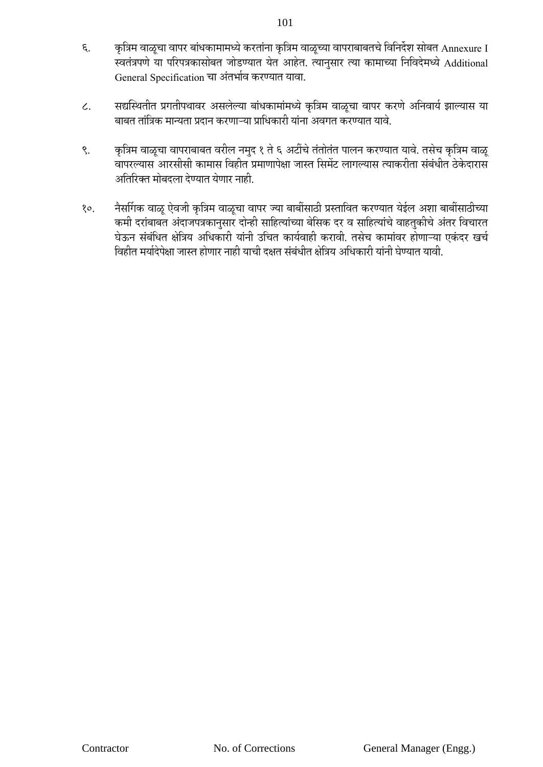६. कृत्रिम वाळूचा वापर बांधकामामध्ये करतांना कृत्रिम वाळूच्या वापराबाबतचे विनिर्देश सोबत Annexure I स्वतंत्रपणे या परिपत्रकासोबत जोडण्यात येत आहेत. त्यानुसार त्या कामाच्या निविदेमध्ये Additional General Specification चा अंतर्भाव करण्यात यावा.

८. सद्यस्थितीत प्रगतीपथावर असलेल्या बांधकामांमध्ये कृत्रिम वाळूचा वापर करणे अनिवार्य झाल्यास या बाबत तांत्रिक मान्यता प्रदान करणाऱ्या प्राधिकारी यांना अवगत करण्यात यावे.

९. कृत्रिम वाळूचा वापराबाबत वरील नमुद १ ते ६ अटींचे तंतोतंत पालन करण्यात यावे. तसेच कृत्रिम वाळू वापरल्यास आरसीसी कामास विहीत प्रमाणापेक्षा जास्त सिमेंट लागल्यास त्याकरीता संबंधीत ठेकेदारास अतिरिक्त मोबदला देण्यात येणार नाही.

१०. नैसर्गिक वाळू ऐवजी कृत्रिम वाळूचा वापर ज्या बाबींसाठी प्रस्तावित करण्यात येईल अशा बाबींसाठीच्या कमी दरांबाबत अंदाजपत्रकानुसार दोन्ही साहित्यांच्या बेसिक दर व साहित्यांचे वाहतुकीचे अंतर विचारत घेऊन संबंधित क्षेत्रिय अधिकारी यांनी उचित कार्यवाही करावी. तसेच कामांवर होणाऱ्या एकंदर खर्च विहीत मर्यादेपेक्षा जास्त होणार नाही याची दक्षत संबंधीत क्षेत्रिय अधिकारी यांनी घेण्यात यावी.

Contractor No. of Corrections General Manager (Engg.)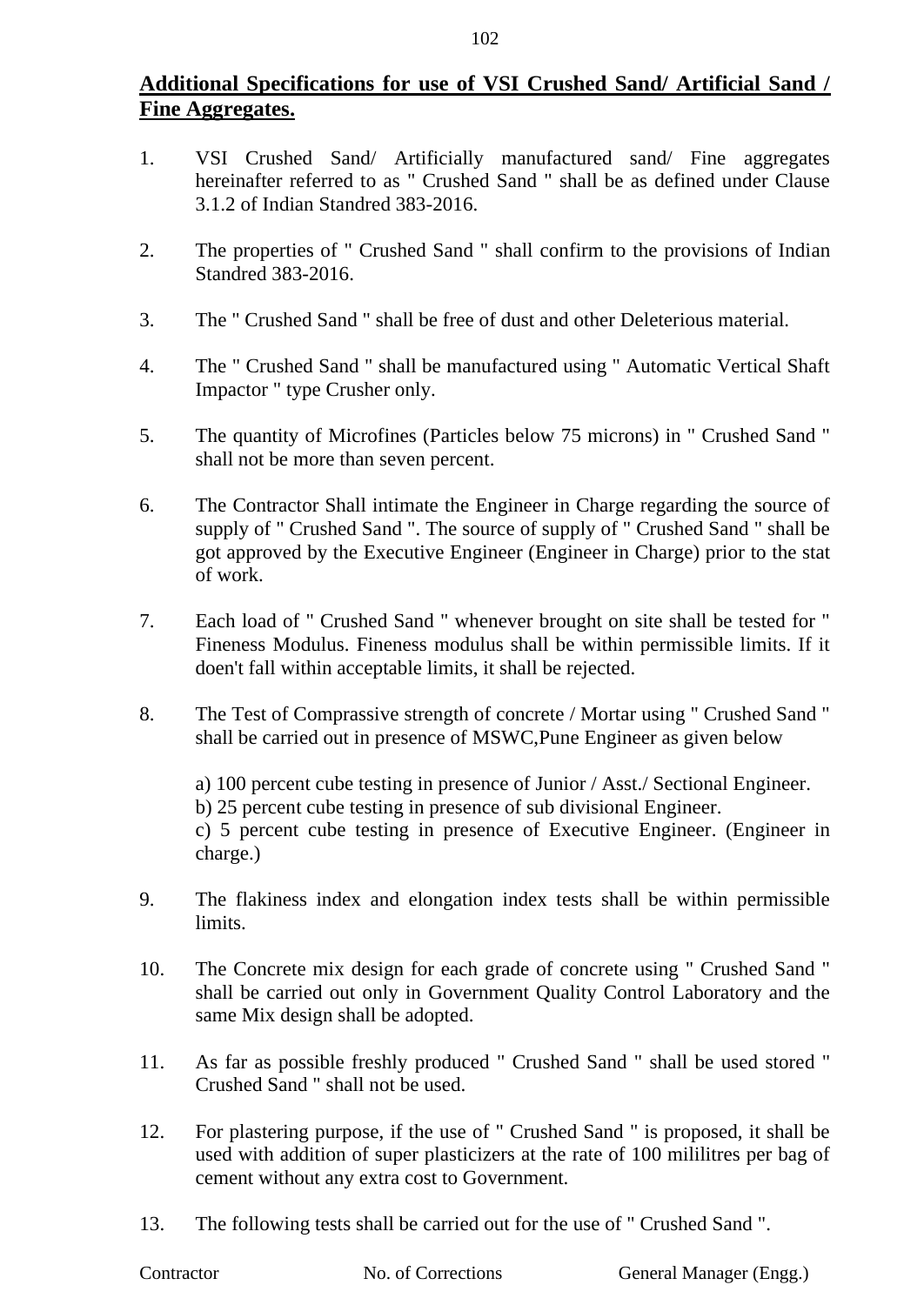**<u>Additional Specifications for use of VSI Crushed Sand/ Artificial Sand / Fine Aggregates.</u>**

1. VSI Crushed Sand/ Artificially manufactured sand/ Fine aggregates hereinafter referred to as " Crushed Sand " shall be as defined under Clause 3.1.2 of Indian Standred 383-2016.

2. The properties of " Crushed Sand " shall confirm to the provisions of Indian Standred 383-2016.

3. The " Crushed Sand " shall be free of dust and other Deleterious material.

4. The " Crushed Sand " shall be manufactured using " Automatic Vertical Shaft Impactor " type Crusher only.

5. The quantity of Microfines (Particles below 75 microns) in " Crushed Sand " shall not be more than seven percent.

6. The Contractor Shall intimate the Engineer in Charge regarding the source of supply of " Crushed Sand ". The source of supply of " Crushed Sand " shall be got approved by the Executive Engineer (Engineer in Charge) prior to the stat of work.

7. Each load of " Crushed Sand " whenever brought on site shall be tested for " Fineness Modulus. Fineness modulus shall be within permissible limits. If it doen't fall within acceptable limits, it shall be rejected.

8. The Test of Comprassive strength of concrete / Mortar using " Crushed Sand " shall be carried out in presence of MSWC,Pune Engineer as given below

   a) 100 percent cube testing in presence of Junior / Asst./ Sectional Engineer.
   b) 25 percent cube testing in presence of sub divisional Engineer.
   c) 5 percent cube testing in presence of Executive Engineer. (Engineer in charge.)

9. The flakiness index and elongation index tests shall be within permissible limits.

10. The Concrete mix design for each grade of concrete using " Crushed Sand " shall be carried out only in Government Quality Control Laboratory and the same Mix design shall be adopted.

11. As far as possible freshly produced " Crushed Sand " shall be used stored " Crushed Sand " shall not be used.

12. For plastering purpose, if the use of " Crushed Sand " is proposed, it shall be used with addition of super plasticizers at the rate of 100 mililitres per bag of cement without any extra cost to Government.

13. The following tests shall be carried out for the use of " Crushed Sand ".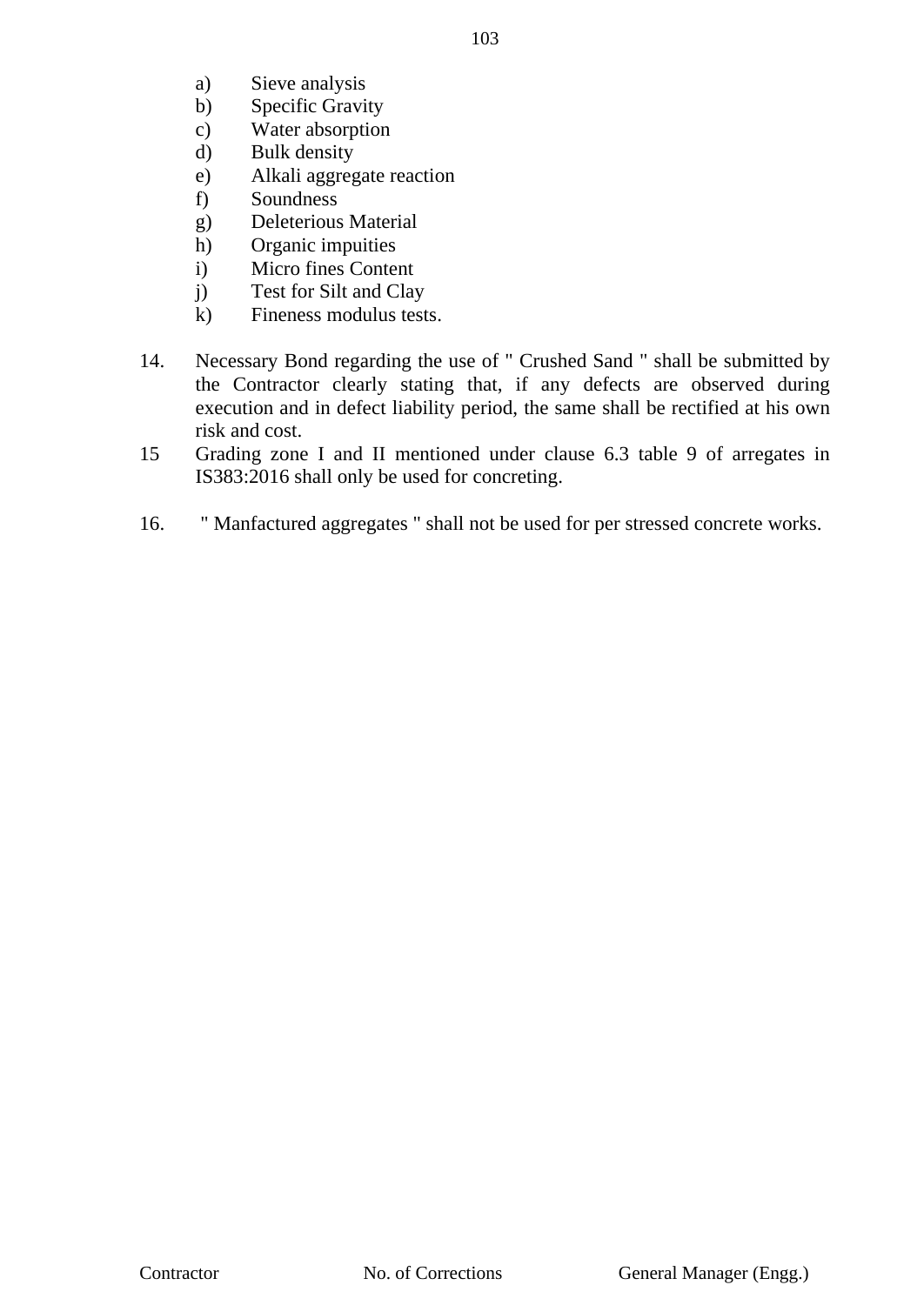a) Sieve analysis
b) Specific Gravity
c) Water absorption
d) Bulk density
e) Alkali aggregate reaction
f) Soundness
g) Deleterious Material
h) Organic impuities
i) Micro fines Content
j) Test for Silt and Clay
k) Fineness modulus tests.

14. Necessary Bond regarding the use of " Crushed Sand " shall be submitted by the Contractor clearly stating that, if any defects are observed during execution and in defect liability period, the same shall be rectified at his own risk and cost.

15 Grading zone I and II mentioned under clause 6.3 table 9 of arregates in IS383:2016 shall only be used for concreting.

16. " Manfactured aggregates " shall not be used for per stressed concrete works.

Contractor | No. of Corrections | General Manager (Engg.)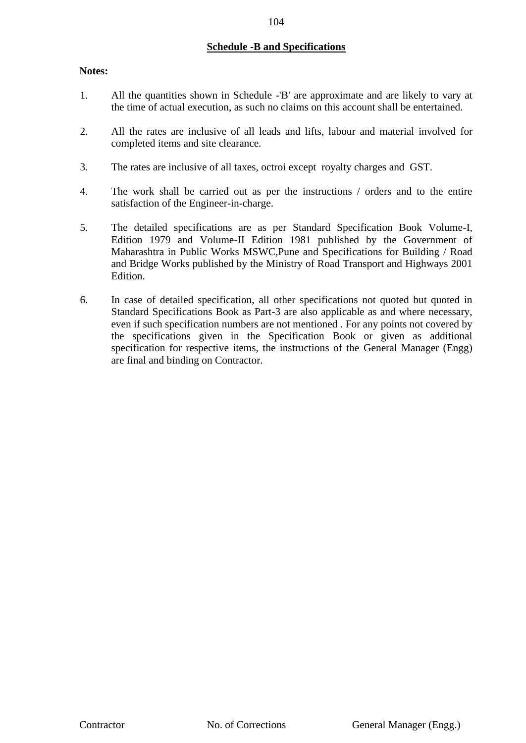## Schedule -B and Specifications

**Notes:**

1. All the quantities shown in Schedule -'B' are approximate and are likely to vary at the time of actual execution, as such no claims on this account shall be entertained.

2. All the rates are inclusive of all leads and lifts, labour and material involved for completed items and site clearance.

3. The rates are inclusive of all taxes, octroi except royalty charges and GST.

4. The work shall be carried out as per the instructions / orders and to the entire satisfaction of the Engineer-in-charge.

5. The detailed specifications are as per Standard Specification Book Volume-I, Edition 1979 and Volume-II Edition 1981 published by the Government of Maharashtra in Public Works MSWC,Pune and Specifications for Building / Road and Bridge Works published by the Ministry of Road Transport and Highways 2001 Edition.

6. In case of detailed specification, all other specifications not quoted but quoted in Standard Specifications Book as Part-3 are also applicable as and where necessary, even if such specification numbers are not mentioned . For any points not covered by the specifications given in the Specification Book or given as additional specification for respective items, the instructions of the General Manager (Engg) are final and binding on Contractor.

Contractor No. of Corrections General Manager (Engg.)